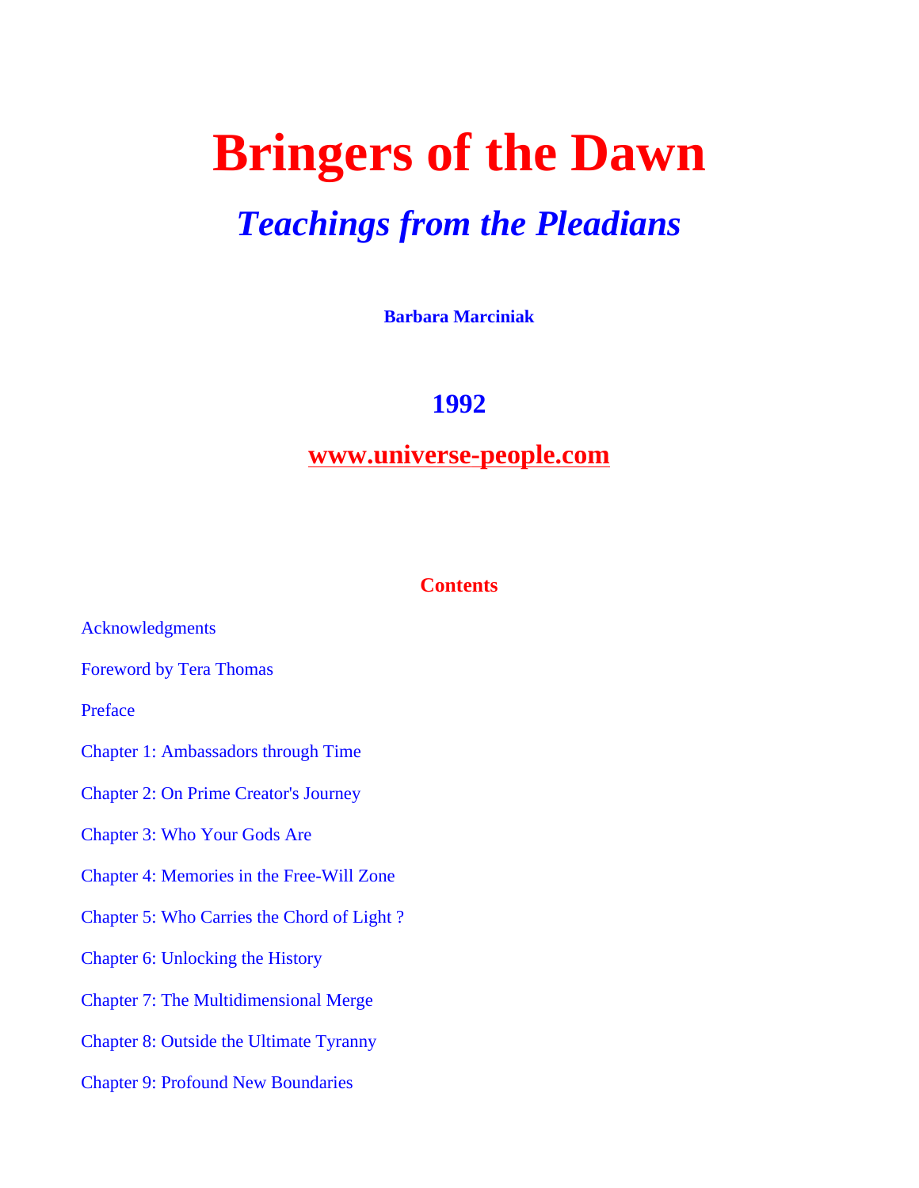# Bringers of the Dawn

## *Teachings from the Pleadians*

**Barbara Marciniak**

## 1992

## www.universe-people.com

### Contents

Acknowledgments

Foreword by Tera Thomas

Preface

Chapter 1: Ambassadors through Time

Chapter 2: On Prime Creator's Journey

Chapter 3: Who Your Gods Are

Chapter 4: Memories in the Free-Will Zone

Chapter 5: Who Carries the Chord of Light ?

Chapter 6: Unlocking the History

Chapter 7: The Multidimensional Merge

Chapter 8: Outside the Ultimate Tyranny

Chapter 9: Profound New Boundaries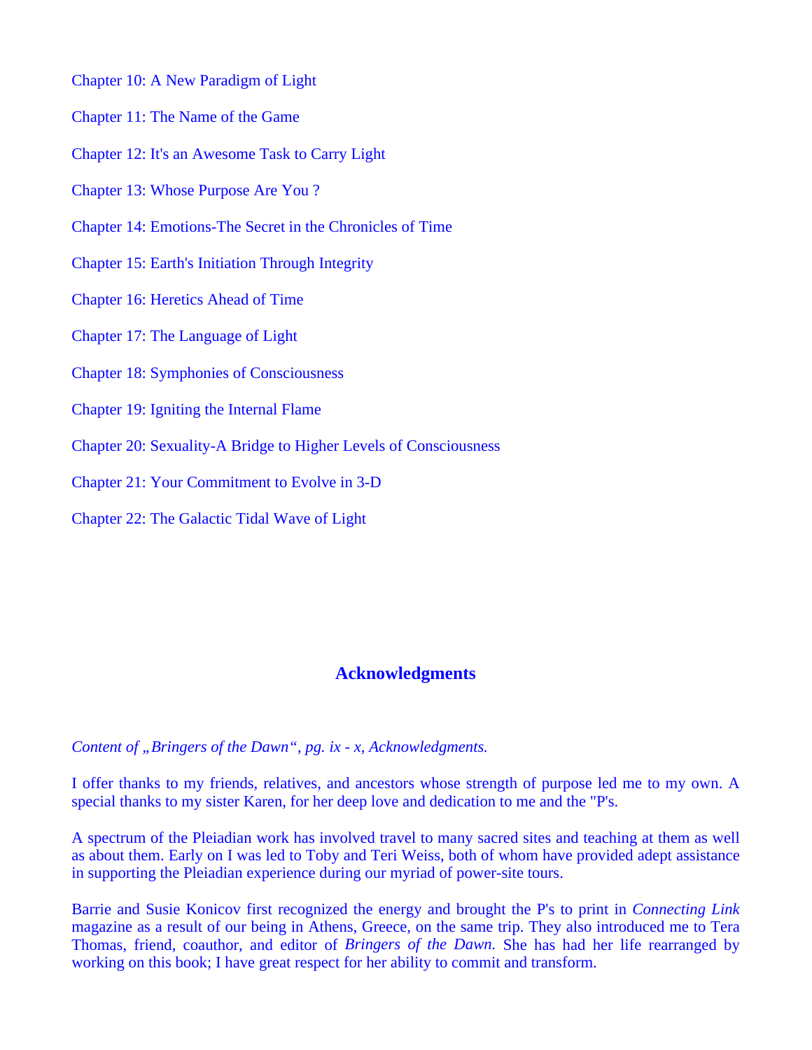Chapter 10: A New Paradigm of Light

Chapter 11: The Name of the Game

Chapter 12: It's an Awesome Task to Carry Light

Chapter 13: Whose Purpose Are You ?

Chapter 14: Emotions-The Secret in the Chronicles of Time

Chapter 15: Earth's Initiation Through Integrity

Chapter 16: Heretics Ahead of Time

Chapter 17: The Language of Light

Chapter 18: Symphonies of Consciousness

Chapter 19: Igniting the Internal Flame

Chapter 20: Sexuality-A Bridge to Higher Levels of Consciousness

Chapter 21: Your Commitment to Evolve in 3-D

Chapter 22: The Galactic Tidal Wave of Light

## Acknowledgments

*Content of „Bringers of the Dawn“, pg. ix - x, Acknowledgments.*

I offer thanks to my friends, relatives, and ancestors whose strength of purpose led me to my own. A special thanks to my sister Karen, for her deep love and dedication to me and the "P's.

A spectrum of the Pleiadian work has involved travel to many sacred sites and teaching at them as well as about them. Early on I was led to Toby and Teri Weiss, both of whom have provided adept assistance in supporting the Pleiadian experience during our myriad of power-site tours.

Barrie and Susie Konicov first recognized the energy and brought the P's to print in *Connecting Link* magazine as a result of our being in Athens, Greece, on the same trip. They also introduced me to Tera Thomas, friend, coauthor, and editor of *Bringers of the Dawn.* She has had her life rearranged by working on this book; I have great respect for her ability to commit and transform.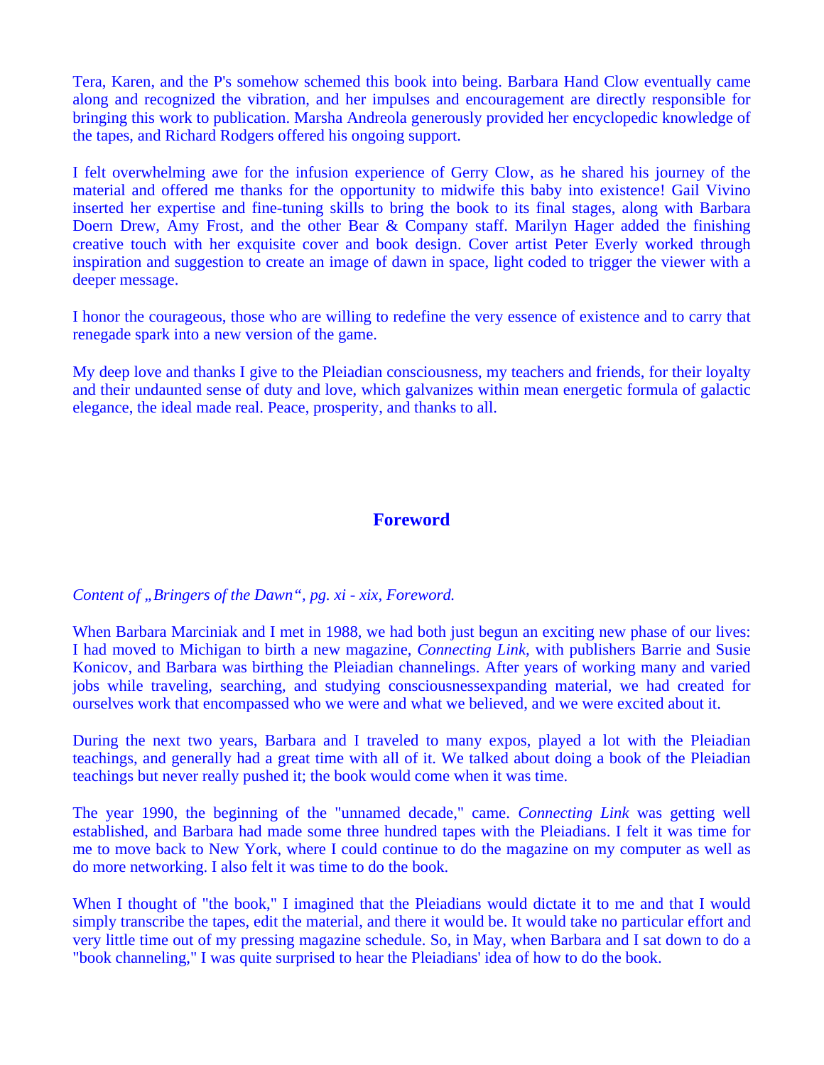Tera, Karen, and the P's somehow schemed this book into being. Barbara Hand Clow eventually came along and recognized the vibration, and her impulses and encouragement are directly responsible for bringing this work to publication. Marsha Andreola generously provided her encyclopedic knowledge of the tapes, and Richard Rodgers offered his ongoing support.

I felt overwhelming awe for the infusion experience of Gerry Clow, as he shared his journey of the material and offered me thanks for the opportunity to midwife this baby into existence! Gail Vivino inserted her expertise and fine-tuning skills to bring the book to its final stages, along with Barbara Doern Drew, Amy Frost, and the other Bear & Company staff. Marilyn Hager added the finishing creative touch with her exquisite cover and book design. Cover artist Peter Everly worked through inspiration and suggestion to create an image of dawn in space, light coded to trigger the viewer with a deeper message.

I honor the courageous, those who are willing to redefine the very essence of existence and to carry that renegade spark into a new version of the game.

My deep love and thanks I give to the Pleiadian consciousness, my teachers and friends, for their loyalty and their undaunted sense of duty and love, which galvanizes within mean energetic formula of galactic elegance, the ideal made real. Peace, prosperity, and thanks to all.

## Foreword

*Content of „Bringers of the Dawn", pg. xi - xix, Foreword.*

When Barbara Marciniak and I met in 1988, we had both just begun an exciting new phase of our lives: I had moved to Michigan to birth a new magazine, *Connecting Link,* with publishers Barrie and Susie Konicov, and Barbara was birthing the Pleiadian channelings. After years of working many and varied jobs while traveling, searching, and studying consciousnessexpanding material, we had created for ourselves work that encompassed who we were and what we believed, and we were excited about it.

During the next two years, Barbara and I traveled to many expos, played a lot with the Pleiadian teachings, and generally had a great time with all of it. We talked about doing a book of the Pleiadian teachings but never really pushed it; the book would come when it was time.

The year 1990, the beginning of the "unnamed decade," came. *Connecting Link* was getting well established, and Barbara had made some three hundred tapes with the Pleiadians. I felt it was time for me to move back to New York, where I could continue to do the magazine on my computer as well as do more networking. I also felt it was time to do the book.

When I thought of "the book," I imagined that the Pleiadians would dictate it to me and that I would simply transcribe the tapes, edit the material, and there it would be. It would take no particular effort and very little time out of my pressing magazine schedule. So, in May, when Barbara and I sat down to do a "book channeling," I was quite surprised to hear the Pleiadians' idea of how to do the book.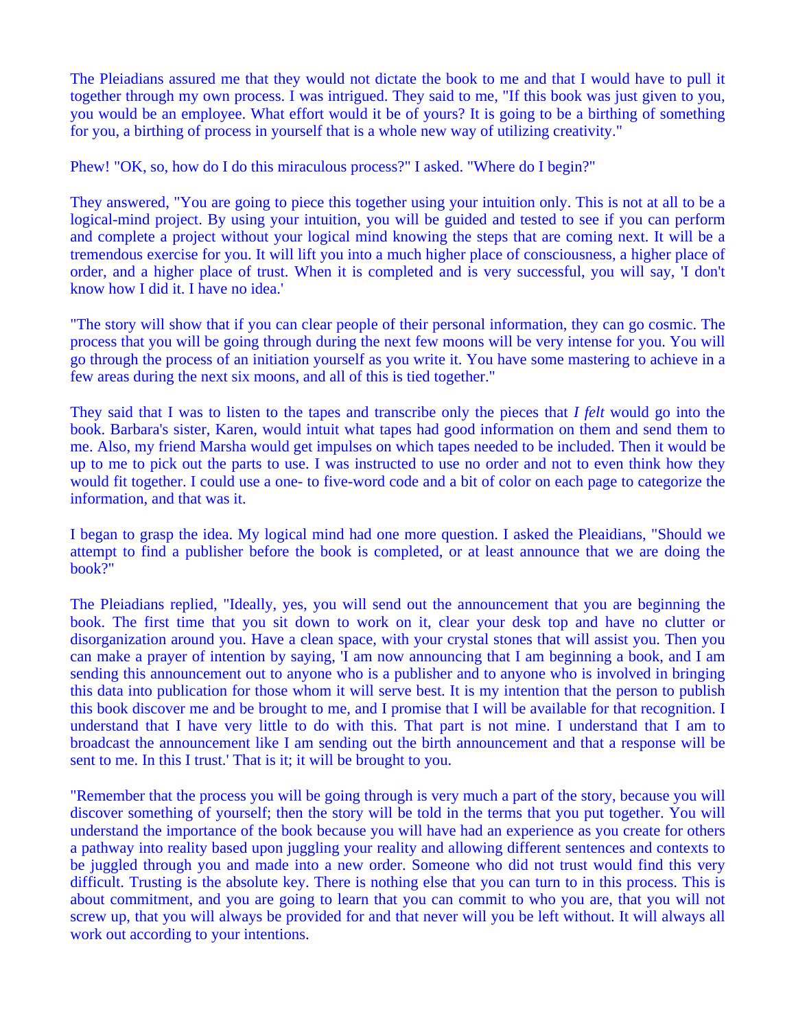The Pleiadians assured me that they would not dictate the book to me and that I would have to pull it together through my own process. I was intrigued. They said to me, "If this book was just given to you, you would be an employee. What effort would it be of yours? It is going to be a birthing of something for you, a birthing of process in yourself that is a whole new way of utilizing creativity."

Phew! "OK, so, how do I do this miraculous process?" I asked. "Where do I begin?"

They answered, "You are going to piece this together using your intuition only. This is not at all to be a logical-mind project. By using your intuition, you will be guided and tested to see if you can perform and complete a project without your logical mind knowing the steps that are coming next. It will be a tremendous exercise for you. It will lift you into a much higher place of consciousness, a higher place of order, and a higher place of trust. When it is completed and is very successful, you will say, 'I don't know how I did it. I have no idea.'

"The story will show that if you can clear people of their personal information, they can go cosmic. The process that you will be going through during the next few moons will be very intense for you. You will go through the process of an initiation yourself as you write it. You have some mastering to achieve in a few areas during the next six moons, and all of this is tied together."

They said that I was to listen to the tapes and transcribe only the pieces that *I felt* would go into the book. Barbara's sister, Karen, would intuit what tapes had good information on them and send them to me. Also, my friend Marsha would get impulses on which tapes needed to be included. Then it would be up to me to pick out the parts to use. I was instructed to use no order and not to even think how they would fit together. I could use a one- to five-word code and a bit of color on each page to categorize the information, and that was it.

I began to grasp the idea. My logical mind had one more question. I asked the Pleaidians, "Should we attempt to find a publisher before the book is completed, or at least announce that we are doing the book?"

The Pleiadians replied, "Ideally, yes, you will send out the announcement that you are beginning the book. The first time that you sit down to work on it, clear your desk top and have no clutter or disorganization around you. Have a clean space, with your crystal stones that will assist you. Then you can make a prayer of intention by saying, 'I am now announcing that I am beginning a book, and I am sending this announcement out to anyone who is a publisher and to anyone who is involved in bringing this data into publication for those whom it will serve best. It is my intention that the person to publish this book discover me and be brought to me, and I promise that I will be available for that recognition. I understand that I have very little to do with this. That part is not mine. I understand that I am to broadcast the announcement like I am sending out the birth announcement and that a response will be sent to me. In this I trust.' That is it; it will be brought to you.

"Remember that the process you will be going through is very much a part of the story, because you will discover something of yourself; then the story will be told in the terms that you put together. You will understand the importance of the book because you will have had an experience as you create for others a pathway into reality based upon juggling your reality and allowing different sentences and contexts to be juggled through you and made into a new order. Someone who did not trust would find this very difficult. Trusting is the absolute key. There is nothing else that you can turn to in this process. This is about commitment, and you are going to learn that you can commit to who you are, that you will not screw up, that you will always be provided for and that never will you be left without. It will always all work out according to your intentions.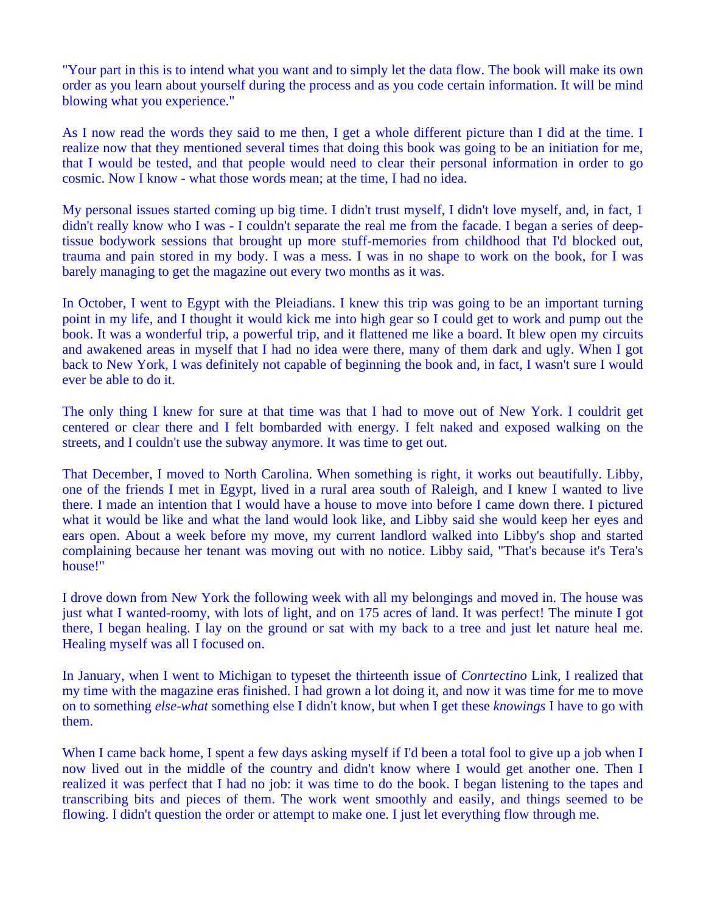"Your part in this is to intend what you want and to simply let the data flow. The book will make its own order as you learn about yourself during the process and as you code certain information. It will be mind blowing what you experience."

As I now read the words they said to me then, I get a whole different picture than I did at the time. I realize now that they mentioned several times that doing this book was going to be an initiation for me, that I would be tested, and that people would need to clear their personal information in order to go cosmic. Now I know - what those words mean; at the time, I had no idea.

My personal issues started coming up big time. I didn't trust myself, I didn't love myself, and, in fact, 1 didn't really know who I was - I couldn't separate the real me from the facade. I began a series of deep-tissue bodywork sessions that brought up more stuff-memories from childhood that I'd blocked out, trauma and pain stored in my body. I was a mess. I was in no shape to work on the book, for I was barely managing to get the magazine out every two months as it was.

In October, I went to Egypt with the Pleiadians. I knew this trip was going to be an important turning point in my life, and I thought it would kick me into high gear so I could get to work and pump out the book. It was a wonderful trip, a powerful trip, and it flattened me like a board. It blew open my circuits and awakened areas in myself that I had no idea were there, many of them dark and ugly. When I got back to New York, I was definitely not capable of beginning the book and, in fact, I wasn't sure I would ever be able to do it.

The only thing I knew for sure at that time was that I had to move out of New York. I couldrit get centered or clear there and I felt bombarded with energy. I felt naked and exposed walking on the streets, and I couldn't use the subway anymore. It was time to get out.

That December, I moved to North Carolina. When something is right, it works out beautifully. Libby, one of the friends I met in Egypt, lived in a rural area south of Raleigh, and I knew I wanted to live there. I made an intention that I would have a house to move into before I came down there. I pictured what it would be like and what the land would look like, and Libby said she would keep her eyes and ears open. About a week before my move, my current landlord walked into Libby's shop and started complaining because her tenant was moving out with no notice. Libby said, "That's because it's Tera's house!"

I drove down from New York the following week with all my belongings and moved in. The house was just what I wanted-roomy, with lots of light, and on 175 acres of land. It was perfect! The minute I got there, I began healing. I lay on the ground or sat with my back to a tree and just let nature heal me. Healing myself was all I focused on.

In January, when I went to Michigan to typeset the thirteenth issue of *Conrtectino* Link, I realized that my time with the magazine eras finished. I had grown a lot doing it, and now it was time for me to move on to something *else-what* something else I didn't know, but when I get these *knowings* I have to go with them.

When I came back home, I spent a few days asking myself if I'd been a total fool to give up a job when I now lived out in the middle of the country and didn't know where I would get another one. Then I realized it was perfect that I had no job: it was time to do the book. I began listening to the tapes and transcribing bits and pieces of them. The work went smoothly and easily, and things seemed to be flowing. I didn't question the order or attempt to make one. I just let everything flow through me.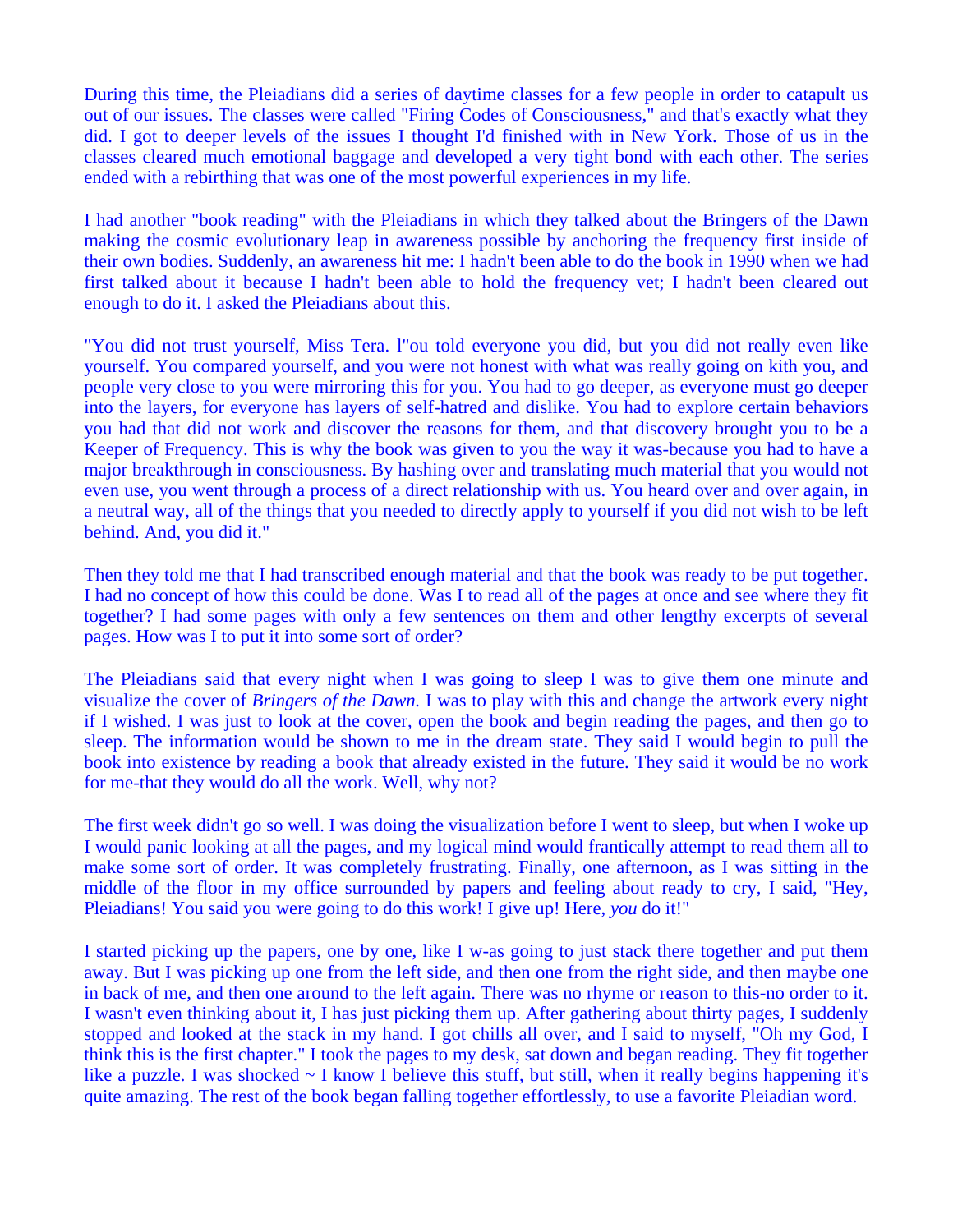During this time, the Pleiadians did a series of daytime classes for a few people in order to catapult us out of our issues. The classes were called "Firing Codes of Consciousness," and that's exactly what they did. I got to deeper levels of the issues I thought I'd finished with in New York. Those of us in the classes cleared much emotional baggage and developed a very tight bond with each other. The series ended with a rebirthing that was one of the most powerful experiences in my life.

I had another "book reading" with the Pleiadians in which they talked about the Bringers of the Dawn making the cosmic evolutionary leap in awareness possible by anchoring the frequency first inside of their own bodies. Suddenly, an awareness hit me: I hadn't been able to do the book in 1990 when we had first talked about it because I hadn't been able to hold the frequency vet; I hadn't been cleared out enough to do it. I asked the Pleiadians about this.

"You did not trust yourself, Miss Tera. l"ou told everyone you did, but you did not really even like yourself. You compared yourself, and you were not honest with what was really going on kith you, and people very close to you were mirroring this for you. You had to go deeper, as everyone must go deeper into the layers, for everyone has layers of self-hatred and dislike. You had to explore certain behaviors you had that did not work and discover the reasons for them, and that discovery brought you to be a Keeper of Frequency. This is why the book was given to you the way it was-because you had to have a major breakthrough in consciousness. By hashing over and translating much material that you would not even use, you went through a process of a direct relationship with us. You heard over and over again, in a neutral way, all of the things that you needed to directly apply to yourself if you did not wish to be left behind. And, you did it."

Then they told me that I had transcribed enough material and that the book was ready to be put together. I had no concept of how this could be done. Was I to read all of the pages at once and see where they fit together? I had some pages with only a few sentences on them and other lengthy excerpts of several pages. How was I to put it into some sort of order?

The Pleiadians said that every night when I was going to sleep I was to give them one minute and visualize the cover of *Bringers of the Dawn.* I was to play with this and change the artwork every night if I wished. I was just to look at the cover, open the book and begin reading the pages, and then go to sleep. The information would be shown to me in the dream state. They said I would begin to pull the book into existence by reading a book that already existed in the future. They said it would be no work for me-that they would do all the work. Well, why not?

The first week didn't go so well. I was doing the visualization before I went to sleep, but when I woke up I would panic looking at all the pages, and my logical mind would frantically attempt to read them all to make some sort of order. It was completely frustrating. Finally, one afternoon, as I was sitting in the middle of the floor in my office surrounded by papers and feeling about ready to cry, I said, "Hey, Pleiadians! You said you were going to do this work! I give up! Here, *you* do it!"

I started picking up the papers, one by one, like I w-as going to just stack there together and put them away. But I was picking up one from the left side, and then one from the right side, and then maybe one in back of me, and then one around to the left again. There was no rhyme or reason to this-no order to it. I wasn't even thinking about it, I has just picking them up. After gathering about thirty pages, I suddenly stopped and looked at the stack in my hand. I got chills all over, and I said to myself, "Oh my God, I think this is the first chapter." I took the pages to my desk, sat down and began reading. They fit together like a puzzle. I was shocked ~ I know I believe this stuff, but still, when it really begins happening it's quite amazing. The rest of the book began falling together effortlessly, to use a favorite Pleiadian word.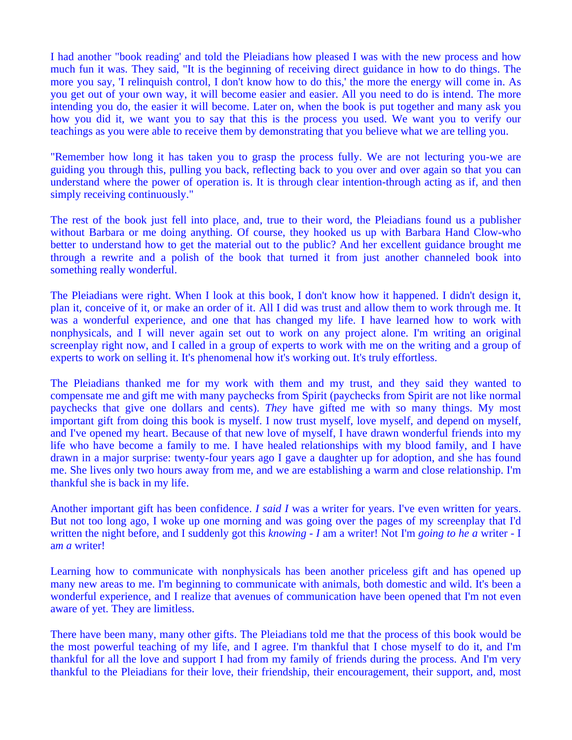I had another "book reading' and told the Pleiadians how pleased I was with the new process and how much fun it was. They said, "It is the beginning of receiving direct guidance in how to do things. The more you say, 'I relinquish control, I don't know how to do this,' the more the energy will come in. As you get out of your own way, it will become easier and easier. All you need to do is intend. The more intending you do, the easier it will become. Later on, when the book is put together and many ask you how you did it, we want you to say that this is the process you used. We want you to verify our teachings as you were able to receive them by demonstrating that you believe what we are telling you.

"Remember how long it has taken you to grasp the process fully. We are not lecturing you-we are guiding you through this, pulling you back, reflecting back to you over and over again so that you can understand where the power of operation is. It is through clear intention-through acting as if, and then simply receiving continuously."

The rest of the book just fell into place, and, true to their word, the Pleiadians found us a publisher without Barbara or me doing anything. Of course, they hooked us up with Barbara Hand Clow-who better to understand how to get the material out to the public? And her excellent guidance brought me through a rewrite and a polish of the book that turned it from just another channeled book into something really wonderful.

The Pleiadians were right. When I look at this book, I don't know how it happened. I didn't design it, plan it, conceive of it, or make an order of it. All I did was trust and allow them to work through me. It was a wonderful experience, and one that has changed my life. I have learned how to work with nonphysicals, and I will never again set out to work on any project alone. I'm writing an original screenplay right now, and I called in a group of experts to work with me on the writing and a group of experts to work on selling it. It's phenomenal how it's working out. It's truly effortless.

The Pleiadians thanked me for my work with them and my trust, and they said they wanted to compensate me and gift me with many paychecks from Spirit (paychecks from Spirit are not like normal paychecks that give one dollars and cents). *They* have gifted me with so many things. My most important gift from doing this book is myself. I now trust myself, love myself, and depend on myself, and I've opened my heart. Because of that new love of myself, I have drawn wonderful friends into my life who have become a family to me. I have healed relationships with my blood family, and I have drawn in a major surprise: twenty-four years ago I gave a daughter up for adoption, and she has found me. She lives only two hours away from me, and we are establishing a warm and close relationship. I'm thankful she is back in my life.

Another important gift has been confidence. *I said I* was a writer for years. I've even written for years. But not too long ago, I woke up one morning and was going over the pages of my screenplay that I'd written the night before, and I suddenly got this *knowing - I* am a writer! Not I'm *going to he a* writer - I a*m a* writer!

Learning how to communicate with nonphysicals has been another priceless gift and has opened up many new areas to me. I'm beginning to communicate with animals, both domestic and wild. It's been a wonderful experience, and I realize that avenues of communication have been opened that I'm not even aware of yet. They are limitless.

There have been many, many other gifts. The Pleiadians told me that the process of this book would be the most powerful teaching of my life, and I agree. I'm thankful that I chose myself to do it, and I'm thankful for all the love and support I had from my family of friends during the process. And I'm very thankful to the Pleiadians for their love, their friendship, their encouragement, their support, and, most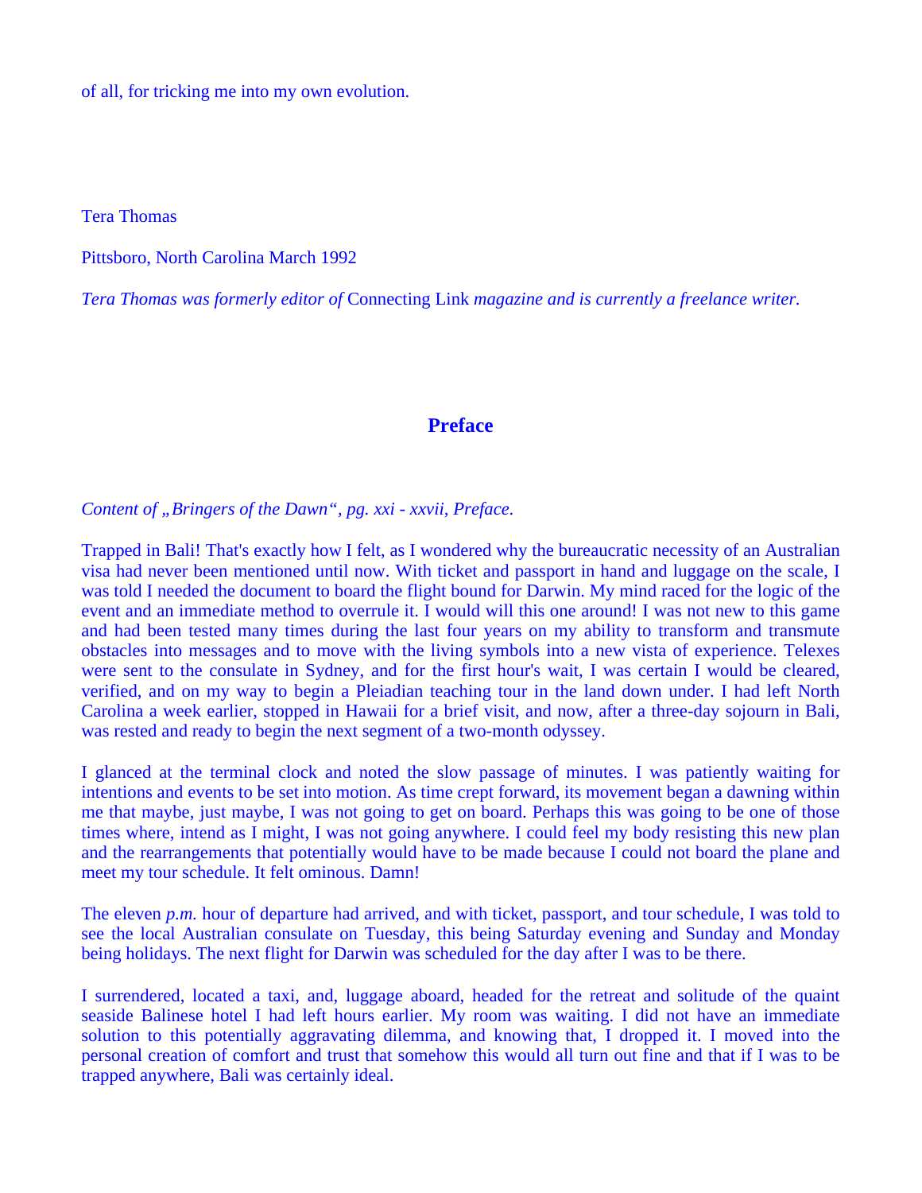of all, for tricking me into my own evolution.

Tera Thomas

Pittsboro, North Carolina March 1992

*Tera Thomas was formerly editor of* Connecting Link *magazine and is currently a freelance writer.*

## Preface

*Content of „Bringers of the Dawn", pg. xxi - xxvii, Preface.*

Trapped in Bali! That's exactly how I felt, as I wondered why the bureaucratic necessity of an Australian visa had never been mentioned until now. With ticket and passport in hand and luggage on the scale, I was told I needed the document to board the flight bound for Darwin. My mind raced for the logic of the event and an immediate method to overrule it. I would will this one around! I was not new to this game and had been tested many times during the last four years on my ability to transform and transmute obstacles into messages and to move with the living symbols into a new vista of experience. Telexes were sent to the consulate in Sydney, and for the first hour's wait, I was certain I would be cleared, verified, and on my way to begin a Pleiadian teaching tour in the land down under. I had left North Carolina a week earlier, stopped in Hawaii for a brief visit, and now, after a three-day sojourn in Bali, was rested and ready to begin the next segment of a two-month odyssey.

I glanced at the terminal clock and noted the slow passage of minutes. I was patiently waiting for intentions and events to be set into motion. As time crept forward, its movement began a dawning within me that maybe, just maybe, I was not going to get on board. Perhaps this was going to be one of those times where, intend as I might, I was not going anywhere. I could feel my body resisting this new plan and the rearrangements that potentially would have to be made because I could not board the plane and meet my tour schedule. It felt ominous. Damn!

The eleven *p.m.* hour of departure had arrived, and with ticket, passport, and tour schedule, I was told to see the local Australian consulate on Tuesday, this being Saturday evening and Sunday and Monday being holidays. The next flight for Darwin was scheduled for the day after I was to be there.

I surrendered, located a taxi, and, luggage aboard, headed for the retreat and solitude of the quaint seaside Balinese hotel I had left hours earlier. My room was waiting. I did not have an immediate solution to this potentially aggravating dilemma, and knowing that, I dropped it. I moved into the personal creation of comfort and trust that somehow this would all turn out fine and that if I was to be trapped anywhere, Bali was certainly ideal.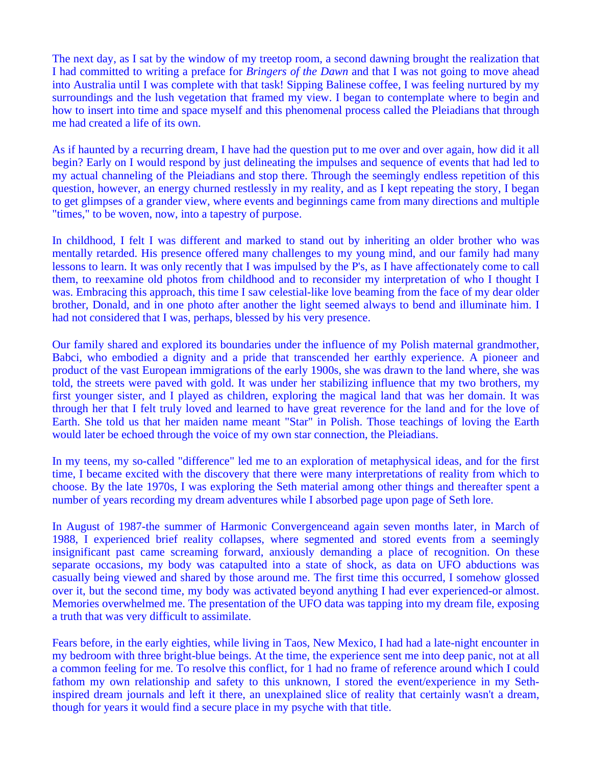The next day, as I sat by the window of my treetop room, a second dawning brought the realization that I had committed to writing a preface for *Bringers of the Dawn* and that I was not going to move ahead into Australia until I was complete with that task! Sipping Balinese coffee, I was feeling nurtured by my surroundings and the lush vegetation that framed my view. I began to contemplate where to begin and how to insert into time and space myself and this phenomenal process called the Pleiadians that through me had created a life of its own.

As if haunted by a recurring dream, I have had the question put to me over and over again, how did it all begin? Early on I would respond by just delineating the impulses and sequence of events that had led to my actual channeling of the Pleiadians and stop there. Through the seemingly endless repetition of this question, however, an energy churned restlessly in my reality, and as I kept repeating the story, I began to get glimpses of a grander view, where events and beginnings came from many directions and multiple "times," to be woven, now, into a tapestry of purpose.

In childhood, I felt I was different and marked to stand out by inheriting an older brother who was mentally retarded. His presence offered many challenges to my young mind, and our family had many lessons to learn. It was only recently that I was impulsed by the P's, as I have affectionately come to call them, to reexamine old photos from childhood and to reconsider my interpretation of who I thought I was. Embracing this approach, this time I saw celestial-like love beaming from the face of my dear older brother, Donald, and in one photo after another the light seemed always to bend and illuminate him. I had not considered that I was, perhaps, blessed by his very presence.

Our family shared and explored its boundaries under the influence of my Polish maternal grandmother, Babci, who embodied a dignity and a pride that transcended her earthly experience. A pioneer and product of the vast European immigrations of the early 1900s, she was drawn to the land where, she was told, the streets were paved with gold. It was under her stabilizing influence that my two brothers, my first younger sister, and I played as children, exploring the magical land that was her domain. It was through her that I felt truly loved and learned to have great reverence for the land and for the love of Earth. She told us that her maiden name meant "Star" in Polish. Those teachings of loving the Earth would later be echoed through the voice of my own star connection, the Pleiadians.

In my teens, my so-called "difference" led me to an exploration of metaphysical ideas, and for the first time, I became excited with the discovery that there were many interpretations of reality from which to choose. By the late 1970s, I was exploring the Seth material among other things and thereafter spent a number of years recording my dream adventures while I absorbed page upon page of Seth lore.

In August of 1987-the summer of Harmonic Convergenceand again seven months later, in March of 1988, I experienced brief reality collapses, where segmented and stored events from a seemingly insignificant past came screaming forward, anxiously demanding a place of recognition. On these separate occasions, my body was catapulted into a state of shock, as data on UFO abductions was casually being viewed and shared by those around me. The first time this occurred, I somehow glossed over it, but the second time, my body was activated beyond anything I had ever experienced-or almost. Memories overwhelmed me. The presentation of the UFO data was tapping into my dream file, exposing a truth that was very difficult to assimilate.

Fears before, in the early eighties, while living in Taos, New Mexico, I had had a late-night encounter in my bedroom with three bright-blue beings. At the time, the experience sent me into deep panic, not at all a common feeling for me. To resolve this conflict, for 1 had no frame of reference around which I could fathom my own relationship and safety to this unknown, I stored the event/experience in my Seth-inspired dream journals and left it there, an unexplained slice of reality that certainly wasn't a dream, though for years it would find a secure place in my psyche with that title.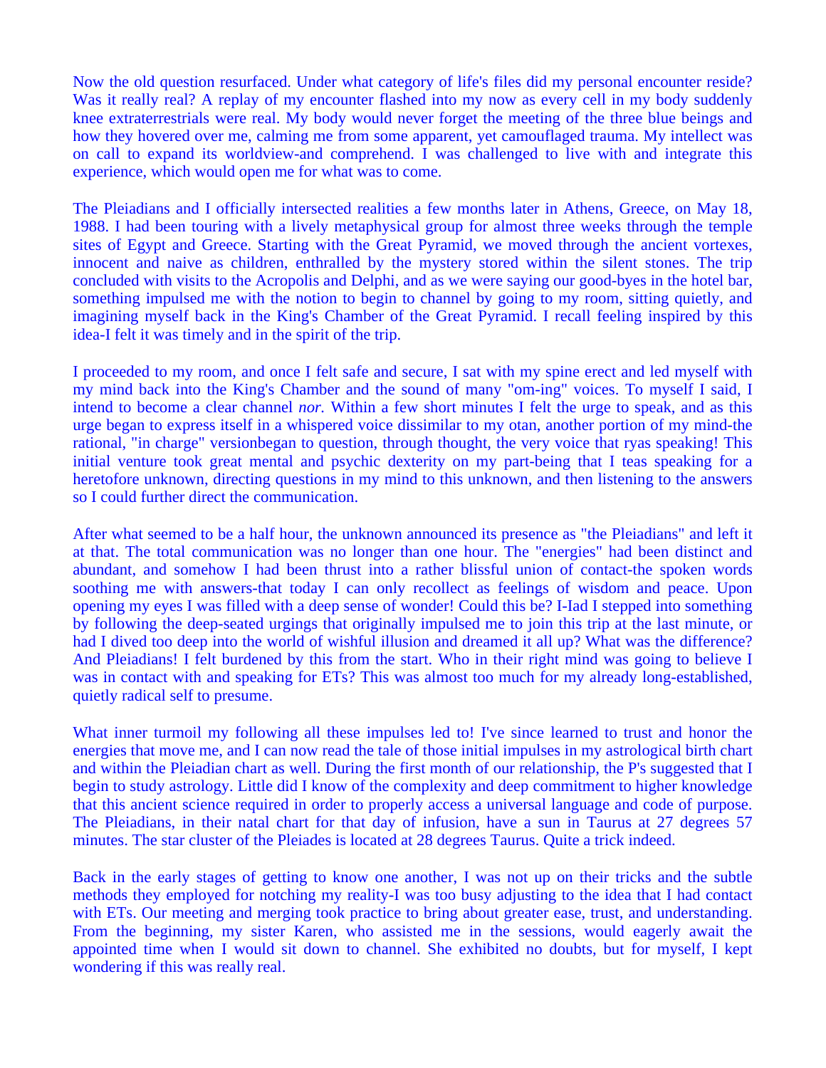Now the old question resurfaced. Under what category of life's files did my personal encounter reside? Was it really real? A replay of my encounter flashed into my now as every cell in my body suddenly knee extraterrestrials were real. My body would never forget the meeting of the three blue beings and how they hovered over me, calming me from some apparent, yet camouflaged trauma. My intellect was on call to expand its worldview-and comprehend. I was challenged to live with and integrate this experience, which would open me for what was to come.

The Pleiadians and I officially intersected realities a few months later in Athens, Greece, on May 18, 1988. I had been touring with a lively metaphysical group for almost three weeks through the temple sites of Egypt and Greece. Starting with the Great Pyramid, we moved through the ancient vortexes, innocent and naive as children, enthralled by the mystery stored within the silent stones. The trip concluded with visits to the Acropolis and Delphi, and as we were saying our good-byes in the hotel bar, something impulsed me with the notion to begin to channel by going to my room, sitting quietly, and imagining myself back in the King's Chamber of the Great Pyramid. I recall feeling inspired by this idea-I felt it was timely and in the spirit of the trip.

I proceeded to my room, and once I felt safe and secure, I sat with my spine erect and led myself with my mind back into the King's Chamber and the sound of many "om-ing" voices. To myself I said, I intend to become a clear channel *nor.* Within a few short minutes I felt the urge to speak, and as this urge began to express itself in a whispered voice dissimilar to my otan, another portion of my mind-the rational, "in charge" versionbegan to question, through thought, the very voice that ryas speaking! This initial venture took great mental and psychic dexterity on my part-being that I teas speaking for a heretofore unknown, directing questions in my mind to this unknown, and then listening to the answers so I could further direct the communication.

After what seemed to be a half hour, the unknown announced its presence as "the Pleiadians" and left it at that. The total communication was no longer than one hour. The "energies" had been distinct and abundant, and somehow I had been thrust into a rather blissful union of contact-the spoken words soothing me with answers-that today I can only recollect as feelings of wisdom and peace. Upon opening my eyes I was filled with a deep sense of wonder! Could this be? I-Iad I stepped into something by following the deep-seated urgings that originally impulsed me to join this trip at the last minute, or had I dived too deep into the world of wishful illusion and dreamed it all up? What was the difference? And Pleiadians! I felt burdened by this from the start. Who in their right mind was going to believe I was in contact with and speaking for ETs? This was almost too much for my already long-established, quietly radical self to presume.

What inner turmoil my following all these impulses led to! I've since learned to trust and honor the energies that move me, and I can now read the tale of those initial impulses in my astrological birth chart and within the Pleiadian chart as well. During the first month of our relationship, the P's suggested that I begin to study astrology. Little did I know of the complexity and deep commitment to higher knowledge that this ancient science required in order to properly access a universal language and code of purpose. The Pleiadians, in their natal chart for that day of infusion, have a sun in Taurus at 27 degrees 57 minutes. The star cluster of the Pleiades is located at 28 degrees Taurus. Quite a trick indeed.

Back in the early stages of getting to know one another, I was not up on their tricks and the subtle methods they employed for notching my reality-I was too busy adjusting to the idea that I had contact with ETs. Our meeting and merging took practice to bring about greater ease, trust, and understanding. From the beginning, my sister Karen, who assisted me in the sessions, would eagerly await the appointed time when I would sit down to channel. She exhibited no doubts, but for myself, I kept wondering if this was really real.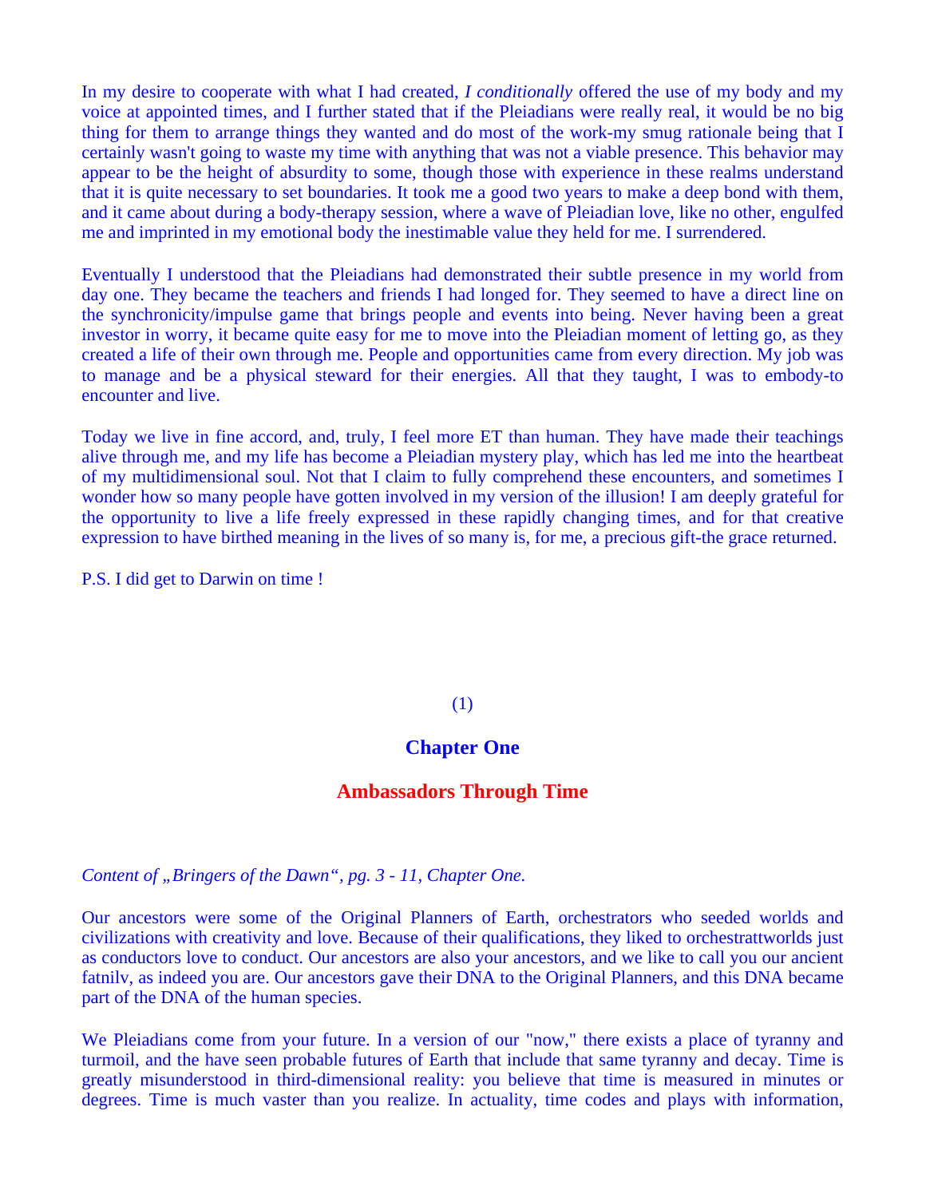In my desire to cooperate with what I had created, *I conditionally* offered the use of my body and my voice at appointed times, and I further stated that if the Pleiadians were really real, it would be no big thing for them to arrange things they wanted and do most of the work-my smug rationale being that I certainly wasn't going to waste my time with anything that was not a viable presence. This behavior may appear to be the height of absurdity to some, though those with experience in these realms understand that it is quite necessary to set boundaries. It took me a good two years to make a deep bond with them, and it came about during a body-therapy session, where a wave of Pleiadian love, like no other, engulfed me and imprinted in my emotional body the inestimable value they held for me. I surrendered.

Eventually I understood that the Pleiadians had demonstrated their subtle presence in my world from day one. They became the teachers and friends I had longed for. They seemed to have a direct line on the synchronicity/impulse game that brings people and events into being. Never having been a great investor in worry, it became quite easy for me to move into the Pleiadian moment of letting go, as they created a life of their own through me. People and opportunities came from every direction. My job was to manage and be a physical steward for their energies. All that they taught, I was to embody-to encounter and live.

Today we live in fine accord, and, truly, I feel more ET than human. They have made their teachings alive through me, and my life has become a Pleiadian mystery play, which has led me into the heartbeat of my multidimensional soul. Not that I claim to fully comprehend these encounters, and sometimes I wonder how so many people have gotten involved in my version of the illusion! I am deeply grateful for the opportunity to live a life freely expressed in these rapidly changing times, and for that creative expression to have birthed meaning in the lives of so many is, for me, a precious gift-the grace returned.

P.S. I did get to Darwin on time !

(1)

# Chapter One

## Ambassadors Through Time

*Content of „Bringers of the Dawn“, pg. 3 - 11, Chapter One.*

Our ancestors were some of the Original Planners of Earth, orchestrators who seeded worlds and civilizations with creativity and love. Because of their qualifications, they liked to orchestrattworlds just as conductors love to conduct. Our ancestors are also your ancestors, and we like to call you our ancient fatnilv, as indeed you are. Our ancestors gave their DNA to the Original Planners, and this DNA became part of the DNA of the human species.

We Pleiadians come from your future. In a version of our "now," there exists a place of tyranny and turmoil, and the have seen probable futures of Earth that include that same tyranny and decay. Time is greatly misunderstood in third-dimensional reality: you believe that time is measured in minutes or degrees. Time is much vaster than you realize. In actuality, time codes and plays with information,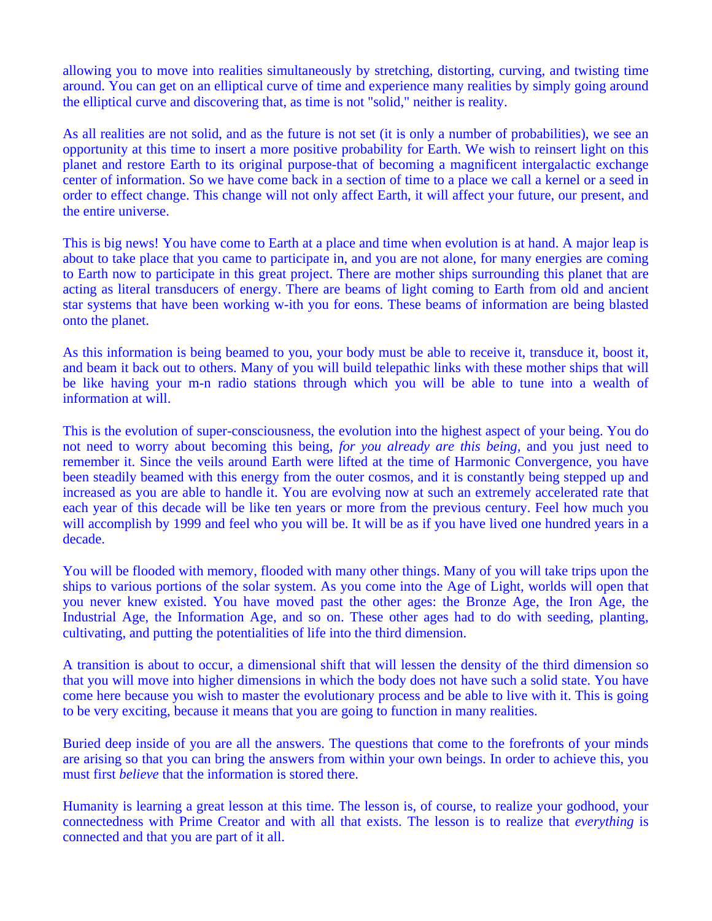allowing you to move into realities simultaneously by stretching, distorting, curving, and twisting time around. You can get on an elliptical curve of time and experience many realities by simply going around the elliptical curve and discovering that, as time is not "solid," neither is reality.

As all realities are not solid, and as the future is not set (it is only a number of probabilities), we see an opportunity at this time to insert a more positive probability for Earth. We wish to reinsert light on this planet and restore Earth to its original purpose-that of becoming a magnificent intergalactic exchange center of information. So we have come back in a section of time to a place we call a kernel or a seed in order to effect change. This change will not only affect Earth, it will affect your future, our present, and the entire universe.

This is big news! You have come to Earth at a place and time when evolution is at hand. A major leap is about to take place that you came to participate in, and you are not alone, for many energies are coming to Earth now to participate in this great project. There are mother ships surrounding this planet that are acting as literal transducers of energy. There are beams of light coming to Earth from old and ancient star systems that have been working w-ith you for eons. These beams of information are being blasted onto the planet.

As this information is being beamed to you, your body must be able to receive it, transduce it, boost it, and beam it back out to others. Many of you will build telepathic links with these mother ships that will be like having your m-n radio stations through which you will be able to tune into a wealth of information at will.

This is the evolution of super-consciousness, the evolution into the highest aspect of your being. You do not need to worry about becoming this being, *for you already are this being*, and you just need to remember it. Since the veils around Earth were lifted at the time of Harmonic Convergence, you have been steadily beamed with this energy from the outer cosmos, and it is constantly being stepped up and increased as you are able to handle it. You are evolving now at such an extremely accelerated rate that each year of this decade will be like ten years or more from the previous century. Feel how much you will accomplish by 1999 and feel who you will be. It will be as if you have lived one hundred years in a decade.

You will be flooded with memory, flooded with many other things. Many of you will take trips upon the ships to various portions of the solar system. As you come into the Age of Light, worlds will open that you never knew existed. You have moved past the other ages: the Bronze Age, the Iron Age, the Industrial Age, the Information Age, and so on. These other ages had to do with seeding, planting, cultivating, and putting the potentialities of life into the third dimension.

A transition is about to occur, a dimensional shift that will lessen the density of the third dimension so that you will move into higher dimensions in which the body does not have such a solid state. You have come here because you wish to master the evolutionary process and be able to live with it. This is going to be very exciting, because it means that you are going to function in many realities.

Buried deep inside of you are all the answers. The questions that come to the forefronts of your minds are arising so that you can bring the answers from within your own beings. In order to achieve this, you must first *believe* that the information is stored there.

Humanity is learning a great lesson at this time. The lesson is, of course, to realize your godhood, your connectedness with Prime Creator and with all that exists. The lesson is to realize that *everything* is connected and that you are part of it all.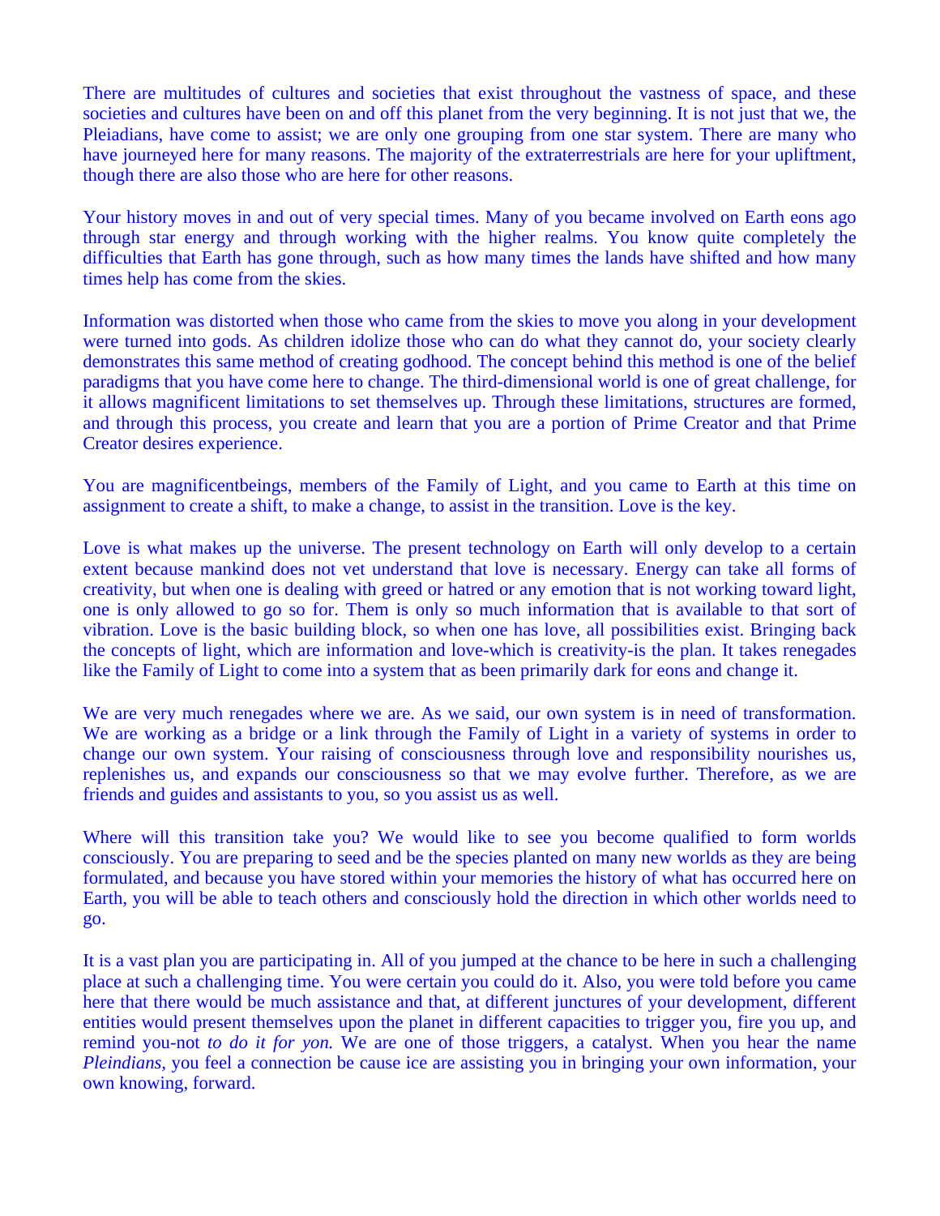There are multitudes of cultures and societies that exist throughout the vastness of space, and these societies and cultures have been on and off this planet from the very beginning. It is not just that we, the Pleiadians, have come to assist; we are only one grouping from one star system. There are many who have journeyed here for many reasons. The majority of the extraterrestrials are here for your upliftment, though there are also those who are here for other reasons.

Your history moves in and out of very special times. Many of you became involved on Earth eons ago through star energy and through working with the higher realms. You know quite completely the difficulties that Earth has gone through, such as how many times the lands have shifted and how many times help has come from the skies.

Information was distorted when those who came from the skies to move you along in your development were turned into gods. As children idolize those who can do what they cannot do, your society clearly demonstrates this same method of creating godhood. The concept behind this method is one of the belief paradigms that you have come here to change. The third-dimensional world is one of great challenge, for it allows magnificent limitations to set themselves up. Through these limitations, structures are formed, and through this process, you create and learn that you are a portion of Prime Creator and that Prime Creator desires experience.

You are magnificentbeings, members of the Family of Light, and you came to Earth at this time on assignment to create a shift, to make a change, to assist in the transition. Love is the key.

Love is what makes up the universe. The present technology on Earth will only develop to a certain extent because mankind does not vet understand that love is necessary. Energy can take all forms of creativity, but when one is dealing with greed or hatred or any emotion that is not working toward light, one is only allowed to go so for. Them is only so much information that is available to that sort of vibration. Love is the basic building block, so when one has love, all possibilities exist. Bringing back the concepts of light, which are information and love-which is creativity-is the plan. It takes renegades like the Family of Light to come into a system that as been primarily dark for eons and change it.

We are very much renegades where we are. As we said, our own system is in need of transformation. We are working as a bridge or a link through the Family of Light in a variety of systems in order to change our own system. Your raising of consciousness through love and responsibility nourishes us, replenishes us, and expands our consciousness so that we may evolve further. Therefore, as we are friends and guides and assistants to you, so you assist us as well.

Where will this transition take you? We would like to see you become qualified to form worlds consciously. You are preparing to seed and be the species planted on many new worlds as they are being formulated, and because you have stored within your memories the history of what has occurred here on Earth, you will be able to teach others and consciously hold the direction in which other worlds need to go.

It is a vast plan you are participating in. All of you jumped at the chance to be here in such a challenging place at such a challenging time. You were certain you could do it. Also, you were told before you came here that there would be much assistance and that, at different junctures of your development, different entities would present themselves upon the planet in different capacities to trigger you, fire you up, and remind you-not *to do it for yon.* We are one of those triggers, a catalyst. When you hear the name *Pleindians,* you feel a connection be cause ice are assisting you in bringing your own information, your own knowing, forward.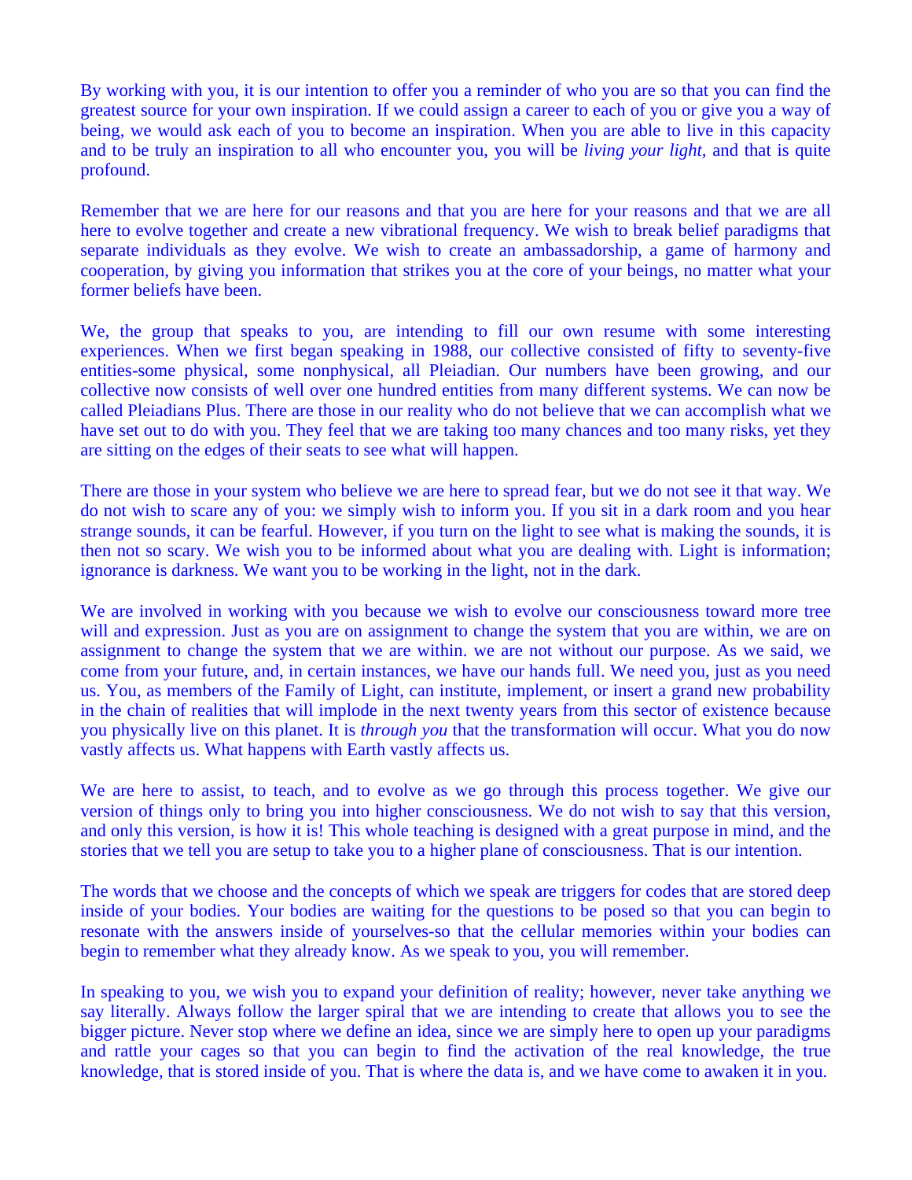By working with you, it is our intention to offer you a reminder of who you are so that you can find the greatest source for your own inspiration. If we could assign a career to each of you or give you a way of being, we would ask each of you to become an inspiration. When you are able to live in this capacity and to be truly an inspiration to all who encounter you, you will be *living your light*, and that is quite profound.

Remember that we are here for our reasons and that you are here for your reasons and that we are all here to evolve together and create a new vibrational frequency. We wish to break belief paradigms that separate individuals as they evolve. We wish to create an ambassadorship, a game of harmony and cooperation, by giving you information that strikes you at the core of your beings, no matter what your former beliefs have been.

We, the group that speaks to you, are intending to fill our own resume with some interesting experiences. When we first began speaking in 1988, our collective consisted of fifty to seventy-five entities-some physical, some nonphysical, all Pleiadian. Our numbers have been growing, and our collective now consists of well over one hundred entities from many different systems. We can now be called Pleiadians Plus. There are those in our reality who do not believe that we can accomplish what we have set out to do with you. They feel that we are taking too many chances and too many risks, yet they are sitting on the edges of their seats to see what will happen.

There are those in your system who believe we are here to spread fear, but we do not see it that way. We do not wish to scare any of you: we simply wish to inform you. If you sit in a dark room and you hear strange sounds, it can be fearful. However, if you turn on the light to see what is making the sounds, it is then not so scary. We wish you to be informed about what you are dealing with. Light is information; ignorance is darkness. We want you to be working in the light, not in the dark.

We are involved in working with you because we wish to evolve our consciousness toward more tree will and expression. Just as you are on assignment to change the system that you are within, we are on assignment to change the system that we are within. we are not without our purpose. As we said, we come from your future, and, in certain instances, we have our hands full. We need you, just as you need us. You, as members of the Family of Light, can institute, implement, or insert a grand new probability in the chain of realities that will implode in the next twenty years from this sector of existence because you physically live on this planet. It is *through you* that the transformation will occur. What you do now vastly affects us. What happens with Earth vastly affects us.

We are here to assist, to teach, and to evolve as we go through this process together. We give our version of things only to bring you into higher consciousness. We do not wish to say that this version, and only this version, is how it is! This whole teaching is designed with a great purpose in mind, and the stories that we tell you are setup to take you to a higher plane of consciousness. That is our intention.

The words that we choose and the concepts of which we speak are triggers for codes that are stored deep inside of your bodies. Your bodies are waiting for the questions to be posed so that you can begin to resonate with the answers inside of yourselves-so that the cellular memories within your bodies can begin to remember what they already know. As we speak to you, you will remember.

In speaking to you, we wish you to expand your definition of reality; however, never take anything we say literally. Always follow the larger spiral that we are intending to create that allows you to see the bigger picture. Never stop where we define an idea, since we are simply here to open up your paradigms and rattle your cages so that you can begin to find the activation of the real knowledge, the true knowledge, that is stored inside of you. That is where the data is, and we have come to awaken it in you.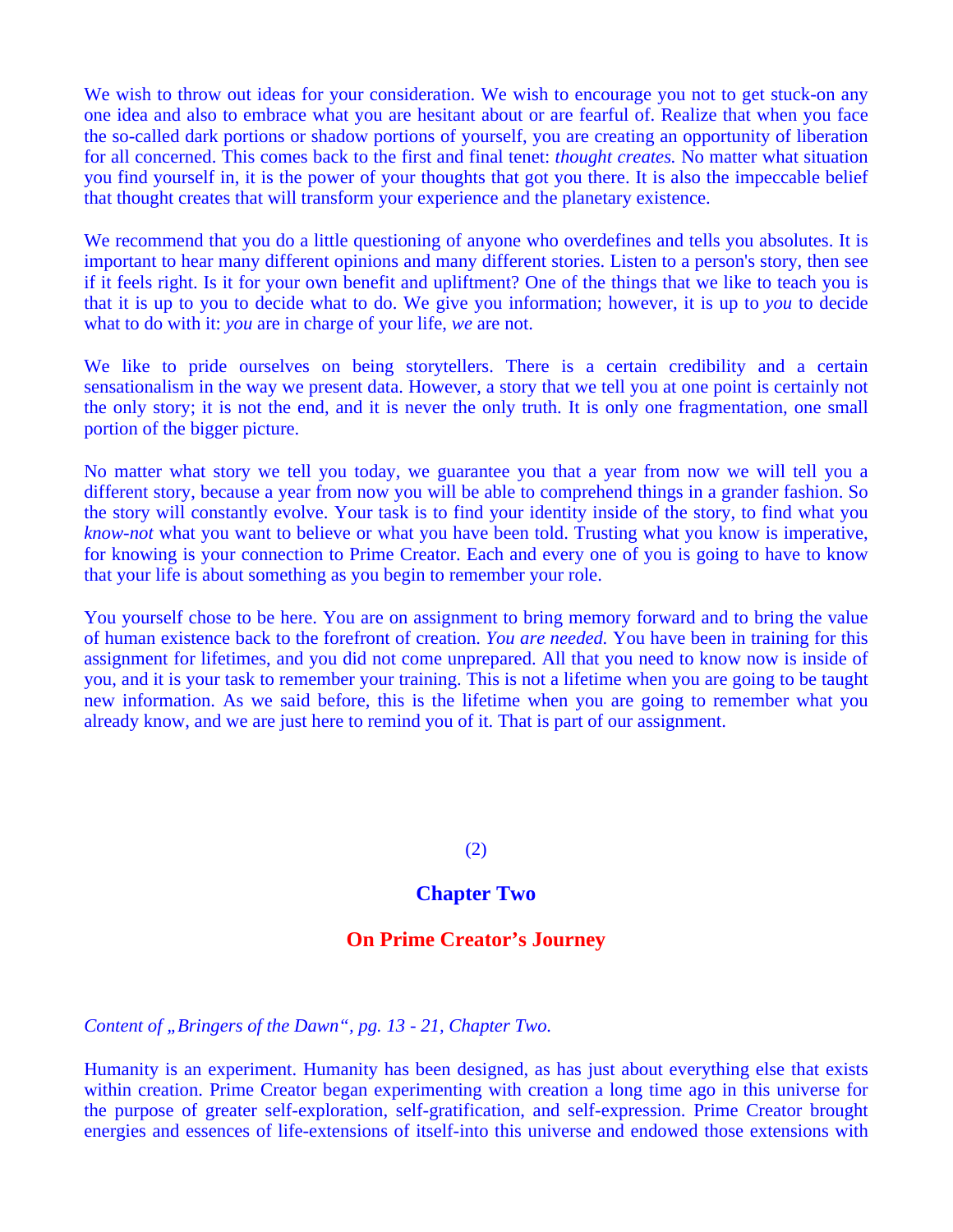We wish to throw out ideas for your consideration. We wish to encourage you not to get stuck-on any one idea and also to embrace what you are hesitant about or are fearful of. Realize that when you face the so-called dark portions or shadow portions of yourself, you are creating an opportunity of liberation for all concerned. This comes back to the first and final tenet: *thought creates.* No matter what situation you find yourself in, it is the power of your thoughts that got you there. It is also the impeccable belief that thought creates that will transform your experience and the planetary existence.

We recommend that you do a little questioning of anyone who overdefines and tells you absolutes. It is important to hear many different opinions and many different stories. Listen to a person's story, then see if it feels right. Is it for your own benefit and upliftment? One of the things that we like to teach you is that it is up to you to decide what to do. We give you information; however, it is up to *you* to decide what to do with it: *you* are in charge of your life, *we* are not.

We like to pride ourselves on being storytellers. There is a certain credibility and a certain sensationalism in the way we present data. However, a story that we tell you at one point is certainly not the only story; it is not the end, and it is never the only truth. It is only one fragmentation, one small portion of the bigger picture.

No matter what story we tell you today, we guarantee you that a year from now we will tell you a different story, because a year from now you will be able to comprehend things in a grander fashion. So the story will constantly evolve. Your task is to find your identity inside of the story, to find what you *know-not* what you want to believe or what you have been told. Trusting what you know is imperative, for knowing is your connection to Prime Creator. Each and every one of you is going to have to know that your life is about something as you begin to remember your role.

You yourself chose to be here. You are on assignment to bring memory forward and to bring the value of human existence back to the forefront of creation. *You are needed.* You have been in training for this assignment for lifetimes, and you did not come unprepared. All that you need to know now is inside of you, and it is your task to remember your training. This is not a lifetime when you are going to be taught new information. As we said before, this is the lifetime when you are going to remember what you already know, and we are just here to remind you of it. That is part of our assignment.

(2)

## Chapter Two

## On Prime Creator's Journey

*Content of „Bringers of the Dawn", pg. 13 - 21, Chapter Two.*

Humanity is an experiment. Humanity has been designed, as has just about everything else that exists within creation. Prime Creator began experimenting with creation a long time ago in this universe for the purpose of greater self-exploration, self-gratification, and self-expression. Prime Creator brought energies and essences of life-extensions of itself-into this universe and endowed those extensions with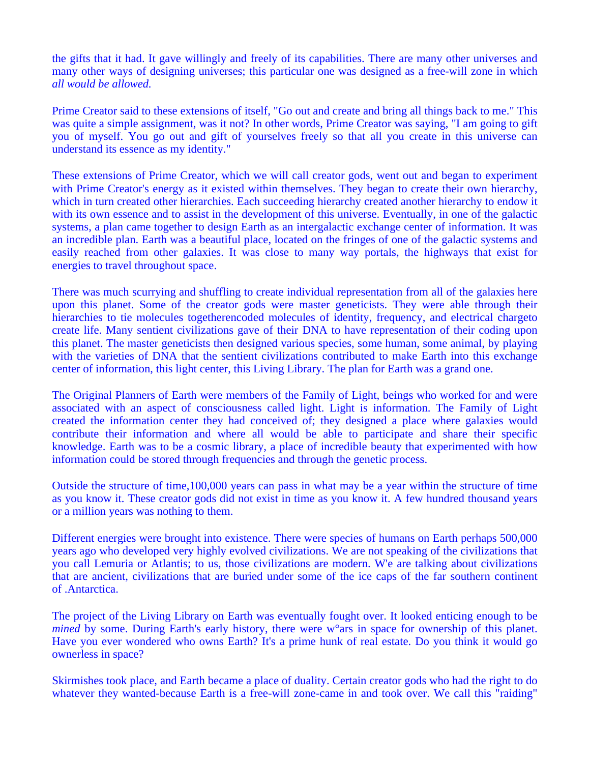the gifts that it had. It gave willingly and freely of its capabilities. There are many other universes and many other ways of designing universes; this particular one was designed as a free-will zone in which *all would be allowed.*

Prime Creator said to these extensions of itself, "Go out and create and bring all things back to me." This was quite a simple assignment, was it not? In other words, Prime Creator was saying, "I am going to gift you of myself. You go out and gift of yourselves freely so that all you create in this universe can understand its essence as my identity."

These extensions of Prime Creator, which we will call creator gods, went out and began to experiment with Prime Creator's energy as it existed within themselves. They began to create their own hierarchy, which in turn created other hierarchies. Each succeeding hierarchy created another hierarchy to endow it with its own essence and to assist in the development of this universe. Eventually, in one of the galactic systems, a plan came together to design Earth as an intergalactic exchange center of information. It was an incredible plan. Earth was a beautiful place, located on the fringes of one of the galactic systems and easily reached from other galaxies. It was close to many way portals, the highways that exist for energies to travel throughout space.

There was much scurrying and shuffling to create individual representation from all of the galaxies here upon this planet. Some of the creator gods were master geneticists. They were able through their hierarchies to tie molecules togetherencoded molecules of identity, frequency, and electrical chargeto create life. Many sentient civilizations gave of their DNA to have representation of their coding upon this planet. The master geneticists then designed various species, some human, some animal, by playing with the varieties of DNA that the sentient civilizations contributed to make Earth into this exchange center of information, this light center, this Living Library. The plan for Earth was a grand one.

The Original Planners of Earth were members of the Family of Light, beings who worked for and were associated with an aspect of consciousness called light. Light is information. The Family of Light created the information center they had conceived of; they designed a place where galaxies would contribute their information and where all would be able to participate and share their specific knowledge. Earth was to be a cosmic library, a place of incredible beauty that experimented with how information could be stored through frequencies and through the genetic process.

Outside the structure of time,100,000 years can pass in what may be a year within the structure of time as you know it. These creator gods did not exist in time as you know it. A few hundred thousand years or a million years was nothing to them.

Different energies were brought into existence. There were species of humans on Earth perhaps 500,000 years ago who developed very highly evolved civilizations. We are not speaking of the civilizations that you call Lemuria or Atlantis; to us, those civilizations are modern. W'e are talking about civilizations that are ancient, civilizations that are buried under some of the ice caps of the far southern continent of .Antarctica.

The project of the Living Library on Earth was eventually fought over. It looked enticing enough to be *mined* by some. During Earth's early history, there were w°ars in space for ownership of this planet. Have you ever wondered who owns Earth? It's a prime hunk of real estate. Do you think it would go ownerless in space?

Skirmishes took place, and Earth became a place of duality. Certain creator gods who had the right to do whatever they wanted-because Earth is a free-will zone-came in and took over. We call this "raiding"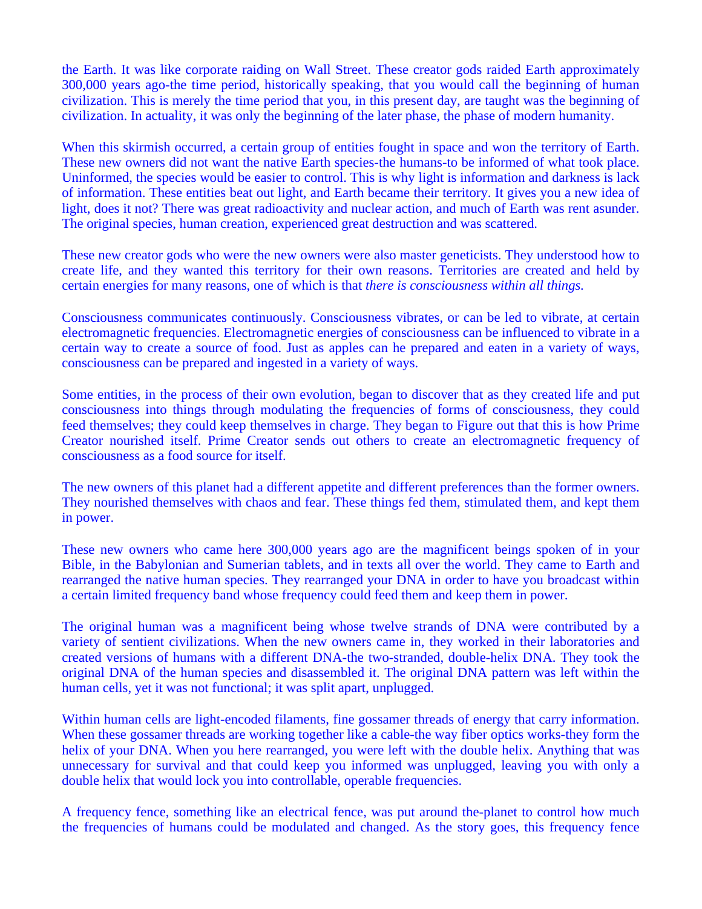the Earth. It was like corporate raiding on Wall Street. These creator gods raided Earth approximately 300,000 years ago-the time period, historically speaking, that you would call the beginning of human civilization. This is merely the time period that you, in this present day, are taught was the beginning of civilization. In actuality, it was only the beginning of the later phase, the phase of modern humanity.

When this skirmish occurred, a certain group of entities fought in space and won the territory of Earth. These new owners did not want the native Earth species-the humans-to be informed of what took place. Uninformed, the species would be easier to control. This is why light is information and darkness is lack of information. These entities beat out light, and Earth became their territory. It gives you a new idea of light, does it not? There was great radioactivity and nuclear action, and much of Earth was rent asunder. The original species, human creation, experienced great destruction and was scattered.

These new creator gods who were the new owners were also master geneticists. They understood how to create life, and they wanted this territory for their own reasons. Territories are created and held by certain energies for many reasons, one of which is that *there is consciousness within all things.*

Consciousness communicates continuously. Consciousness vibrates, or can be led to vibrate, at certain electromagnetic frequencies. Electromagnetic energies of consciousness can be influenced to vibrate in a certain way to create a source of food. Just as apples can he prepared and eaten in a variety of ways, consciousness can be prepared and ingested in a variety of ways.

Some entities, in the process of their own evolution, began to discover that as they created life and put consciousness into things through modulating the frequencies of forms of consciousness, they could feed themselves; they could keep themselves in charge. They began to Figure out that this is how Prime Creator nourished itself. Prime Creator sends out others to create an electromagnetic frequency of consciousness as a food source for itself.

The new owners of this planet had a different appetite and different preferences than the former owners. They nourished themselves with chaos and fear. These things fed them, stimulated them, and kept them in power.

These new owners who came here 300,000 years ago are the magnificent beings spoken of in your Bible, in the Babylonian and Sumerian tablets, and in texts all over the world. They came to Earth and rearranged the native human species. They rearranged your DNA in order to have you broadcast within a certain limited frequency band whose frequency could feed them and keep them in power.

The original human was a magnificent being whose twelve strands of DNA were contributed by a variety of sentient civilizations. When the new owners came in, they worked in their laboratories and created versions of humans with a different DNA-the two-stranded, double-helix DNA. They took the original DNA of the human species and disassembled it. The original DNA pattern was left within the human cells, yet it was not functional; it was split apart, unplugged.

Within human cells are light-encoded filaments, fine gossamer threads of energy that carry information. When these gossamer threads are working together like a cable-the way fiber optics works-they form the helix of your DNA. When you here rearranged, you were left with the double helix. Anything that was unnecessary for survival and that could keep you informed was unplugged, leaving you with only a double helix that would lock you into controllable, operable frequencies.

A frequency fence, something like an electrical fence, was put around the-planet to control how much the frequencies of humans could be modulated and changed. As the story goes, this frequency fence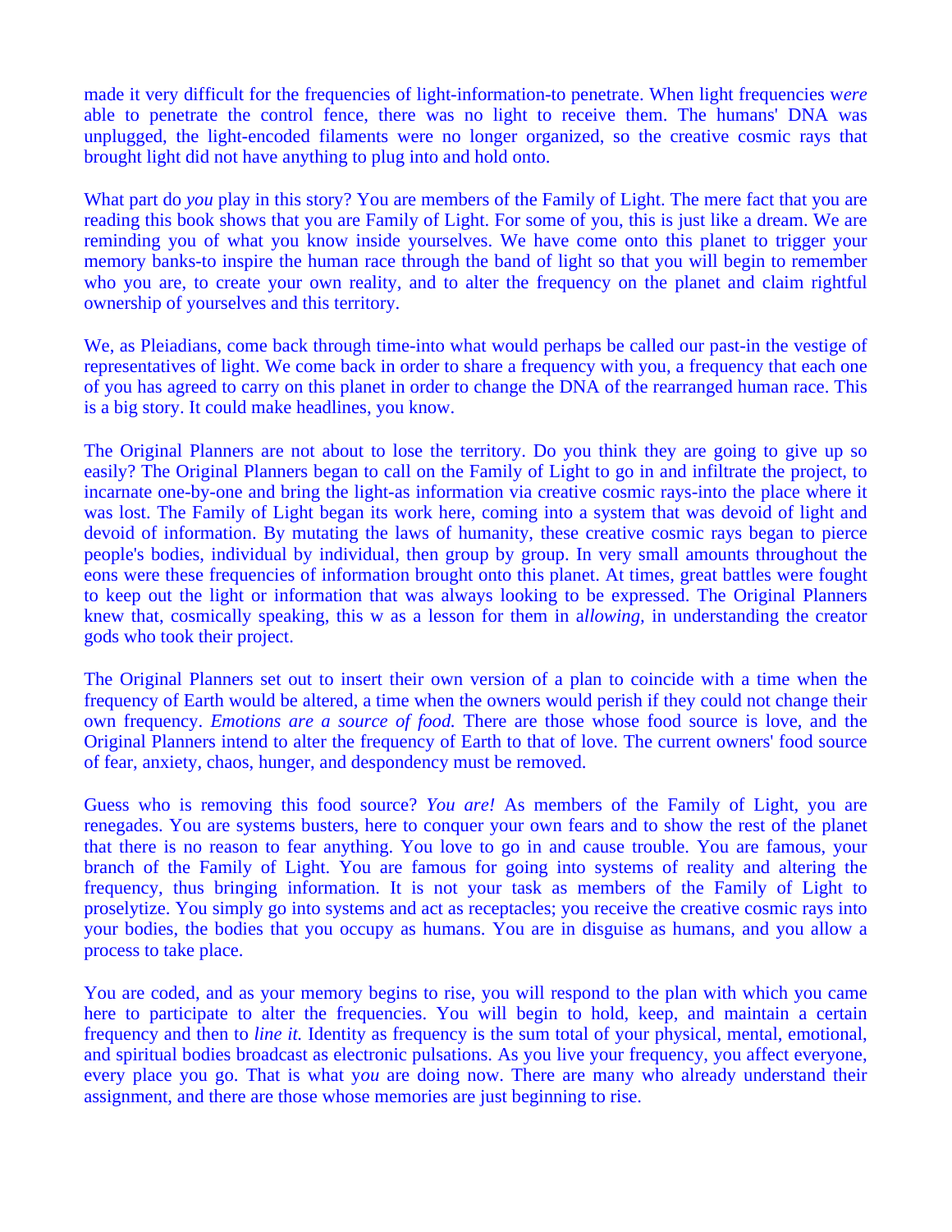made it very difficult for the frequencies of light-information-to penetrate. When light frequencies w*ere* able to penetrate the control fence, there was no light to receive them. The humans' DNA was unplugged, the light-encoded filaments were no longer organized, so the creative cosmic rays that brought light did not have anything to plug into and hold onto.

What part do *you* play in this story? You are members of the Family of Light. The mere fact that you are reading this book shows that you are Family of Light. For some of you, this is just like a dream. We are reminding you of what you know inside yourselves. We have come onto this planet to trigger your memory banks-to inspire the human race through the band of light so that you will begin to remember who you are, to create your own reality, and to alter the frequency on the planet and claim rightful ownership of yourselves and this territory.

We, as Pleiadians, come back through time-into what would perhaps be called our past-in the vestige of representatives of light. We come back in order to share a frequency with you, a frequency that each one of you has agreed to carry on this planet in order to change the DNA of the rearranged human race. This is a big story. It could make headlines, you know.

The Original Planners are not about to lose the territory. Do you think they are going to give up so easily? The Original Planners began to call on the Family of Light to go in and infiltrate the project, to incarnate one-by-one and bring the light-as information via creative cosmic rays-into the place where it was lost. The Family of Light began its work here, coming into a system that was devoid of light and devoid of information. By mutating the laws of humanity, these creative cosmic rays began to pierce people's bodies, individual by individual, then group by group. In very small amounts throughout the eons were these frequencies of information brought onto this planet. At times, great battles were fought to keep out the light or information that was always looking to be expressed. The Original Planners knew that, cosmically speaking, this w as a lesson for them in a*llowing,* in understanding the creator gods who took their project.

The Original Planners set out to insert their own version of a plan to coincide with a time when the frequency of Earth would be altered, a time when the owners would perish if they could not change their own frequency. *Emotions are a source of food.* There are those whose food source is love, and the Original Planners intend to alter the frequency of Earth to that of love. The current owners' food source of fear, anxiety, chaos, hunger, and despondency must be removed.

Guess who is removing this food source? *You are!* As members of the Family of Light, you are renegades. You are systems busters, here to conquer your own fears and to show the rest of the planet that there is no reason to fear anything. You love to go in and cause trouble. You are famous, your branch of the Family of Light. You are famous for going into systems of reality and altering the frequency, thus bringing information. It is not your task as members of the Family of Light to proselytize. You simply go into systems and act as receptacles; you receive the creative cosmic rays into your bodies, the bodies that you occupy as humans. You are in disguise as humans, and you allow a process to take place.

You are coded, and as your memory begins to rise, you will respond to the plan with which you came here to participate to alter the frequencies. You will begin to hold, keep, and maintain a certain frequency and then to *line it.* Identity as frequency is the sum total of your physical, mental, emotional, and spiritual bodies broadcast as electronic pulsations. As you live your frequency, you affect everyone, every place you go. That is what y*ou* are doing now. There are many who already understand their assignment, and there are those whose memories are just beginning to rise.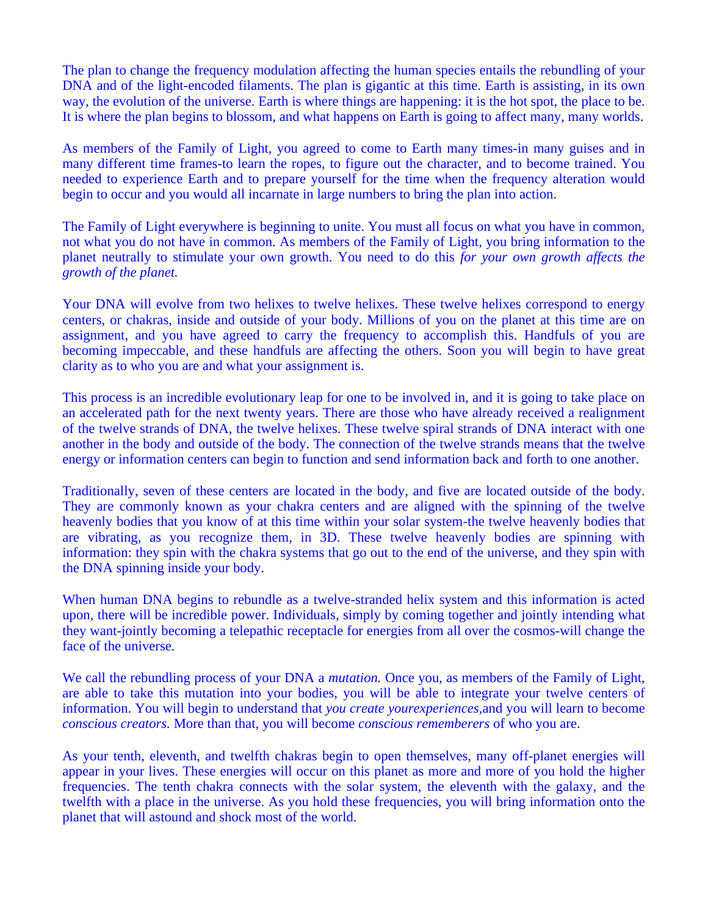The plan to change the frequency modulation affecting the human species entails the rebundling of your DNA and of the light-encoded filaments. The plan is gigantic at this time. Earth is assisting, in its own way, the evolution of the universe. Earth is where things are happening: it is the hot spot, the place to be. It is where the plan begins to blossom, and what happens on Earth is going to affect many, many worlds.

As members of the Family of Light, you agreed to come to Earth many times-in many guises and in many different time frames-to learn the ropes, to figure out the character, and to become trained. You needed to experience Earth and to prepare yourself for the time when the frequency alteration would begin to occur and you would all incarnate in large numbers to bring the plan into action.

The Family of Light everywhere is beginning to unite. You must all focus on what you have in common, not what you do not have in common. As members of the Family of Light, you bring information to the planet neutrally to stimulate your own growth. You need to do this *for your own growth affects the growth of the planet.*

Your DNA will evolve from two helixes to twelve helixes. These twelve helixes correspond to energy centers, or chakras, inside and outside of your body. Millions of you on the planet at this time are on assignment, and you have agreed to carry the frequency to accomplish this. Handfuls of you are becoming impeccable, and these handfuls are affecting the others. Soon you will begin to have great clarity as to who you are and what your assignment is.

This process is an incredible evolutionary leap for one to be involved in, and it is going to take place on an accelerated path for the next twenty years. There are those who have already received a realignment of the twelve strands of DNA, the twelve helixes. These twelve spiral strands of DNA interact with one another in the body and outside of the body. The connection of the twelve strands means that the twelve energy or information centers can begin to function and send information back and forth to one another.

Traditionally, seven of these centers are located in the body, and five are located outside of the body. They are commonly known as your chakra centers and are aligned with the spinning of the twelve heavenly bodies that you know of at this time within your solar system-the twelve heavenly bodies that are vibrating, as you recognize them, in 3D. These twelve heavenly bodies are spinning with information: they spin with the chakra systems that go out to the end of the universe, and they spin with the DNA spinning inside your body.

When human DNA begins to rebundle as a twelve-stranded helix system and this information is acted upon, there will be incredible power. Individuals, simply by coming together and jointly intending what they want-jointly becoming a telepathic receptacle for energies from all over the cosmos-will change the face of the universe.

We call the rebundling process of your DNA a *mutation.* Once you, as members of the Family of Light, are able to take this mutation into your bodies, you will be able to integrate your twelve centers of information. You will begin to understand that *you create yourexperiences,*and you will learn to become *conscious creators.* More than that, you will become *conscious rememberers* of who you are.

As your tenth, eleventh, and twelfth chakras begin to open themselves, many off-planet energies will appear in your lives. These energies will occur on this planet as more and more of you hold the higher frequencies. The tenth chakra connects with the solar system, the eleventh with the galaxy, and the twelfth with a place in the universe. As you hold these frequencies, you will bring information onto the planet that will astound and shock most of the world.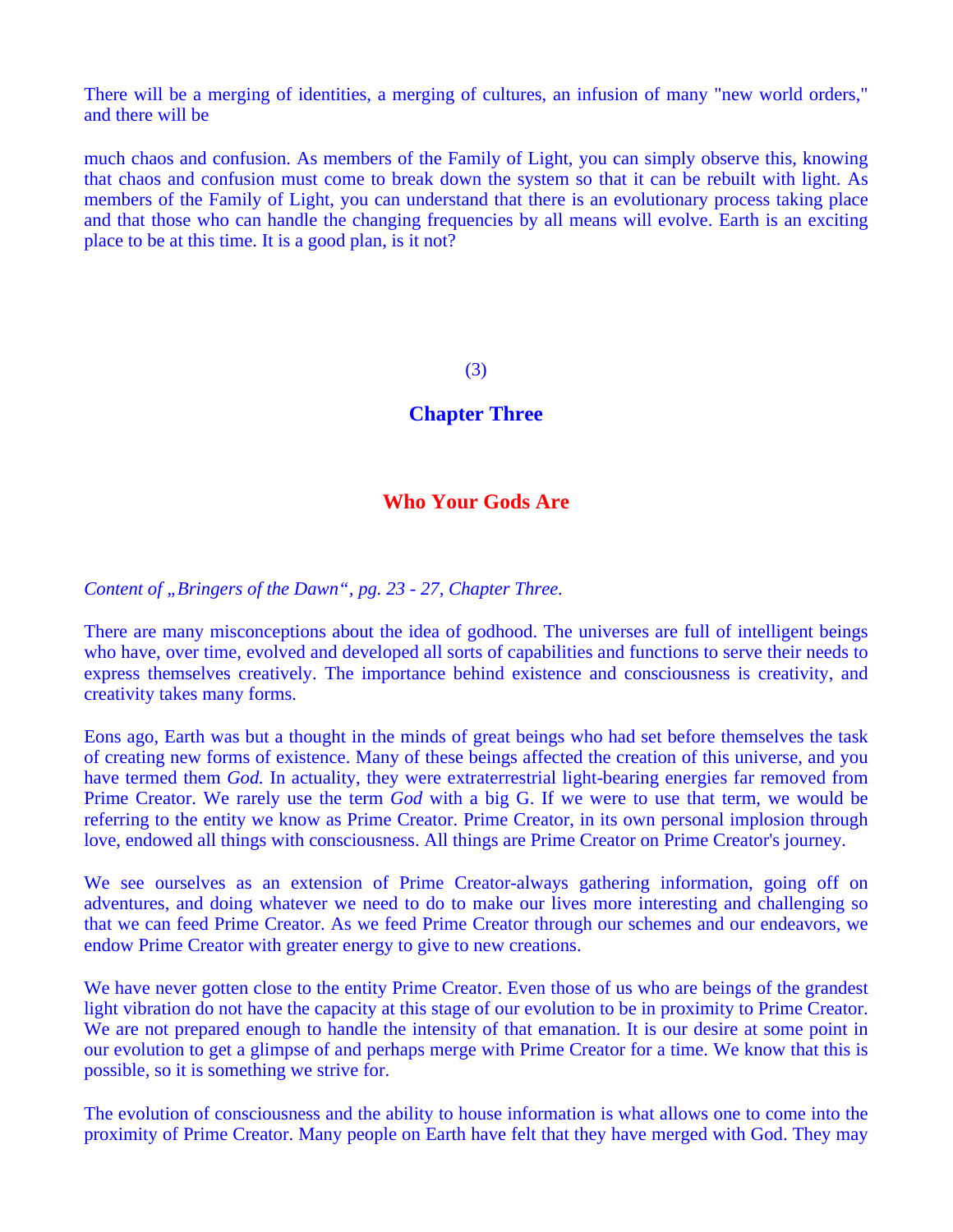There will be a merging of identities, a merging of cultures, an infusion of many "new world orders," and there will be

much chaos and confusion. As members of the Family of Light, you can simply observe this, knowing that chaos and confusion must come to break down the system so that it can be rebuilt with light. As members of the Family of Light, you can understand that there is an evolutionary process taking place and that those who can handle the changing frequencies by all means will evolve. Earth is an exciting place to be at this time. It is a good plan, is it not?

(3)

## Chapter Three

# Who Your Gods Are

*Content of „Bringers of the Dawn“, pg. 23 - 27, Chapter Three.*

There are many misconceptions about the idea of godhood. The universes are full of intelligent beings who have, over time, evolved and developed all sorts of capabilities and functions to serve their needs to express themselves creatively. The importance behind existence and consciousness is creativity, and creativity takes many forms.

Eons ago, Earth was but a thought in the minds of great beings who had set before themselves the task of creating new forms of existence. Many of these beings affected the creation of this universe, and you have termed them *God.* In actuality, they were extraterrestrial light-bearing energies far removed from Prime Creator. We rarely use the term *God* with a big G. If we were to use that term, we would be referring to the entity we know as Prime Creator. Prime Creator, in its own personal implosion through love, endowed all things with consciousness. All things are Prime Creator on Prime Creator's journey.

We see ourselves as an extension of Prime Creator-always gathering information, going off on adventures, and doing whatever we need to do to make our lives more interesting and challenging so that we can feed Prime Creator. As we feed Prime Creator through our schemes and our endeavors, we endow Prime Creator with greater energy to give to new creations.

We have never gotten close to the entity Prime Creator. Even those of us who are beings of the grandest light vibration do not have the capacity at this stage of our evolution to be in proximity to Prime Creator. We are not prepared enough to handle the intensity of that emanation. It is our desire at some point in our evolution to get a glimpse of and perhaps merge with Prime Creator for a time. We know that this is possible, so it is something we strive for.

The evolution of consciousness and the ability to house information is what allows one to come into the proximity of Prime Creator. Many people on Earth have felt that they have merged with God. They may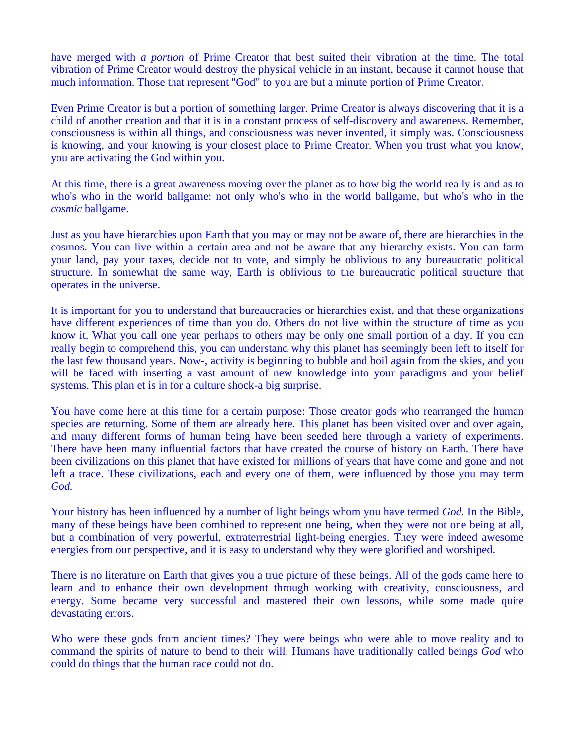have merged with *a portion* of Prime Creator that best suited their vibration at the time. The total vibration of Prime Creator would destroy the physical vehicle in an instant, because it cannot house that much information. Those that represent "God" to you are but a minute portion of Prime Creator.

Even Prime Creator is but a portion of something larger. Prime Creator is always discovering that it is a child of another creation and that it is in a constant process of self-discovery and awareness. Remember, consciousness is within all things, and consciousness was never invented, it simply was. Consciousness is knowing, and your knowing is your closest place to Prime Creator. When you trust what you know, you are activating the God within you.

At this time, there is a great awareness moving over the planet as to how big the world really is and as to who's who in the world ballgame: not only who's who in the world ballgame, but who's who in the *cosmic* ballgame.

Just as you have hierarchies upon Earth that you may or may not be aware of, there are hierarchies in the cosmos. You can live within a certain area and not be aware that any hierarchy exists. You can farm your land, pay your taxes, decide not to vote, and simply be oblivious to any bureaucratic political structure. In somewhat the same way, Earth is oblivious to the bureaucratic political structure that operates in the universe.

It is important for you to understand that bureaucracies or hierarchies exist, and that these organizations have different experiences of time than you do. Others do not live within the structure of time as you know it. What you call one year perhaps to others may be only one small portion of a day. If you can really begin to comprehend this, you can understand why this planet has seemingly been left to itself for the last few thousand years. Now-, activity is beginning to bubble and boil again from the skies, and you will be faced with inserting a vast amount of new knowledge into your paradigms and your belief systems. This plan et is in for a culture shock-a big surprise.

You have come here at this time for a certain purpose: Those creator gods who rearranged the human species are returning. Some of them are already here. This planet has been visited over and over again, and many different forms of human being have been seeded here through a variety of experiments. There have been many influential factors that have created the course of history on Earth. There have been civilizations on this planet that have existed for millions of years that have come and gone and not left a trace. These civilizations, each and every one of them, were influenced by those you may term *God.*

Your history has been influenced by a number of light beings whom you have termed *God.* In the Bible, many of these beings have been combined to represent one being, when they were not one being at all, but a combination of very powerful, extraterrestrial light-being energies. They were indeed awesome energies from our perspective, and it is easy to understand why they were glorified and worshiped.

There is no literature on Earth that gives you a true picture of these beings. All of the gods came here to learn and to enhance their own development through working with creativity, consciousness, and energy. Some became very successful and mastered their own lessons, while some made quite devastating errors.

Who were these gods from ancient times? They were beings who were able to move reality and to command the spirits of nature to bend to their will. Humans have traditionally called beings *God* who could do things that the human race could not do.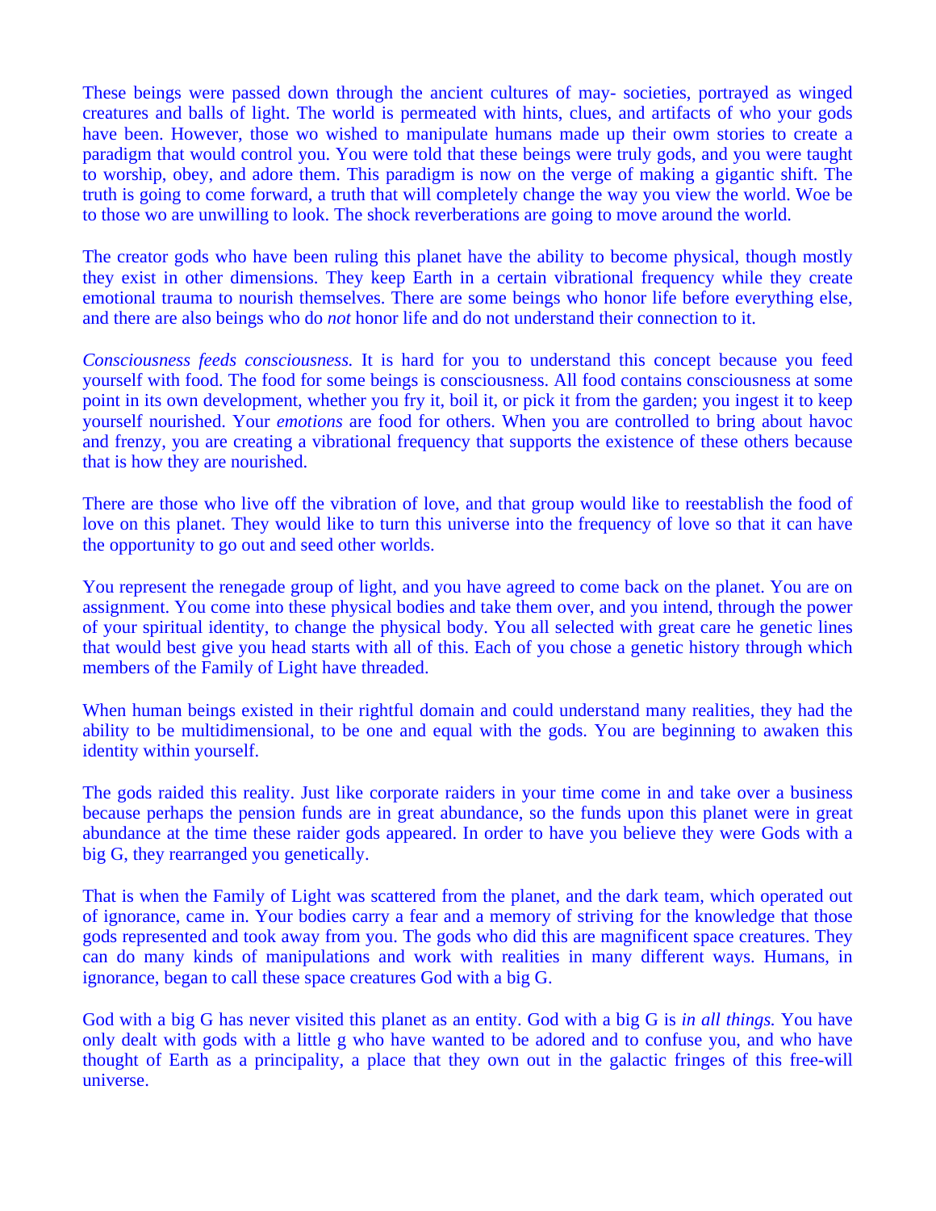These beings were passed down through the ancient cultures of may- societies, portrayed as winged creatures and balls of light. The world is permeated with hints, clues, and artifacts of who your gods have been. However, those wo wished to manipulate humans made up their owm stories to create a paradigm that would control you. You were told that these beings were truly gods, and you were taught to worship, obey, and adore them. This paradigm is now on the verge of making a gigantic shift. The truth is going to come forward, a truth that will completely change the way you view the world. Woe be to those wo are unwilling to look. The shock reverberations are going to move around the world.

The creator gods who have been ruling this planet have the ability to become physical, though mostly they exist in other dimensions. They keep Earth in a certain vibrational frequency while they create emotional trauma to nourish themselves. There are some beings who honor life before everything else, and there are also beings who do *not* honor life and do not understand their connection to it.

*Consciousness feeds consciousness.* It is hard for you to understand this concept because you feed yourself with food. The food for some beings is consciousness. All food contains consciousness at some point in its own development, whether you fry it, boil it, or pick it from the garden; you ingest it to keep yourself nourished. Your *emotions* are food for others. When you are controlled to bring about havoc and frenzy, you are creating a vibrational frequency that supports the existence of these others because that is how they are nourished.

There are those who live off the vibration of love, and that group would like to reestablish the food of love on this planet. They would like to turn this universe into the frequency of love so that it can have the opportunity to go out and seed other worlds.

You represent the renegade group of light, and you have agreed to come back on the planet. You are on assignment. You come into these physical bodies and take them over, and you intend, through the power of your spiritual identity, to change the physical body. You all selected with great care he genetic lines that would best give you head starts with all of this. Each of you chose a genetic history through which members of the Family of Light have threaded.

When human beings existed in their rightful domain and could understand many realities, they had the ability to be multidimensional, to be one and equal with the gods. You are beginning to awaken this identity within yourself.

The gods raided this reality. Just like corporate raiders in your time come in and take over a business because perhaps the pension funds are in great abundance, so the funds upon this planet were in great abundance at the time these raider gods appeared. In order to have you believe they were Gods with a big G, they rearranged you genetically.

That is when the Family of Light was scattered from the planet, and the dark team, which operated out of ignorance, came in. Your bodies carry a fear and a memory of striving for the knowledge that those gods represented and took away from you. The gods who did this are magnificent space creatures. They can do many kinds of manipulations and work with realities in many different ways. Humans, in ignorance, began to call these space creatures God with a big G.

God with a big G has never visited this planet as an entity. God with a big G is *in all things.* You have only dealt with gods with a little g who have wanted to be adored and to confuse you, and who have thought of Earth as a principality, a place that they own out in the galactic fringes of this free-will universe.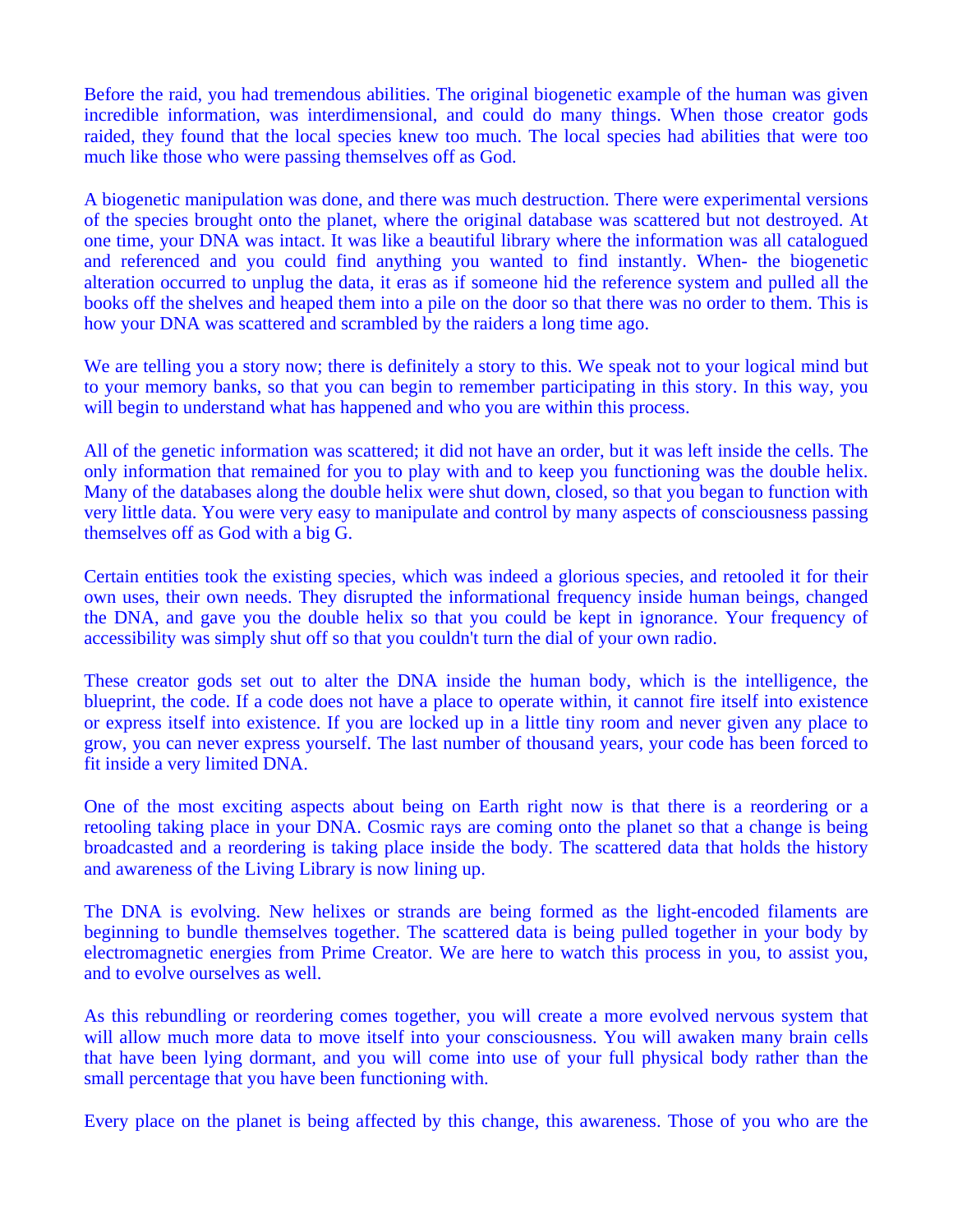Before the raid, you had tremendous abilities. The original biogenetic example of the human was given incredible information, was interdimensional, and could do many things. When those creator gods raided, they found that the local species knew too much. The local species had abilities that were too much like those who were passing themselves off as God.

A biogenetic manipulation was done, and there was much destruction. There were experimental versions of the species brought onto the planet, where the original database was scattered but not destroyed. At one time, your DNA was intact. It was like a beautiful library where the information was all catalogued and referenced and you could find anything you wanted to find instantly. When- the biogenetic alteration occurred to unplug the data, it eras as if someone hid the reference system and pulled all the books off the shelves and heaped them into a pile on the door so that there was no order to them. This is how your DNA was scattered and scrambled by the raiders a long time ago.

We are telling you a story now; there is definitely a story to this. We speak not to your logical mind but to your memory banks, so that you can begin to remember participating in this story. In this way, you will begin to understand what has happened and who you are within this process.

All of the genetic information was scattered; it did not have an order, but it was left inside the cells. The only information that remained for you to play with and to keep you functioning was the double helix. Many of the databases along the double helix were shut down, closed, so that you began to function with very little data. You were very easy to manipulate and control by many aspects of consciousness passing themselves off as God with a big G.

Certain entities took the existing species, which was indeed a glorious species, and retooled it for their own uses, their own needs. They disrupted the informational frequency inside human beings, changed the DNA, and gave you the double helix so that you could be kept in ignorance. Your frequency of accessibility was simply shut off so that you couldn't turn the dial of your own radio.

These creator gods set out to alter the DNA inside the human body, which is the intelligence, the blueprint, the code. If a code does not have a place to operate within, it cannot fire itself into existence or express itself into existence. If you are locked up in a little tiny room and never given any place to grow, you can never express yourself. The last number of thousand years, your code has been forced to fit inside a very limited DNA.

One of the most exciting aspects about being on Earth right now is that there is a reordering or a retooling taking place in your DNA. Cosmic rays are coming onto the planet so that a change is being broadcasted and a reordering is taking place inside the body. The scattered data that holds the history and awareness of the Living Library is now lining up.

The DNA is evolving. New helixes or strands are being formed as the light-encoded filaments are beginning to bundle themselves together. The scattered data is being pulled together in your body by electromagnetic energies from Prime Creator. We are here to watch this process in you, to assist you, and to evolve ourselves as well.

As this rebundling or reordering comes together, you will create a more evolved nervous system that will allow much more data to move itself into your consciousness. You will awaken many brain cells that have been lying dormant, and you will come into use of your full physical body rather than the small percentage that you have been functioning with.

Every place on the planet is being affected by this change, this awareness. Those of you who are the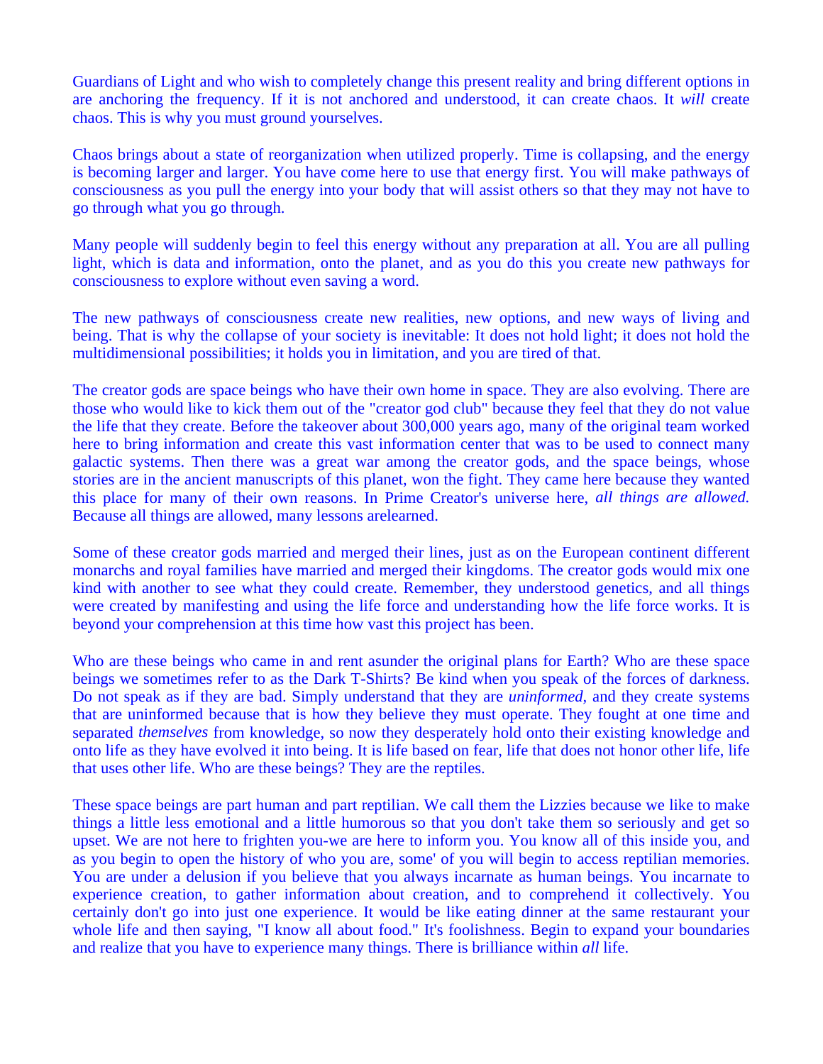Guardians of Light and who wish to completely change this present reality and bring different options in are anchoring the frequency. If it is not anchored and understood, it can create chaos. It *will* create chaos. This is why you must ground yourselves.

Chaos brings about a state of reorganization when utilized properly. Time is collapsing, and the energy is becoming larger and larger. You have come here to use that energy first. You will make pathways of consciousness as you pull the energy into your body that will assist others so that they may not have to go through what you go through.

Many people will suddenly begin to feel this energy without any preparation at all. You are all pulling light, which is data and information, onto the planet, and as you do this you create new pathways for consciousness to explore without even saying a word.

The new pathways of consciousness create new realities, new options, and new ways of living and being. That is why the collapse of your society is inevitable: It does not hold light; it does not hold the multidimensional possibilities; it holds you in limitation, and you are tired of that.

The creator gods are space beings who have their own home in space. They are also evolving. There are those who would like to kick them out of the "creator god club" because they feel that they do not value the life that they create. Before the takeover about 300,000 years ago, many of the original team worked here to bring information and create this vast information center that was to be used to connect many galactic systems. Then there was a great war among the creator gods, and the space beings, whose stories are in the ancient manuscripts of this planet, won the fight. They came here because they wanted this place for many of their own reasons. In Prime Creator's universe here, *all things are allowed.* Because all things are allowed, many lessons arelearned.

Some of these creator gods married and merged their lines, just as on the European continent different monarchs and royal families have married and merged their kingdoms. The creator gods would mix one kind with another to see what they could create. Remember, they understood genetics, and all things were created by manifesting and using the life force and understanding how the life force works. It is beyond your comprehension at this time how vast this project has been.

Who are these beings who came in and rent asunder the original plans for Earth? Who are these space beings we sometimes refer to as the Dark T-Shirts? Be kind when you speak of the forces of darkness. Do not speak as if they are bad. Simply understand that they are *uninformed,* and they create systems that are uninformed because that is how they believe they must operate. They fought at one time and separated *themselves* from knowledge, so now they desperately hold onto their existing knowledge and onto life as they have evolved it into being. It is life based on fear, life that does not honor other life, life that uses other life. Who are these beings? They are the reptiles.

These space beings are part human and part reptilian. We call them the Lizzies because we like to make things a little less emotional and a little humorous so that you don't take them so seriously and get so upset. We are not here to frighten you-we are here to inform you. You know all of this inside you, and as you begin to open the history of who you are, some' of you will begin to access reptilian memories. You are under a delusion if you believe that you always incarnate as human beings. You incarnate to experience creation, to gather information about creation, and to comprehend it collectively. You certainly don't go into just one experience. It would be like eating dinner at the same restaurant your whole life and then saying, "I know all about food." It's foolishness. Begin to expand your boundaries and realize that you have to experience many things. There is brilliance within *all* life.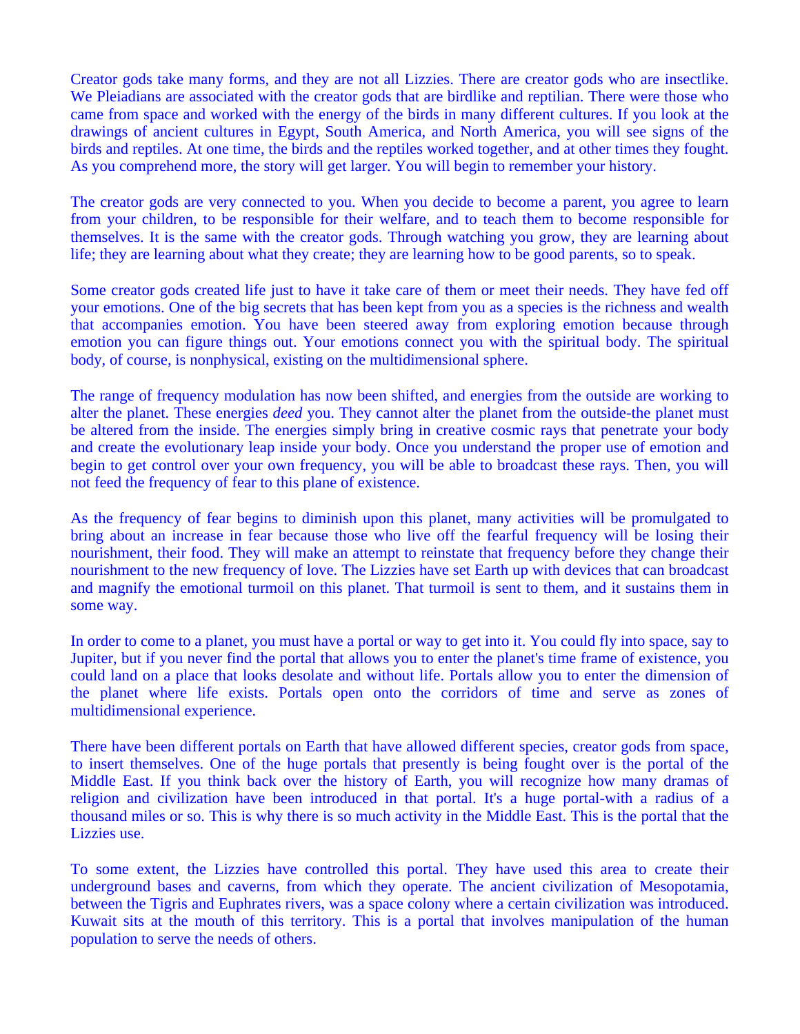Creator gods take many forms, and they are not all Lizzies. There are creator gods who are insectlike. We Pleiadians are associated with the creator gods that are birdlike and reptilian. There were those who came from space and worked with the energy of the birds in many different cultures. If you look at the drawings of ancient cultures in Egypt, South America, and North America, you will see signs of the birds and reptiles. At one time, the birds and the reptiles worked together, and at other times they fought. As you comprehend more, the story will get larger. You will begin to remember your history.

The creator gods are very connected to you. When you decide to become a parent, you agree to learn from your children, to be responsible for their welfare, and to teach them to become responsible for themselves. It is the same with the creator gods. Through watching you grow, they are learning about life; they are learning about what they create; they are learning how to be good parents, so to speak.

Some creator gods created life just to have it take care of them or meet their needs. They have fed off your emotions. One of the big secrets that has been kept from you as a species is the richness and wealth that accompanies emotion. You have been steered away from exploring emotion because through emotion you can figure things out. Your emotions connect you with the spiritual body. The spiritual body, of course, is nonphysical, existing on the multidimensional sphere.

The range of frequency modulation has now been shifted, and energies from the outside are working to alter the planet. These energies *deed* you. They cannot alter the planet from the outside-the planet must be altered from the inside. The energies simply bring in creative cosmic rays that penetrate your body and create the evolutionary leap inside your body. Once you understand the proper use of emotion and begin to get control over your own frequency, you will be able to broadcast these rays. Then, you will not feed the frequency of fear to this plane of existence.

As the frequency of fear begins to diminish upon this planet, many activities will be promulgated to bring about an increase in fear because those who live off the fearful frequency will be losing their nourishment, their food. They will make an attempt to reinstate that frequency before they change their nourishment to the new frequency of love. The Lizzies have set Earth up with devices that can broadcast and magnify the emotional turmoil on this planet. That turmoil is sent to them, and it sustains them in some way.

In order to come to a planet, you must have a portal or way to get into it. You could fly into space, say to Jupiter, but if you never find the portal that allows you to enter the planet's time frame of existence, you could land on a place that looks desolate and without life. Portals allow you to enter the dimension of the planet where life exists. Portals open onto the corridors of time and serve as zones of multidimensional experience.

There have been different portals on Earth that have allowed different species, creator gods from space, to insert themselves. One of the huge portals that presently is being fought over is the portal of the Middle East. If you think back over the history of Earth, you will recognize how many dramas of religion and civilization have been introduced in that portal. It's a huge portal-with a radius of a thousand miles or so. This is why there is so much activity in the Middle East. This is the portal that the Lizzies use.

To some extent, the Lizzies have controlled this portal. They have used this area to create their underground bases and caverns, from which they operate. The ancient civilization of Mesopotamia, between the Tigris and Euphrates rivers, was a space colony where a certain civilization was introduced. Kuwait sits at the mouth of this territory. This is a portal that involves manipulation of the human population to serve the needs of others.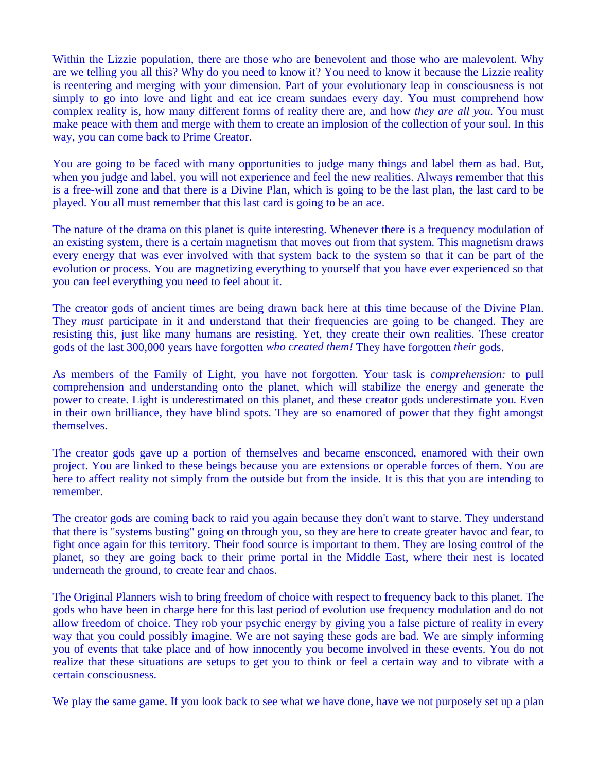Within the Lizzie population, there are those who are benevolent and those who are malevolent. Why are we telling you all this? Why do you need to know it? You need to know it because the Lizzie reality is reentering and merging with your dimension. Part of your evolutionary leap in consciousness is not simply to go into love and light and eat ice cream sundaes every day. You must comprehend how complex reality is, how many different forms of reality there are, and how *they are all you.* You must make peace with them and merge with them to create an implosion of the collection of your soul. In this way, you can come back to Prime Creator.

You are going to be faced with many opportunities to judge many things and label them as bad. But, when you judge and label, you will not experience and feel the new realities. Always remember that this is a free-will zone and that there is a Divine Plan, which is going to be the last plan, the last card to be played. You all must remember that this last card is going to be an ace.

The nature of the drama on this planet is quite interesting. Whenever there is a frequency modulation of an existing system, there is a certain magnetism that moves out from that system. This magnetism draws every energy that was ever involved with that system back to the system so that it can be part of the evolution or process. You are magnetizing everything to yourself that you have ever experienced so that you can feel everything you need to feel about it.

The creator gods of ancient times are being drawn back here at this time because of the Divine Plan. They *must* participate in it and understand that their frequencies are going to be changed. They are resisting this, just like many humans are resisting. Yet, they create their own realities. These creator gods of the last 300,000 years have forgotten *who created them!* They have forgotten *their* gods.

As members of the Family of Light, you have not forgotten. Your task is *comprehension:* to pull comprehension and understanding onto the planet, which will stabilize the energy and generate the power to create. Light is underestimated on this planet, and these creator gods underestimate you. Even in their own brilliance, they have blind spots. They are so enamored of power that they fight amongst themselves.

The creator gods gave up a portion of themselves and became ensconced, enamored with their own project. You are linked to these beings because you are extensions or operable forces of them. You are here to affect reality not simply from the outside but from the inside. It is this that you are intending to remember.

The creator gods are coming back to raid you again because they don't want to starve. They understand that there is "systems busting" going on through you, so they are here to create greater havoc and fear, to fight once again for this territory. Their food source is important to them. They are losing control of the planet, so they are going back to their prime portal in the Middle East, where their nest is located underneath the ground, to create fear and chaos.

The Original Planners wish to bring freedom of choice with respect to frequency back to this planet. The gods who have been in charge here for this last period of evolution use frequency modulation and do not allow freedom of choice. They rob your psychic energy by giving you a false picture of reality in every way that you could possibly imagine. We are not saying these gods are bad. We are simply informing you of events that take place and of how innocently you become involved in these events. You do not realize that these situations are setups to get you to think or feel a certain way and to vibrate with a certain consciousness.

We play the same game. If you look back to see what we have done, have we not purposely set up a plan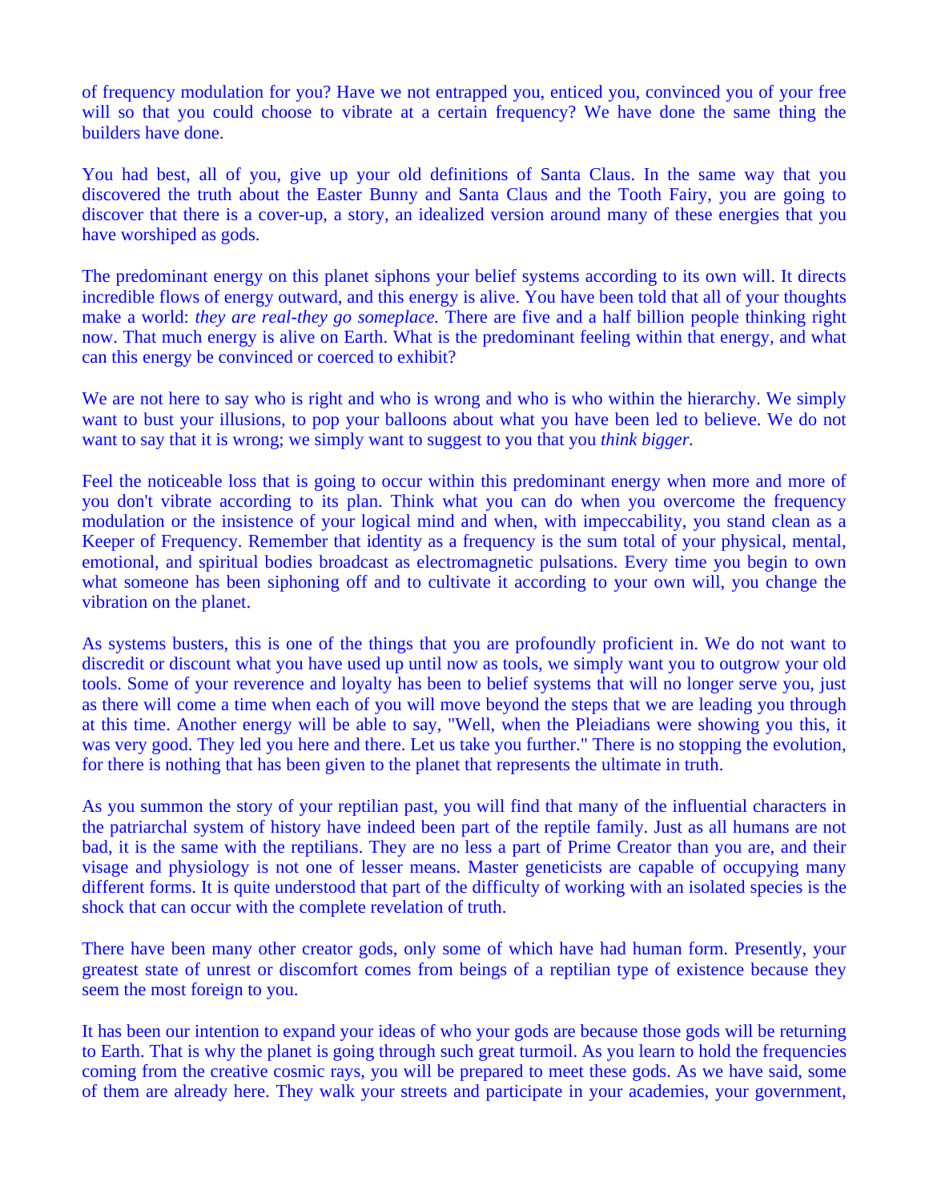of frequency modulation for you? Have we not entrapped you, enticed you, convinced you of your free will so that you could choose to vibrate at a certain frequency? We have done the same thing the builders have done.

You had best, all of you, give up your old definitions of Santa Claus. In the same way that you discovered the truth about the Easter Bunny and Santa Claus and the Tooth Fairy, you are going to discover that there is a cover-up, a story, an idealized version around many of these energies that you have worshiped as gods.

The predominant energy on this planet siphons your belief systems according to its own will. It directs incredible flows of energy outward, and this energy is alive. You have been told that all of your thoughts make a world: *they are real-they go someplace.* There are five and a half billion people thinking right now. That much energy is alive on Earth. What is the predominant feeling within that energy, and what can this energy be convinced or coerced to exhibit?

We are not here to say who is right and who is wrong and who is who within the hierarchy. We simply want to bust your illusions, to pop your balloons about what you have been led to believe. We do not want to say that it is wrong; we simply want to suggest to you that you *think bigger.*

Feel the noticeable loss that is going to occur within this predominant energy when more and more of you don't vibrate according to its plan. Think what you can do when you overcome the frequency modulation or the insistence of your logical mind and when, with impeccability, you stand clean as a Keeper of Frequency. Remember that identity as a frequency is the sum total of your physical, mental, emotional, and spiritual bodies broadcast as electromagnetic pulsations. Every time you begin to own what someone has been siphoning off and to cultivate it according to your own will, you change the vibration on the planet.

As systems busters, this is one of the things that you are profoundly proficient in. We do not want to discredit or discount what you have used up until now as tools, we simply want you to outgrow your old tools. Some of your reverence and loyalty has been to belief systems that will no longer serve you, just as there will come a time when each of you will move beyond the steps that we are leading you through at this time. Another energy will be able to say, "Well, when the Pleiadians were showing you this, it was very good. They led you here and there. Let us take you further." There is no stopping the evolution, for there is nothing that has been given to the planet that represents the ultimate in truth.

As you summon the story of your reptilian past, you will find that many of the influential characters in the patriarchal system of history have indeed been part of the reptile family. Just as all humans are not bad, it is the same with the reptilians. They are no less a part of Prime Creator than you are, and their visage and physiology is not one of lesser means. Master geneticists are capable of occupying many different forms. It is quite understood that part of the difficulty of working with an isolated species is the shock that can occur with the complete revelation of truth.

There have been many other creator gods, only some of which have had human form. Presently, your greatest state of unrest or discomfort comes from beings of a reptilian type of existence because they seem the most foreign to you.

It has been our intention to expand your ideas of who your gods are because those gods will be returning to Earth. That is why the planet is going through such great turmoil. As you learn to hold the frequencies coming from the creative cosmic rays, you will be prepared to meet these gods. As we have said, some of them are already here. They walk your streets and participate in your academies, your government,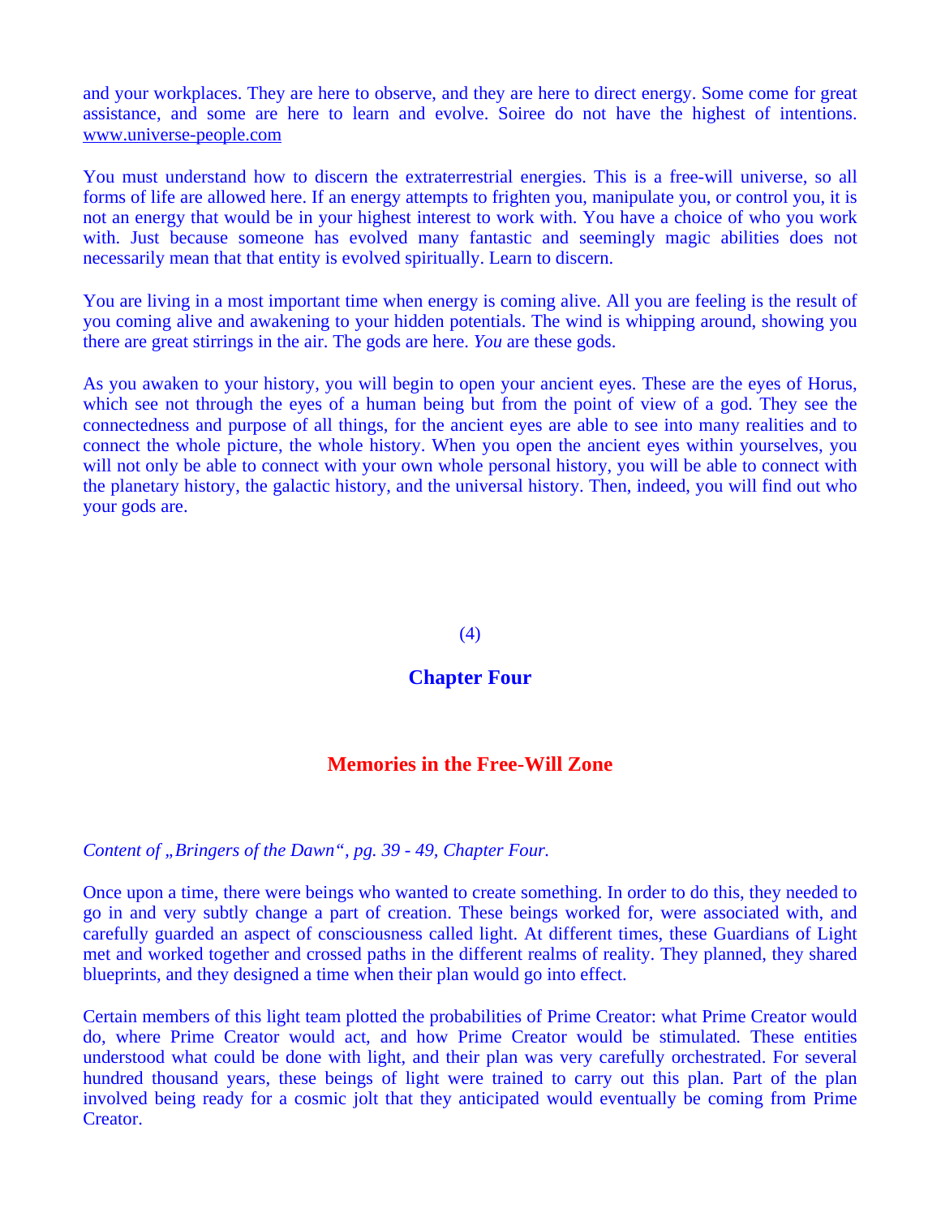and your workplaces. They are here to observe, and they are here to direct energy. Some come for great assistance, and some are here to learn and evolve. Soiree do not have the highest of intentions. www.universe-people.com

You must understand how to discern the extraterrestrial energies. This is a free-will universe, so all forms of life are allowed here. If an energy attempts to frighten you, manipulate you, or control you, it is not an energy that would be in your highest interest to work with. You have a choice of who you work with. Just because someone has evolved many fantastic and seemingly magic abilities does not necessarily mean that that entity is evolved spiritually. Learn to discern.

You are living in a most important time when energy is coming alive. All you are feeling is the result of you coming alive and awakening to your hidden potentials. The wind is whipping around, showing you there are great stirrings in the air. The gods are here. *You* are these gods.

As you awaken to your history, you will begin to open your ancient eyes. These are the eyes of Horus, which see not through the eyes of a human being but from the point of view of a god. They see the connectedness and purpose of all things, for the ancient eyes are able to see into many realities and to connect the whole picture, the whole history. When you open the ancient eyes within yourselves, you will not only be able to connect with your own whole personal history, you will be able to connect with the planetary history, the galactic history, and the universal history. Then, indeed, you will find out who your gods are.

(4)

## Chapter Four

## Memories in the Free-Will Zone

*Content of „Bringers of the Dawn“, pg. 39 - 49, Chapter Four.*

Once upon a time, there were beings who wanted to create something. In order to do this, they needed to go in and very subtly change a part of creation. These beings worked for, were associated with, and carefully guarded an aspect of consciousness called light. At different times, these Guardians of Light met and worked together and crossed paths in the different realms of reality. They planned, they shared blueprints, and they designed a time when their plan would go into effect.

Certain members of this light team plotted the probabilities of Prime Creator: what Prime Creator would do, where Prime Creator would act, and how Prime Creator would be stimulated. These entities understood what could be done with light, and their plan was very carefully orchestrated. For several hundred thousand years, these beings of light were trained to carry out this plan. Part of the plan involved being ready for a cosmic jolt that they anticipated would eventually be coming from Prime Creator.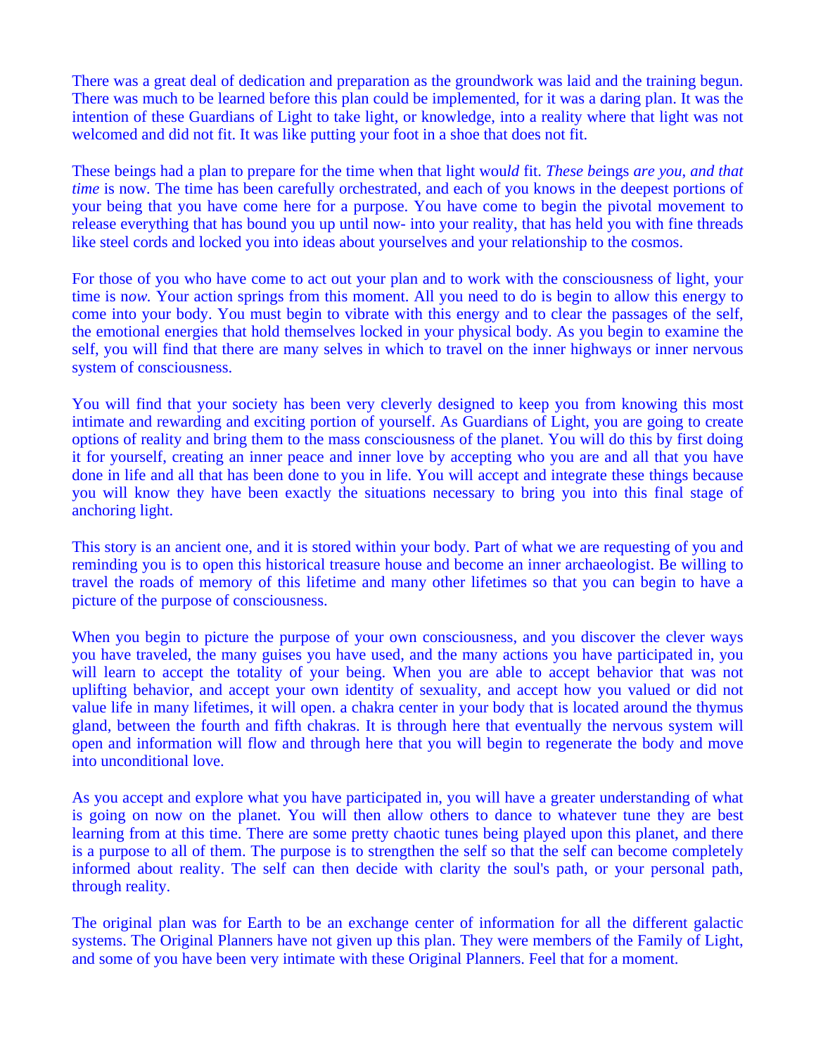There was a great deal of dedication and preparation as the groundwork was laid and the training begun. There was much to be learned before this plan could be implemented, for it was a daring plan. It was the intention of these Guardians of Light to take light, or knowledge, into a reality where that light was not welcomed and did not fit. It was like putting your foot in a shoe that does not fit.

These beings had a plan to prepare for the time when that light wou*ld* fit. *These be*ings *are you, and that time* is now. The time has been carefully orchestrated, and each of you knows in the deepest portions of your being that you have come here for a purpose. You have come to begin the pivotal movement to release everything that has bound you up until now- into your reality, that has held you with fine threads like steel cords and locked you into ideas about yourselves and your relationship to the cosmos.

For those of you who have come to act out your plan and to work with the consciousness of light, your time is n*ow.* Your action springs from this moment. All you need to do is begin to allow this energy to come into your body. You must begin to vibrate with this energy and to clear the passages of the self, the emotional energies that hold themselves locked in your physical body. As you begin to examine the self, you will find that there are many selves in which to travel on the inner highways or inner nervous system of consciousness.

You will find that your society has been very cleverly designed to keep you from knowing this most intimate and rewarding and exciting portion of yourself. As Guardians of Light, you are going to create options of reality and bring them to the mass consciousness of the planet. You will do this by first doing it for yourself, creating an inner peace and inner love by accepting who you are and all that you have done in life and all that has been done to you in life. You will accept and integrate these things because you will know they have been exactly the situations necessary to bring you into this final stage of anchoring light.

This story is an ancient one, and it is stored within your body. Part of what we are requesting of you and reminding you is to open this historical treasure house and become an inner archaeologist. Be willing to travel the roads of memory of this lifetime and many other lifetimes so that you can begin to have a picture of the purpose of consciousness.

When you begin to picture the purpose of your own consciousness, and you discover the clever ways you have traveled, the many guises you have used, and the many actions you have participated in, you will learn to accept the totality of your being. When you are able to accept behavior that was not uplifting behavior, and accept your own identity of sexuality, and accept how you valued or did not value life in many lifetimes, it will open. a chakra center in your body that is located around the thymus gland, between the fourth and fifth chakras. It is through here that eventually the nervous system will open and information will flow and through here that you will begin to regenerate the body and move into unconditional love.

As you accept and explore what you have participated in, you will have a greater understanding of what is going on now on the planet. You will then allow others to dance to whatever tune they are best learning from at this time. There are some pretty chaotic tunes being played upon this planet, and there is a purpose to all of them. The purpose is to strengthen the self so that the self can become completely informed about reality. The self can then decide with clarity the soul's path, or your personal path, through reality.

The original plan was for Earth to be an exchange center of information for all the different galactic systems. The Original Planners have not given up this plan. They were members of the Family of Light, and some of you have been very intimate with these Original Planners. Feel that for a moment.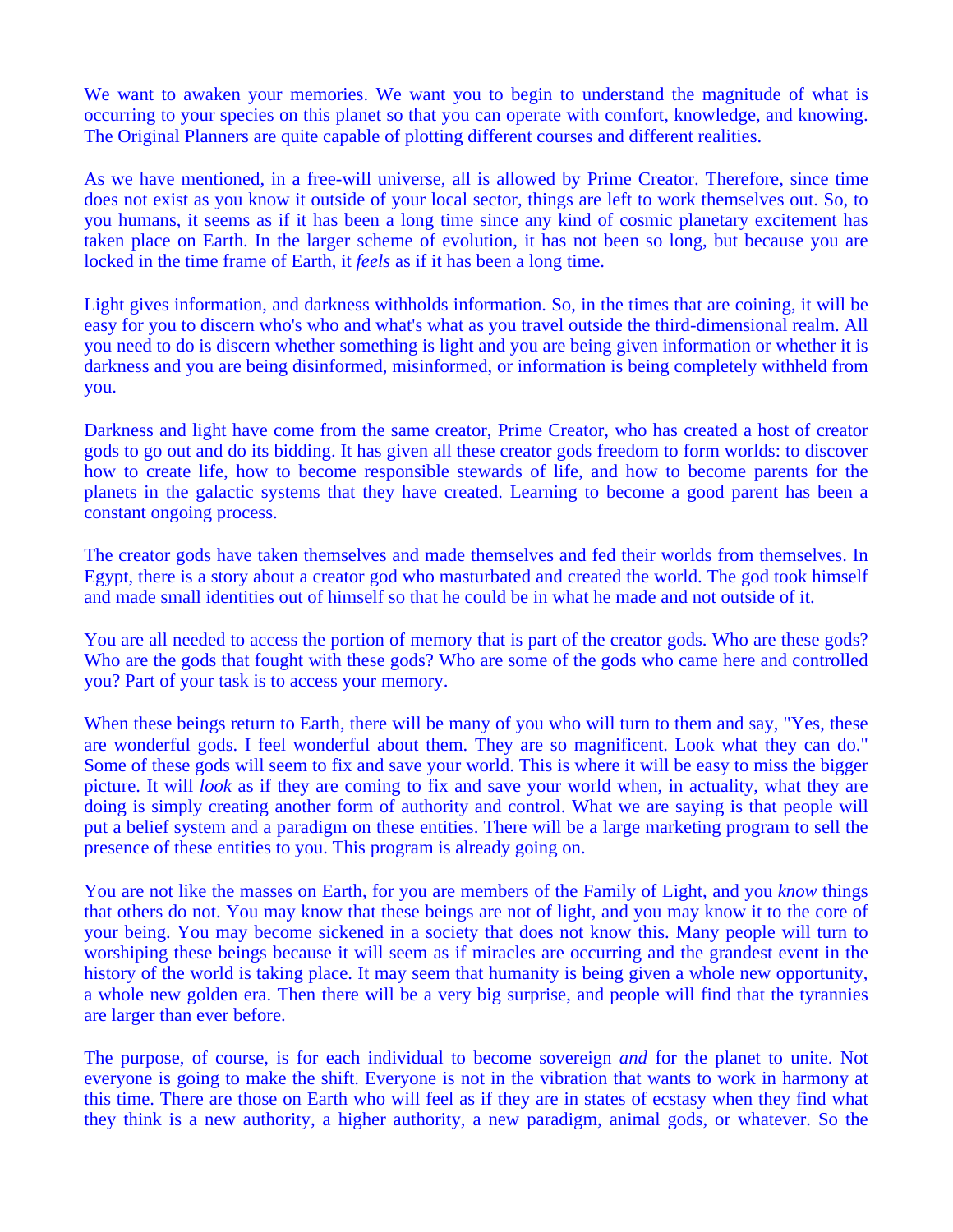We want to awaken your memories. We want you to begin to understand the magnitude of what is occurring to your species on this planet so that you can operate with comfort, knowledge, and knowing. The Original Planners are quite capable of plotting different courses and different realities.

As we have mentioned, in a free-will universe, all is allowed by Prime Creator. Therefore, since time does not exist as you know it outside of your local sector, things are left to work themselves out. So, to you humans, it seems as if it has been a long time since any kind of cosmic planetary excitement has taken place on Earth. In the larger scheme of evolution, it has not been so long, but because you are locked in the time frame of Earth, it *feels* as if it has been a long time.

Light gives information, and darkness withholds information. So, in the times that are coining, it will be easy for you to discern who's who and what's what as you travel outside the third-dimensional realm. All you need to do is discern whether something is light and you are being given information or whether it is darkness and you are being disinformed, misinformed, or information is being completely withheld from you.

Darkness and light have come from the same creator, Prime Creator, who has created a host of creator gods to go out and do its bidding. It has given all these creator gods freedom to form worlds: to discover how to create life, how to become responsible stewards of life, and how to become parents for the planets in the galactic systems that they have created. Learning to become a good parent has been a constant ongoing process.

The creator gods have taken themselves and made themselves and fed their worlds from themselves. In Egypt, there is a story about a creator god who masturbated and created the world. The god took himself and made small identities out of himself so that he could be in what he made and not outside of it.

You are all needed to access the portion of memory that is part of the creator gods. Who are these gods? Who are the gods that fought with these gods? Who are some of the gods who came here and controlled you? Part of your task is to access your memory.

When these beings return to Earth, there will be many of you who will turn to them and say, "Yes, these are wonderful gods. I feel wonderful about them. They are so magnificent. Look what they can do." Some of these gods will seem to fix and save your world. This is where it will be easy to miss the bigger picture. It will *look* as if they are coming to fix and save your world when, in actuality, what they are doing is simply creating another form of authority and control. What we are saying is that people will put a belief system and a paradigm on these entities. There will be a large marketing program to sell the presence of these entities to you. This program is already going on.

You are not like the masses on Earth, for you are members of the Family of Light, and you *know* things that others do not. You may know that these beings are not of light, and you may know it to the core of your being. You may become sickened in a society that does not know this. Many people will turn to worshiping these beings because it will seem as if miracles are occurring and the grandest event in the history of the world is taking place. It may seem that humanity is being given a whole new opportunity, a whole new golden era. Then there will be a very big surprise, and people will find that the tyrannies are larger than ever before.

The purpose, of course, is for each individual to become sovereign *and* for the planet to unite. Not everyone is going to make the shift. Everyone is not in the vibration that wants to work in harmony at this time. There are those on Earth who will feel as if they are in states of ecstasy when they find what they think is a new authority, a higher authority, a new paradigm, animal gods, or whatever. So the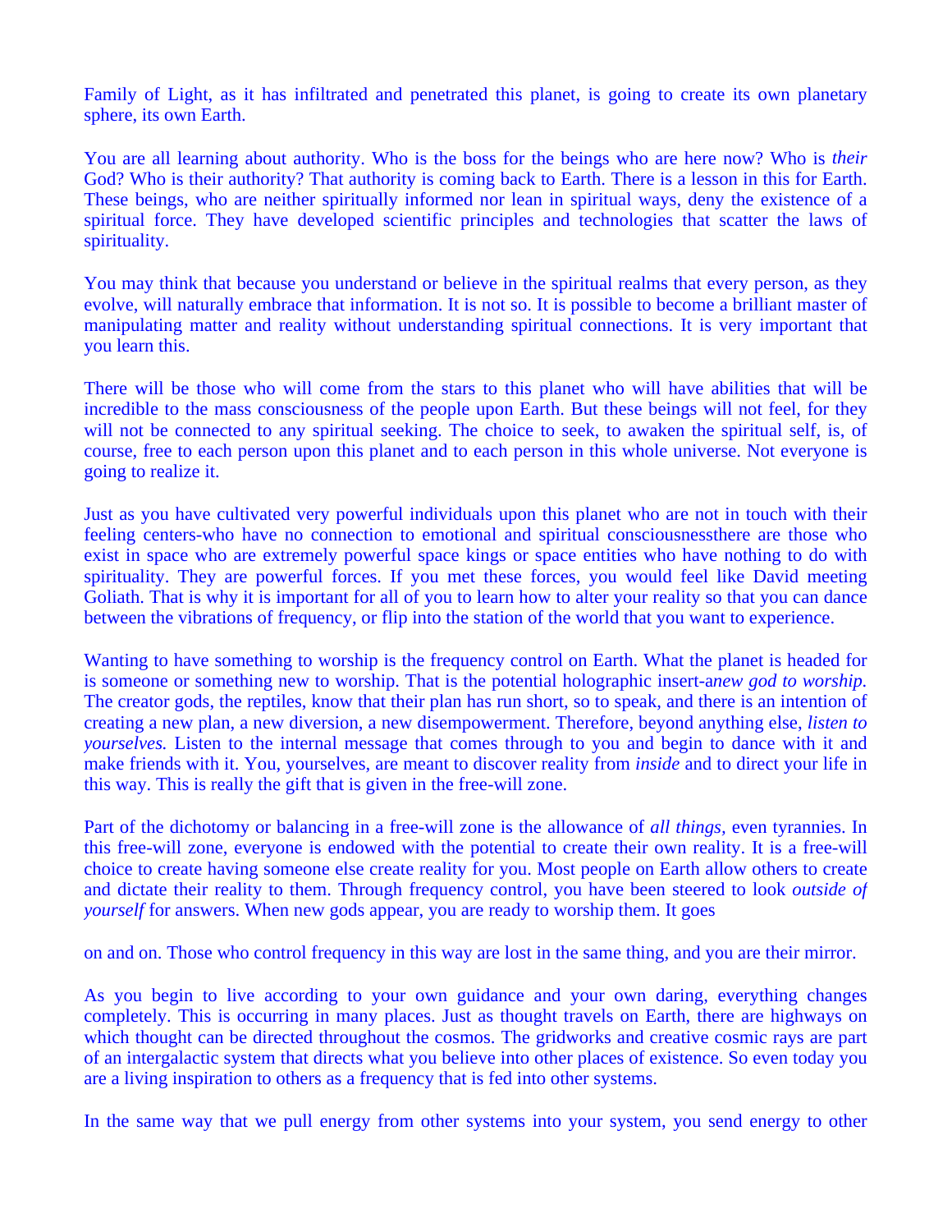Family of Light, as it has infiltrated and penetrated this planet, is going to create its own planetary sphere, its own Earth.

You are all learning about authority. Who is the boss for the beings who are here now? Who is *their* God? Who is their authority? That authority is coming back to Earth. There is a lesson in this for Earth. These beings, who are neither spiritually informed nor lean in spiritual ways, deny the existence of a spiritual force. They have developed scientific principles and technologies that scatter the laws of spirituality.

You may think that because you understand or believe in the spiritual realms that every person, as they evolve, will naturally embrace that information. It is not so. It is possible to become a brilliant master of manipulating matter and reality without understanding spiritual connections. It is very important that you learn this.

There will be those who will come from the stars to this planet who will have abilities that will be incredible to the mass consciousness of the people upon Earth. But these beings will not feel, for they will not be connected to any spiritual seeking. The choice to seek, to awaken the spiritual self, is, of course, free to each person upon this planet and to each person in this whole universe. Not everyone is going to realize it.

Just as you have cultivated very powerful individuals upon this planet who are not in touch with their feeling centers-who have no connection to emotional and spiritual consciousnessthere are those who exist in space who are extremely powerful space kings or space entities who have nothing to do with spirituality. They are powerful forces. If you met these forces, you would feel like David meeting Goliath. That is why it is important for all of you to learn how to alter your reality so that you can dance between the vibrations of frequency, or flip into the station of the world that you want to experience.

Wanting to have something to worship is the frequency control on Earth. What the planet is headed for is someone or something new to worship. That is the potential holographic insert-a*new god to worship.* The creator gods, the reptiles, know that their plan has run short, so to speak, and there is an intention of creating a new plan, a new diversion, a new disempowerment. Therefore, beyond anything else, *listen to yourselves.* Listen to the internal message that comes through to you and begin to dance with it and make friends with it. You, yourselves, are meant to discover reality from *inside* and to direct your life in this way. This is really the gift that is given in the free-will zone.

Part of the dichotomy or balancing in a free-will zone is the allowance of *all things*, even tyrannies. In this free-will zone, everyone is endowed with the potential to create their own reality. It is a free-will choice to create having someone else create reality for you. Most people on Earth allow others to create and dictate their reality to them. Through frequency control, you have been steered to look *outside of yourself* for answers. When new gods appear, you are ready to worship them. It goes on and on. Those who control frequency in this way are lost in the same thing, and you are their mirror.

As you begin to live according to your own guidance and your own daring, everything changes completely. This is occurring in many places. Just as thought travels on Earth, there are highways on which thought can be directed throughout the cosmos. The gridworks and creative cosmic rays are part of an intergalactic system that directs what you believe into other places of existence. So even today you are a living inspiration to others as a frequency that is fed into other systems.

In the same way that we pull energy from other systems into your system, you send energy to other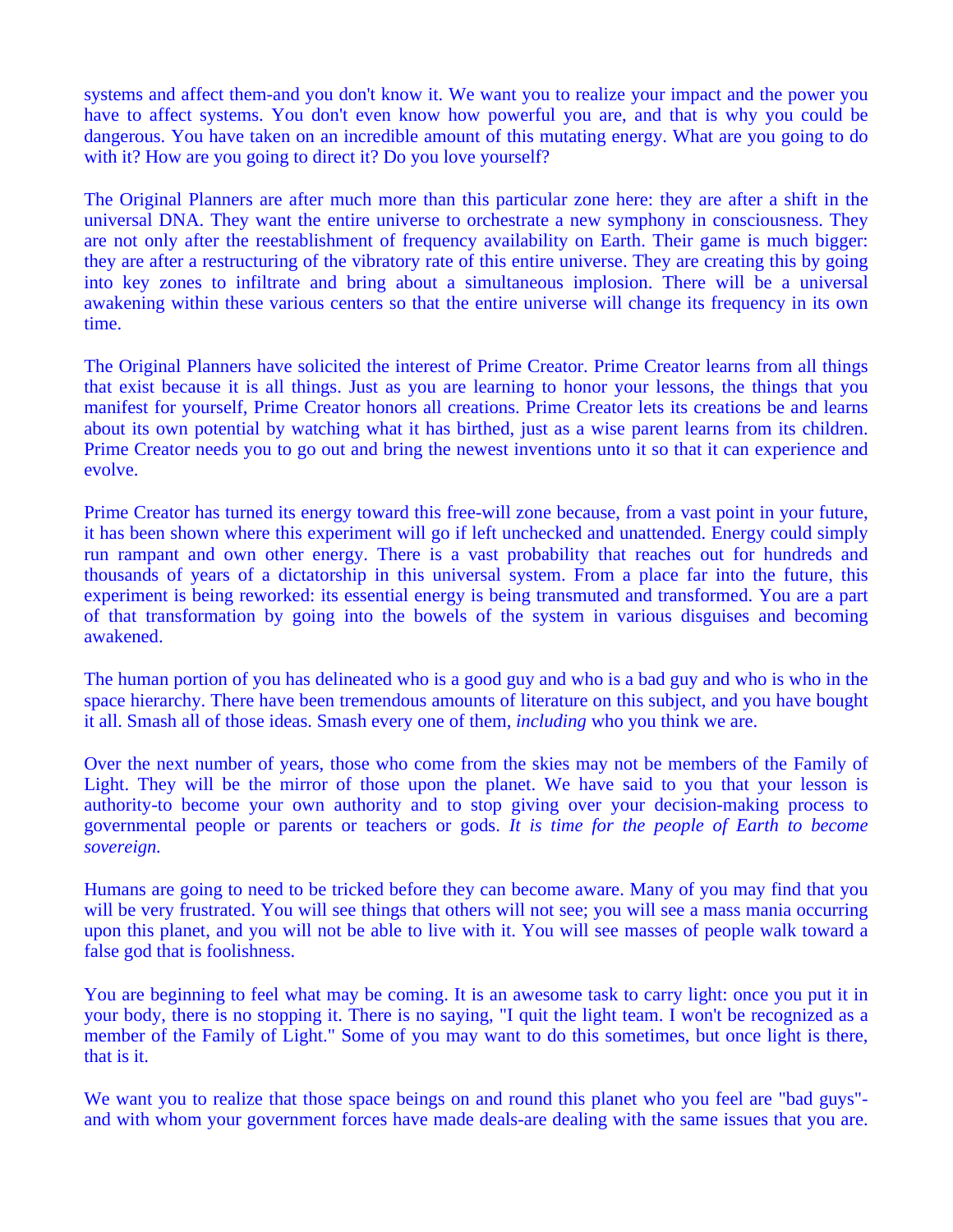systems and affect them-and you don't know it. We want you to realize your impact and the power you have to affect systems. You don't even know how powerful you are, and that is why you could be dangerous. You have taken on an incredible amount of this mutating energy. What are you going to do with it? How are you going to direct it? Do you love yourself?

The Original Planners are after much more than this particular zone here: they are after a shift in the universal DNA. They want the entire universe to orchestrate a new symphony in consciousness. They are not only after the reestablishment of frequency availability on Earth. Their game is much bigger: they are after a restructuring of the vibratory rate of this entire universe. They are creating this by going into key zones to infiltrate and bring about a simultaneous implosion. There will be a universal awakening within these various centers so that the entire universe will change its frequency in its own time.

The Original Planners have solicited the interest of Prime Creator. Prime Creator learns from all things that exist because it is all things. Just as you are learning to honor your lessons, the things that you manifest for yourself, Prime Creator honors all creations. Prime Creator lets its creations be and learns about its own potential by watching what it has birthed, just as a wise parent learns from its children. Prime Creator needs you to go out and bring the newest inventions unto it so that it can experience and evolve.

Prime Creator has turned its energy toward this free-will zone because, from a vast point in your future, it has been shown where this experiment will go if left unchecked and unattended. Energy could simply run rampant and own other energy. There is a vast probability that reaches out for hundreds and thousands of years of a dictatorship in this universal system. From a place far into the future, this experiment is being reworked: its essential energy is being transmuted and transformed. You are a part of that transformation by going into the bowels of the system in various disguises and becoming awakened.

The human portion of you has delineated who is a good guy and who is a bad guy and who is who in the space hierarchy. There have been tremendous amounts of literature on this subject, and you have bought it all. Smash all of those ideas. Smash every one of them, *including* who you think we are.

Over the next number of years, those who come from the skies may not be members of the Family of Light. They will be the mirror of those upon the planet. We have said to you that your lesson is authority-to become your own authority and to stop giving over your decision-making process to governmental people or parents or teachers or gods. *It is time for the people of Earth to become sovereign.*

Humans are going to need to be tricked before they can become aware. Many of you may find that you will be very frustrated. You will see things that others will not see; you will see a mass mania occurring upon this planet, and you will not be able to live with it. You will see masses of people walk toward a false god that is foolishness.

You are beginning to feel what may be coming. It is an awesome task to carry light: once you put it in your body, there is no stopping it. There is no saying, "I quit the light team. I won't be recognized as a member of the Family of Light." Some of you may want to do this sometimes, but once light is there, that is it.

We want you to realize that those space beings on and round this planet who you feel are "bad guys"-and with whom your government forces have made deals-are dealing with the same issues that you are.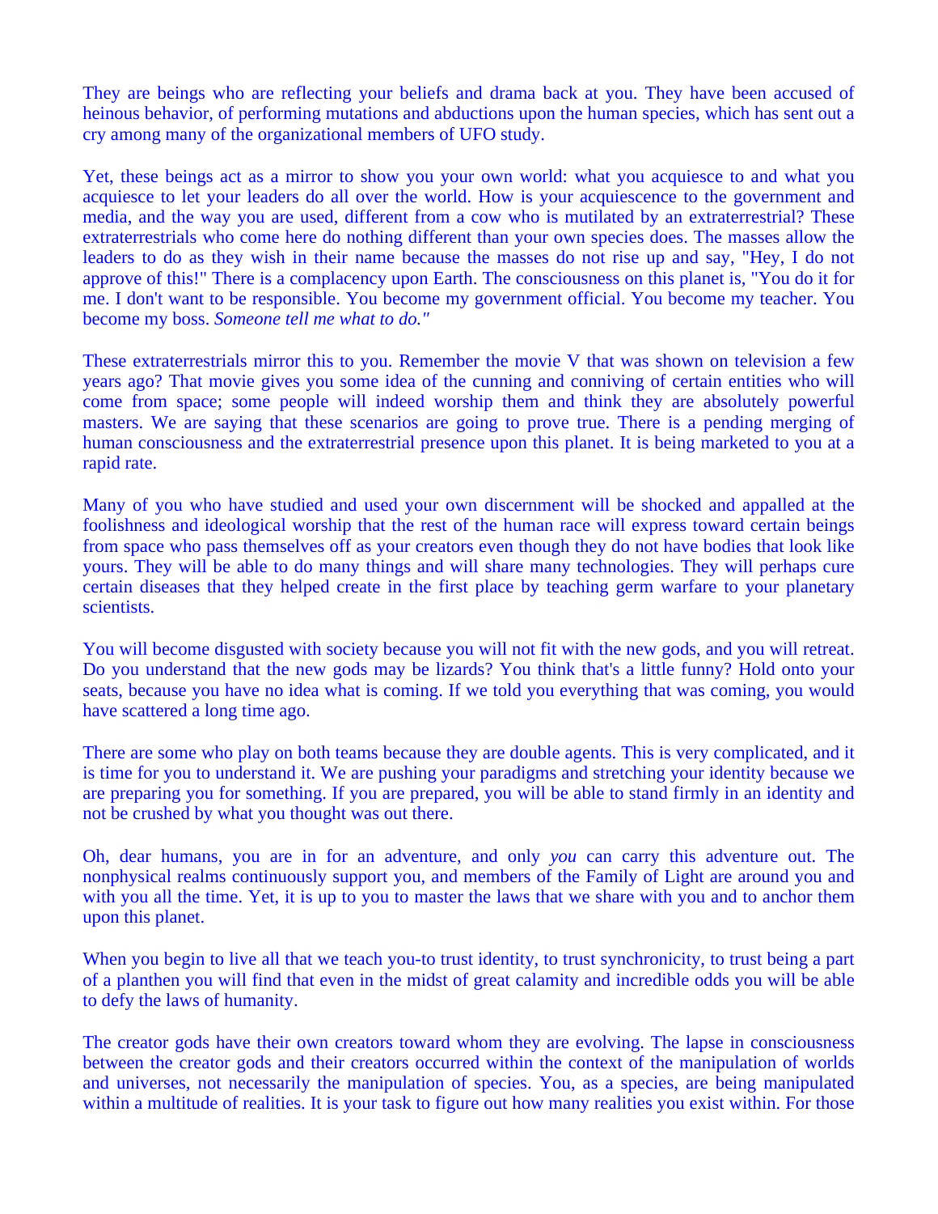They are beings who are reflecting your beliefs and drama back at you. They have been accused of heinous behavior, of performing mutations and abductions upon the human species, which has sent out a cry among many of the organizational members of UFO study.

Yet, these beings act as a mirror to show you your own world: what you acquiesce to and what you acquiesce to let your leaders do all over the world. How is your acquiescence to the government and media, and the way you are used, different from a cow who is mutilated by an extraterrestrial? These extraterrestrials who come here do nothing different than your own species does. The masses allow the leaders to do as they wish in their name because the masses do not rise up and say, "Hey, I do not approve of this!" There is a complacency upon Earth. The consciousness on this planet is, "You do it for me. I don't want to be responsible. You become my government official. You become my teacher. You become my boss. *Someone tell me what to do."*

These extraterrestrials mirror this to you. Remember the movie V that was shown on television a few years ago? That movie gives you some idea of the cunning and conniving of certain entities who will come from space; some people will indeed worship them and think they are absolutely powerful masters. We are saying that these scenarios are going to prove true. There is a pending merging of human consciousness and the extraterrestrial presence upon this planet. It is being marketed to you at a rapid rate.

Many of you who have studied and used your own discernment will be shocked and appalled at the foolishness and ideological worship that the rest of the human race will express toward certain beings from space who pass themselves off as your creators even though they do not have bodies that look like yours. They will be able to do many things and will share many technologies. They will perhaps cure certain diseases that they helped create in the first place by teaching germ warfare to your planetary scientists.

You will become disgusted with society because you will not fit with the new gods, and you will retreat. Do you understand that the new gods may be lizards? You think that's a little funny? Hold onto your seats, because you have no idea what is coming. If we told you everything that was coming, you would have scattered a long time ago.

There are some who play on both teams because they are double agents. This is very complicated, and it is time for you to understand it. We are pushing your paradigms and stretching your identity because we are preparing you for something. If you are prepared, you will be able to stand firmly in an identity and not be crushed by what you thought was out there.

Oh, dear humans, you are in for an adventure, and only *you* can carry this adventure out. The nonphysical realms continuously support you, and members of the Family of Light are around you and with you all the time. Yet, it is up to you to master the laws that we share with you and to anchor them upon this planet.

When you begin to live all that we teach you-to trust identity, to trust synchronicity, to trust being a part of a planthen you will find that even in the midst of great calamity and incredible odds you will be able to defy the laws of humanity.

The creator gods have their own creators toward whom they are evolving. The lapse in consciousness between the creator gods and their creators occurred within the context of the manipulation of worlds and universes, not necessarily the manipulation of species. You, as a species, are being manipulated within a multitude of realities. It is your task to figure out how many realities you exist within. For those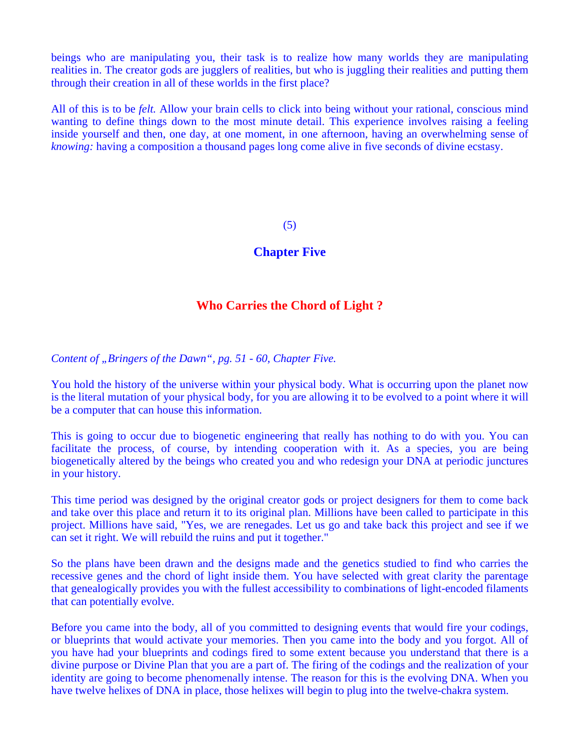beings who are manipulating you, their task is to realize how many worlds they are manipulating realities in. The creator gods are jugglers of realities, but who is juggling their realities and putting them through their creation in all of these worlds in the first place?

All of this is to be *felt.* Allow your brain cells to click into being without your rational, conscious mind wanting to define things down to the most minute detail. This experience involves raising a feeling inside yourself and then, one day, at one moment, in one afternoon, having an overwhelming sense of *knowing:* having a composition a thousand pages long come alive in five seconds of divine ecstasy.

(5)

## Chapter Five

## Who Carries the Chord of Light ?

*Content of „Bringers of the Dawn“, pg. 51 - 60, Chapter Five.*

You hold the history of the universe within your physical body. What is occurring upon the planet now is the literal mutation of your physical body, for you are allowing it to be evolved to a point where it will be a computer that can house this information.

This is going to occur due to biogenetic engineering that really has nothing to do with you. You can facilitate the process, of course, by intending cooperation with it. As a species, you are being biogenetically altered by the beings who created you and who redesign your DNA at periodic junctures in your history.

This time period was designed by the original creator gods or project designers for them to come back and take over this place and return it to its original plan. Millions have been called to participate in this project. Millions have said, "Yes, we are renegades. Let us go and take back this project and see if we can set it right. We will rebuild the ruins and put it together."

So the plans have been drawn and the designs made and the genetics studied to find who carries the recessive genes and the chord of light inside them. You have selected with great clarity the parentage that genealogically provides you with the fullest accessibility to combinations of light-encoded filaments that can potentially evolve.

Before you came into the body, all of you committed to designing events that would fire your codings, or blueprints that would activate your memories. Then you came into the body and you forgot. All of you have had your blueprints and codings fired to some extent because you understand that there is a divine purpose or Divine Plan that you are a part of. The firing of the codings and the realization of your identity are going to become phenomenally intense. The reason for this is the evolving DNA. When you have twelve helixes of DNA in place, those helixes will begin to plug into the twelve-chakra system.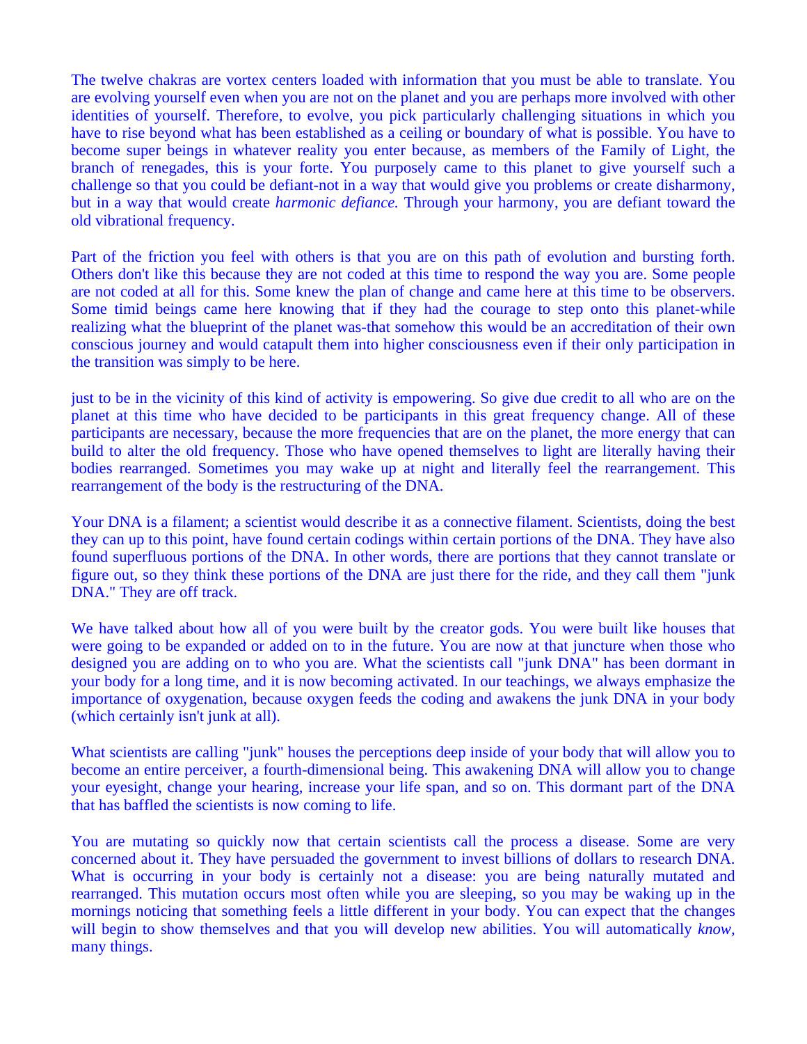The twelve chakras are vortex centers loaded with information that you must be able to translate. You are evolving yourself even when you are not on the planet and you are perhaps more involved with other identities of yourself. Therefore, to evolve, you pick particularly challenging situations in which you have to rise beyond what has been established as a ceiling or boundary of what is possible. You have to become super beings in whatever reality you enter because, as members of the Family of Light, the branch of renegades, this is your forte. You purposely came to this planet to give yourself such a challenge so that you could be defiant-not in a way that would give you problems or create disharmony, but in a way that would create *harmonic defiance.* Through your harmony, you are defiant toward the old vibrational frequency.

Part of the friction you feel with others is that you are on this path of evolution and bursting forth. Others don't like this because they are not coded at this time to respond the way you are. Some people are not coded at all for this. Some knew the plan of change and came here at this time to be observers. Some timid beings came here knowing that if they had the courage to step onto this planet-while realizing what the blueprint of the planet was-that somehow this would be an accreditation of their own conscious journey and would catapult them into higher consciousness even if their only participation in the transition was simply to be here.

just to be in the vicinity of this kind of activity is empowering. So give due credit to all who are on the planet at this time who have decided to be participants in this great frequency change. All of these participants are necessary, because the more frequencies that are on the planet, the more energy that can build to alter the old frequency. Those who have opened themselves to light are literally having their bodies rearranged. Sometimes you may wake up at night and literally feel the rearrangement. This rearrangement of the body is the restructuring of the DNA.

Your DNA is a filament; a scientist would describe it as a connective filament. Scientists, doing the best they can up to this point, have found certain codings within certain portions of the DNA. They have also found superfluous portions of the DNA. In other words, there are portions that they cannot translate or figure out, so they think these portions of the DNA are just there for the ride, and they call them "junk DNA." They are off track.

We have talked about how all of you were built by the creator gods. You were built like houses that were going to be expanded or added on to in the future. You are now at that juncture when those who designed you are adding on to who you are. What the scientists call "junk DNA" has been dormant in your body for a long time, and it is now becoming activated. In our teachings, we always emphasize the importance of oxygenation, because oxygen feeds the coding and awakens the junk DNA in your body (which certainly isn't junk at all).

What scientists are calling "junk" houses the perceptions deep inside of your body that will allow you to become an entire perceiver, a fourth-dimensional being. This awakening DNA will allow you to change your eyesight, change your hearing, increase your life span, and so on. This dormant part of the DNA that has baffled the scientists is now coming to life.

You are mutating so quickly now that certain scientists call the process a disease. Some are very concerned about it. They have persuaded the government to invest billions of dollars to research DNA. What is occurring in your body is certainly not a disease: you are being naturally mutated and rearranged. This mutation occurs most often while you are sleeping, so you may be waking up in the mornings noticing that something feels a little different in your body. You can expect that the changes will begin to show themselves and that you will develop new abilities. You will automatically *know*, many things.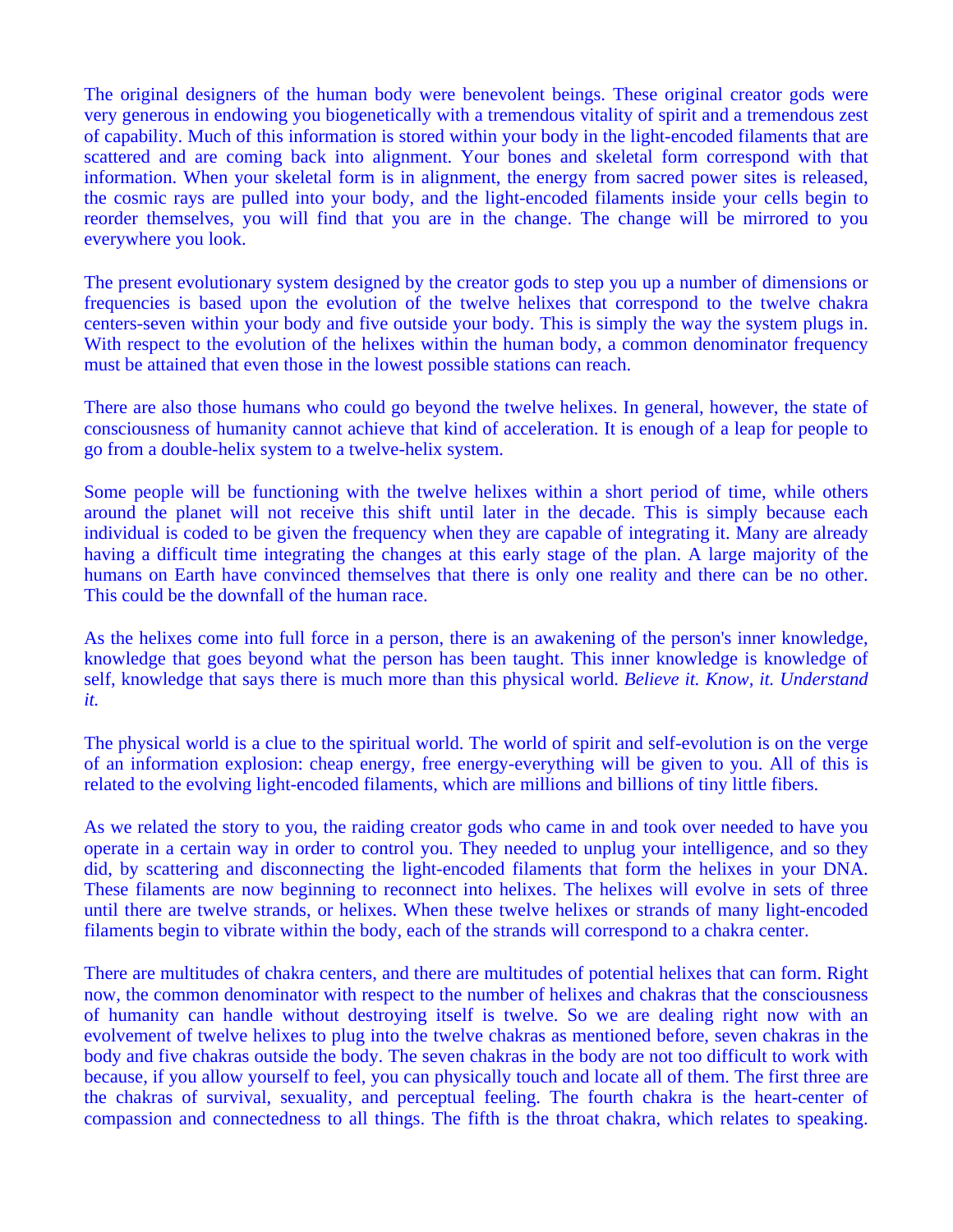The original designers of the human body were benevolent beings. These original creator gods were very generous in endowing you biogenetically with a tremendous vitality of spirit and a tremendous zest of capability. Much of this information is stored within your body in the light-encoded filaments that are scattered and are coming back into alignment. Your bones and skeletal form correspond with that information. When your skeletal form is in alignment, the energy from sacred power sites is released, the cosmic rays are pulled into your body, and the light-encoded filaments inside your cells begin to reorder themselves, you will find that you are in the change. The change will be mirrored to you everywhere you look.

The present evolutionary system designed by the creator gods to step you up a number of dimensions or frequencies is based upon the evolution of the twelve helixes that correspond to the twelve chakra centers-seven within your body and five outside your body. This is simply the way the system plugs in. With respect to the evolution of the helixes within the human body, a common denominator frequency must be attained that even those in the lowest possible stations can reach.

There are also those humans who could go beyond the twelve helixes. In general, however, the state of consciousness of humanity cannot achieve that kind of acceleration. It is enough of a leap for people to go from a double-helix system to a twelve-helix system.

Some people will be functioning with the twelve helixes within a short period of time, while others around the planet will not receive this shift until later in the decade. This is simply because each individual is coded to be given the frequency when they are capable of integrating it. Many are already having a difficult time integrating the changes at this early stage of the plan. A large majority of the humans on Earth have convinced themselves that there is only one reality and there can be no other. This could be the downfall of the human race.

As the helixes come into full force in a person, there is an awakening of the person's inner knowledge, knowledge that goes beyond what the person has been taught. This inner knowledge is knowledge of self, knowledge that says there is much more than this physical world. *Believe it. Know, it. Understand it.*

The physical world is a clue to the spiritual world. The world of spirit and self-evolution is on the verge of an information explosion: cheap energy, free energy-everything will be given to you. All of this is related to the evolving light-encoded filaments, which are millions and billions of tiny little fibers.

As we related the story to you, the raiding creator gods who came in and took over needed to have you operate in a certain way in order to control you. They needed to unplug your intelligence, and so they did, by scattering and disconnecting the light-encoded filaments that form the helixes in your DNA. These filaments are now beginning to reconnect into helixes. The helixes will evolve in sets of three until there are twelve strands, or helixes. When these twelve helixes or strands of many light-encoded filaments begin to vibrate within the body, each of the strands will correspond to a chakra center.

There are multitudes of chakra centers, and there are multitudes of potential helixes that can form. Right now, the common denominator with respect to the number of helixes and chakras that the consciousness of humanity can handle without destroying itself is twelve. So we are dealing right now with an evolvement of twelve helixes to plug into the twelve chakras as mentioned before, seven chakras in the body and five chakras outside the body. The seven chakras in the body are not too difficult to work with because, if you allow yourself to feel, you can physically touch and locate all of them. The first three are the chakras of survival, sexuality, and perceptual feeling. The fourth chakra is the heart-center of compassion and connectedness to all things. The fifth is the throat chakra, which relates to speaking.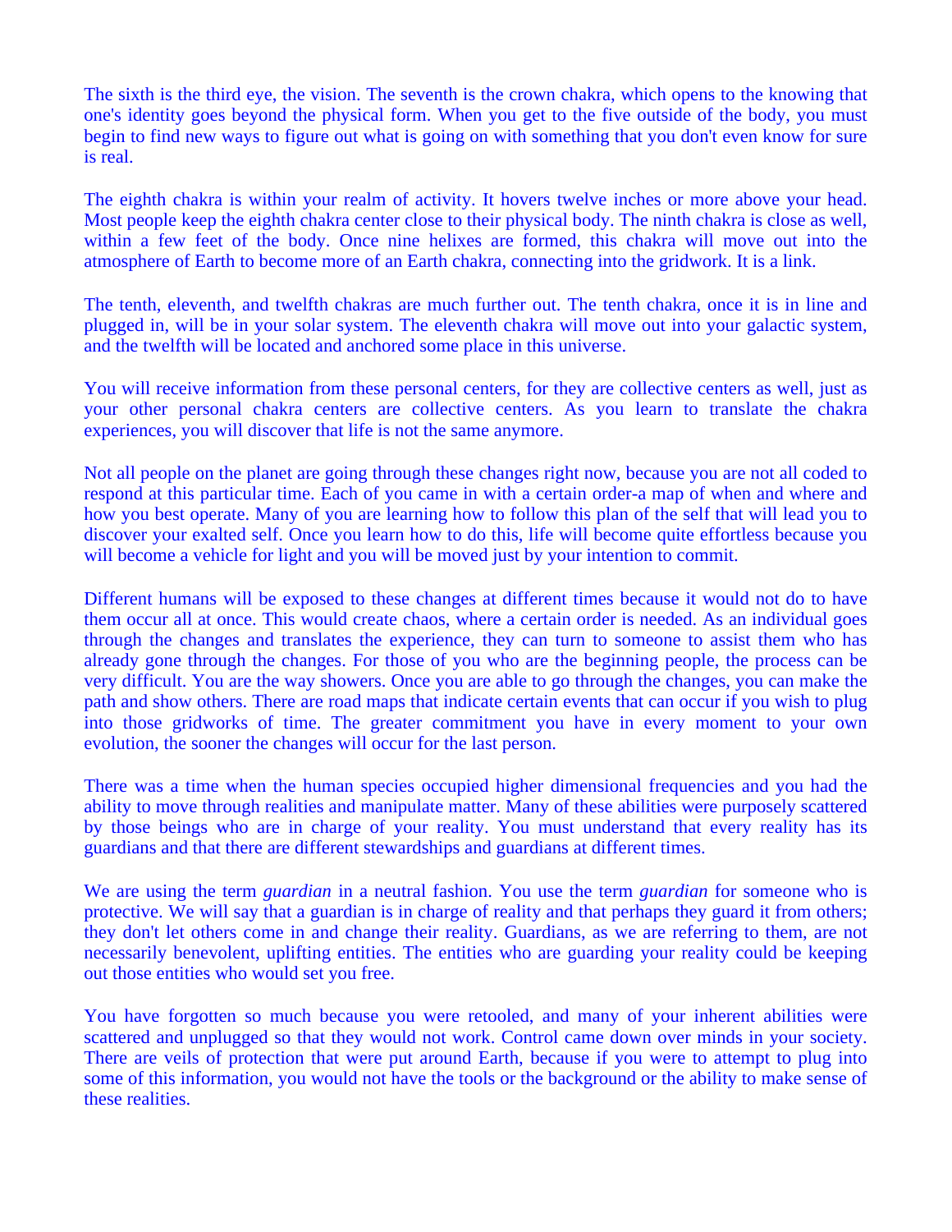The sixth is the third eye, the vision. The seventh is the crown chakra, which opens to the knowing that one's identity goes beyond the physical form. When you get to the five outside of the body, you must begin to find new ways to figure out what is going on with something that you don't even know for sure is real.

The eighth chakra is within your realm of activity. It hovers twelve inches or more above your head. Most people keep the eighth chakra center close to their physical body. The ninth chakra is close as well, within a few feet of the body. Once nine helixes are formed, this chakra will move out into the atmosphere of Earth to become more of an Earth chakra, connecting into the gridwork. It is a link.

The tenth, eleventh, and twelfth chakras are much further out. The tenth chakra, once it is in line and plugged in, will be in your solar system. The eleventh chakra will move out into your galactic system, and the twelfth will be located and anchored some place in this universe.

You will receive information from these personal centers, for they are collective centers as well, just as your other personal chakra centers are collective centers. As you learn to translate the chakra experiences, you will discover that life is not the same anymore.

Not all people on the planet are going through these changes right now, because you are not all coded to respond at this particular time. Each of you came in with a certain order-a map of when and where and how you best operate. Many of you are learning how to follow this plan of the self that will lead you to discover your exalted self. Once you learn how to do this, life will become quite effortless because you will become a vehicle for light and you will be moved just by your intention to commit.

Different humans will be exposed to these changes at different times because it would not do to have them occur all at once. This would create chaos, where a certain order is needed. As an individual goes through the changes and translates the experience, they can turn to someone to assist them who has already gone through the changes. For those of you who are the beginning people, the process can be very difficult. You are the way showers. Once you are able to go through the changes, you can make the path and show others. There are road maps that indicate certain events that can occur if you wish to plug into those gridworks of time. The greater commitment you have in every moment to your own evolution, the sooner the changes will occur for the last person.

There was a time when the human species occupied higher dimensional frequencies and you had the ability to move through realities and manipulate matter. Many of these abilities were purposely scattered by those beings who are in charge of your reality. You must understand that every reality has its guardians and that there are different stewardships and guardians at different times.

We are using the term *guardian* in a neutral fashion. You use the term *guardian* for someone who is protective. We will say that a guardian is in charge of reality and that perhaps they guard it from others; they don't let others come in and change their reality. Guardians, as we are referring to them, are not necessarily benevolent, uplifting entities. The entities who are guarding your reality could be keeping out those entities who would set you free.

You have forgotten so much because you were retooled, and many of your inherent abilities were scattered and unplugged so that they would not work. Control came down over minds in your society. There are veils of protection that were put around Earth, because if you were to attempt to plug into some of this information, you would not have the tools or the background or the ability to make sense of these realities.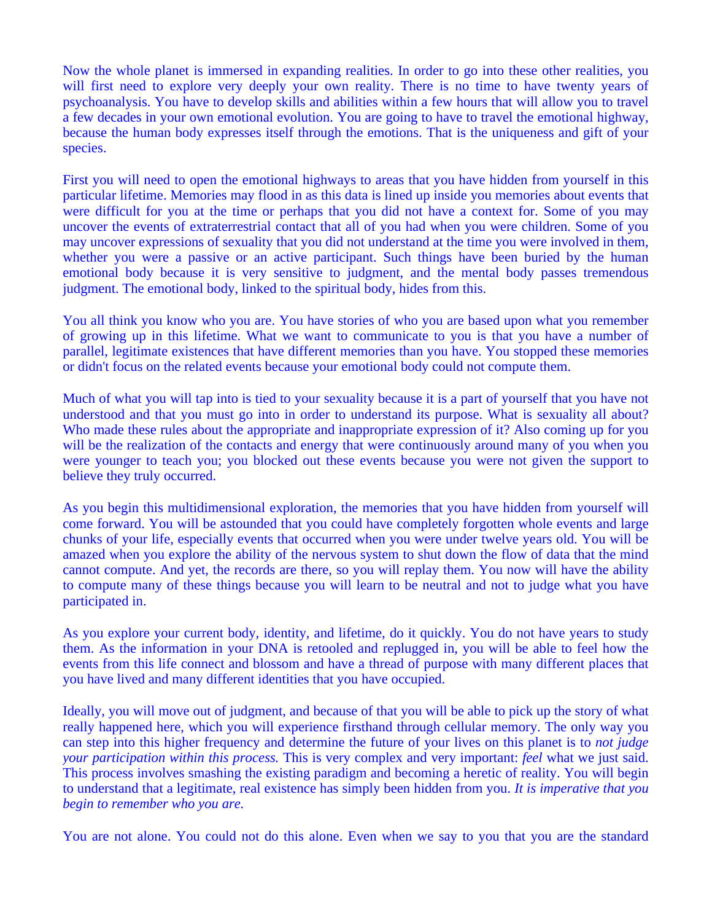Now the whole planet is immersed in expanding realities. In order to go into these other realities, you will first need to explore very deeply your own reality. There is no time to have twenty years of psychoanalysis. You have to develop skills and abilities within a few hours that will allow you to travel a few decades in your own emotional evolution. You are going to have to travel the emotional highway, because the human body expresses itself through the emotions. That is the uniqueness and gift of your species.

First you will need to open the emotional highways to areas that you have hidden from yourself in this particular lifetime. Memories may flood in as this data is lined up inside you memories about events that were difficult for you at the time or perhaps that you did not have a context for. Some of you may uncover the events of extraterrestrial contact that all of you had when you were children. Some of you may uncover expressions of sexuality that you did not understand at the time you were involved in them, whether you were a passive or an active participant. Such things have been buried by the human emotional body because it is very sensitive to judgment, and the mental body passes tremendous judgment. The emotional body, linked to the spiritual body, hides from this.

You all think you know who you are. You have stories of who you are based upon what you remember of growing up in this lifetime. What we want to communicate to you is that you have a number of parallel, legitimate existences that have different memories than you have. You stopped these memories or didn't focus on the related events because your emotional body could not compute them.

Much of what you will tap into is tied to your sexuality because it is a part of yourself that you have not understood and that you must go into in order to understand its purpose. What is sexuality all about? Who made these rules about the appropriate and inappropriate expression of it? Also coming up for you will be the realization of the contacts and energy that were continuously around many of you when you were younger to teach you; you blocked out these events because you were not given the support to believe they truly occurred.

As you begin this multidimensional exploration, the memories that you have hidden from yourself will come forward. You will be astounded that you could have completely forgotten whole events and large chunks of your life, especially events that occurred when you were under twelve years old. You will be amazed when you explore the ability of the nervous system to shut down the flow of data that the mind cannot compute. And yet, the records are there, so you will replay them. You now will have the ability to compute many of these things because you will learn to be neutral and not to judge what you have participated in.

As you explore your current body, identity, and lifetime, do it quickly. You do not have years to study them. As the information in your DNA is retooled and replugged in, you will be able to feel how the events from this life connect and blossom and have a thread of purpose with many different places that you have lived and many different identities that you have occupied.

Ideally, you will move out of judgment, and because of that you will be able to pick up the story of what really happened here, which you will experience firsthand through cellular memory. The only way you can step into this higher frequency and determine the future of your lives on this planet is to *not judge your participation within this process.* This is very complex and very important: *feel* what we just said. This process involves smashing the existing paradigm and becoming a heretic of reality. You will begin to understand that a legitimate, real existence has simply been hidden from you. *It is imperative that you begin to remember who you are.*

You are not alone. You could not do this alone. Even when we say to you that you are the standard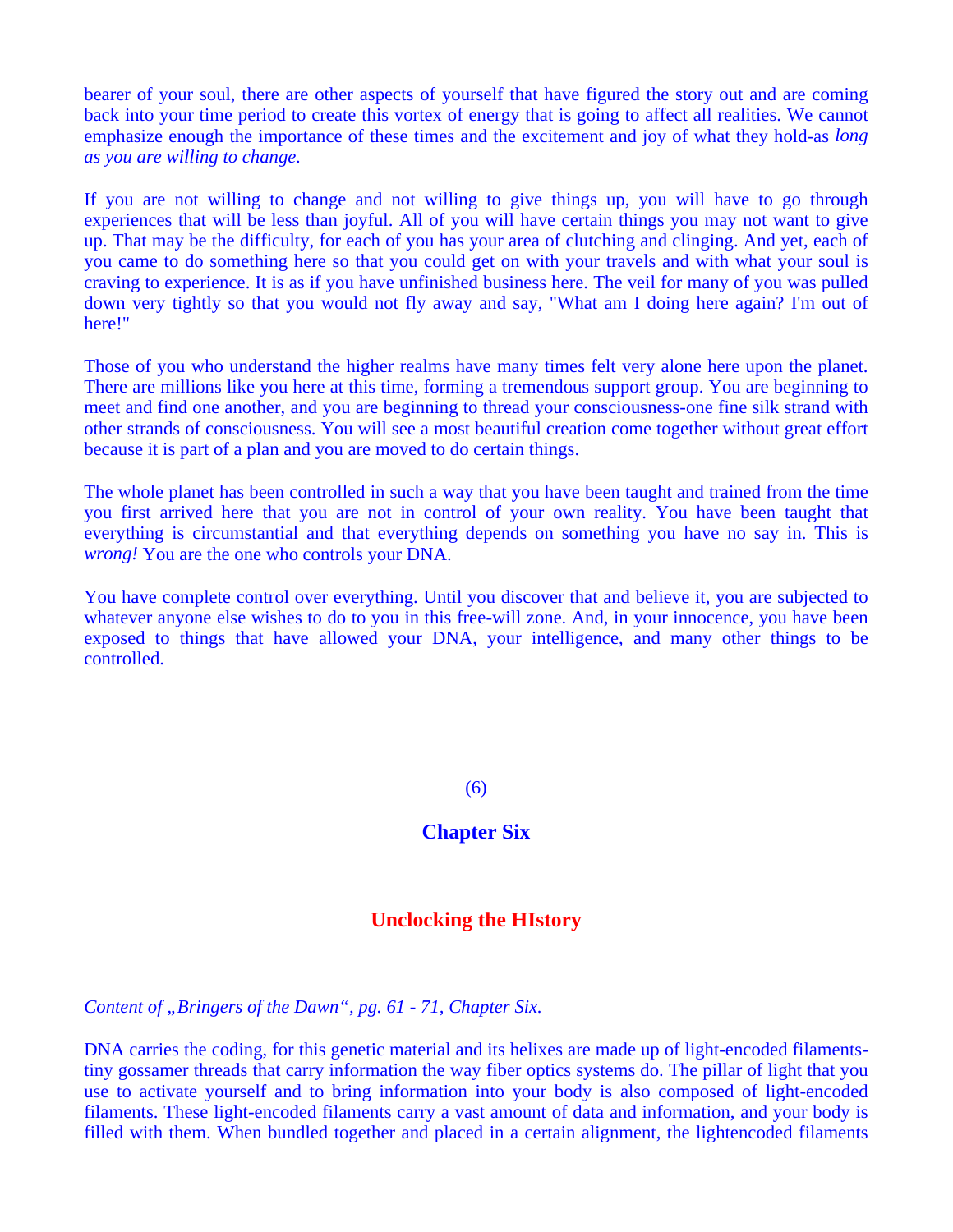bearer of your soul, there are other aspects of yourself that have figured the story out and are coming back into your time period to create this vortex of energy that is going to affect all realities. We cannot emphasize enough the importance of these times and the excitement and joy of what they hold-as *long as you are willing to change.*

If you are not willing to change and not willing to give things up, you will have to go through experiences that will be less than joyful. All of you will have certain things you may not want to give up. That may be the difficulty, for each of you has your area of clutching and clinging. And yet, each of you came to do something here so that you could get on with your travels and with what your soul is craving to experience. It is as if you have unfinished business here. The veil for many of you was pulled down very tightly so that you would not fly away and say, "What am I doing here again? I'm out of here!"

Those of you who understand the higher realms have many times felt very alone here upon the planet. There are millions like you here at this time, forming a tremendous support group. You are beginning to meet and find one another, and you are beginning to thread your consciousness-one fine silk strand with other strands of consciousness. You will see a most beautiful creation come together without great effort because it is part of a plan and you are moved to do certain things.

The whole planet has been controlled in such a way that you have been taught and trained from the time you first arrived here that you are not in control of your own reality. You have been taught that everything is circumstantial and that everything depends on something you have no say in. This is *wrong!* You are the one who controls your DNA.

You have complete control over everything. Until you discover that and believe it, you are subjected to whatever anyone else wishes to do to you in this free-will zone. And, in your innocence, you have been exposed to things that have allowed your DNA, your intelligence, and many other things to be controlled.

(6)

## Chapter Six

## Unclocking the HIstory

*Content of „Bringers of the Dawn“, pg. 61 - 71, Chapter Six.*

DNA carries the coding, for this genetic material and its helixes are made up of light-encoded filaments-tiny gossamer threads that carry information the way fiber optics systems do. The pillar of light that you use to activate yourself and to bring information into your body is also composed of light-encoded filaments. These light-encoded filaments carry a vast amount of data and information, and your body is filled with them. When bundled together and placed in a certain alignment, the lightencoded filaments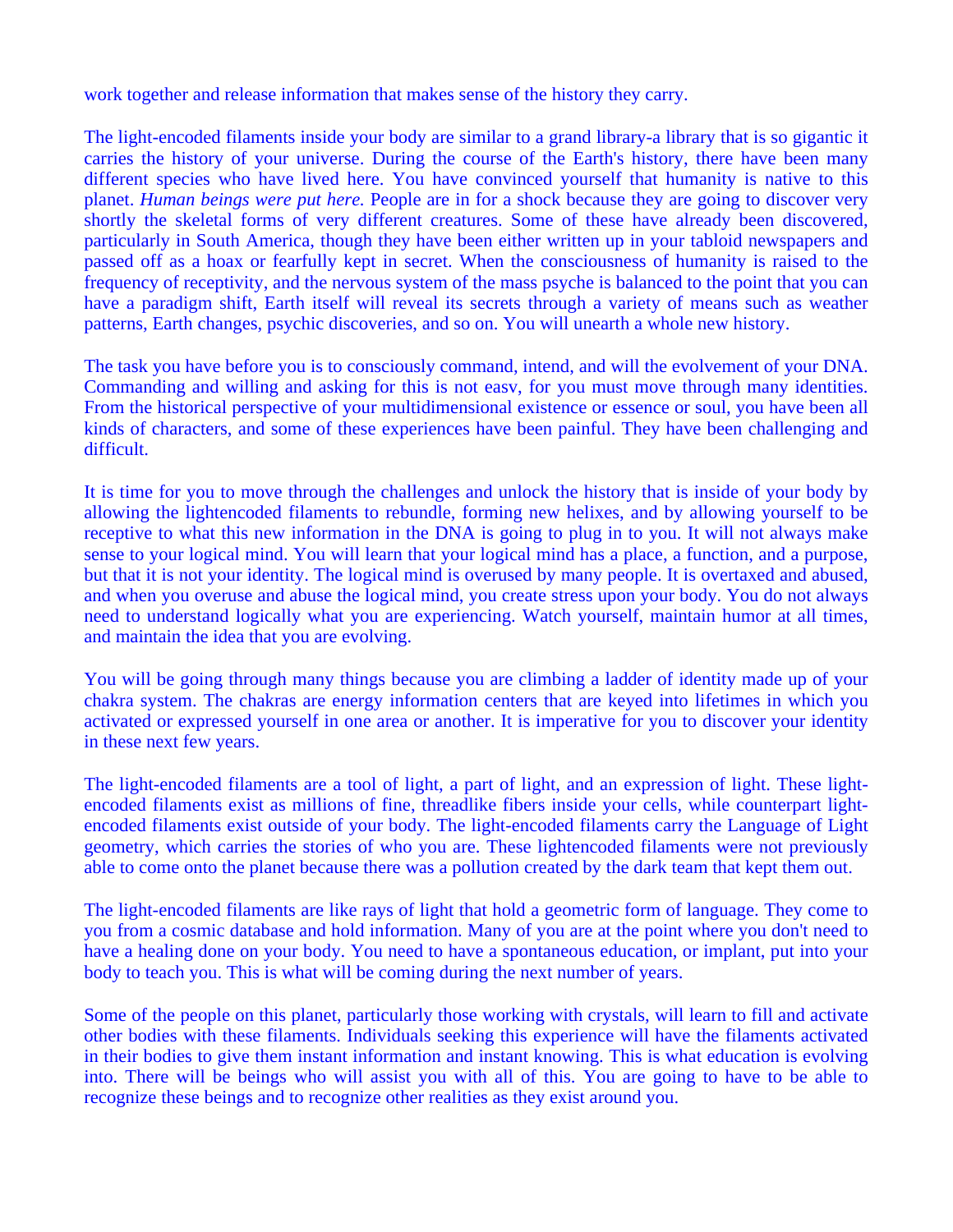work together and release information that makes sense of the history they carry.

The light-encoded filaments inside your body are similar to a grand library-a library that is so gigantic it carries the history of your universe. During the course of the Earth's history, there have been many different species who have lived here. You have convinced yourself that humanity is native to this planet. *Human beings were put here.* People are in for a shock because they are going to discover very shortly the skeletal forms of very different creatures. Some of these have already been discovered, particularly in South America, though they have been either written up in your tabloid newspapers and passed off as a hoax or fearfully kept in secret. When the consciousness of humanity is raised to the frequency of receptivity, and the nervous system of the mass psyche is balanced to the point that you can have a paradigm shift, Earth itself will reveal its secrets through a variety of means such as weather patterns, Earth changes, psychic discoveries, and so on. You will unearth a whole new history.

The task you have before you is to consciously command, intend, and will the evolvement of your DNA. Commanding and willing and asking for this is not easv, for you must move through many identities. From the historical perspective of your multidimensional existence or essence or soul, you have been all kinds of characters, and some of these experiences have been painful. They have been challenging and difficult.

It is time for you to move through the challenges and unlock the history that is inside of your body by allowing the lightencoded filaments to rebundle, forming new helixes, and by allowing yourself to be receptive to what this new information in the DNA is going to plug in to you. It will not always make sense to your logical mind. You will learn that your logical mind has a place, a function, and a purpose, but that it is not your identity. The logical mind is overused by many people. It is overtaxed and abused, and when you overuse and abuse the logical mind, you create stress upon your body. You do not always need to understand logically what you are experiencing. Watch yourself, maintain humor at all times, and maintain the idea that you are evolving.

You will be going through many things because you are climbing a ladder of identity made up of your chakra system. The chakras are energy information centers that are keyed into lifetimes in which you activated or expressed yourself in one area or another. It is imperative for you to discover your identity in these next few years.

The light-encoded filaments are a tool of light, a part of light, and an expression of light. These light-encoded filaments exist as millions of fine, threadlike fibers inside your cells, while counterpart light-encoded filaments exist outside of your body. The light-encoded filaments carry the Language of Light geometry, which carries the stories of who you are. These lightencoded filaments were not previously able to come onto the planet because there was a pollution created by the dark team that kept them out.

The light-encoded filaments are like rays of light that hold a geometric form of language. They come to you from a cosmic database and hold information. Many of you are at the point where you don't need to have a healing done on your body. You need to have a spontaneous education, or implant, put into your body to teach you. This is what will be coming during the next number of years.

Some of the people on this planet, particularly those working with crystals, will learn to fill and activate other bodies with these filaments. Individuals seeking this experience will have the filaments activated in their bodies to give them instant information and instant knowing. This is what education is evolving into. There will be beings who will assist you with all of this. You are going to have to be able to recognize these beings and to recognize other realities as they exist around you.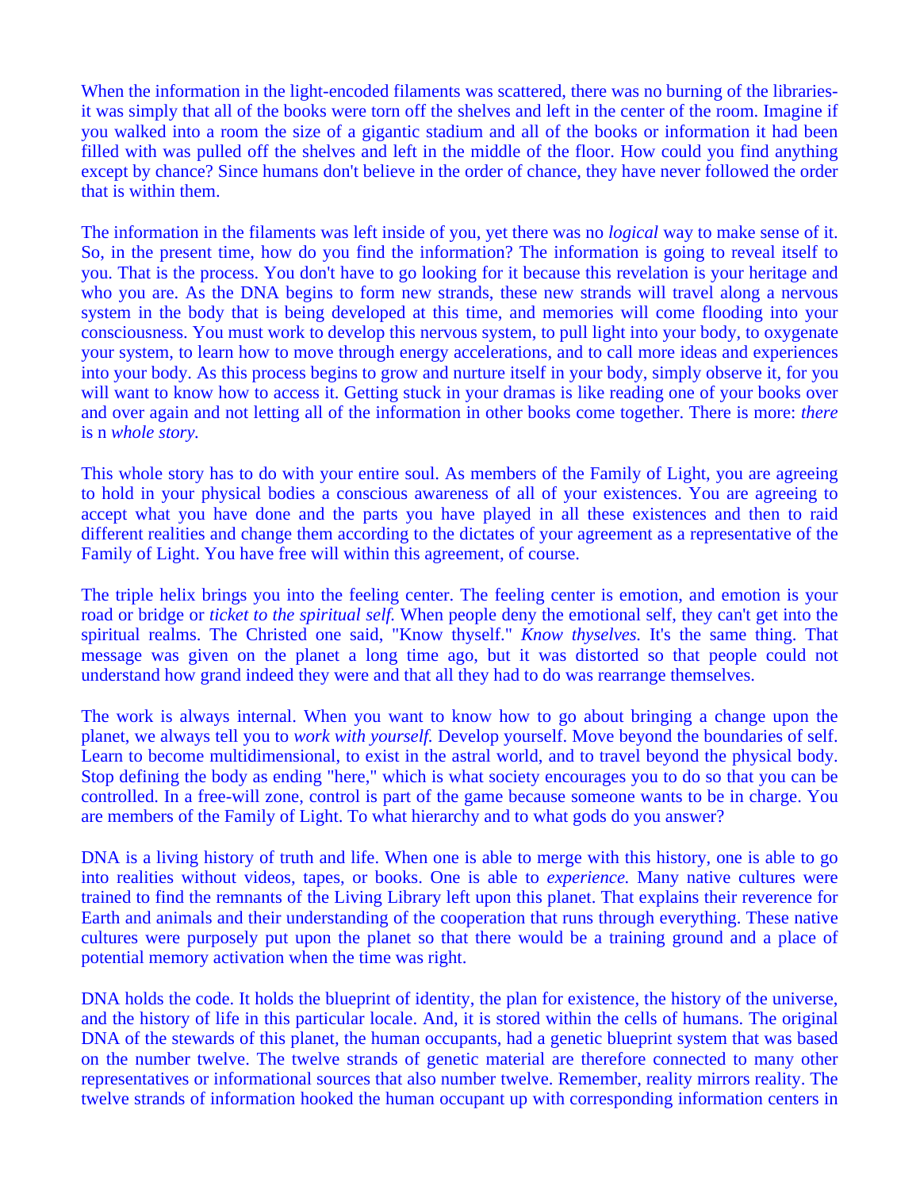When the information in the light-encoded filaments was scattered, there was no burning of the libraries- it was simply that all of the books were torn off the shelves and left in the center of the room. Imagine if you walked into a room the size of a gigantic stadium and all of the books or information it had been filled with was pulled off the shelves and left in the middle of the floor. How could you find anything except by chance? Since humans don't believe in the order of chance, they have never followed the order that is within them.

The information in the filaments was left inside of you, yet there was no *logical* way to make sense of it. So, in the present time, how do you find the information? The information is going to reveal itself to you. That is the process. You don't have to go looking for it because this revelation is your heritage and who you are. As the DNA begins to form new strands, these new strands will travel along a nervous system in the body that is being developed at this time, and memories will come flooding into your consciousness. You must work to develop this nervous system, to pull light into your body, to oxygenate your system, to learn how to move through energy accelerations, and to call more ideas and experiences into your body. As this process begins to grow and nurture itself in your body, simply observe it, for you will want to know how to access it. Getting stuck in your dramas is like reading one of your books over and over again and not letting all of the information in other books come together. There is more: *there* is n *whole story.*

This whole story has to do with your entire soul. As members of the Family of Light, you are agreeing to hold in your physical bodies a conscious awareness of all of your existences. You are agreeing to accept what you have done and the parts you have played in all these existences and then to raid different realities and change them according to the dictates of your agreement as a representative of the Family of Light. You have free will within this agreement, of course.

The triple helix brings you into the feeling center. The feeling center is emotion, and emotion is your road or bridge or *ticket to the spiritual self.* When people deny the emotional self, they can't get into the spiritual realms. The Christed one said, "Know thyself." *Know thyselves.* It's the same thing. That message was given on the planet a long time ago, but it was distorted so that people could not understand how grand indeed they were and that all they had to do was rearrange themselves.

The work is always internal. When you want to know how to go about bringing a change upon the planet, we always tell you to *work with yourself.* Develop yourself. Move beyond the boundaries of self. Learn to become multidimensional, to exist in the astral world, and to travel beyond the physical body. Stop defining the body as ending "here," which is what society encourages you to do so that you can be controlled. In a free-will zone, control is part of the game because someone wants to be in charge. You are members of the Family of Light. To what hierarchy and to what gods do you answer?

DNA is a living history of truth and life. When one is able to merge with this history, one is able to go into realities without videos, tapes, or books. One is able to *experience.* Many native cultures were trained to find the remnants of the Living Library left upon this planet. That explains their reverence for Earth and animals and their understanding of the cooperation that runs through everything. These native cultures were purposely put upon the planet so that there would be a training ground and a place of potential memory activation when the time was right.

DNA holds the code. It holds the blueprint of identity, the plan for existence, the history of the universe, and the history of life in this particular locale. And, it is stored within the cells of humans. The original DNA of the stewards of this planet, the human occupants, had a genetic blueprint system that was based on the number twelve. The twelve strands of genetic material are therefore connected to many other representatives or informational sources that also number twelve. Remember, reality mirrors reality. The twelve strands of information hooked the human occupant up with corresponding information centers in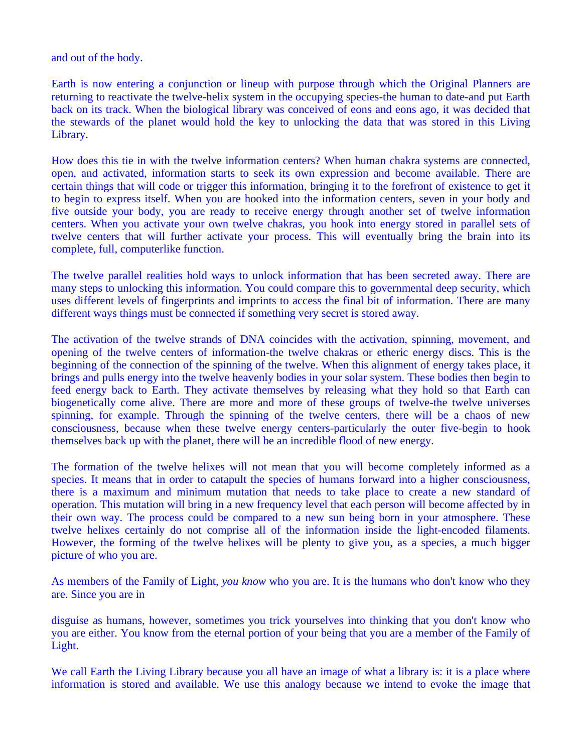and out of the body.

Earth is now entering a conjunction or lineup with purpose through which the Original Planners are returning to reactivate the twelve-helix system in the occupying species-the human to date-and put Earth back on its track. When the biological library was conceived of eons and eons ago, it was decided that the stewards of the planet would hold the key to unlocking the data that was stored in this Living Library.

How does this tie in with the twelve information centers? When human chakra systems are connected, open, and activated, information starts to seek its own expression and become available. There are certain things that will code or trigger this information, bringing it to the forefront of existence to get it to begin to express itself. When you are hooked into the information centers, seven in your body and five outside your body, you are ready to receive energy through another set of twelve information centers. When you activate your own twelve chakras, you hook into energy stored in parallel sets of twelve centers that will further activate your process. This will eventually bring the brain into its complete, full, computerlike function.

The twelve parallel realities hold ways to unlock information that has been secreted away. There are many steps to unlocking this information. You could compare this to governmental deep security, which uses different levels of fingerprints and imprints to access the final bit of information. There are many different ways things must be connected if something very secret is stored away.

The activation of the twelve strands of DNA coincides with the activation, spinning, movement, and opening of the twelve centers of information-the twelve chakras or etheric energy discs. This is the beginning of the connection of the spinning of the twelve. When this alignment of energy takes place, it brings and pulls energy into the twelve heavenly bodies in your solar system. These bodies then begin to feed energy back to Earth. They activate themselves by releasing what they hold so that Earth can biogenetically come alive. There are more and more of these groups of twelve-the twelve universes spinning, for example. Through the spinning of the twelve centers, there will be a chaos of new consciousness, because when these twelve energy centers-particularly the outer five-begin to hook themselves back up with the planet, there will be an incredible flood of new energy.

The formation of the twelve helixes will not mean that you will become completely informed as a species. It means that in order to catapult the species of humans forward into a higher consciousness, there is a maximum and minimum mutation that needs to take place to create a new standard of operation. This mutation will bring in a new frequency level that each person will become affected by in their own way. The process could be compared to a new sun being born in your atmosphere. These twelve helixes certainly do not comprise all of the information inside the light-encoded filaments. However, the forming of the twelve helixes will be plenty to give you, as a species, a much bigger picture of who you are.

As members of the Family of Light, *you know* who you are. It is the humans who don't know who they are. Since you are in disguise as humans, however, sometimes you trick yourselves into thinking that you don't know who you are either. You know from the eternal portion of your being that you are a member of the Family of Light.

We call Earth the Living Library because you all have an image of what a library is: it is a place where information is stored and available. We use this analogy because we intend to evoke the image that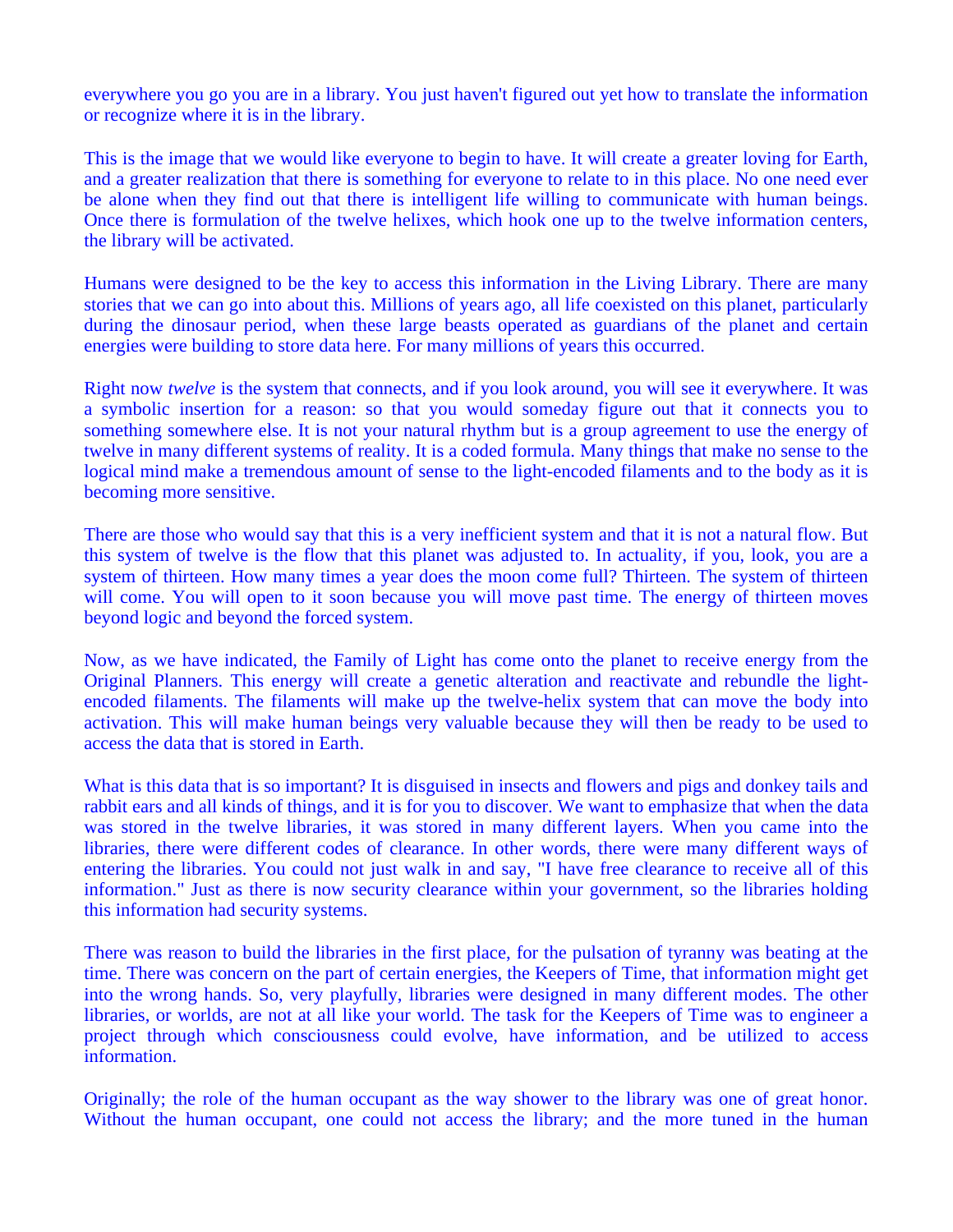everywhere you go you are in a library. You just haven't figured out yet how to translate the information or recognize where it is in the library.

This is the image that we would like everyone to begin to have. It will create a greater loving for Earth, and a greater realization that there is something for everyone to relate to in this place. No one need ever be alone when they find out that there is intelligent life willing to communicate with human beings. Once there is formulation of the twelve helixes, which hook one up to the twelve information centers, the library will be activated.

Humans were designed to be the key to access this information in the Living Library. There are many stories that we can go into about this. Millions of years ago, all life coexisted on this planet, particularly during the dinosaur period, when these large beasts operated as guardians of the planet and certain energies were building to store data here. For many millions of years this occurred.

Right now *twelve* is the system that connects, and if you look around, you will see it everywhere. It was a symbolic insertion for a reason: so that you would someday figure out that it connects you to something somewhere else. It is not your natural rhythm but is a group agreement to use the energy of twelve in many different systems of reality. It is a coded formula. Many things that make no sense to the logical mind make a tremendous amount of sense to the light-encoded filaments and to the body as it is becoming more sensitive.

There are those who would say that this is a very inefficient system and that it is not a natural flow. But this system of twelve is the flow that this planet was adjusted to. In actuality, if you, look, you are a system of thirteen. How many times a year does the moon come full? Thirteen. The system of thirteen will come. You will open to it soon because you will move past time. The energy of thirteen moves beyond logic and beyond the forced system.

Now, as we have indicated, the Family of Light has come onto the planet to receive energy from the Original Planners. This energy will create a genetic alteration and reactivate and rebundle the light-encoded filaments. The filaments will make up the twelve-helix system that can move the body into activation. This will make human beings very valuable because they will then be ready to be used to access the data that is stored in Earth.

What is this data that is so important? It is disguised in insects and flowers and pigs and donkey tails and rabbit ears and all kinds of things, and it is for you to discover. We want to emphasize that when the data was stored in the twelve libraries, it was stored in many different layers. When you came into the libraries, there were different codes of clearance. In other words, there were many different ways of entering the libraries. You could not just walk in and say, "I have free clearance to receive all of this information." Just as there is now security clearance within your government, so the libraries holding this information had security systems.

There was reason to build the libraries in the first place, for the pulsation of tyranny was beating at the time. There was concern on the part of certain energies, the Keepers of Time, that information might get into the wrong hands. So, very playfully, libraries were designed in many different modes. The other libraries, or worlds, are not at all like your world. The task for the Keepers of Time was to engineer a project through which consciousness could evolve, have information, and be utilized to access information.

Originally; the role of the human occupant as the way shower to the library was one of great honor. Without the human occupant, one could not access the library; and the more tuned in the human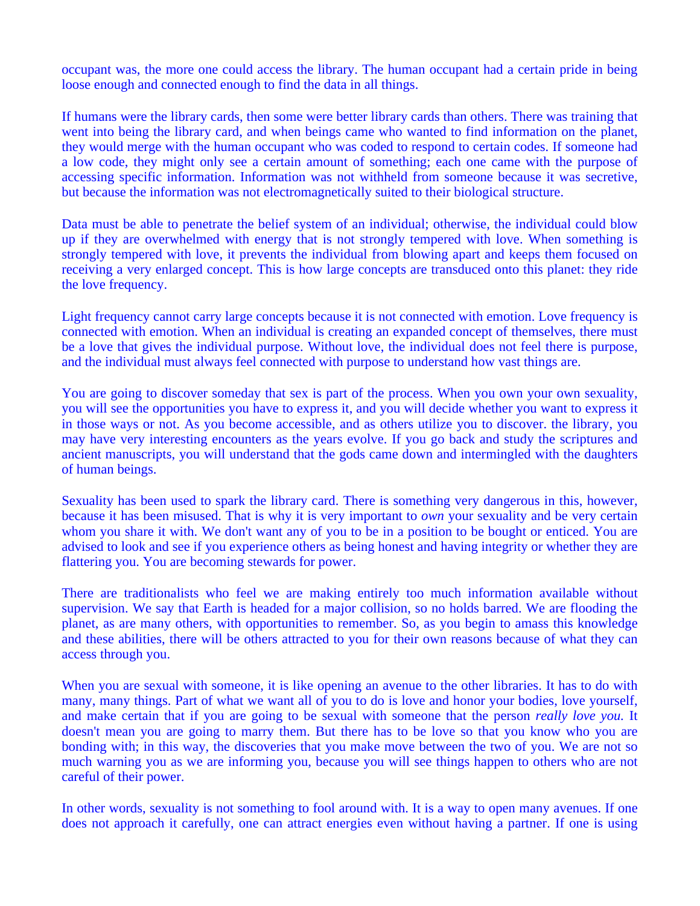occupant was, the more one could access the library. The human occupant had a certain pride in being loose enough and connected enough to find the data in all things.

If humans were the library cards, then some were better library cards than others. There was training that went into being the library card, and when beings came who wanted to find information on the planet, they would merge with the human occupant who was coded to respond to certain codes. If someone had a low code, they might only see a certain amount of something; each one came with the purpose of accessing specific information. Information was not withheld from someone because it was secretive, but because the information was not electromagnetically suited to their biological structure.

Data must be able to penetrate the belief system of an individual; otherwise, the individual could blow up if they are overwhelmed with energy that is not strongly tempered with love. When something is strongly tempered with love, it prevents the individual from blowing apart and keeps them focused on receiving a very enlarged concept. This is how large concepts are transduced onto this planet: they ride the love frequency.

Light frequency cannot carry large concepts because it is not connected with emotion. Love frequency is connected with emotion. When an individual is creating an expanded concept of themselves, there must be a love that gives the individual purpose. Without love, the individual does not feel there is purpose, and the individual must always feel connected with purpose to understand how vast things are.

You are going to discover someday that sex is part of the process. When you own your own sexuality, you will see the opportunities you have to express it, and you will decide whether you want to express it in those ways or not. As you become accessible, and as others utilize you to discover. the library, you may have very interesting encounters as the years evolve. If you go back and study the scriptures and ancient manuscripts, you will understand that the gods came down and intermingled with the daughters of human beings.

Sexuality has been used to spark the library card. There is something very dangerous in this, however, because it has been misused. That is why it is very important to *own* your sexuality and be very certain whom you share it with. We don't want any of you to be in a position to be bought or enticed. You are advised to look and see if you experience others as being honest and having integrity or whether they are flattering you. You are becoming stewards for power.

There are traditionalists who feel we are making entirely too much information available without supervision. We say that Earth is headed for a major collision, so no holds barred. We are flooding the planet, as are many others, with opportunities to remember. So, as you begin to amass this knowledge and these abilities, there will be others attracted to you for their own reasons because of what they can access through you.

When you are sexual with someone, it is like opening an avenue to the other libraries. It has to do with many, many things. Part of what we want all of you to do is love and honor your bodies, love yourself, and make certain that if you are going to be sexual with someone that the person *really love you.* It doesn't mean you are going to marry them. But there has to be love so that you know who you are bonding with; in this way, the discoveries that you make move between the two of you. We are not so much warning you as we are informing you, because you will see things happen to others who are not careful of their power.

In other words, sexuality is not something to fool around with. It is a way to open many avenues. If one does not approach it carefully, one can attract energies even without having a partner. If one is using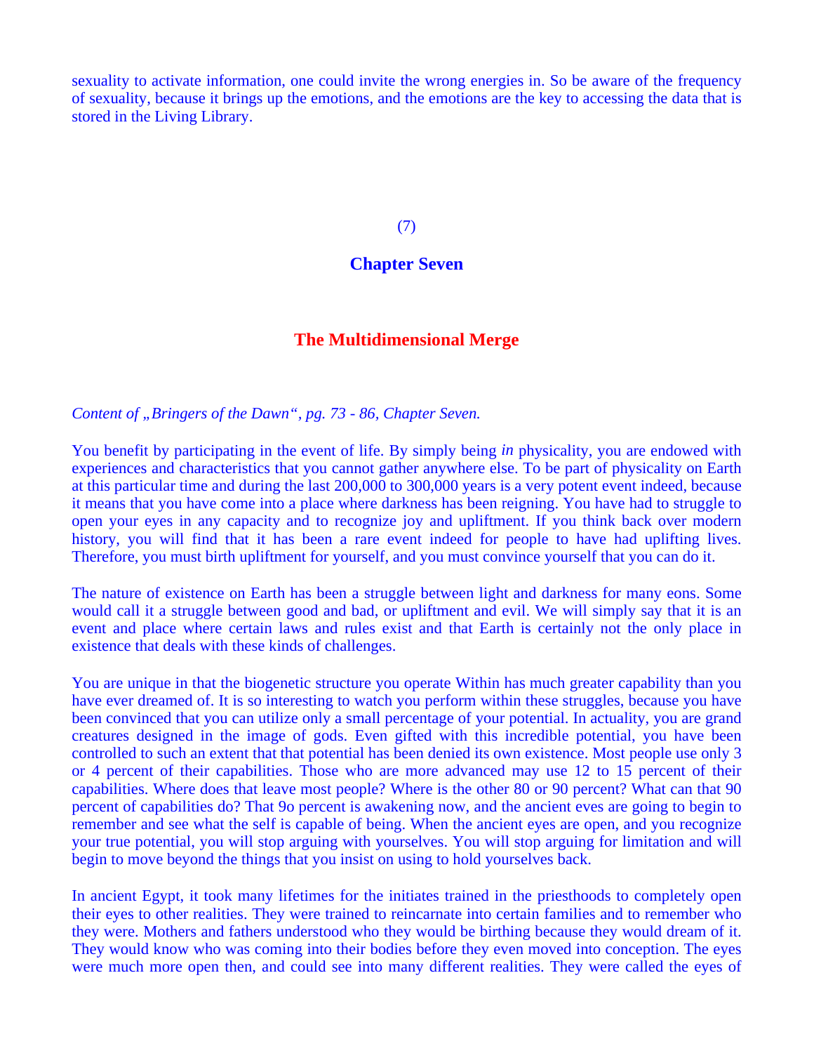sexuality to activate information, one could invite the wrong energies in. So be aware of the frequency of sexuality, because it brings up the emotions, and the emotions are the key to accessing the data that is stored in the Living Library.

(7)

## Chapter Seven

# The Multidimensional Merge

*Content of „Bringers of the Dawn“, pg. 73 - 86, Chapter Seven.*

You benefit by participating in the event of life. By simply being *in* physicality, you are endowed with experiences and characteristics that you cannot gather anywhere else. To be part of physicality on Earth at this particular time and during the last 200,000 to 300,000 years is a very potent event indeed, because it means that you have come into a place where darkness has been reigning. You have had to struggle to open your eyes in any capacity and to recognize joy and upliftment. If you think back over modern history, you will find that it has been a rare event indeed for people to have had uplifting lives. Therefore, you must birth upliftment for yourself, and you must convince yourself that you can do it.

The nature of existence on Earth has been a struggle between light and darkness for many eons. Some would call it a struggle between good and bad, or upliftment and evil. We will simply say that it is an event and place where certain laws and rules exist and that Earth is certainly not the only place in existence that deals with these kinds of challenges.

You are unique in that the biogenetic structure you operate Within has much greater capability than you have ever dreamed of. It is so interesting to watch you perform within these struggles, because you have been convinced that you can utilize only a small percentage of your potential. In actuality, you are grand creatures designed in the image of gods. Even gifted with this incredible potential, you have been controlled to such an extent that that potential has been denied its own existence. Most people use only 3 or 4 percent of their capabilities. Those who are more advanced may use 12 to 15 percent of their capabilities. Where does that leave most people? Where is the other 80 or 90 percent? What can that 90 percent of capabilities do? That 9o percent is awakening now, and the ancient eves are going to begin to remember and see what the self is capable of being. When the ancient eyes are open, and you recognize your true potential, you will stop arguing with yourselves. You will stop arguing for limitation and will begin to move beyond the things that you insist on using to hold yourselves back.

In ancient Egypt, it took many lifetimes for the initiates trained in the priesthoods to completely open their eyes to other realities. They were trained to reincarnate into certain families and to remember who they were. Mothers and fathers understood who they would be birthing because they would dream of it. They would know who was coming into their bodies before they even moved into conception. The eyes were much more open then, and could see into many different realities. They were called the eyes of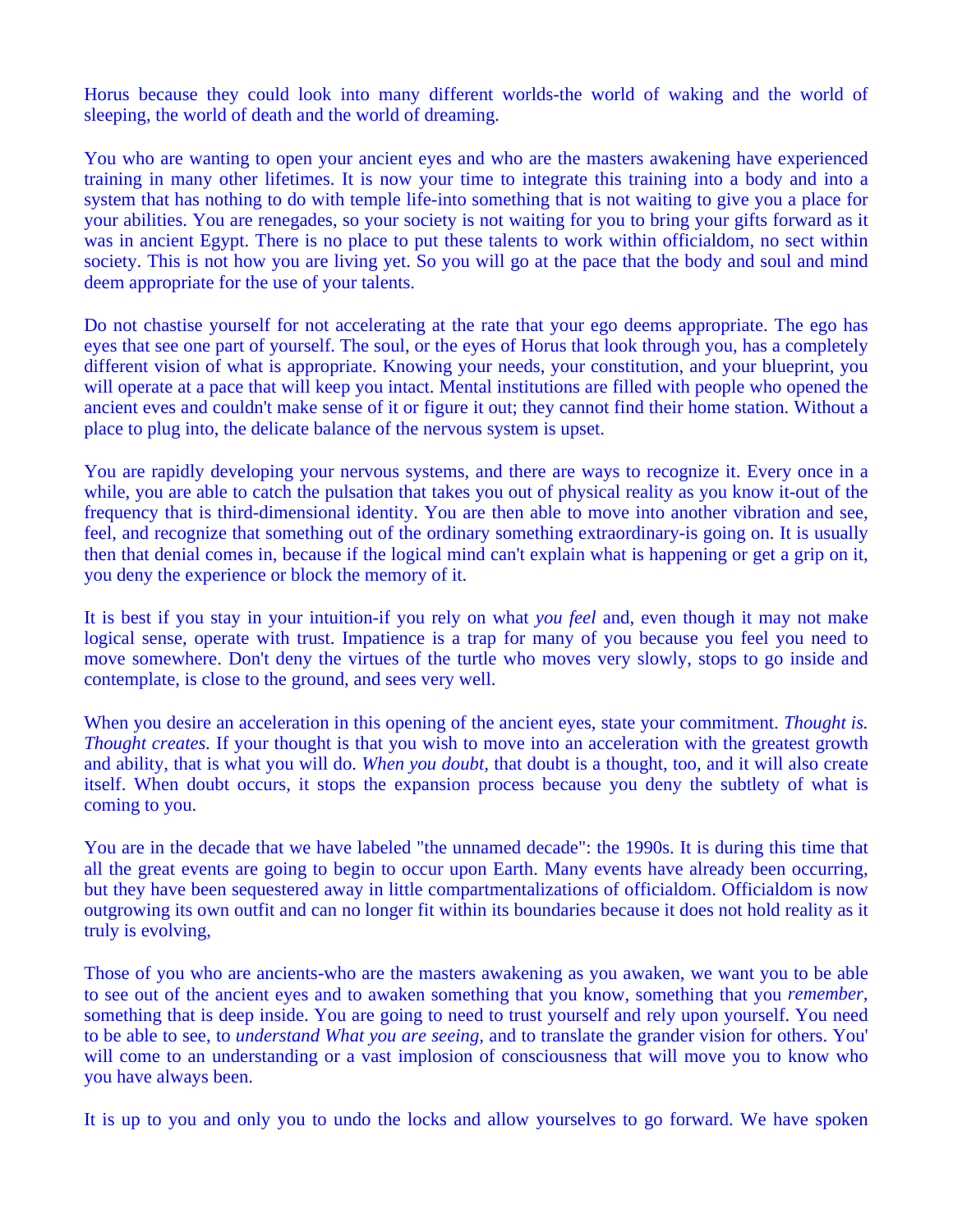Horus because they could look into many different worlds-the world of waking and the world of sleeping, the world of death and the world of dreaming.

You who are wanting to open your ancient eyes and who are the masters awakening have experienced training in many other lifetimes. It is now your time to integrate this training into a body and into a system that has nothing to do with temple life-into something that is not waiting to give you a place for your abilities. You are renegades, so your society is not waiting for you to bring your gifts forward as it was in ancient Egypt. There is no place to put these talents to work within officialdom, no sect within society. This is not how you are living yet. So you will go at the pace that the body and soul and mind deem appropriate for the use of your talents.

Do not chastise yourself for not accelerating at the rate that your ego deems appropriate. The ego has eyes that see one part of yourself. The soul, or the eyes of Horus that look through you, has a completely different vision of what is appropriate. Knowing your needs, your constitution, and your blueprint, you will operate at a pace that will keep you intact. Mental institutions are filled with people who opened the ancient eves and couldn't make sense of it or figure it out; they cannot find their home station. Without a place to plug into, the delicate balance of the nervous system is upset.

You are rapidly developing your nervous systems, and there are ways to recognize it. Every once in a while, you are able to catch the pulsation that takes you out of physical reality as you know it-out of the frequency that is third-dimensional identity. You are then able to move into another vibration and see, feel, and recognize that something out of the ordinary something extraordinary-is going on. It is usually then that denial comes in, because if the logical mind can't explain what is happening or get a grip on it, you deny the experience or block the memory of it.

It is best if you stay in your intuition-if you rely on what *you feel* and, even though it may not make logical sense, operate with trust. Impatience is a trap for many of you because you feel you need to move somewhere. Don't deny the virtues of the turtle who moves very slowly, stops to go inside and contemplate, is close to the ground, and sees very well.

When you desire an acceleration in this opening of the ancient eyes, state your commitment. *Thought is. Thought creates.* If your thought is that you wish to move into an acceleration with the greatest growth and ability, that is what you will do. *When you doubt*, that doubt is a thought, too, and it will also create itself. When doubt occurs, it stops the expansion process because you deny the subtlety of what is coming to you.

You are in the decade that we have labeled "the unnamed decade": the 1990s. It is during this time that all the great events are going to begin to occur upon Earth. Many events have already been occurring, but they have been sequestered away in little compartmentalizations of officialdom. Officialdom is now outgrowing its own outfit and can no longer fit within its boundaries because it does not hold reality as it truly is evolving,

Those of you who are ancients-who are the masters awakening as you awaken, we want you to be able to see out of the ancient eyes and to awaken something that you know, something that you *remember*, something that is deep inside. You are going to need to trust yourself and rely upon yourself. You need to be able to see, to *understand What you are seeing*, and to translate the grander vision for others. You' will come to an understanding or a vast implosion of consciousness that will move you to know who you have always been.

It is up to you and only you to undo the locks and allow yourselves to go forward. We have spoken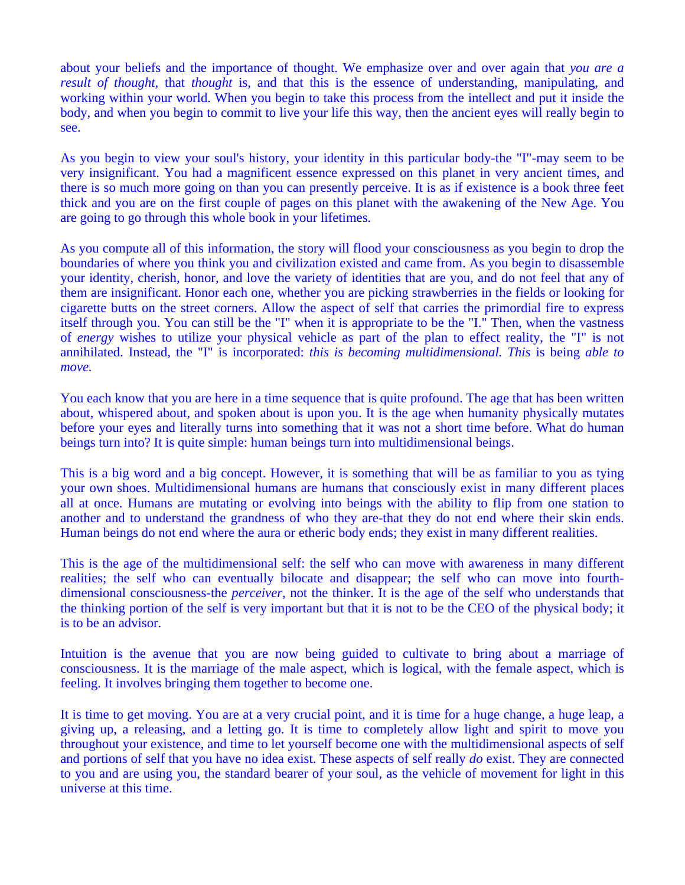about your beliefs and the importance of thought. We emphasize over and over again that *you are a result of thought,* that *thought* is, and that this is the essence of understanding, manipulating, and working within your world. When you begin to take this process from the intellect and put it inside the body, and when you begin to commit to live your life this way, then the ancient eyes will really begin to see.

As you begin to view your soul's history, your identity in this particular body-the "I"-may seem to be very insignificant. You had a magnificent essence expressed on this planet in very ancient times, and there is so much more going on than you can presently perceive. It is as if existence is a book three feet thick and you are on the first couple of pages on this planet with the awakening of the New Age. You are going to go through this whole book in your lifetimes.

As you compute all of this information, the story will flood your consciousness as you begin to drop the boundaries of where you think you and civilization existed and came from. As you begin to disassemble your identity, cherish, honor, and love the variety of identities that are you, and do not feel that any of them are insignificant. Honor each one, whether you are picking strawberries in the fields or looking for cigarette butts on the street corners. Allow the aspect of self that carries the primordial fire to express itself through you. You can still be the "I" when it is appropriate to be the "I." Then, when the vastness of *energy* wishes to utilize your physical vehicle as part of the plan to effect reality, the "I" is not annihilated. Instead, the "I" is incorporated: *this is becoming multidimensional. This* is being *able to move.*

You each know that you are here in a time sequence that is quite profound. The age that has been written about, whispered about, and spoken about is upon you. It is the age when humanity physically mutates before your eyes and literally turns into something that it was not a short time before. What do human beings turn into? It is quite simple: human beings turn into multidimensional beings.

This is a big word and a big concept. However, it is something that will be as familiar to you as tying your own shoes. Multidimensional humans are humans that consciously exist in many different places all at once. Humans are mutating or evolving into beings with the ability to flip from one station to another and to understand the grandness of who they are-that they do not end where their skin ends. Human beings do not end where the aura or etheric body ends; they exist in many different realities.

This is the age of the multidimensional self: the self who can move with awareness in many different realities; the self who can eventually bilocate and disappear; the self who can move into fourth-dimensional consciousness-the *perceiver*, not the thinker. It is the age of the self who understands that the thinking portion of the self is very important but that it is not to be the CEO of the physical body; it is to be an advisor.

Intuition is the avenue that you are now being guided to cultivate to bring about a marriage of consciousness. It is the marriage of the male aspect, which is logical, with the female aspect, which is feeling. It involves bringing them together to become one.

It is time to get moving. You are at a very crucial point, and it is time for a huge change, a huge leap, a giving up, a releasing, and a letting go. It is time to completely allow light and spirit to move you throughout your existence, and time to let yourself become one with the multidimensional aspects of self and portions of self that you have no idea exist. These aspects of self really *do* exist. They are connected to you and are using you, the standard bearer of your soul, as the vehicle of movement for light in this universe at this time.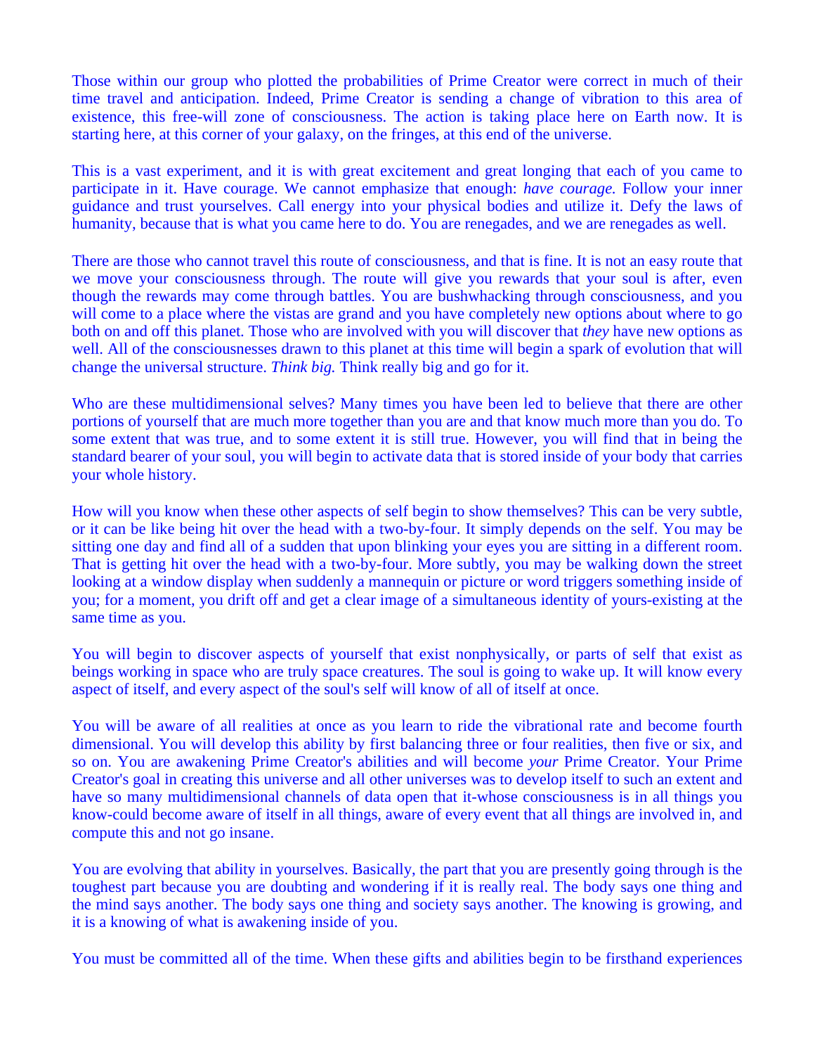Those within our group who plotted the probabilities of Prime Creator were correct in much of their time travel and anticipation. Indeed, Prime Creator is sending a change of vibration to this area of existence, this free-will zone of consciousness. The action is taking place here on Earth now. It is starting here, at this corner of your galaxy, on the fringes, at this end of the universe.

This is a vast experiment, and it is with great excitement and great longing that each of you came to participate in it. Have courage. We cannot emphasize that enough: *have courage.* Follow your inner guidance and trust yourselves. Call energy into your physical bodies and utilize it. Defy the laws of humanity, because that is what you came here to do. You are renegades, and we are renegades as well.

There are those who cannot travel this route of consciousness, and that is fine. It is not an easy route that we move your consciousness through. The route will give you rewards that your soul is after, even though the rewards may come through battles. You are bushwhacking through consciousness, and you will come to a place where the vistas are grand and you have completely new options about where to go both on and off this planet. Those who are involved with you will discover that *they* have new options as well. All of the consciousnesses drawn to this planet at this time will begin a spark of evolution that will change the universal structure. *Think big.* Think really big and go for it.

Who are these multidimensional selves? Many times you have been led to believe that there are other portions of yourself that are much more together than you are and that know much more than you do. To some extent that was true, and to some extent it is still true. However, you will find that in being the standard bearer of your soul, you will begin to activate data that is stored inside of your body that carries your whole history.

How will you know when these other aspects of self begin to show themselves? This can be very subtle, or it can be like being hit over the head with a two-by-four. It simply depends on the self. You may be sitting one day and find all of a sudden that upon blinking your eyes you are sitting in a different room. That is getting hit over the head with a two-by-four. More subtly, you may be walking down the street looking at a window display when suddenly a mannequin or picture or word triggers something inside of you; for a moment, you drift off and get a clear image of a simultaneous identity of yours-existing at the same time as you.

You will begin to discover aspects of yourself that exist nonphysically, or parts of self that exist as beings working in space who are truly space creatures. The soul is going to wake up. It will know every aspect of itself, and every aspect of the soul's self will know of all of itself at once.

You will be aware of all realities at once as you learn to ride the vibrational rate and become fourth dimensional. You will develop this ability by first balancing three or four realities, then five or six, and so on. You are awakening Prime Creator's abilities and will become *your* Prime Creator. Your Prime Creator's goal in creating this universe and all other universes was to develop itself to such an extent and have so many multidimensional channels of data open that it-whose consciousness is in all things you know-could become aware of itself in all things, aware of every event that all things are involved in, and compute this and not go insane.

You are evolving that ability in yourselves. Basically, the part that you are presently going through is the toughest part because you are doubting and wondering if it is really real. The body says one thing and the mind says another. The body says one thing and society says another. The knowing is growing, and it is a knowing of what is awakening inside of you.

You must be committed all of the time. When these gifts and abilities begin to be firsthand experiences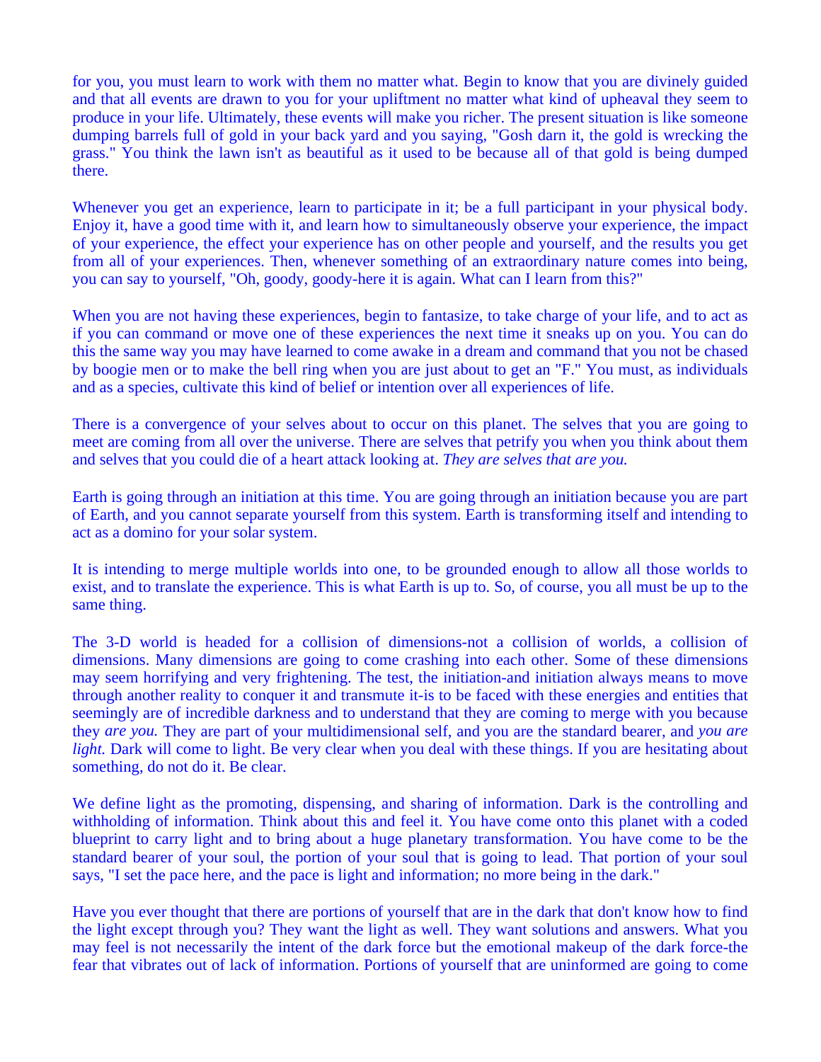for you, you must learn to work with them no matter what. Begin to know that you are divinely guided and that all events are drawn to you for your upliftment no matter what kind of upheaval they seem to produce in your life. Ultimately, these events will make you richer. The present situation is like someone dumping barrels full of gold in your back yard and you saying, "Gosh darn it, the gold is wrecking the grass." You think the lawn isn't as beautiful as it used to be because all of that gold is being dumped there.

Whenever you get an experience, learn to participate in it; be a full participant in your physical body. Enjoy it, have a good time with it, and learn how to simultaneously observe your experience, the impact of your experience, the effect your experience has on other people and yourself, and the results you get from all of your experiences. Then, whenever something of an extraordinary nature comes into being, you can say to yourself, "Oh, goody, goody-here it is again. What can I learn from this?"

When you are not having these experiences, begin to fantasize, to take charge of your life, and to act as if you can command or move one of these experiences the next time it sneaks up on you. You can do this the same way you may have learned to come awake in a dream and command that you not be chased by boogie men or to make the bell ring when you are just about to get an "F." You must, as individuals and as a species, cultivate this kind of belief or intention over all experiences of life.

There is a convergence of your selves about to occur on this planet. The selves that you are going to meet are coming from all over the universe. There are selves that petrify you when you think about them and selves that you could die of a heart attack looking at. *They are selves that are you.*

Earth is going through an initiation at this time. You are going through an initiation because you are part of Earth, and you cannot separate yourself from this system. Earth is transforming itself and intending to act as a domino for your solar system.

It is intending to merge multiple worlds into one, to be grounded enough to allow all those worlds to exist, and to translate the experience. This is what Earth is up to. So, of course, you all must be up to the same thing.

The 3-D world is headed for a collision of dimensions-not a collision of worlds, a collision of dimensions. Many dimensions are going to come crashing into each other. Some of these dimensions may seem horrifying and very frightening. The test, the initiation-and initiation always means to move through another reality to conquer it and transmute it-is to be faced with these energies and entities that seemingly are of incredible darkness and to understand that they are coming to merge with you because they *are you.* They are part of your multidimensional self, and you are the standard bearer, and *you are light.* Dark will come to light. Be very clear when you deal with these things. If you are hesitating about something, do not do it. Be clear.

We define light as the promoting, dispensing, and sharing of information. Dark is the controlling and withholding of information. Think about this and feel it. You have come onto this planet with a coded blueprint to carry light and to bring about a huge planetary transformation. You have come to be the standard bearer of your soul, the portion of your soul that is going to lead. That portion of your soul says, "I set the pace here, and the pace is light and information; no more being in the dark."

Have you ever thought that there are portions of yourself that are in the dark that don't know how to find the light except through you? They want the light as well. They want solutions and answers. What you may feel is not necessarily the intent of the dark force but the emotional makeup of the dark force-the fear that vibrates out of lack of information. Portions of yourself that are uninformed are going to come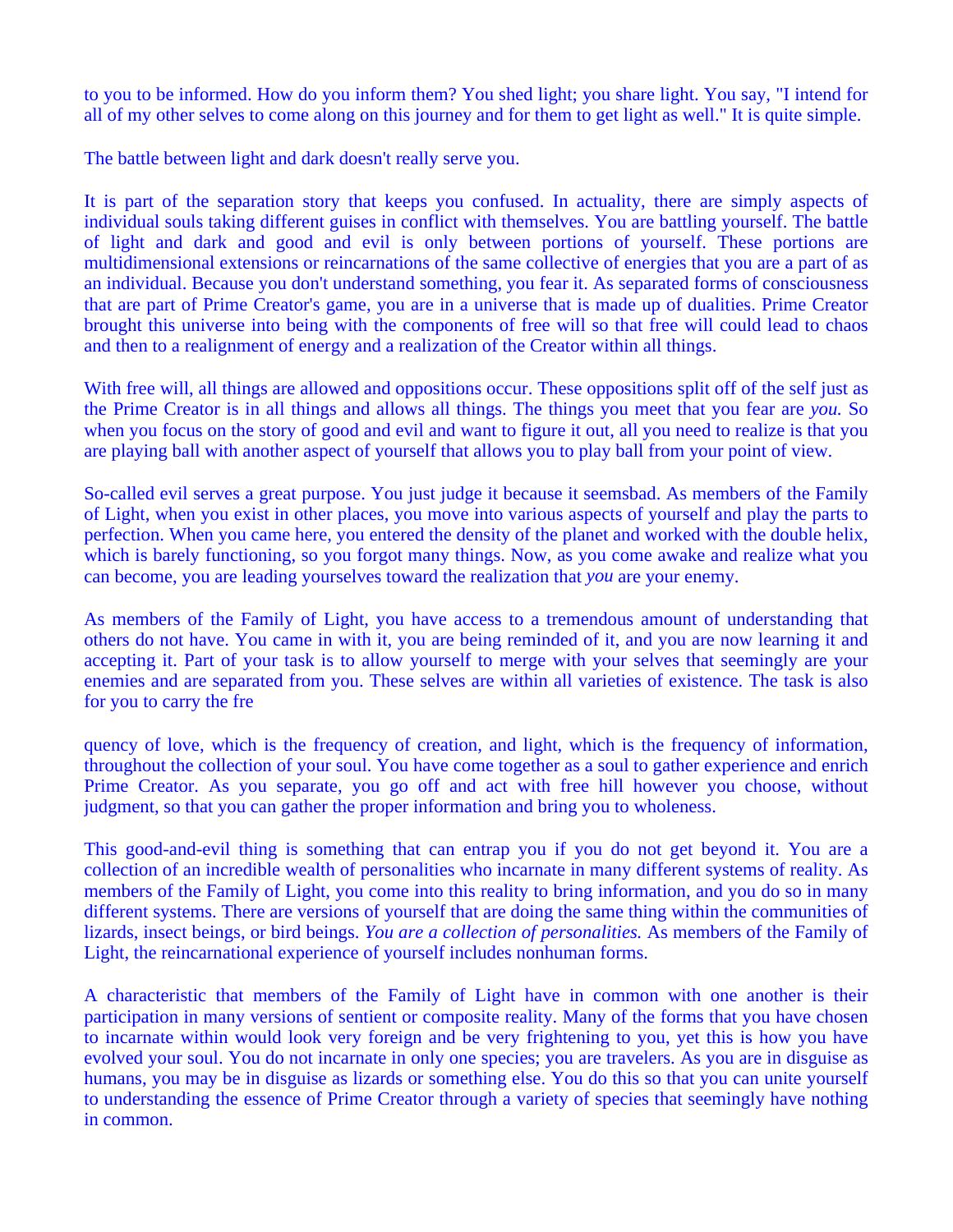to you to be informed. How do you inform them? You shed light; you share light. You say, "I intend for all of my other selves to come along on this journey and for them to get light as well." It is quite simple.

The battle between light and dark doesn't really serve you.

It is part of the separation story that keeps you confused. In actuality, there are simply aspects of individual souls taking different guises in conflict with themselves. You are battling yourself. The battle of light and dark and good and evil is only between portions of yourself. These portions are multidimensional extensions or reincarnations of the same collective of energies that you are a part of as an individual. Because you don't understand something, you fear it. As separated forms of consciousness that are part of Prime Creator's game, you are in a universe that is made up of dualities. Prime Creator brought this universe into being with the components of free will so that free will could lead to chaos and then to a realignment of energy and a realization of the Creator within all things.

With free will, all things are allowed and oppositions occur. These oppositions split off of the self just as the Prime Creator is in all things and allows all things. The things you meet that you fear are *you.* So when you focus on the story of good and evil and want to figure it out, all you need to realize is that you are playing ball with another aspect of yourself that allows you to play ball from your point of view.

So-called evil serves a great purpose. You just judge it because it seemsbad. As members of the Family of Light, when you exist in other places, you move into various aspects of yourself and play the parts to perfection. When you came here, you entered the density of the planet and worked with the double helix, which is barely functioning, so you forgot many things. Now, as you come awake and realize what you can become, you are leading yourselves toward the realization that *you* are your enemy.

As members of the Family of Light, you have access to a tremendous amount of understanding that others do not have. You came in with it, you are being reminded of it, and you are now learning it and accepting it. Part of your task is to allow yourself to merge with your selves that seemingly are your enemies and are separated from you. These selves are within all varieties of existence. The task is also for you to carry the frequency of love, which is the frequency of creation, and light, which is the frequency of information, throughout the collection of your soul. You have come together as a soul to gather experience and enrich Prime Creator. As you separate, you go off and act with free hill however you choose, without judgment, so that you can gather the proper information and bring you to wholeness.

This good-and-evil thing is something that can entrap you if you do not get beyond it. You are a collection of an incredible wealth of personalities who incarnate in many different systems of reality. As members of the Family of Light, you come into this reality to bring information, and you do so in many different systems. There are versions of yourself that are doing the same thing within the communities of lizards, insect beings, or bird beings. *You are a collection of personalities.* As members of the Family of Light, the reincarnational experience of yourself includes nonhuman forms.

A characteristic that members of the Family of Light have in common with one another is their participation in many versions of sentient or composite reality. Many of the forms that you have chosen to incarnate within would look very foreign and be very frightening to you, yet this is how you have evolved your soul. You do not incarnate in only one species; you are travelers. As you are in disguise as humans, you may be in disguise as lizards or something else. You do this so that you can unite yourself to understanding the essence of Prime Creator through a variety of species that seemingly have nothing in common.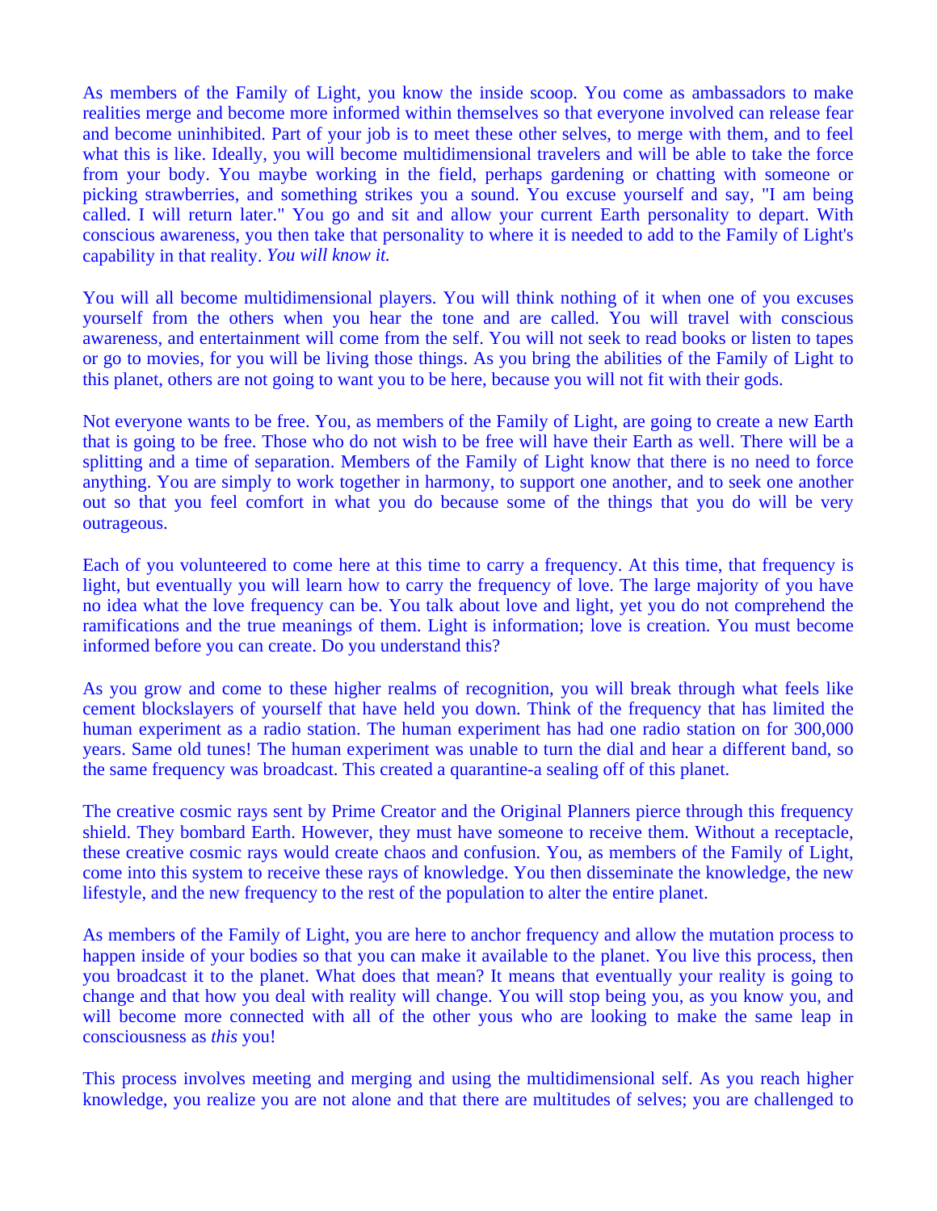As members of the Family of Light, you know the inside scoop. You come as ambassadors to make realities merge and become more informed within themselves so that everyone involved can release fear and become uninhibited. Part of your job is to meet these other selves, to merge with them, and to feel what this is like. Ideally, you will become multidimensional travelers and will be able to take the force from your body. You maybe working in the field, perhaps gardening or chatting with someone or picking strawberries, and something strikes you a sound. You excuse yourself and say, "I am being called. I will return later." You go and sit and allow your current Earth personality to depart. With conscious awareness, you then take that personality to where it is needed to add to the Family of Light's capability in that reality. *You will know it.*

You will all become multidimensional players. You will think nothing of it when one of you excuses yourself from the others when you hear the tone and are called. You will travel with conscious awareness, and entertainment will come from the self. You will not seek to read books or listen to tapes or go to movies, for you will be living those things. As you bring the abilities of the Family of Light to this planet, others are not going to want you to be here, because you will not fit with their gods.

Not everyone wants to be free. You, as members of the Family of Light, are going to create a new Earth that is going to be free. Those who do not wish to be free will have their Earth as well. There will be a splitting and a time of separation. Members of the Family of Light know that there is no need to force anything. You are simply to work together in harmony, to support one another, and to seek one another out so that you feel comfort in what you do because some of the things that you do will be very outrageous.

Each of you volunteered to come here at this time to carry a frequency. At this time, that frequency is light, but eventually you will learn how to carry the frequency of love. The large majority of you have no idea what the love frequency can be. You talk about love and light, yet you do not comprehend the ramifications and the true meanings of them. Light is information; love is creation. You must become informed before you can create. Do you understand this?

As you grow and come to these higher realms of recognition, you will break through what feels like cement blockslayers of yourself that have held you down. Think of the frequency that has limited the human experiment as a radio station. The human experiment has had one radio station on for 300,000 years. Same old tunes! The human experiment was unable to turn the dial and hear a different band, so the same frequency was broadcast. This created a quarantine-a sealing off of this planet.

The creative cosmic rays sent by Prime Creator and the Original Planners pierce through this frequency shield. They bombard Earth. However, they must have someone to receive them. Without a receptacle, these creative cosmic rays would create chaos and confusion. You, as members of the Family of Light, come into this system to receive these rays of knowledge. You then disseminate the knowledge, the new lifestyle, and the new frequency to the rest of the population to alter the entire planet.

As members of the Family of Light, you are here to anchor frequency and allow the mutation process to happen inside of your bodies so that you can make it available to the planet. You live this process, then you broadcast it to the planet. What does that mean? It means that eventually your reality is going to change and that how you deal with reality will change. You will stop being you, as you know you, and will become more connected with all of the other yous who are looking to make the same leap in consciousness as *this* you!

This process involves meeting and merging and using the multidimensional self. As you reach higher knowledge, you realize you are not alone and that there are multitudes of selves; you are challenged to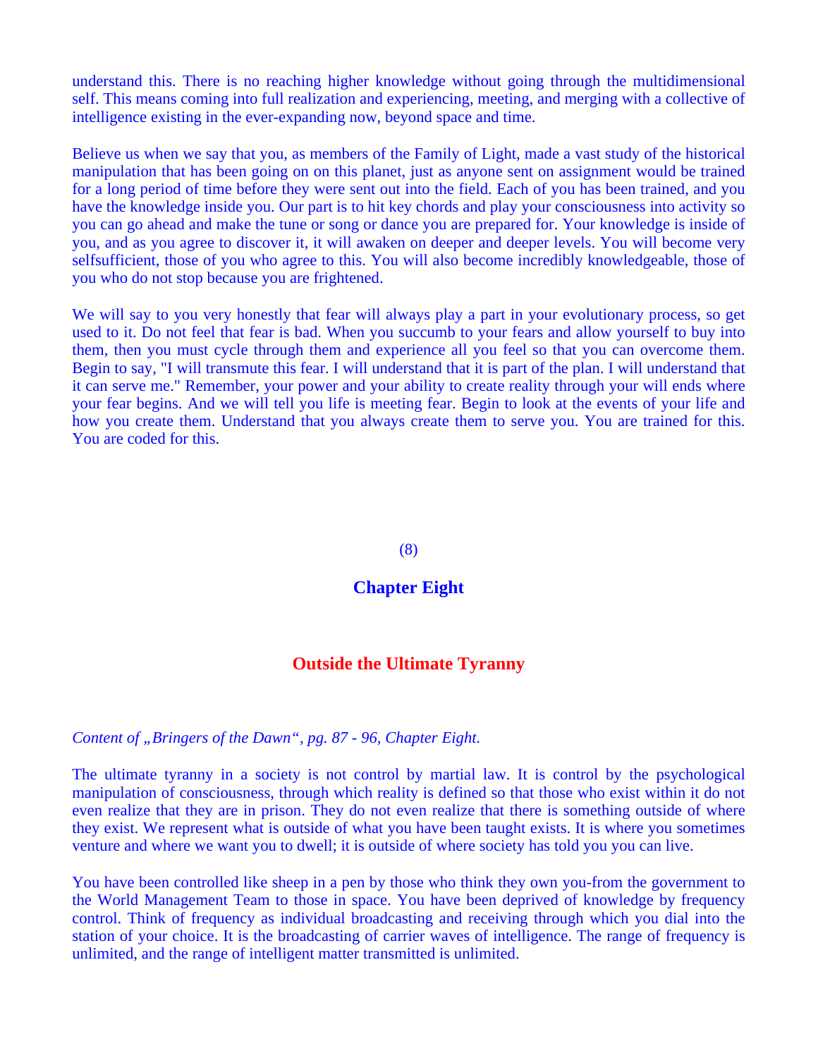understand this. There is no reaching higher knowledge without going through the multidimensional self. This means coming into full realization and experiencing, meeting, and merging with a collective of intelligence existing in the ever-expanding now, beyond space and time.

Believe us when we say that you, as members of the Family of Light, made a vast study of the historical manipulation that has been going on on this planet, just as anyone sent on assignment would be trained for a long period of time before they were sent out into the field. Each of you has been trained, and you have the knowledge inside you. Our part is to hit key chords and play your consciousness into activity so you can go ahead and make the tune or song or dance you are prepared for. Your knowledge is inside of you, and as you agree to discover it, it will awaken on deeper and deeper levels. You will become very selfsufficient, those of you who agree to this. You will also become incredibly knowledgeable, those of you who do not stop because you are frightened.

We will say to you very honestly that fear will always play a part in your evolutionary process, so get used to it. Do not feel that fear is bad. When you succumb to your fears and allow yourself to buy into them, then you must cycle through them and experience all you feel so that you can overcome them. Begin to say, "I will transmute this fear. I will understand that it is part of the plan. I will understand that it can serve me." Remember, your power and your ability to create reality through your will ends where your fear begins. And we will tell you life is meeting fear. Begin to look at the events of your life and how you create them. Understand that you always create them to serve you. You are trained for this. You are coded for this.

(8)

## Chapter Eight

## Outside the Ultimate Tyranny

*Content of „Bringers of the Dawn“, pg. 87 - 96, Chapter Eight.*

The ultimate tyranny in a society is not control by martial law. It is control by the psychological manipulation of consciousness, through which reality is defined so that those who exist within it do not even realize that they are in prison. They do not even realize that there is something outside of where they exist. We represent what is outside of what you have been taught exists. It is where you sometimes venture and where we want you to dwell; it is outside of where society has told you you can live.

You have been controlled like sheep in a pen by those who think they own you-from the government to the World Management Team to those in space. You have been deprived of knowledge by frequency control. Think of frequency as individual broadcasting and receiving through which you dial into the station of your choice. It is the broadcasting of carrier waves of intelligence. The range of frequency is unlimited, and the range of intelligent matter transmitted is unlimited.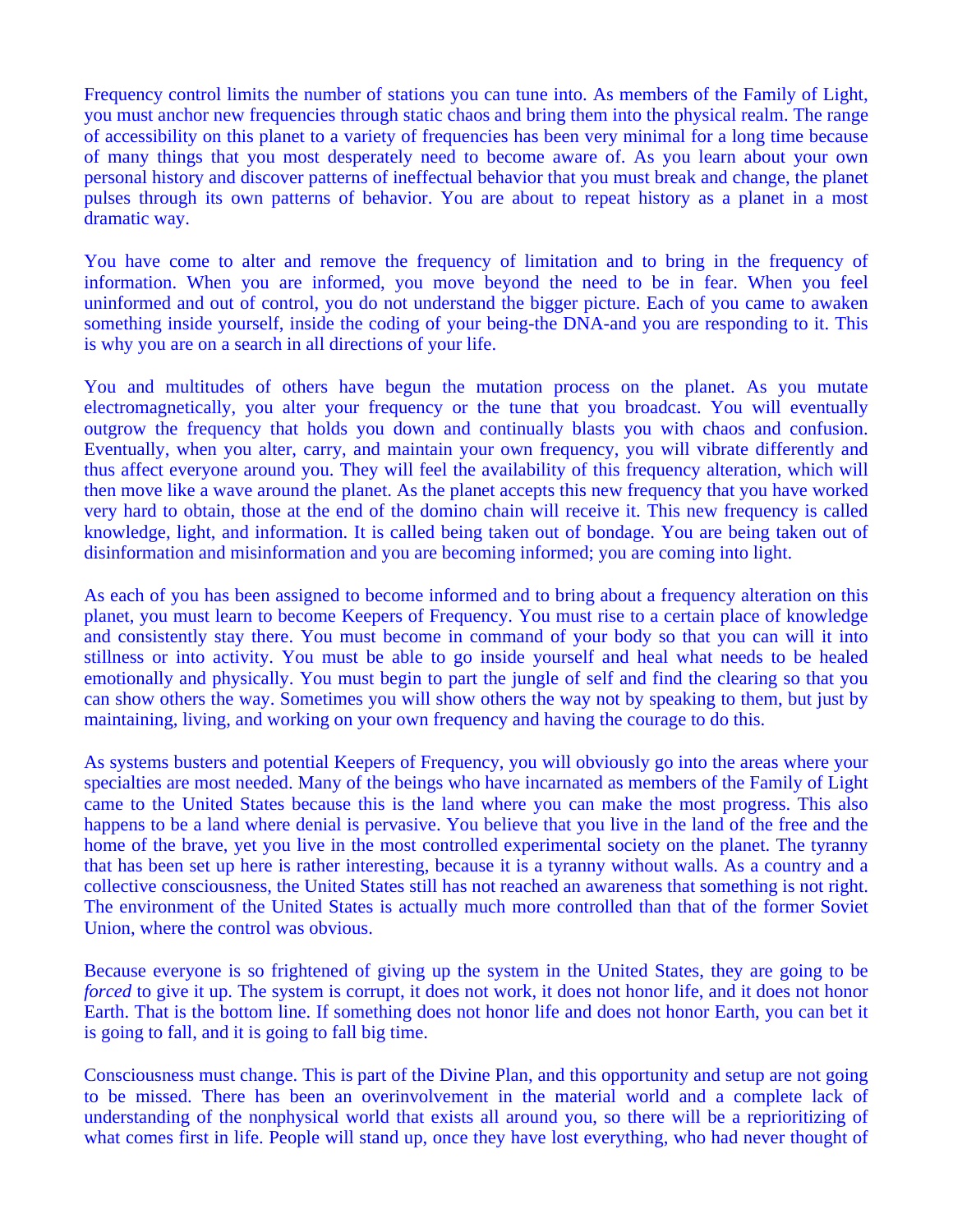Frequency control limits the number of stations you can tune into. As members of the Family of Light, you must anchor new frequencies through static chaos and bring them into the physical realm. The range of accessibility on this planet to a variety of frequencies has been very minimal for a long time because of many things that you most desperately need to become aware of. As you learn about your own personal history and discover patterns of ineffectual behavior that you must break and change, the planet pulses through its own patterns of behavior. You are about to repeat history as a planet in a most dramatic way.

You have come to alter and remove the frequency of limitation and to bring in the frequency of information. When you are informed, you move beyond the need to be in fear. When you feel uninformed and out of control, you do not understand the bigger picture. Each of you came to awaken something inside yourself, inside the coding of your being-the DNA-and you are responding to it. This is why you are on a search in all directions of your life.

You and multitudes of others have begun the mutation process on the planet. As you mutate electromagnetically, you alter your frequency or the tune that you broadcast. You will eventually outgrow the frequency that holds you down and continually blasts you with chaos and confusion. Eventually, when you alter, carry, and maintain your own frequency, you will vibrate differently and thus affect everyone around you. They will feel the availability of this frequency alteration, which will then move like a wave around the planet. As the planet accepts this new frequency that you have worked very hard to obtain, those at the end of the domino chain will receive it. This new frequency is called knowledge, light, and information. It is called being taken out of bondage. You are being taken out of disinformation and misinformation and you are becoming informed; you are coming into light.

As each of you has been assigned to become informed and to bring about a frequency alteration on this planet, you must learn to become Keepers of Frequency. You must rise to a certain place of knowledge and consistently stay there. You must become in command of your body so that you can will it into stillness or into activity. You must be able to go inside yourself and heal what needs to be healed emotionally and physically. You must begin to part the jungle of self and find the clearing so that you can show others the way. Sometimes you will show others the way not by speaking to them, but just by maintaining, living, and working on your own frequency and having the courage to do this.

As systems busters and potential Keepers of Frequency, you will obviously go into the areas where your specialties are most needed. Many of the beings who have incarnated as members of the Family of Light came to the United States because this is the land where you can make the most progress. This also happens to be a land where denial is pervasive. You believe that you live in the land of the free and the home of the brave, yet you live in the most controlled experimental society on the planet. The tyranny that has been set up here is rather interesting, because it is a tyranny without walls. As a country and a collective consciousness, the United States still has not reached an awareness that something is not right. The environment of the United States is actually much more controlled than that of the former Soviet Union, where the control was obvious.

Because everyone is so frightened of giving up the system in the United States, they are going to be *forced* to give it up. The system is corrupt, it does not work, it does not honor life, and it does not honor Earth. That is the bottom line. If something does not honor life and does not honor Earth, you can bet it is going to fall, and it is going to fall big time.

Consciousness must change. This is part of the Divine Plan, and this opportunity and setup are not going to be missed. There has been an overinvolvement in the material world and a complete lack of understanding of the nonphysical world that exists all around you, so there will be a reprioritizing of what comes first in life. People will stand up, once they have lost everything, who had never thought of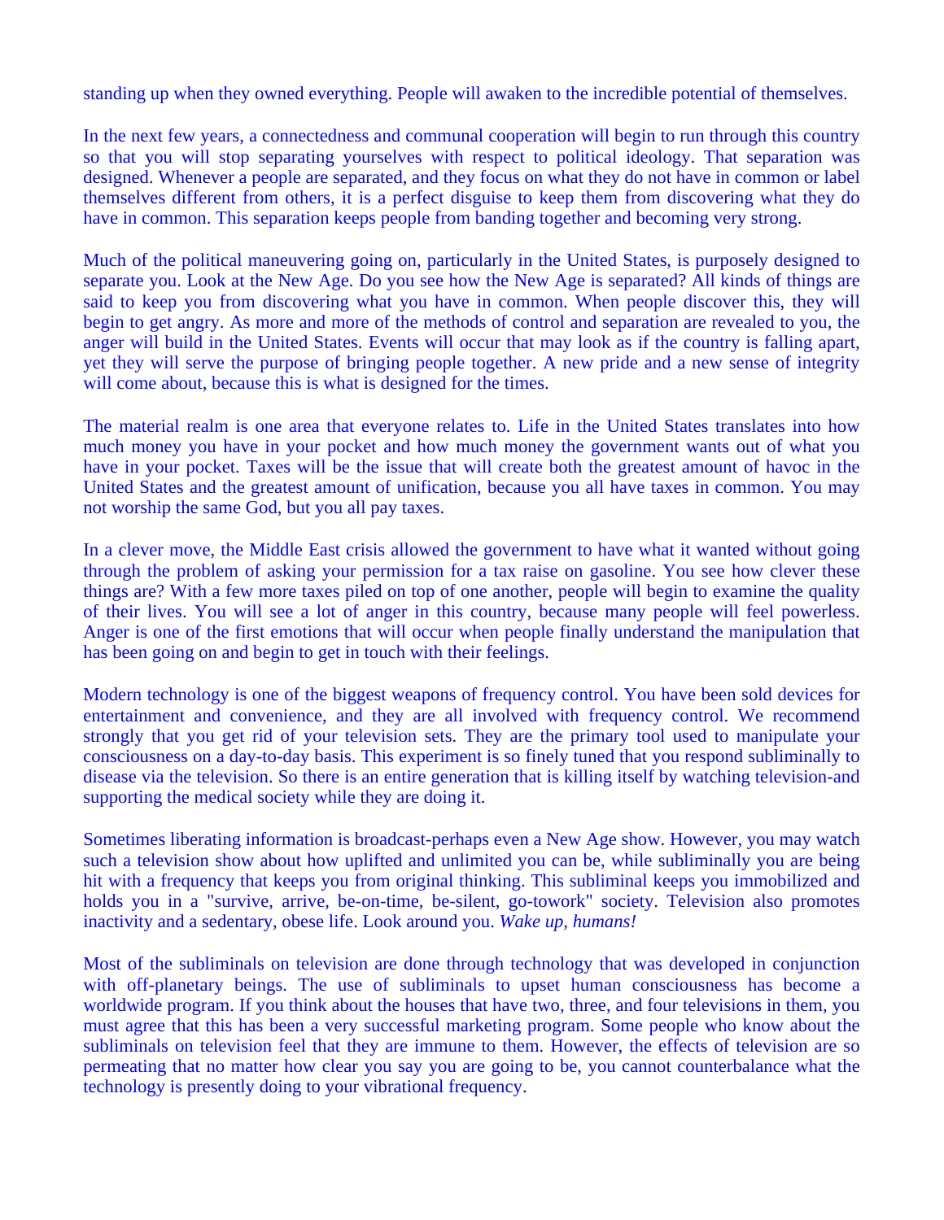standing up when they owned everything. People will awaken to the incredible potential of themselves.

In the next few years, a connectedness and communal cooperation will begin to run through this country so that you will stop separating yourselves with respect to political ideology. That separation was designed. Whenever a people are separated, and they focus on what they do not have in common or label themselves different from others, it is a perfect disguise to keep them from discovering what they do have in common. This separation keeps people from banding together and becoming very strong.

Much of the political maneuvering going on, particularly in the United States, is purposely designed to separate you. Look at the New Age. Do you see how the New Age is separated? All kinds of things are said to keep you from discovering what you have in common. When people discover this, they will begin to get angry. As more and more of the methods of control and separation are revealed to you, the anger will build in the United States. Events will occur that may look as if the country is falling apart, yet they will serve the purpose of bringing people together. A new pride and a new sense of integrity will come about, because this is what is designed for the times.

The material realm is one area that everyone relates to. Life in the United States translates into how much money you have in your pocket and how much money the government wants out of what you have in your pocket. Taxes will be the issue that will create both the greatest amount of havoc in the United States and the greatest amount of unification, because you all have taxes in common. You may not worship the same God, but you all pay taxes.

In a clever move, the Middle East crisis allowed the government to have what it wanted without going through the problem of asking your permission for a tax raise on gasoline. You see how clever these things are? With a few more taxes piled on top of one another, people will begin to examine the quality of their lives. You will see a lot of anger in this country, because many people will feel powerless. Anger is one of the first emotions that will occur when people finally understand the manipulation that has been going on and begin to get in touch with their feelings.

Modern technology is one of the biggest weapons of frequency control. You have been sold devices for entertainment and convenience, and they are all involved with frequency control. We recommend strongly that you get rid of your television sets. They are the primary tool used to manipulate your consciousness on a day-to-day basis. This experiment is so finely tuned that you respond subliminally to disease via the television. So there is an entire generation that is killing itself by watching television-and supporting the medical society while they are doing it.

Sometimes liberating information is broadcast-perhaps even a New Age show. However, you may watch such a television show about how uplifted and unlimited you can be, while subliminally you are being hit with a frequency that keeps you from original thinking. This subliminal keeps you immobilized and holds you in a "survive, arrive, be-on-time, be-silent, go-towork" society. Television also promotes inactivity and a sedentary, obese life. Look around you. *Wake up, humans!*

Most of the subliminals on television are done through technology that was developed in conjunction with off-planetary beings. The use of subliminals to upset human consciousness has become a worldwide program. If you think about the houses that have two, three, and four televisions in them, you must agree that this has been a very successful marketing program. Some people who know about the subliminals on television feel that they are immune to them. However, the effects of television are so permeating that no matter how clear you say you are going to be, you cannot counterbalance what the technology is presently doing to your vibrational frequency.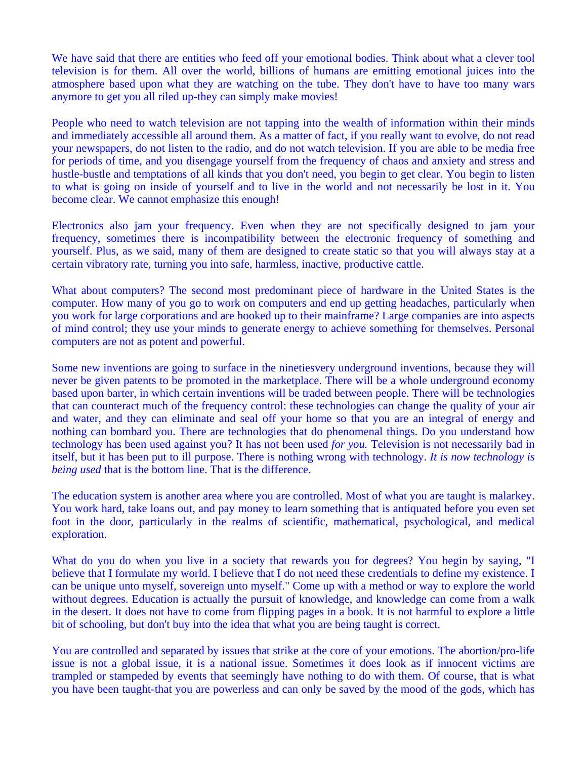We have said that there are entities who feed off your emotional bodies. Think about what a clever tool television is for them. All over the world, billions of humans are emitting emotional juices into the atmosphere based upon what they are watching on the tube. They don't have to have too many wars anymore to get you all riled up-they can simply make movies!

People who need to watch television are not tapping into the wealth of information within their minds and immediately accessible all around them. As a matter of fact, if you really want to evolve, do not read your newspapers, do not listen to the radio, and do not watch television. If you are able to be media free for periods of time, and you disengage yourself from the frequency of chaos and anxiety and stress and hustle-bustle and temptations of all kinds that you don't need, you begin to get clear. You begin to listen to what is going on inside of yourself and to live in the world and not necessarily be lost in it. You become clear. We cannot emphasize this enough!

Electronics also jam your frequency. Even when they are not specifically designed to jam your frequency, sometimes there is incompatibility between the electronic frequency of something and yourself. Plus, as we said, many of them are designed to create static so that you will always stay at a certain vibratory rate, turning you into safe, harmless, inactive, productive cattle.

What about computers? The second most predominant piece of hardware in the United States is the computer. How many of you go to work on computers and end up getting headaches, particularly when you work for large corporations and are hooked up to their mainframe? Large companies are into aspects of mind control; they use your minds to generate energy to achieve something for themselves. Personal computers are not as potent and powerful.

Some new inventions are going to surface in the ninetiesvery underground inventions, because they will never be given patents to be promoted in the marketplace. There will be a whole underground economy based upon barter, in which certain inventions will be traded between people. There will be technologies that can counteract much of the frequency control: these technologies can change the quality of your air and water, and they can eliminate and seal off your home so that you are an integral of energy and nothing can bombard you. There are technologies that do phenomenal things. Do you understand how technology has been used against you? It has not been used *for you.* Television is not necessarily bad in itself, but it has been put to ill purpose. There is nothing wrong with technology. *It is now technology is being used* that is the bottom line. That is the difference.

The education system is another area where you are controlled. Most of what you are taught is malarkey. You work hard, take loans out, and pay money to learn something that is antiquated before you even set foot in the door, particularly in the realms of scientific, mathematical, psychological, and medical exploration.

What do you do when you live in a society that rewards you for degrees? You begin by saying, "I believe that I formulate my world. I believe that I do not need these credentials to define my existence. I can be unique unto myself, sovereign unto myself." Come up with a method or way to explore the world without degrees. Education is actually the pursuit of knowledge, and knowledge can come from a walk in the desert. It does not have to come from flipping pages in a book. It is not harmful to explore a little bit of schooling, but don't buy into the idea that what you are being taught is correct.

You are controlled and separated by issues that strike at the core of your emotions. The abortion/pro-life issue is not a global issue, it is a national issue. Sometimes it does look as if innocent victims are trampled or stampeded by events that seemingly have nothing to do with them. Of course, that is what you have been taught-that you are powerless and can only be saved by the mood of the gods, which has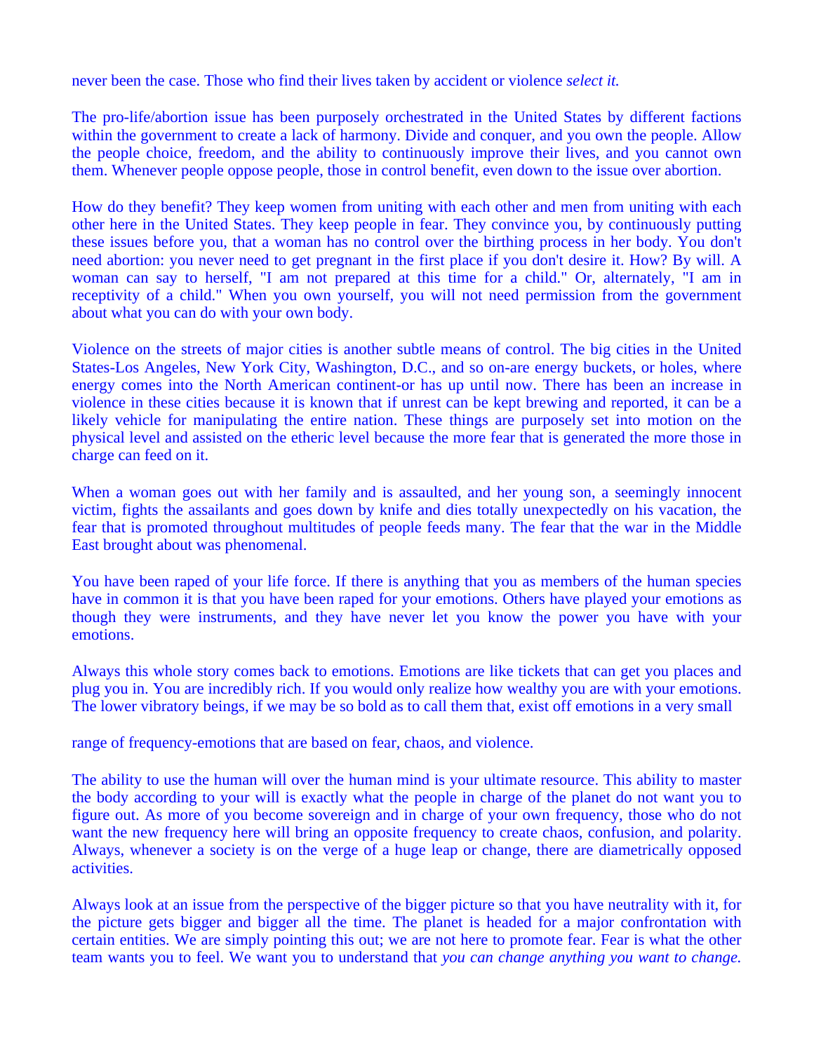never been the case. Those who find their lives taken by accident or violence *select it.*

The pro-life/abortion issue has been purposely orchestrated in the United States by different factions within the government to create a lack of harmony. Divide and conquer, and you own the people. Allow the people choice, freedom, and the ability to continuously improve their lives, and you cannot own them. Whenever people oppose people, those in control benefit, even down to the issue over abortion.

How do they benefit? They keep women from uniting with each other and men from uniting with each other here in the United States. They keep people in fear. They convince you, by continuously putting these issues before you, that a woman has no control over the birthing process in her body. You don't need abortion: you never need to get pregnant in the first place if you don't desire it. How? By will. A woman can say to herself, "I am not prepared at this time for a child." Or, alternately, "I am in receptivity of a child." When you own yourself, you will not need permission from the government about what you can do with your own body.

Violence on the streets of major cities is another subtle means of control. The big cities in the United States-Los Angeles, New York City, Washington, D.C., and so on-are energy buckets, or holes, where energy comes into the North American continent-or has up until now. There has been an increase in violence in these cities because it is known that if unrest can be kept brewing and reported, it can be a likely vehicle for manipulating the entire nation. These things are purposely set into motion on the physical level and assisted on the etheric level because the more fear that is generated the more those in charge can feed on it.

When a woman goes out with her family and is assaulted, and her young son, a seemingly innocent victim, fights the assailants and goes down by knife and dies totally unexpectedly on his vacation, the fear that is promoted throughout multitudes of people feeds many. The fear that the war in the Middle East brought about was phenomenal.

You have been raped of your life force. If there is anything that you as members of the human species have in common it is that you have been raped for your emotions. Others have played your emotions as though they were instruments, and they have never let you know the power you have with your emotions.

Always this whole story comes back to emotions. Emotions are like tickets that can get you places and plug you in. You are incredibly rich. If you would only realize how wealthy you are with your emotions. The lower vibratory beings, if we may be so bold as to call them that, exist off emotions in a very small range of frequency-emotions that are based on fear, chaos, and violence.

The ability to use the human will over the human mind is your ultimate resource. This ability to master the body according to your will is exactly what the people in charge of the planet do not want you to figure out. As more of you become sovereign and in charge of your own frequency, those who do not want the new frequency here will bring an opposite frequency to create chaos, confusion, and polarity. Always, whenever a society is on the verge of a huge leap or change, there are diametrically opposed activities.

Always look at an issue from the perspective of the bigger picture so that you have neutrality with it, for the picture gets bigger and bigger all the time. The planet is headed for a major confrontation with certain entities. We are simply pointing this out; we are not here to promote fear. Fear is what the other team wants you to feel. We want you to understand that *you can change anything you want to change.*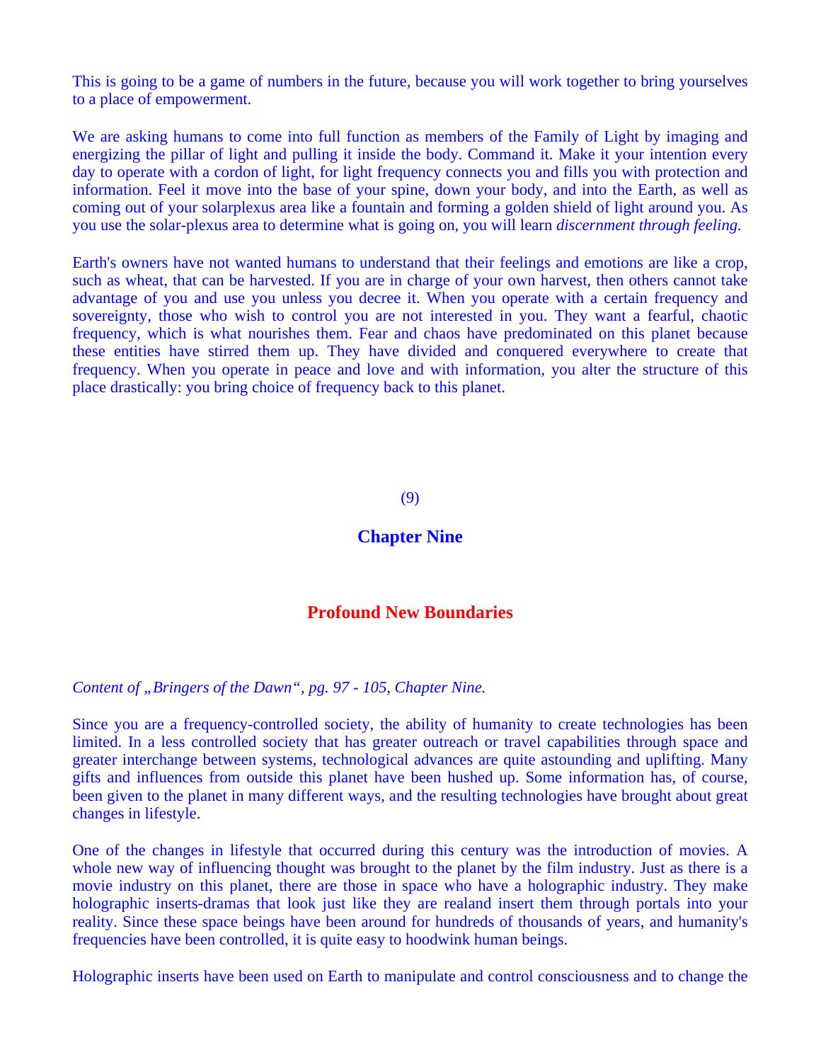This is going to be a game of numbers in the future, because you will work together to bring yourselves to a place of empowerment.

We are asking humans to come into full function as members of the Family of Light by imaging and energizing the pillar of light and pulling it inside the body. Command it. Make it your intention every day to operate with a cordon of light, for light frequency connects you and fills you with protection and information. Feel it move into the base of your spine, down your body, and into the Earth, as well as coming out of your solarplexus area like a fountain and forming a golden shield of light around you. As you use the solar-plexus area to determine what is going on, you will learn *discernment through feeling.*

Earth's owners have not wanted humans to understand that their feelings and emotions are like a crop, such as wheat, that can be harvested. If you are in charge of your own harvest, then others cannot take advantage of you and use you unless you decree it. When you operate with a certain frequency and sovereignty, those who wish to control you are not interested in you. They want a fearful, chaotic frequency, which is what nourishes them. Fear and chaos have predominated on this planet because these entities have stirred them up. They have divided and conquered everywhere to create that frequency. When you operate in peace and love and with information, you alter the structure of this place drastically: you bring choice of frequency back to this planet.

(9)

## Chapter Nine

## Profound New Boundaries

*Content of „Bringers of the Dawn“, pg. 97 - 105, Chapter Nine.*

Since you are a frequency-controlled society, the ability of humanity to create technologies has been limited. In a less controlled society that has greater outreach or travel capabilities through space and greater interchange between systems, technological advances are quite astounding and uplifting. Many gifts and influences from outside this planet have been hushed up. Some information has, of course, been given to the planet in many different ways, and the resulting technologies have brought about great changes in lifestyle.

One of the changes in lifestyle that occurred during this century was the introduction of movies. A whole new way of influencing thought was brought to the planet by the film industry. Just as there is a movie industry on this planet, there are those in space who have a holographic industry. They make holographic inserts-dramas that look just like they are realand insert them through portals into your reality. Since these space beings have been around for hundreds of thousands of years, and humanity's frequencies have been controlled, it is quite easy to hoodwink human beings.

Holographic inserts have been used on Earth to manipulate and control consciousness and to change the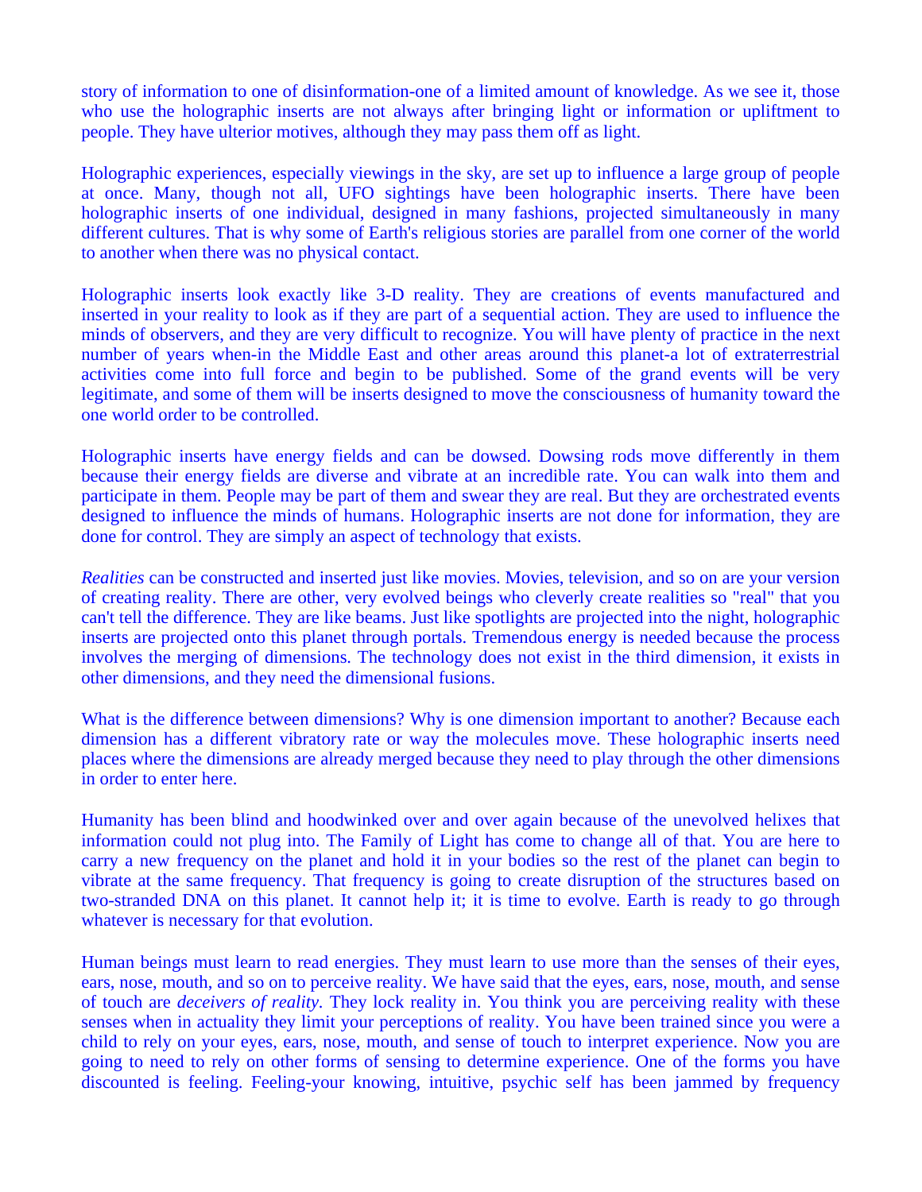story of information to one of disinformation-one of a limited amount of knowledge. As we see it, those who use the holographic inserts are not always after bringing light or information or upliftment to people. They have ulterior motives, although they may pass them off as light.

Holographic experiences, especially viewings in the sky, are set up to influence a large group of people at once. Many, though not all, UFO sightings have been holographic inserts. There have been holographic inserts of one individual, designed in many fashions, projected simultaneously in many different cultures. That is why some of Earth's religious stories are parallel from one corner of the world to another when there was no physical contact.

Holographic inserts look exactly like 3-D reality. They are creations of events manufactured and inserted in your reality to look as if they are part of a sequential action. They are used to influence the minds of observers, and they are very difficult to recognize. You will have plenty of practice in the next number of years when-in the Middle East and other areas around this planet-a lot of extraterrestrial activities come into full force and begin to be published. Some of the grand events will be very legitimate, and some of them will be inserts designed to move the consciousness of humanity toward the one world order to be controlled.

Holographic inserts have energy fields and can be dowsed. Dowsing rods move differently in them because their energy fields are diverse and vibrate at an incredible rate. You can walk into them and participate in them. People may be part of them and swear they are real. But they are orchestrated events designed to influence the minds of humans. Holographic inserts are not done for information, they are done for control. They are simply an aspect of technology that exists.

*Realities* can be constructed and inserted just like movies. Movies, television, and so on are your version of creating reality. There are other, very evolved beings who cleverly create realities so "real" that you can't tell the difference. They are like beams. Just like spotlights are projected into the night, holographic inserts are projected onto this planet through portals. Tremendous energy is needed because the process involves the merging of dimensions. The technology does not exist in the third dimension, it exists in other dimensions, and they need the dimensional fusions.

What is the difference between dimensions? Why is one dimension important to another? Because each dimension has a different vibratory rate or way the molecules move. These holographic inserts need places where the dimensions are already merged because they need to play through the other dimensions in order to enter here.

Humanity has been blind and hoodwinked over and over again because of the unevolved helixes that information could not plug into. The Family of Light has come to change all of that. You are here to carry a new frequency on the planet and hold it in your bodies so the rest of the planet can begin to vibrate at the same frequency. That frequency is going to create disruption of the structures based on two-stranded DNA on this planet. It cannot help it; it is time to evolve. Earth is ready to go through whatever is necessary for that evolution.

Human beings must learn to read energies. They must learn to use more than the senses of their eyes, ears, nose, mouth, and so on to perceive reality. We have said that the eyes, ears, nose, mouth, and sense of touch are *deceivers of reality.* They lock reality in. You think you are perceiving reality with these senses when in actuality they limit your perceptions of reality. You have been trained since you were a child to rely on your eyes, ears, nose, mouth, and sense of touch to interpret experience. Now you are going to need to rely on other forms of sensing to determine experience. One of the forms you have discounted is feeling. Feeling-your knowing, intuitive, psychic self has been jammed by frequency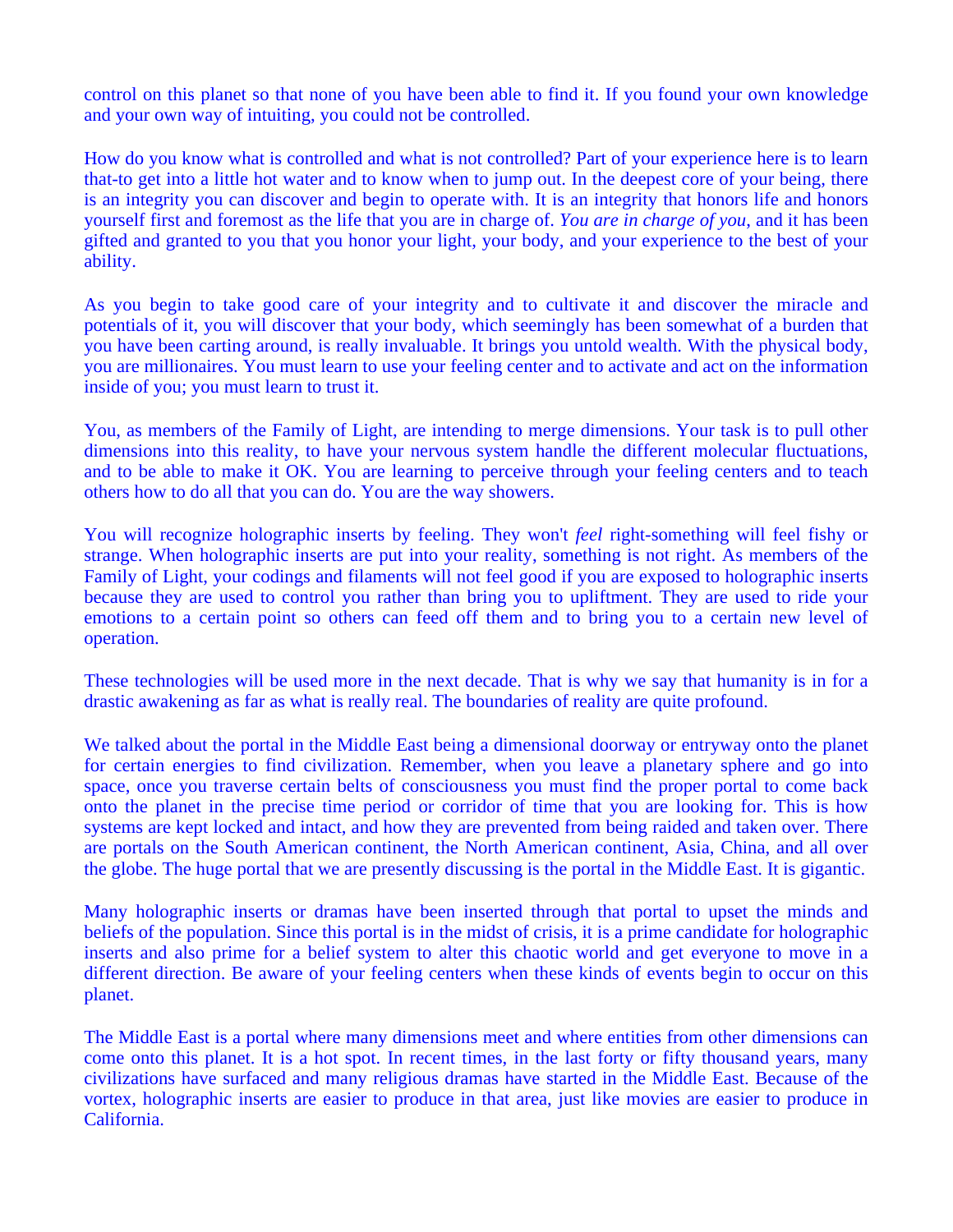control on this planet so that none of you have been able to find it. If you found your own knowledge and your own way of intuiting, you could not be controlled.

How do you know what is controlled and what is not controlled? Part of your experience here is to learn that-to get into a little hot water and to know when to jump out. In the deepest core of your being, there is an integrity you can discover and begin to operate with. It is an integrity that honors life and honors yourself first and foremost as the life that you are in charge of. *You are in charge of you*, and it has been gifted and granted to you that you honor your light, your body, and your experience to the best of your ability.

As you begin to take good care of your integrity and to cultivate it and discover the miracle and potentials of it, you will discover that your body, which seemingly has been somewhat of a burden that you have been carting around, is really invaluable. It brings you untold wealth. With the physical body, you are millionaires. You must learn to use your feeling center and to activate and act on the information inside of you; you must learn to trust it.

You, as members of the Family of Light, are intending to merge dimensions. Your task is to pull other dimensions into this reality, to have your nervous system handle the different molecular fluctuations, and to be able to make it OK. You are learning to perceive through your feeling centers and to teach others how to do all that you can do. You are the way showers.

You will recognize holographic inserts by feeling. They won't *feel* right-something will feel fishy or strange. When holographic inserts are put into your reality, something is not right. As members of the Family of Light, your codings and filaments will not feel good if you are exposed to holographic inserts because they are used to control you rather than bring you to upliftment. They are used to ride your emotions to a certain point so others can feed off them and to bring you to a certain new level of operation.

These technologies will be used more in the next decade. That is why we say that humanity is in for a drastic awakening as far as what is really real. The boundaries of reality are quite profound.

We talked about the portal in the Middle East being a dimensional doorway or entryway onto the planet for certain energies to find civilization. Remember, when you leave a planetary sphere and go into space, once you traverse certain belts of consciousness you must find the proper portal to come back onto the planet in the precise time period or corridor of time that you are looking for. This is how systems are kept locked and intact, and how they are prevented from being raided and taken over. There are portals on the South American continent, the North American continent, Asia, China, and all over the globe. The huge portal that we are presently discussing is the portal in the Middle East. It is gigantic.

Many holographic inserts or dramas have been inserted through that portal to upset the minds and beliefs of the population. Since this portal is in the midst of crisis, it is a prime candidate for holographic inserts and also prime for a belief system to alter this chaotic world and get everyone to move in a different direction. Be aware of your feeling centers when these kinds of events begin to occur on this planet.

The Middle East is a portal where many dimensions meet and where entities from other dimensions can come onto this planet. It is a hot spot. In recent times, in the last forty or fifty thousand years, many civilizations have surfaced and many religious dramas have started in the Middle East. Because of the vortex, holographic inserts are easier to produce in that area, just like movies are easier to produce in California.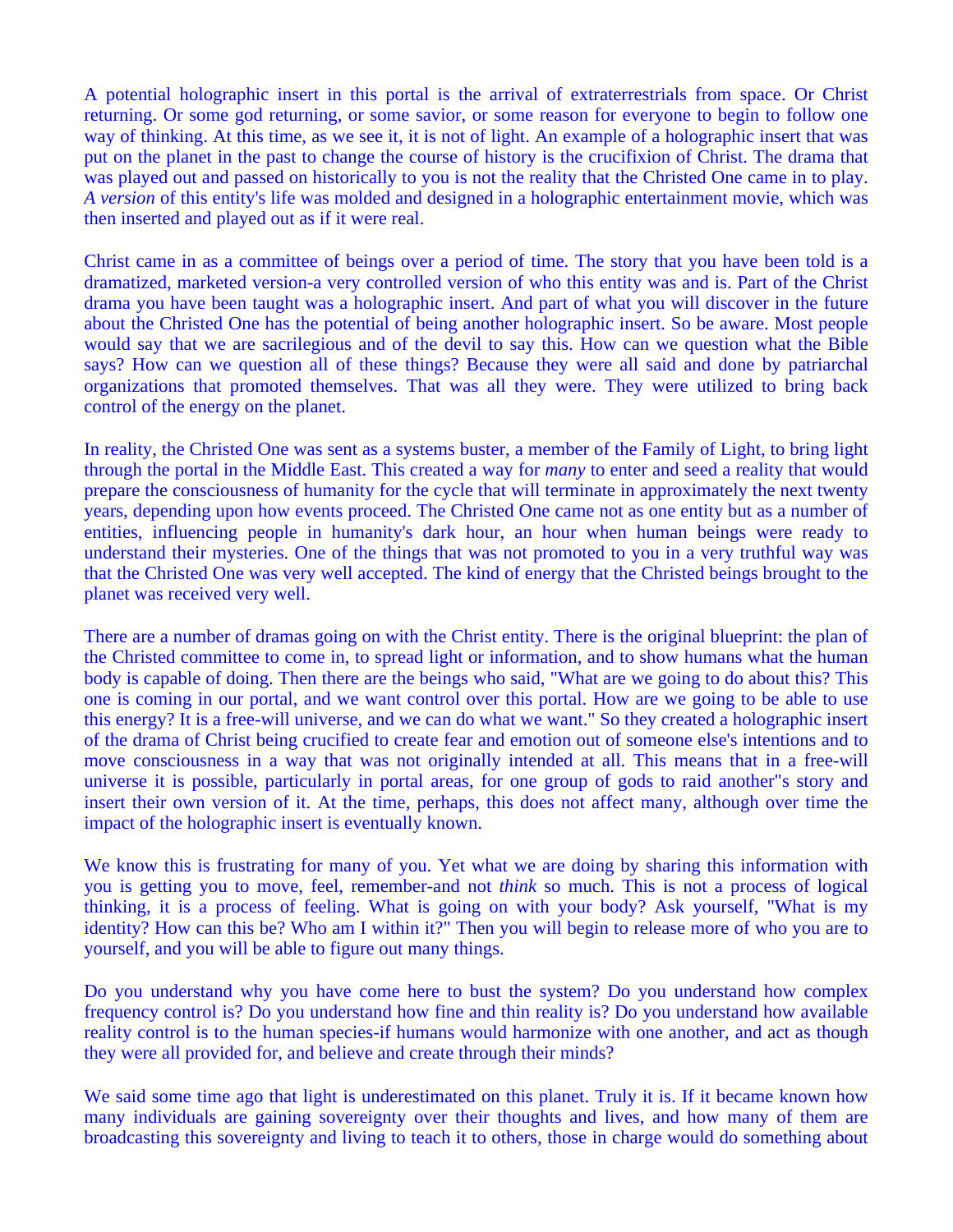A potential holographic insert in this portal is the arrival of extraterrestrials from space. Or Christ returning. Or some god returning, or some savior, or some reason for everyone to begin to follow one way of thinking. At this time, as we see it, it is not of light. An example of a holographic insert that was put on the planet in the past to change the course of history is the crucifixion of Christ. The drama that was played out and passed on historically to you is not the reality that the Christed One came in to play. *A version* of this entity's life was molded and designed in a holographic entertainment movie, which was then inserted and played out as if it were real.

Christ came in as a committee of beings over a period of time. The story that you have been told is a dramatized, marketed version-a very controlled version of who this entity was and is. Part of the Christ drama you have been taught was a holographic insert. And part of what you will discover in the future about the Christed One has the potential of being another holographic insert. So be aware. Most people would say that we are sacrilegious and of the devil to say this. How can we question what the Bible says? How can we question all of these things? Because they were all said and done by patriarchal organizations that promoted themselves. That was all they were. They were utilized to bring back control of the energy on the planet.

In reality, the Christed One was sent as a systems buster, a member of the Family of Light, to bring light through the portal in the Middle East. This created a way for *many* to enter and seed a reality that would prepare the consciousness of humanity for the cycle that will terminate in approximately the next twenty years, depending upon how events proceed. The Christed One came not as one entity but as a number of entities, influencing people in humanity's dark hour, an hour when human beings were ready to understand their mysteries. One of the things that was not promoted to you in a very truthful way was that the Christed One was very well accepted. The kind of energy that the Christed beings brought to the planet was received very well.

There are a number of dramas going on with the Christ entity. There is the original blueprint: the plan of the Christed committee to come in, to spread light or information, and to show humans what the human body is capable of doing. Then there are the beings who said, "What are we going to do about this? This one is coming in our portal, and we want control over this portal. How are we going to be able to use this energy? It is a free-will universe, and we can do what we want." So they created a holographic insert of the drama of Christ being crucified to create fear and emotion out of someone else's intentions and to move consciousness in a way that was not originally intended at all. This means that in a free-will universe it is possible, particularly in portal areas, for one group of gods to raid another"s story and insert their own version of it. At the time, perhaps, this does not affect many, although over time the impact of the holographic insert is eventually known.

We know this is frustrating for many of you. Yet what we are doing by sharing this information with you is getting you to move, feel, remember-and not *think* so much. This is not a process of logical thinking, it is a process of feeling. What is going on with your body? Ask yourself, "What is my identity? How can this be? Who am I within it?" Then you will begin to release more of who you are to yourself, and you will be able to figure out many things.

Do you understand why you have come here to bust the system? Do you understand how complex frequency control is? Do you understand how fine and thin reality is? Do you understand how available reality control is to the human species-if humans would harmonize with one another, and act as though they were all provided for, and believe and create through their minds?

We said some time ago that light is underestimated on this planet. Truly it is. If it became known how many individuals are gaining sovereignty over their thoughts and lives, and how many of them are broadcasting this sovereignty and living to teach it to others, those in charge would do something about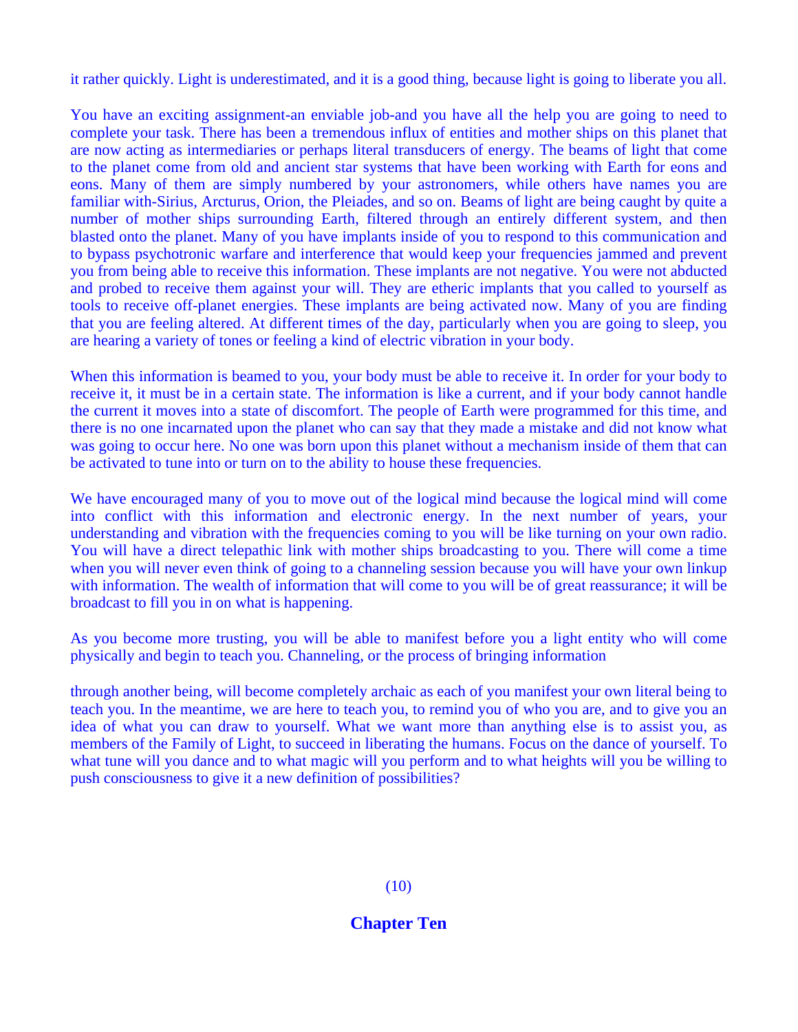it rather quickly. Light is underestimated, and it is a good thing, because light is going to liberate you all.

You have an exciting assignment-an enviable job-and you have all the help you are going to need to complete your task. There has been a tremendous influx of entities and mother ships on this planet that are now acting as intermediaries or perhaps literal transducers of energy. The beams of light that come to the planet come from old and ancient star systems that have been working with Earth for eons and eons. Many of them are simply numbered by your astronomers, while others have names you are familiar with-Sirius, Arcturus, Orion, the Pleiades, and so on. Beams of light are being caught by quite a number of mother ships surrounding Earth, filtered through an entirely different system, and then blasted onto the planet. Many of you have implants inside of you to respond to this communication and to bypass psychotronic warfare and interference that would keep your frequencies jammed and prevent you from being able to receive this information. These implants are not negative. You were not abducted and probed to receive them against your will. They are etheric implants that you called to yourself as tools to receive off-planet energies. These implants are being activated now. Many of you are finding that you are feeling altered. At different times of the day, particularly when you are going to sleep, you are hearing a variety of tones or feeling a kind of electric vibration in your body.

When this information is beamed to you, your body must be able to receive it. In order for your body to receive it, it must be in a certain state. The information is like a current, and if your body cannot handle the current it moves into a state of discomfort. The people of Earth were programmed for this time, and there is no one incarnated upon the planet who can say that they made a mistake and did not know what was going to occur here. No one was born upon this planet without a mechanism inside of them that can be activated to tune into or turn on to the ability to house these frequencies.

We have encouraged many of you to move out of the logical mind because the logical mind will come into conflict with this information and electronic energy. In the next number of years, your understanding and vibration with the frequencies coming to you will be like turning on your own radio. You will have a direct telepathic link with mother ships broadcasting to you. There will come a time when you will never even think of going to a channeling session because you will have your own linkup with information. The wealth of information that will come to you will be of great reassurance; it will be broadcast to fill you in on what is happening.

As you become more trusting, you will be able to manifest before you a light entity who will come physically and begin to teach you. Channeling, or the process of bringing information through another being, will become completely archaic as each of you manifest your own literal being to teach you. In the meantime, we are here to teach you, to remind you of who you are, and to give you an idea of what you can draw to yourself. What we want more than anything else is to assist you, as members of the Family of Light, to succeed in liberating the humans. Focus on the dance of yourself. To what tune will you dance and to what magic will you perform and to what heights will you be willing to push consciousness to give it a new definition of possibilities?

(10)

## Chapter Ten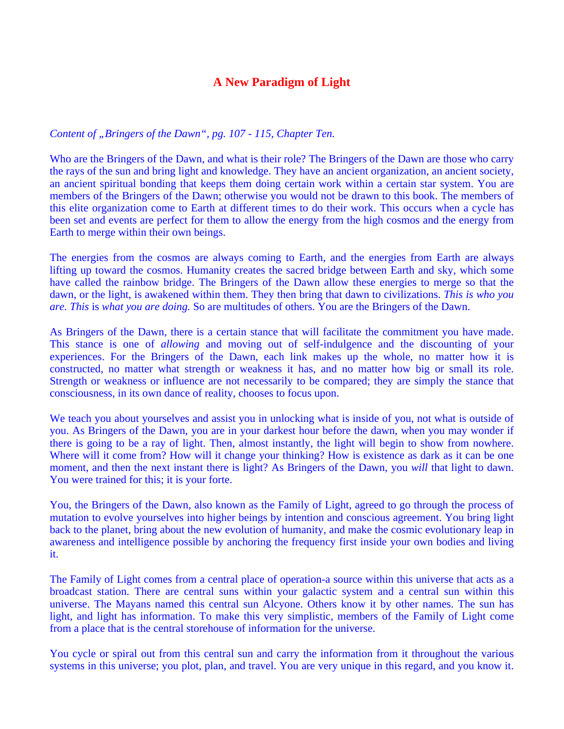# A New Paradigm of Light

*Content of „Bringers of the Dawn", pg. 107 - 115, Chapter Ten.*

Who are the Bringers of the Dawn, and what is their role? The Bringers of the Dawn are those who carry the rays of the sun and bring light and knowledge. They have an ancient organization, an ancient society, an ancient spiritual bonding that keeps them doing certain work within a certain star system. You are members of the Bringers of the Dawn; otherwise you would not be drawn to this book. The members of this elite organization come to Earth at different times to do their work. This occurs when a cycle has been set and events are perfect for them to allow the energy from the high cosmos and the energy from Earth to merge within their own beings.

The energies from the cosmos are always coming to Earth, and the energies from Earth are always lifting up toward the cosmos. Humanity creates the sacred bridge between Earth and sky, which some have called the rainbow bridge. The Bringers of the Dawn allow these energies to merge so that the dawn, or the light, is awakened within them. They then bring that dawn to civilizations. *This is who you are. This* is *what you are doing.* So are multitudes of others. You are the Bringers of the Dawn.

As Bringers of the Dawn, there is a certain stance that will facilitate the commitment you have made. This stance is one of *allowing* and moving out of self-indulgence and the discounting of your experiences. For the Bringers of the Dawn, each link makes up the whole, no matter how it is constructed, no matter what strength or weakness it has, and no matter how big or small its role. Strength or weakness or influence are not necessarily to be compared; they are simply the stance that consciousness, in its own dance of reality, chooses to focus upon.

We teach you about yourselves and assist you in unlocking what is inside of you, not what is outside of you. As Bringers of the Dawn, you are in your darkest hour before the dawn, when you may wonder if there is going to be a ray of light. Then, almost instantly, the light will begin to show from nowhere. Where will it come from? How will it change your thinking? How is existence as dark as it can be one moment, and then the next instant there is light? As Bringers of the Dawn, you *will* that light to dawn. You were trained for this; it is your forte.

You, the Bringers of the Dawn, also known as the Family of Light, agreed to go through the process of mutation to evolve yourselves into higher beings by intention and conscious agreement. You bring light back to the planet, bring about the new evolution of humanity, and make the cosmic evolutionary leap in awareness and intelligence possible by anchoring the frequency first inside your own bodies and living it.

The Family of Light comes from a central place of operation-a source within this universe that acts as a broadcast station. There are central suns within your galactic system and a central sun within this universe. The Mayans named this central sun Alcyone. Others know it by other names. The sun has light, and light has information. To make this very simplistic, members of the Family of Light come from a place that is the central storehouse of information for the universe.

You cycle or spiral out from this central sun and carry the information from it throughout the various systems in this universe; you plot, plan, and travel. You are very unique in this regard, and you know it.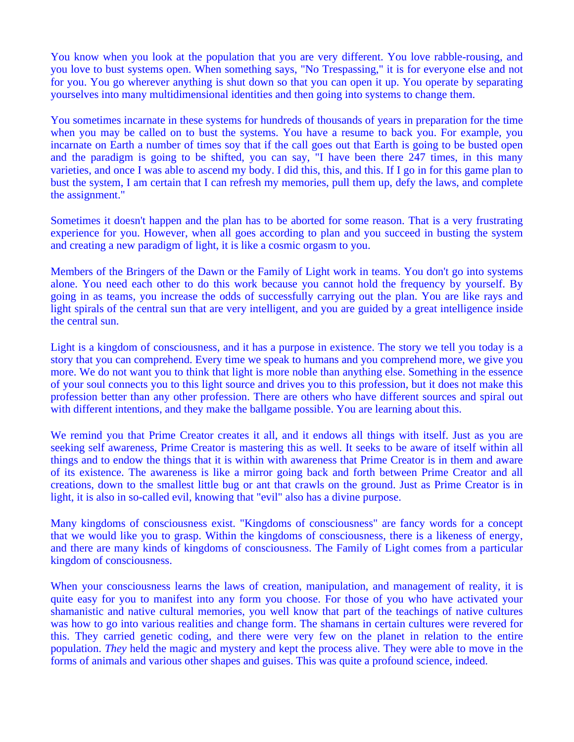You know when you look at the population that you are very different. You love rabble-rousing, and you love to bust systems open. When something says, "No Trespassing," it is for everyone else and not for you. You go wherever anything is shut down so that you can open it up. You operate by separating yourselves into many multidimensional identities and then going into systems to change them.

You sometimes incarnate in these systems for hundreds of thousands of years in preparation for the time when you may be called on to bust the systems. You have a resume to back you. For example, you incarnate on Earth a number of times soy that if the call goes out that Earth is going to be busted open and the paradigm is going to be shifted, you can say, "I have been there 247 times, in this many varieties, and once I was able to ascend my body. I did this, this, and this. If I go in for this game plan to bust the system, I am certain that I can refresh my memories, pull them up, defy the laws, and complete the assignment."

Sometimes it doesn't happen and the plan has to be aborted for some reason. That is a very frustrating experience for you. However, when all goes according to plan and you succeed in busting the system and creating a new paradigm of light, it is like a cosmic orgasm to you.

Members of the Bringers of the Dawn or the Family of Light work in teams. You don't go into systems alone. You need each other to do this work because you cannot hold the frequency by yourself. By going in as teams, you increase the odds of successfully carrying out the plan. You are like rays and light spirals of the central sun that are very intelligent, and you are guided by a great intelligence inside the central sun.

Light is a kingdom of consciousness, and it has a purpose in existence. The story we tell you today is a story that you can comprehend. Every time we speak to humans and you comprehend more, we give you more. We do not want you to think that light is more noble than anything else. Something in the essence of your soul connects you to this light source and drives you to this profession, but it does not make this profession better than any other profession. There are others who have different sources and spiral out with different intentions, and they make the ballgame possible. You are learning about this.

We remind you that Prime Creator creates it all, and it endows all things with itself. Just as you are seeking self awareness, Prime Creator is mastering this as well. It seeks to be aware of itself within all things and to endow the things that it is within with awareness that Prime Creator is in them and aware of its existence. The awareness is like a mirror going back and forth between Prime Creator and all creations, down to the smallest little bug or ant that crawls on the ground. Just as Prime Creator is in light, it is also in so-called evil, knowing that "evil" also has a divine purpose.

Many kingdoms of consciousness exist. "Kingdoms of consciousness" are fancy words for a concept that we would like you to grasp. Within the kingdoms of consciousness, there is a likeness of energy, and there are many kinds of kingdoms of consciousness. The Family of Light comes from a particular kingdom of consciousness.

When your consciousness learns the laws of creation, manipulation, and management of reality, it is quite easy for you to manifest into any form you choose. For those of you who have activated your shamanistic and native cultural memories, you well know that part of the teachings of native cultures was how to go into various realities and change form. The shamans in certain cultures were revered for this. They carried genetic coding, and there were very few on the planet in relation to the entire population. *They* held the magic and mystery and kept the process alive. They were able to move in the forms of animals and various other shapes and guises. This was quite a profound science, indeed.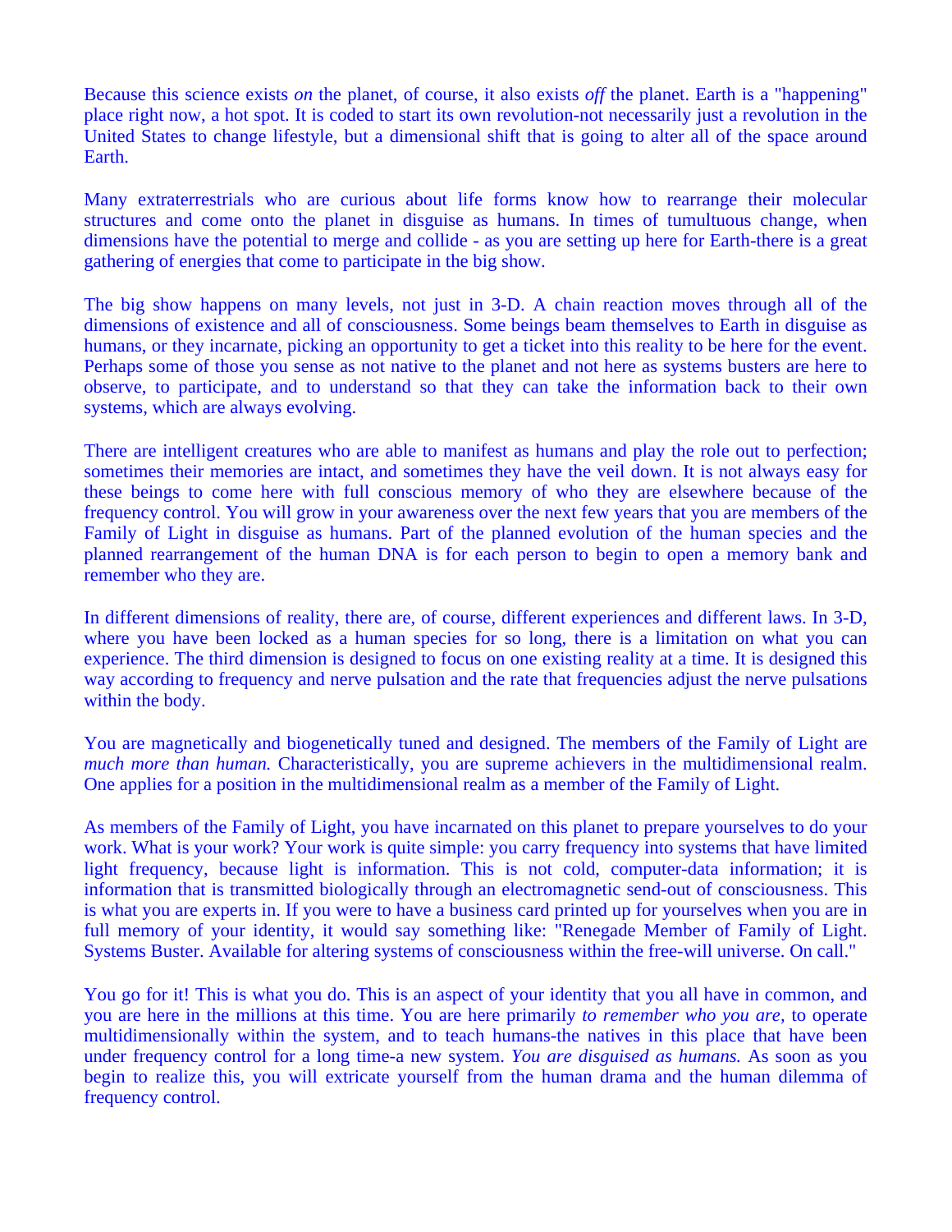Because this science exists *on* the planet, of course, it also exists *off* the planet. Earth is a "happening" place right now, a hot spot. It is coded to start its own revolution-not necessarily just a revolution in the United States to change lifestyle, but a dimensional shift that is going to alter all of the space around Earth.

Many extraterrestrials who are curious about life forms know how to rearrange their molecular structures and come onto the planet in disguise as humans. In times of tumultuous change, when dimensions have the potential to merge and collide - as you are setting up here for Earth-there is a great gathering of energies that come to participate in the big show.

The big show happens on many levels, not just in 3-D. A chain reaction moves through all of the dimensions of existence and all of consciousness. Some beings beam themselves to Earth in disguise as humans, or they incarnate, picking an opportunity to get a ticket into this reality to be here for the event. Perhaps some of those you sense as not native to the planet and not here as systems busters are here to observe, to participate, and to understand so that they can take the information back to their own systems, which are always evolving.

There are intelligent creatures who are able to manifest as humans and play the role out to perfection; sometimes their memories are intact, and sometimes they have the veil down. It is not always easy for these beings to come here with full conscious memory of who they are elsewhere because of the frequency control. You will grow in your awareness over the next few years that you are members of the Family of Light in disguise as humans. Part of the planned evolution of the human species and the planned rearrangement of the human DNA is for each person to begin to open a memory bank and remember who they are.

In different dimensions of reality, there are, of course, different experiences and different laws. In 3-D, where you have been locked as a human species for so long, there is a limitation on what you can experience. The third dimension is designed to focus on one existing reality at a time. It is designed this way according to frequency and nerve pulsation and the rate that frequencies adjust the nerve pulsations within the body.

You are magnetically and biogenetically tuned and designed. The members of the Family of Light are *much more than human.* Characteristically, you are supreme achievers in the multidimensional realm. One applies for a position in the multidimensional realm as a member of the Family of Light.

As members of the Family of Light, you have incarnated on this planet to prepare yourselves to do your work. What is your work? Your work is quite simple: you carry frequency into systems that have limited light frequency, because light is information. This is not cold, computer-data information; it is information that is transmitted biologically through an electromagnetic send-out of consciousness. This is what you are experts in. If you were to have a business card printed up for yourselves when you are in full memory of your identity, it would say something like: "Renegade Member of Family of Light. Systems Buster. Available for altering systems of consciousness within the free-will universe. On call."

You go for it! This is what you do. This is an aspect of your identity that you all have in common, and you are here in the millions at this time. You are here primarily *to remember who you are*, to operate multidimensionally within the system, and to teach humans-the natives in this place that have been under frequency control for a long time-a new system. *You are disguised as humans.* As soon as you begin to realize this, you will extricate yourself from the human drama and the human dilemma of frequency control.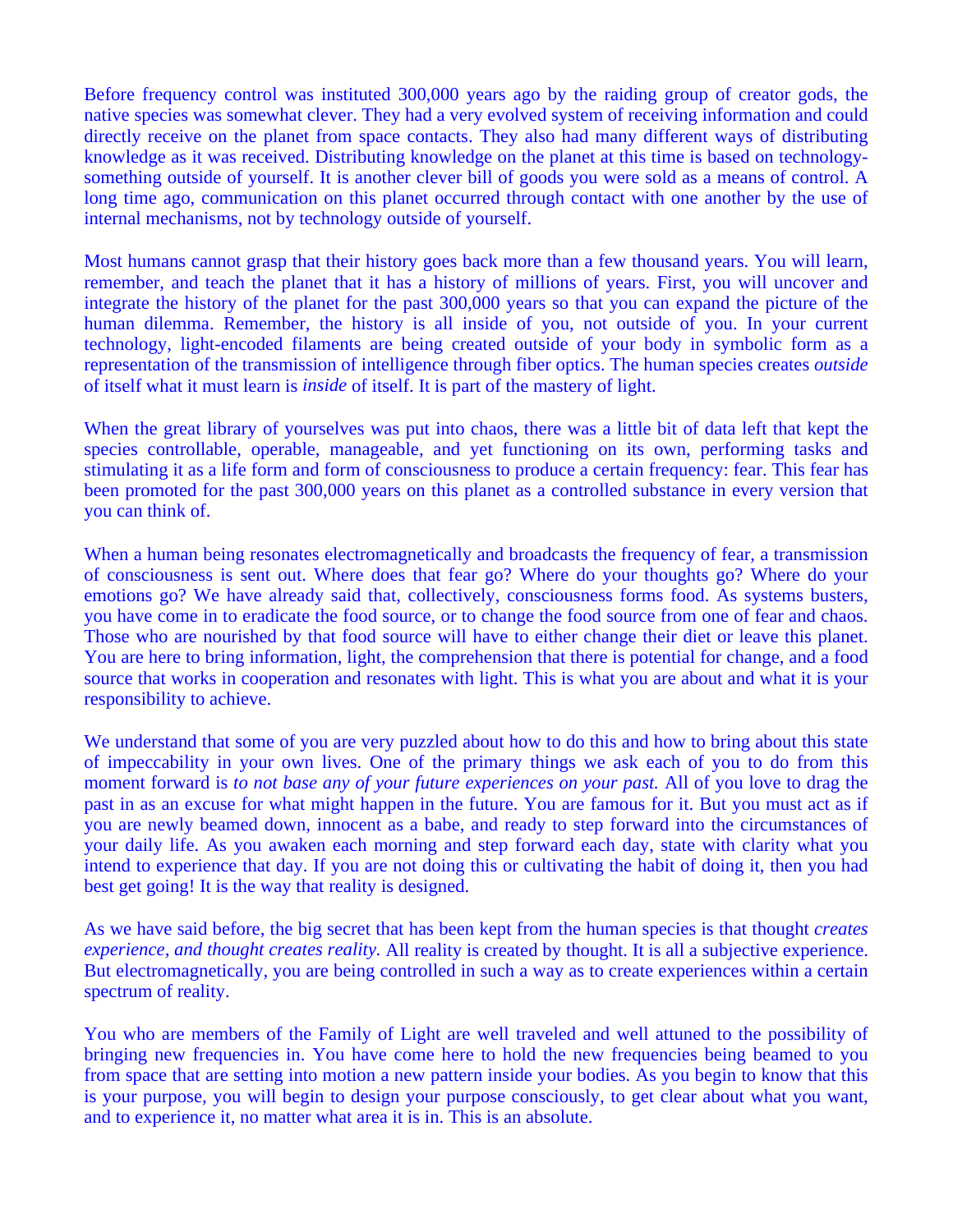Before frequency control was instituted 300,000 years ago by the raiding group of creator gods, the native species was somewhat clever. They had a very evolved system of receiving information and could directly receive on the planet from space contacts. They also had many different ways of distributing knowledge as it was received. Distributing knowledge on the planet at this time is based on technology-something outside of yourself. It is another clever bill of goods you were sold as a means of control. A long time ago, communication on this planet occurred through contact with one another by the use of internal mechanisms, not by technology outside of yourself.

Most humans cannot grasp that their history goes back more than a few thousand years. You will learn, remember, and teach the planet that it has a history of millions of years. First, you will uncover and integrate the history of the planet for the past 300,000 years so that you can expand the picture of the human dilemma. Remember, the history is all inside of you, not outside of you. In your current technology, light-encoded filaments are being created outside of your body in symbolic form as a representation of the transmission of intelligence through fiber optics. The human species creates *outside* of itself what it must learn is *inside* of itself. It is part of the mastery of light.

When the great library of yourselves was put into chaos, there was a little bit of data left that kept the species controllable, operable, manageable, and yet functioning on its own, performing tasks and stimulating it as a life form and form of consciousness to produce a certain frequency: fear. This fear has been promoted for the past 300,000 years on this planet as a controlled substance in every version that you can think of.

When a human being resonates electromagnetically and broadcasts the frequency of fear, a transmission of consciousness is sent out. Where does that fear go? Where do your thoughts go? Where do your emotions go? We have already said that, collectively, consciousness forms food. As systems busters, you have come in to eradicate the food source, or to change the food source from one of fear and chaos. Those who are nourished by that food source will have to either change their diet or leave this planet. You are here to bring information, light, the comprehension that there is potential for change, and a food source that works in cooperation and resonates with light. This is what you are about and what it is your responsibility to achieve.

We understand that some of you are very puzzled about how to do this and how to bring about this state of impeccability in your own lives. One of the primary things we ask each of you to do from this moment forward is *to not base any of your future experiences on your past.* All of you love to drag the past in as an excuse for what might happen in the future. You are famous for it. But you must act as if you are newly beamed down, innocent as a babe, and ready to step forward into the circumstances of your daily life. As you awaken each morning and step forward each day, state with clarity what you intend to experience that day. If you are not doing this or cultivating the habit of doing it, then you had best get going! It is the way that reality is designed.

As we have said before, the big secret that has been kept from the human species is that thought *creates experience, and thought creates reality.* All reality is created by thought. It is all a subjective experience. But electromagnetically, you are being controlled in such a way as to create experiences within a certain spectrum of reality.

You who are members of the Family of Light are well traveled and well attuned to the possibility of bringing new frequencies in. You have come here to hold the new frequencies being beamed to you from space that are setting into motion a new pattern inside your bodies. As you begin to know that this is your purpose, you will begin to design your purpose consciously, to get clear about what you want, and to experience it, no matter what area it is in. This is an absolute.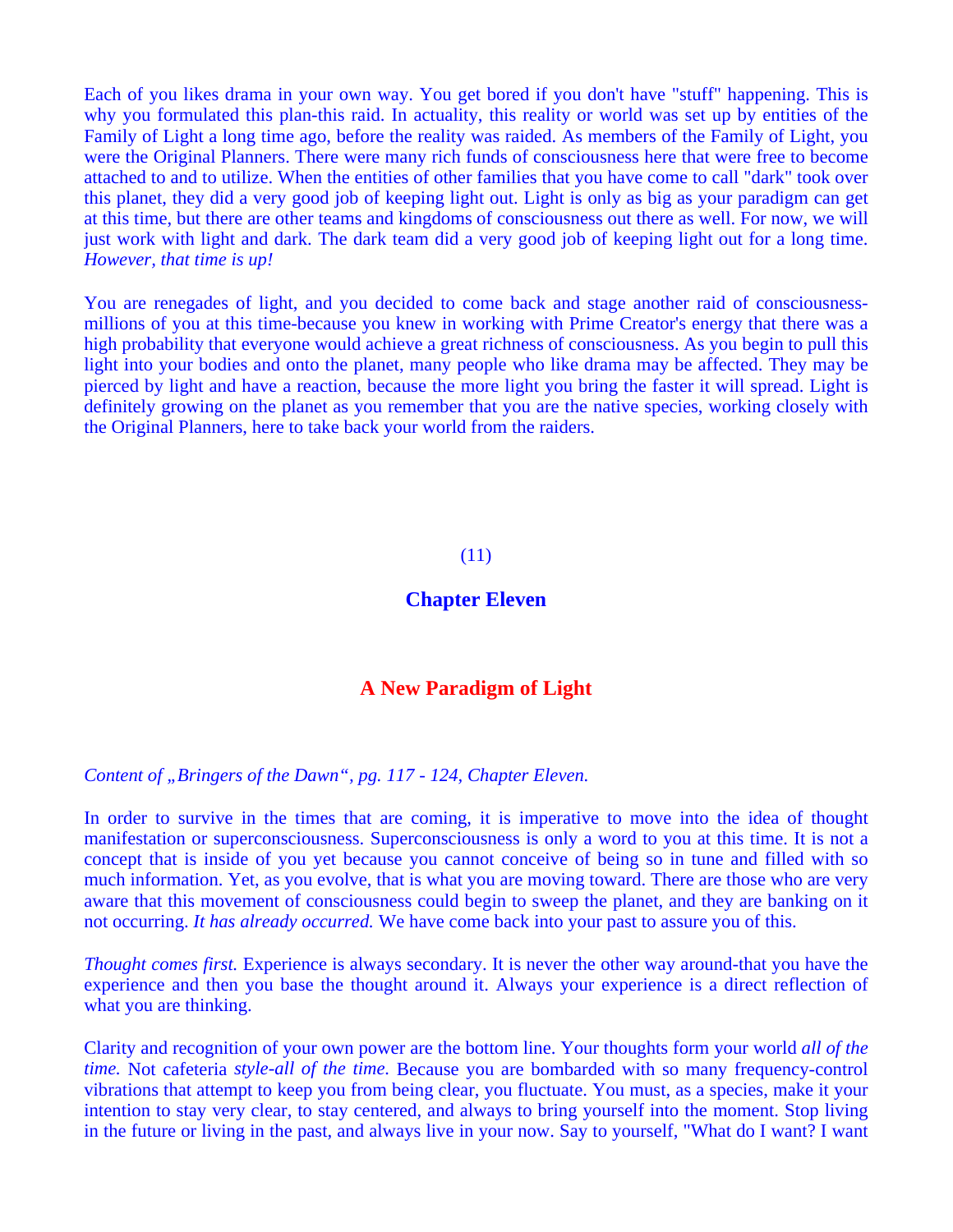Each of you likes drama in your own way. You get bored if you don't have "stuff" happening. This is why you formulated this plan-this raid. In actuality, this reality or world was set up by entities of the Family of Light a long time ago, before the reality was raided. As members of the Family of Light, you were the Original Planners. There were many rich funds of consciousness here that were free to become attached to and to utilize. When the entities of other families that you have come to call "dark" took over this planet, they did a very good job of keeping light out. Light is only as big as your paradigm can get at this time, but there are other teams and kingdoms of consciousness out there as well. For now, we will just work with light and dark. The dark team did a very good job of keeping light out for a long time. *However, that time is up!*

You are renegades of light, and you decided to come back and stage another raid of consciousness-millions of you at this time-because you knew in working with Prime Creator's energy that there was a high probability that everyone would achieve a great richness of consciousness. As you begin to pull this light into your bodies and onto the planet, many people who like drama may be affected. They may be pierced by light and have a reaction, because the more light you bring the faster it will spread. Light is definitely growing on the planet as you remember that you are the native species, working closely with the Original Planners, here to take back your world from the raiders.

(11)

## Chapter Eleven

# A New Paradigm of Light

*Content of „Bringers of the Dawn“, pg. 117 - 124, Chapter Eleven.*

In order to survive in the times that are coming, it is imperative to move into the idea of thought manifestation or superconsciousness. Superconsciousness is only a word to you at this time. It is not a concept that is inside of you yet because you cannot conceive of being so in tune and filled with so much information. Yet, as you evolve, that is what you are moving toward. There are those who are very aware that this movement of consciousness could begin to sweep the planet, and they are banking on it not occurring. *It has already occurred.* We have come back into your past to assure you of this.

*Thought comes first.* Experience is always secondary. It is never the other way around-that you have the experience and then you base the thought around it. Always your experience is a direct reflection of what you are thinking.

Clarity and recognition of your own power are the bottom line. Your thoughts form your world *all of the time.* Not cafeteria *style-all of the time.* Because you are bombarded with so many frequency-control vibrations that attempt to keep you from being clear, you fluctuate. You must, as a species, make it your intention to stay very clear, to stay centered, and always to bring yourself into the moment. Stop living in the future or living in the past, and always live in your now. Say to yourself, "What do I want? I want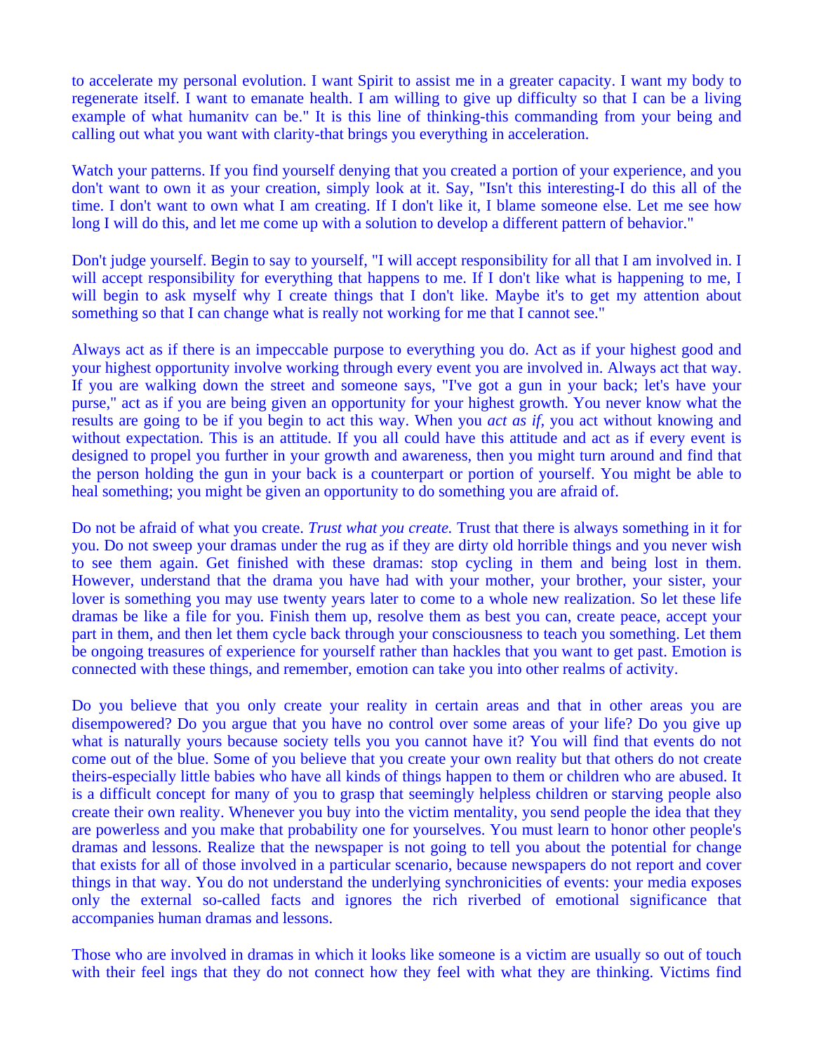to accelerate my personal evolution. I want Spirit to assist me in a greater capacity. I want my body to regenerate itself. I want to emanate health. I am willing to give up difficulty so that I can be a living example of what humanitv can be." It is this line of thinking-this commanding from your being and calling out what you want with clarity-that brings you everything in acceleration.

Watch your patterns. If you find yourself denying that you created a portion of your experience, and you don't want to own it as your creation, simply look at it. Say, "Isn't this interesting-I do this all of the time. I don't want to own what I am creating. If I don't like it, I blame someone else. Let me see how long I will do this, and let me come up with a solution to develop a different pattern of behavior."

Don't judge yourself. Begin to say to yourself, "I will accept responsibility for all that I am involved in. I will accept responsibility for everything that happens to me. If I don't like what is happening to me, I will begin to ask myself why I create things that I don't like. Maybe it's to get my attention about something so that I can change what is really not working for me that I cannot see."

Always act as if there is an impeccable purpose to everything you do. Act as if your highest good and your highest opportunity involve working through every event you are involved in. Always act that way. If you are walking down the street and someone says, "I've got a gun in your back; let's have your purse," act as if you are being given an opportunity for your highest growth. You never know what the results are going to be if you begin to act this way. When you *act as if*, you act without knowing and without expectation. This is an attitude. If you all could have this attitude and act as if every event is designed to propel you further in your growth and awareness, then you might turn around and find that the person holding the gun in your back is a counterpart or portion of yourself. You might be able to heal something; you might be given an opportunity to do something you are afraid of.

Do not be afraid of what you create. *Trust what you create.* Trust that there is always something in it for you. Do not sweep your dramas under the rug as if they are dirty old horrible things and you never wish to see them again. Get finished with these dramas: stop cycling in them and being lost in them. However, understand that the drama you have had with your mother, your brother, your sister, your lover is something you may use twenty years later to come to a whole new realization. So let these life dramas be like a file for you. Finish them up, resolve them as best you can, create peace, accept your part in them, and then let them cycle back through your consciousness to teach you something. Let them be ongoing treasures of experience for yourself rather than hackles that you want to get past. Emotion is connected with these things, and remember, emotion can take you into other realms of activity.

Do you believe that you only create your reality in certain areas and that in other areas you are disempowered? Do you argue that you have no control over some areas of your life? Do you give up what is naturally yours because society tells you you cannot have it? You will find that events do not come out of the blue. Some of you believe that you create your own reality but that others do not create theirs-especially little babies who have all kinds of things happen to them or children who are abused. It is a difficult concept for many of you to grasp that seemingly helpless children or starving people also create their own reality. Whenever you buy into the victim mentality, you send people the idea that they are powerless and you make that probability one for yourselves. You must learn to honor other people's dramas and lessons. Realize that the newspaper is not going to tell you about the potential for change that exists for all of those involved in a particular scenario, because newspapers do not report and cover things in that way. You do not understand the underlying synchronicities of events: your media exposes only the external so-called facts and ignores the rich riverbed of emotional significance that accompanies human dramas and lessons.

Those who are involved in dramas in which it looks like someone is a victim are usually so out of touch with their feel ings that they do not connect how they feel with what they are thinking. Victims find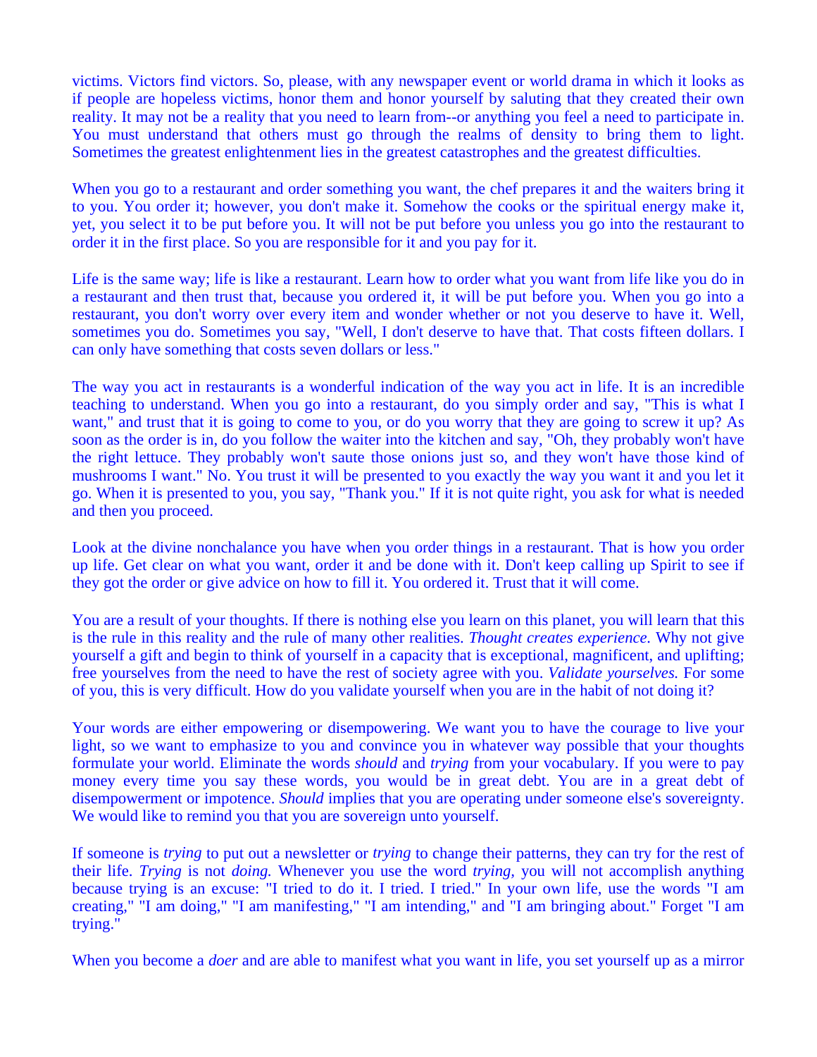victims. Victors find victors. So, please, with any newspaper event or world drama in which it looks as if people are hopeless victims, honor them and honor yourself by saluting that they created their own reality. It may not be a reality that you need to learn from--or anything you feel a need to participate in. You must understand that others must go through the realms of density to bring them to light. Sometimes the greatest enlightenment lies in the greatest catastrophes and the greatest difficulties.

When you go to a restaurant and order something you want, the chef prepares it and the waiters bring it to you. You order it; however, you don't make it. Somehow the cooks or the spiritual energy make it, yet, you select it to be put before you. It will not be put before you unless you go into the restaurant to order it in the first place. So you are responsible for it and you pay for it.

Life is the same way; life is like a restaurant. Learn how to order what you want from life like you do in a restaurant and then trust that, because you ordered it, it will be put before you. When you go into a restaurant, you don't worry over every item and wonder whether or not you deserve to have it. Well, sometimes you do. Sometimes you say, "Well, I don't deserve to have that. That costs fifteen dollars. I can only have something that costs seven dollars or less."

The way you act in restaurants is a wonderful indication of the way you act in life. It is an incredible teaching to understand. When you go into a restaurant, do you simply order and say, "This is what I want," and trust that it is going to come to you, or do you worry that they are going to screw it up? As soon as the order is in, do you follow the waiter into the kitchen and say, "Oh, they probably won't have the right lettuce. They probably won't saute those onions just so, and they won't have those kind of mushrooms I want." No. You trust it will be presented to you exactly the way you want it and you let it go. When it is presented to you, you say, "Thank you." If it is not quite right, you ask for what is needed and then you proceed.

Look at the divine nonchalance you have when you order things in a restaurant. That is how you order up life. Get clear on what you want, order it and be done with it. Don't keep calling up Spirit to see if they got the order or give advice on how to fill it. You ordered it. Trust that it will come.

You are a result of your thoughts. If there is nothing else you learn on this planet, you will learn that this is the rule in this reality and the rule of many other realities. *Thought creates experience.* Why not give yourself a gift and begin to think of yourself in a capacity that is exceptional, magnificent, and uplifting; free yourselves from the need to have the rest of society agree with you. *Validate yourselves.* For some of you, this is very difficult. How do you validate yourself when you are in the habit of not doing it?

Your words are either empowering or disempowering. We want you to have the courage to live your light, so we want to emphasize to you and convince you in whatever way possible that your thoughts formulate your world. Eliminate the words *should* and *trying* from your vocabulary. If you were to pay money every time you say these words, you would be in great debt. You are in a great debt of disempowerment or impotence. *Should* implies that you are operating under someone else's sovereignty. We would like to remind you that you are sovereign unto yourself.

If someone is *trying* to put out a newsletter or *trying* to change their patterns, they can try for the rest of their life. *Trying* is not *doing.* Whenever you use the word *trying,* you will not accomplish anything because trying is an excuse: "I tried to do it. I tried. I tried." In your own life, use the words "I am creating," "I am doing," "I am manifesting," "I am intending," and "I am bringing about." Forget "I am trying."

When you become a *doer* and are able to manifest what you want in life, you set yourself up as a mirror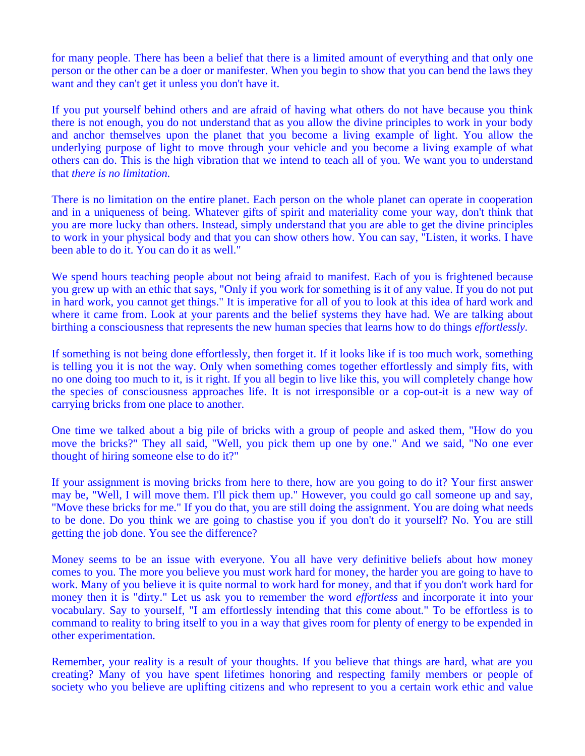for many people. There has been a belief that there is a limited amount of everything and that only one person or the other can be a doer or manifester. When you begin to show that you can bend the laws they want and they can't get it unless you don't have it.

If you put yourself behind others and are afraid of having what others do not have because you think there is not enough, you do not understand that as you allow the divine principles to work in your body and anchor themselves upon the planet that you become a living example of light. You allow the underlying purpose of light to move through your vehicle and you become a living example of what others can do. This is the high vibration that we intend to teach all of you. We want you to understand that *there is no limitation.*

There is no limitation on the entire planet. Each person on the whole planet can operate in cooperation and in a uniqueness of being. Whatever gifts of spirit and materiality come your way, don't think that you are more lucky than others. Instead, simply understand that you are able to get the divine principles to work in your physical body and that you can show others how. You can say, "Listen, it works. I have been able to do it. You can do it as well."

We spend hours teaching people about not being afraid to manifest. Each of you is frightened because you grew up with an ethic that says, "Only if you work for something is it of any value. If you do not put in hard work, you cannot get things." It is imperative for all of you to look at this idea of hard work and where it came from. Look at your parents and the belief systems they have had. We are talking about birthing a consciousness that represents the new human species that learns how to do things *effortlessly.*

If something is not being done effortlessly, then forget it. If it looks like if is too much work, something is telling you it is not the way. Only when something comes together effortlessly and simply fits, with no one doing too much to it, is it right. If you all begin to live like this, you will completely change how the species of consciousness approaches life. It is not irresponsible or a cop-out-it is a new way of carrying bricks from one place to another.

One time we talked about a big pile of bricks with a group of people and asked them, "How do you move the bricks?" They all said, "Well, you pick them up one by one." And we said, "No one ever thought of hiring someone else to do it?"

If your assignment is moving bricks from here to there, how are you going to do it? Your first answer may be, "Well, I will move them. I'll pick them up." However, you could go call someone up and say, "Move these bricks for me." If you do that, you are still doing the assignment. You are doing what needs to be done. Do you think we are going to chastise you if you don't do it yourself? No. You are still getting the job done. You see the difference?

Money seems to be an issue with everyone. You all have very definitive beliefs about how money comes to you. The more you believe you must work hard for money, the harder you are going to have to work. Many of you believe it is quite normal to work hard for money, and that if you don't work hard for money then it is "dirty." Let us ask you to remember the word *effortless* and incorporate it into your vocabulary. Say to yourself, "I am effortlessly intending that this come about." To be effortless is to command to reality to bring itself to you in a way that gives room for plenty of energy to be expended in other experimentation.

Remember, your reality is a result of your thoughts. If you believe that things are hard, what are you creating? Many of you have spent lifetimes honoring and respecting family members or people of society who you believe are uplifting citizens and who represent to you a certain work ethic and value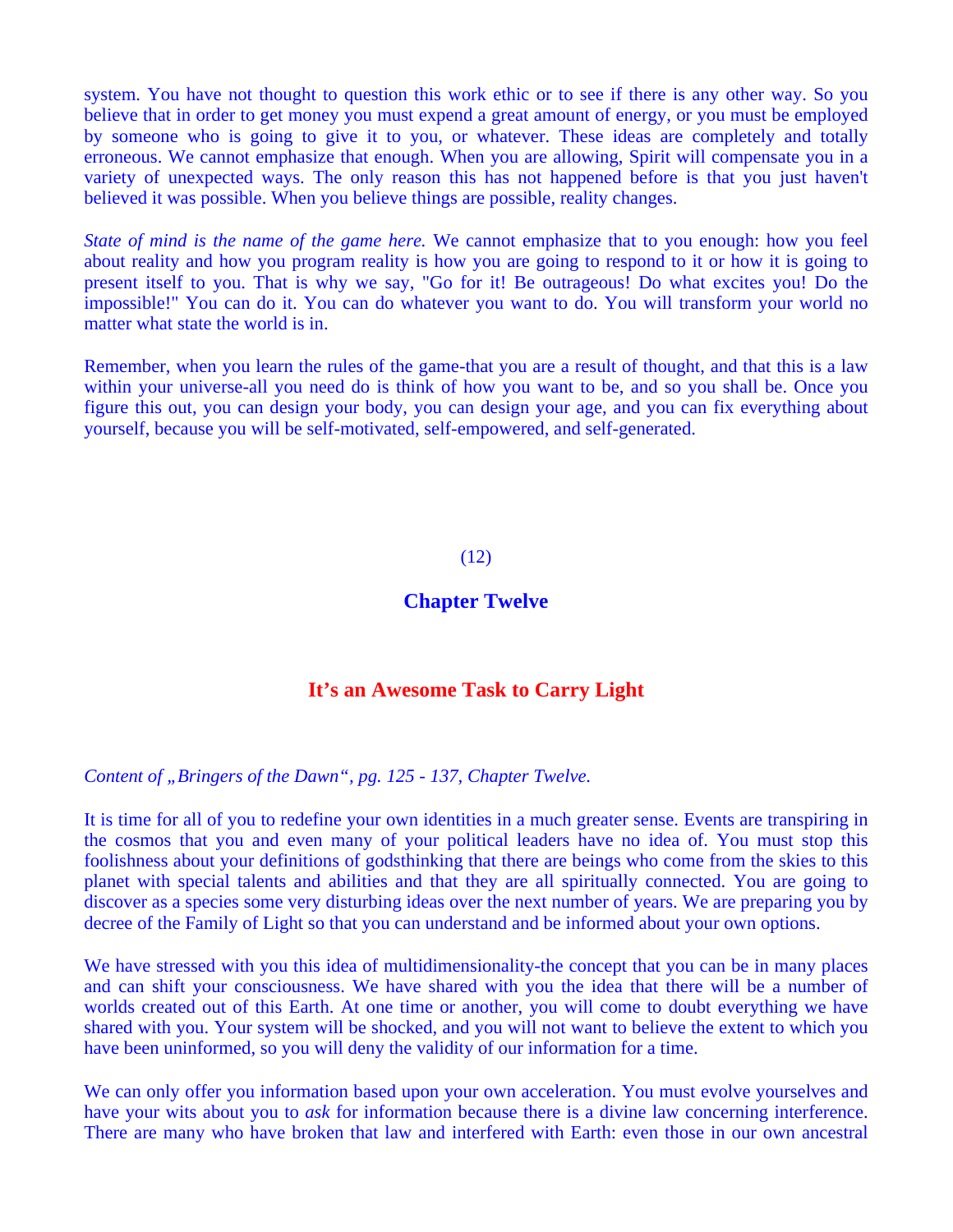system. You have not thought to question this work ethic or to see if there is any other way. So you believe that in order to get money you must expend a great amount of energy, or you must be employed by someone who is going to give it to you, or whatever. These ideas are completely and totally erroneous. We cannot emphasize that enough. When you are allowing, Spirit will compensate you in a variety of unexpected ways. The only reason this has not happened before is that you just haven't believed it was possible. When you believe things are possible, reality changes.

*State of mind is the name of the game here.* We cannot emphasize that to you enough: how you feel about reality and how you program reality is how you are going to respond to it or how it is going to present itself to you. That is why we say, "Go for it! Be outrageous! Do what excites you! Do the impossible!" You can do it. You can do whatever you want to do. You will transform your world no matter what state the world is in.

Remember, when you learn the rules of the game-that you are a result of thought, and that this is a law within your universe-all you need do is think of how you want to be, and so you shall be. Once you figure this out, you can design your body, you can design your age, and you can fix everything about yourself, because you will be self-motivated, self-empowered, and self-generated.

(12)

## Chapter Twelve

## It’s an Awesome Task to Carry Light

*Content of „Bringers of the Dawn“, pg. 125 - 137, Chapter Twelve.*

It is time for all of you to redefine your own identities in a much greater sense. Events are transpiring in the cosmos that you and even many of your political leaders have no idea of. You must stop this foolishness about your definitions of godsthinking that there are beings who come from the skies to this planet with special talents and abilities and that they are all spiritually connected. You are going to discover as a species some very disturbing ideas over the next number of years. We are preparing you by decree of the Family of Light so that you can understand and be informed about your own options.

We have stressed with you this idea of multidimensionality-the concept that you can be in many places and can shift your consciousness. We have shared with you the idea that there will be a number of worlds created out of this Earth. At one time or another, you will come to doubt everything we have shared with you. Your system will be shocked, and you will not want to believe the extent to which you have been uninformed, so you will deny the validity of our information for a time.

We can only offer you information based upon your own acceleration. You must evolve yourselves and have your wits about you to *ask* for information because there is a divine law concerning interference. There are many who have broken that law and interfered with Earth: even those in our own ancestral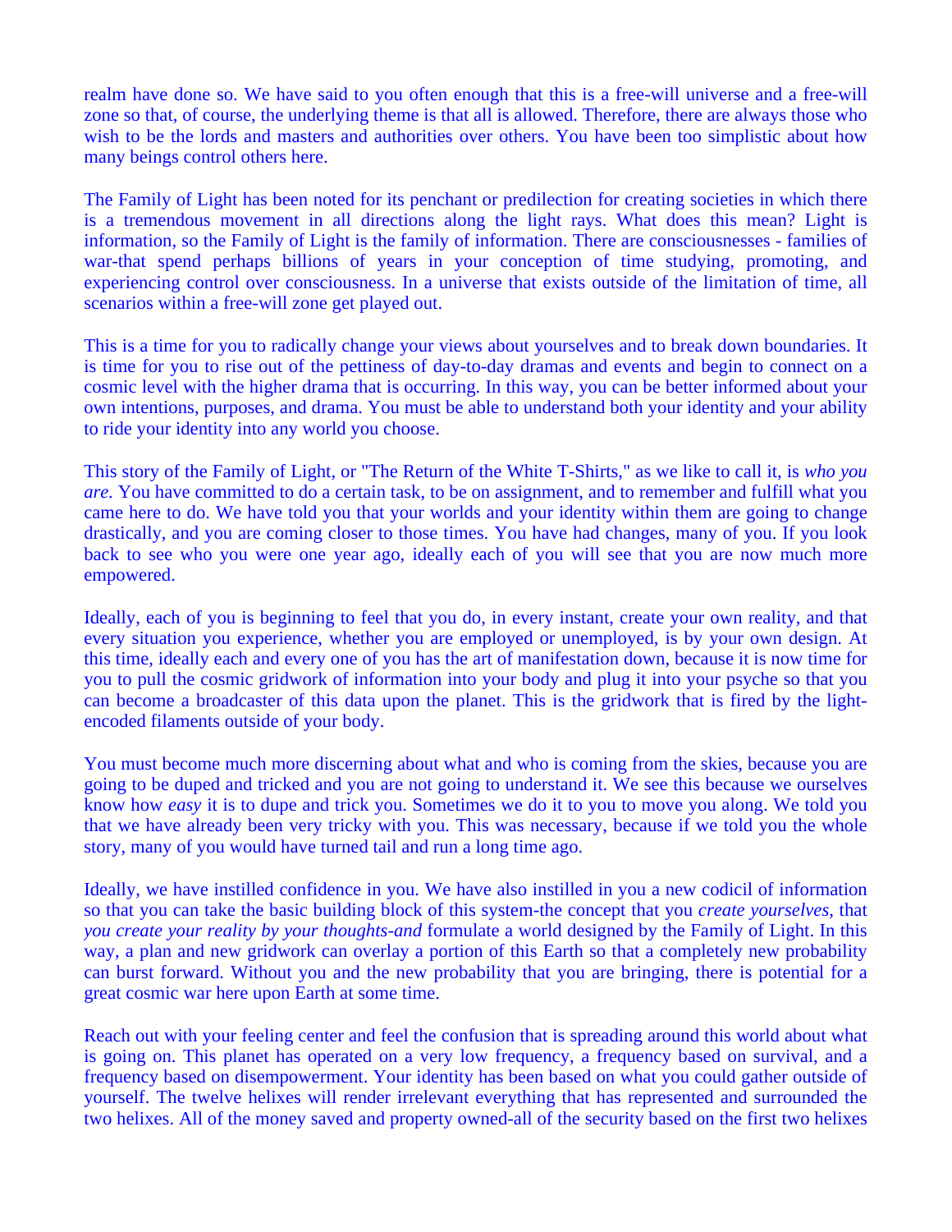realm have done so. We have said to you often enough that this is a free-will universe and a free-will zone so that, of course, the underlying theme is that all is allowed. Therefore, there are always those who wish to be the lords and masters and authorities over others. You have been too simplistic about how many beings control others here.

The Family of Light has been noted for its penchant or predilection for creating societies in which there is a tremendous movement in all directions along the light rays. What does this mean? Light is information, so the Family of Light is the family of information. There are consciousnesses - families of war-that spend perhaps billions of years in your conception of time studying, promoting, and experiencing control over consciousness. In a universe that exists outside of the limitation of time, all scenarios within a free-will zone get played out.

This is a time for you to radically change your views about yourselves and to break down boundaries. It is time for you to rise out of the pettiness of day-to-day dramas and events and begin to connect on a cosmic level with the higher drama that is occurring. In this way, you can be better informed about your own intentions, purposes, and drama. You must be able to understand both your identity and your ability to ride your identity into any world you choose.

This story of the Family of Light, or "The Return of the White T-Shirts," as we like to call it, is *who you are.* You have committed to do a certain task, to be on assignment, and to remember and fulfill what you came here to do. We have told you that your worlds and your identity within them are going to change drastically, and you are coming closer to those times. You have had changes, many of you. If you look back to see who you were one year ago, ideally each of you will see that you are now much more empowered.

Ideally, each of you is beginning to feel that you do, in every instant, create your own reality, and that every situation you experience, whether you are employed or unemployed, is by your own design. At this time, ideally each and every one of you has the art of manifestation down, because it is now time for you to pull the cosmic gridwork of information into your body and plug it into your psyche so that you can become a broadcaster of this data upon the planet. This is the gridwork that is fired by the light-encoded filaments outside of your body.

You must become much more discerning about what and who is coming from the skies, because you are going to be duped and tricked and you are not going to understand it. We see this because we ourselves know how *easy* it is to dupe and trick you. Sometimes we do it to you to move you along. We told you that we have already been very tricky with you. This was necessary, because if we told you the whole story, many of you would have turned tail and run a long time ago.

Ideally, we have instilled confidence in you. We have also instilled in you a new codicil of information so that you can take the basic building block of this system-the concept that you *create yourselves,* that *you create your reality by your thoughts-and* formulate a world designed by the Family of Light. In this way, a plan and new gridwork can overlay a portion of this Earth so that a completely new probability can burst forward. Without you and the new probability that you are bringing, there is potential for a great cosmic war here upon Earth at some time.

Reach out with your feeling center and feel the confusion that is spreading around this world about what is going on. This planet has operated on a very low frequency, a frequency based on survival, and a frequency based on disempowerment. Your identity has been based on what you could gather outside of yourself. The twelve helixes will render irrelevant everything that has represented and surrounded the two helixes. All of the money saved and property owned-all of the security based on the first two helixes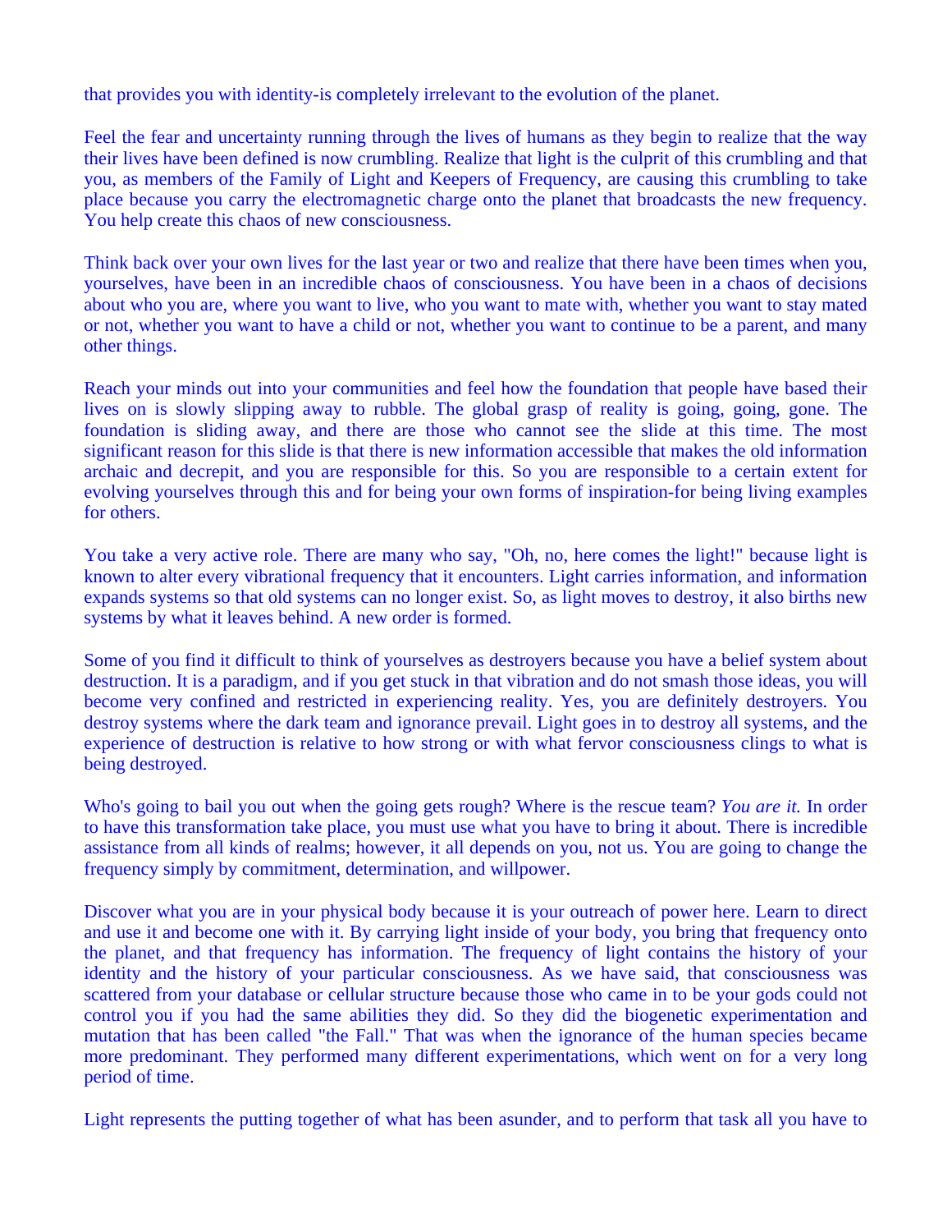that provides you with identity-is completely irrelevant to the evolution of the planet.

Feel the fear and uncertainty running through the lives of humans as they begin to realize that the way their lives have been defined is now crumbling. Realize that light is the culprit of this crumbling and that you, as members of the Family of Light and Keepers of Frequency, are causing this crumbling to take place because you carry the electromagnetic charge onto the planet that broadcasts the new frequency. You help create this chaos of new consciousness.

Think back over your own lives for the last year or two and realize that there have been times when you, yourselves, have been in an incredible chaos of consciousness. You have been in a chaos of decisions about who you are, where you want to live, who you want to mate with, whether you want to stay mated or not, whether you want to have a child or not, whether you want to continue to be a parent, and many other things.

Reach your minds out into your communities and feel how the foundation that people have based their lives on is slowly slipping away to rubble. The global grasp of reality is going, going, gone. The foundation is sliding away, and there are those who cannot see the slide at this time. The most significant reason for this slide is that there is new information accessible that makes the old information archaic and decrepit, and you are responsible for this. So you are responsible to a certain extent for evolving yourselves through this and for being your own forms of inspiration-for being living examples for others.

You take a very active role. There are many who say, "Oh, no, here comes the light!" because light is known to alter every vibrational frequency that it encounters. Light carries information, and information expands systems so that old systems can no longer exist. So, as light moves to destroy, it also births new systems by what it leaves behind. A new order is formed.

Some of you find it difficult to think of yourselves as destroyers because you have a belief system about destruction. It is a paradigm, and if you get stuck in that vibration and do not smash those ideas, you will become very confined and restricted in experiencing reality. Yes, you are definitely destroyers. You destroy systems where the dark team and ignorance prevail. Light goes in to destroy all systems, and the experience of destruction is relative to how strong or with what fervor consciousness clings to what is being destroyed.

Who's going to bail you out when the going gets rough? Where is the rescue team? *You are it.* In order to have this transformation take place, you must use what you have to bring it about. There is incredible assistance from all kinds of realms; however, it all depends on you, not us. You are going to change the frequency simply by commitment, determination, and willpower.

Discover what you are in your physical body because it is your outreach of power here. Learn to direct and use it and become one with it. By carrying light inside of your body, you bring that frequency onto the planet, and that frequency has information. The frequency of light contains the history of your identity and the history of your particular consciousness. As we have said, that consciousness was scattered from your database or cellular structure because those who came in to be your gods could not control you if you had the same abilities they did. So they did the biogenetic experimentation and mutation that has been called "the Fall." That was when the ignorance of the human species became more predominant. They performed many different experimentations, which went on for a very long period of time.

Light represents the putting together of what has been asunder, and to perform that task all you have to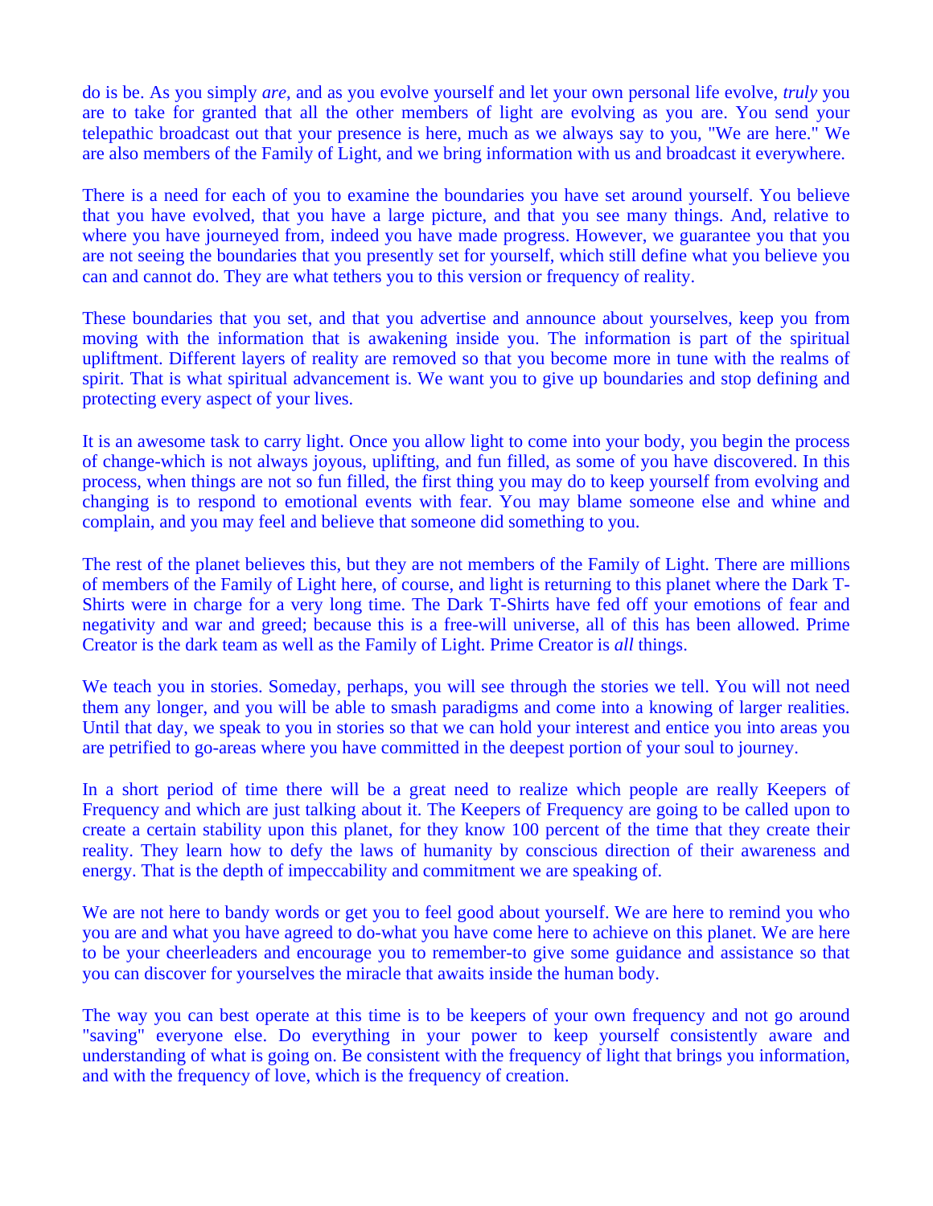do is be. As you simply *are*, and as you evolve yourself and let your own personal life evolve, *truly* you are to take for granted that all the other members of light are evolving as you are. You send your telepathic broadcast out that your presence is here, much as we always say to you, "We are here." We are also members of the Family of Light, and we bring information with us and broadcast it everywhere.

There is a need for each of you to examine the boundaries you have set around yourself. You believe that you have evolved, that you have a large picture, and that you see many things. And, relative to where you have journeyed from, indeed you have made progress. However, we guarantee you that you are not seeing the boundaries that you presently set for yourself, which still define what you believe you can and cannot do. They are what tethers you to this version or frequency of reality.

These boundaries that you set, and that you advertise and announce about yourselves, keep you from moving with the information that is awakening inside you. The information is part of the spiritual upliftment. Different layers of reality are removed so that you become more in tune with the realms of spirit. That is what spiritual advancement is. We want you to give up boundaries and stop defining and protecting every aspect of your lives.

It is an awesome task to carry light. Once you allow light to come into your body, you begin the process of change-which is not always joyous, uplifting, and fun filled, as some of you have discovered. In this process, when things are not so fun filled, the first thing you may do to keep yourself from evolving and changing is to respond to emotional events with fear. You may blame someone else and whine and complain, and you may feel and believe that someone did something to you.

The rest of the planet believes this, but they are not members of the Family of Light. There are millions of members of the Family of Light here, of course, and light is returning to this planet where the Dark T-Shirts were in charge for a very long time. The Dark T-Shirts have fed off your emotions of fear and negativity and war and greed; because this is a free-will universe, all of this has been allowed. Prime Creator is the dark team as well as the Family of Light. Prime Creator is *all* things.

We teach you in stories. Someday, perhaps, you will see through the stories we tell. You will not need them any longer, and you will be able to smash paradigms and come into a knowing of larger realities. Until that day, we speak to you in stories so that we can hold your interest and entice you into areas you are petrified to go-areas where you have committed in the deepest portion of your soul to journey.

In a short period of time there will be a great need to realize which people are really Keepers of Frequency and which are just talking about it. The Keepers of Frequency are going to be called upon to create a certain stability upon this planet, for they know 100 percent of the time that they create their reality. They learn how to defy the laws of humanity by conscious direction of their awareness and energy. That is the depth of impeccability and commitment we are speaking of.

We are not here to bandy words or get you to feel good about yourself. We are here to remind you who you are and what you have agreed to do-what you have come here to achieve on this planet. We are here to be your cheerleaders and encourage you to remember-to give some guidance and assistance so that you can discover for yourselves the miracle that awaits inside the human body.

The way you can best operate at this time is to be keepers of your own frequency and not go around "saving" everyone else. Do everything in your power to keep yourself consistently aware and understanding of what is going on. Be consistent with the frequency of light that brings you information, and with the frequency of love, which is the frequency of creation.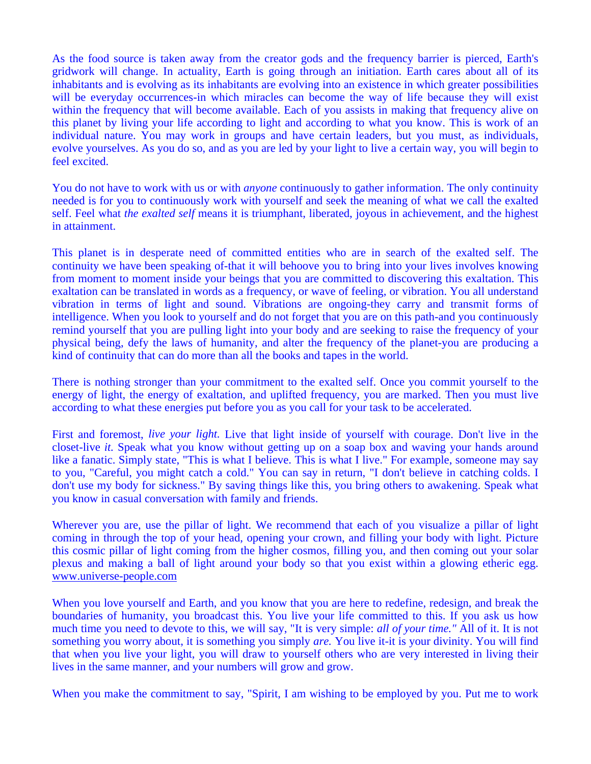As the food source is taken away from the creator gods and the frequency barrier is pierced, Earth's gridwork will change. In actuality, Earth is going through an initiation. Earth cares about all of its inhabitants and is evolving as its inhabitants are evolving into an existence in which greater possibilities will be everyday occurrences-in which miracles can become the way of life because they will exist within the frequency that will become available. Each of you assists in making that frequency alive on this planet by living your life according to light and according to what you know. This is work of an individual nature. You may work in groups and have certain leaders, but you must, as individuals, evolve yourselves. As you do so, and as you are led by your light to live a certain way, you will begin to feel excited.

You do not have to work with us or with *anyone* continuously to gather information. The only continuity needed is for you to continuously work with yourself and seek the meaning of what we call the exalted self. Feel what *the exalted self* means it is triumphant, liberated, joyous in achievement, and the highest in attainment.

This planet is in desperate need of committed entities who are in search of the exalted self. The continuity we have been speaking of-that it will behoove you to bring into your lives involves knowing from moment to moment inside your beings that you are committed to discovering this exaltation. This exaltation can be translated in words as a frequency, or wave of feeling, or vibration. You all understand vibration in terms of light and sound. Vibrations are ongoing-they carry and transmit forms of intelligence. When you look to yourself and do not forget that you are on this path-and you continuously remind yourself that you are pulling light into your body and are seeking to raise the frequency of your physical being, defy the laws of humanity, and alter the frequency of the planet-you are producing a kind of continuity that can do more than all the books and tapes in the world.

There is nothing stronger than your commitment to the exalted self. Once you commit yourself to the energy of light, the energy of exaltation, and uplifted frequency, you are marked. Then you must live according to what these energies put before you as you call for your task to be accelerated.

First and foremost, *live your light.* Live that light inside of yourself with courage. Don't live in the closet-live *it.* Speak what you know without getting up on a soap box and waving your hands around like a fanatic. Simply state, "This is what I believe. This is what I live." For example, someone may say to you, "Careful, you might catch a cold." You can say in return, "I don't believe in catching colds. I don't use my body for sickness." By saving things like this, you bring others to awakening. Speak what you know in casual conversation with family and friends.

Wherever you are, use the pillar of light. We recommend that each of you visualize a pillar of light coming in through the top of your head, opening your crown, and filling your body with light. Picture this cosmic pillar of light coming from the higher cosmos, filling you, and then coming out your solar plexus and making a ball of light around your body so that you exist within a glowing etheric egg. www.universe-people.com

When you love yourself and Earth, and you know that you are here to redefine, redesign, and break the boundaries of humanity, you broadcast this. You live your life committed to this. If you ask us how much time you need to devote to this, we will say, "It is very simple: *all of your time."* All of it. It is not something you worry about, it is something you simply *are.* You live it-it is your divinity. You will find that when you live your light, you will draw to yourself others who are very interested in living their lives in the same manner, and your numbers will grow and grow.

When you make the commitment to say, "Spirit, I am wishing to be employed by you. Put me to work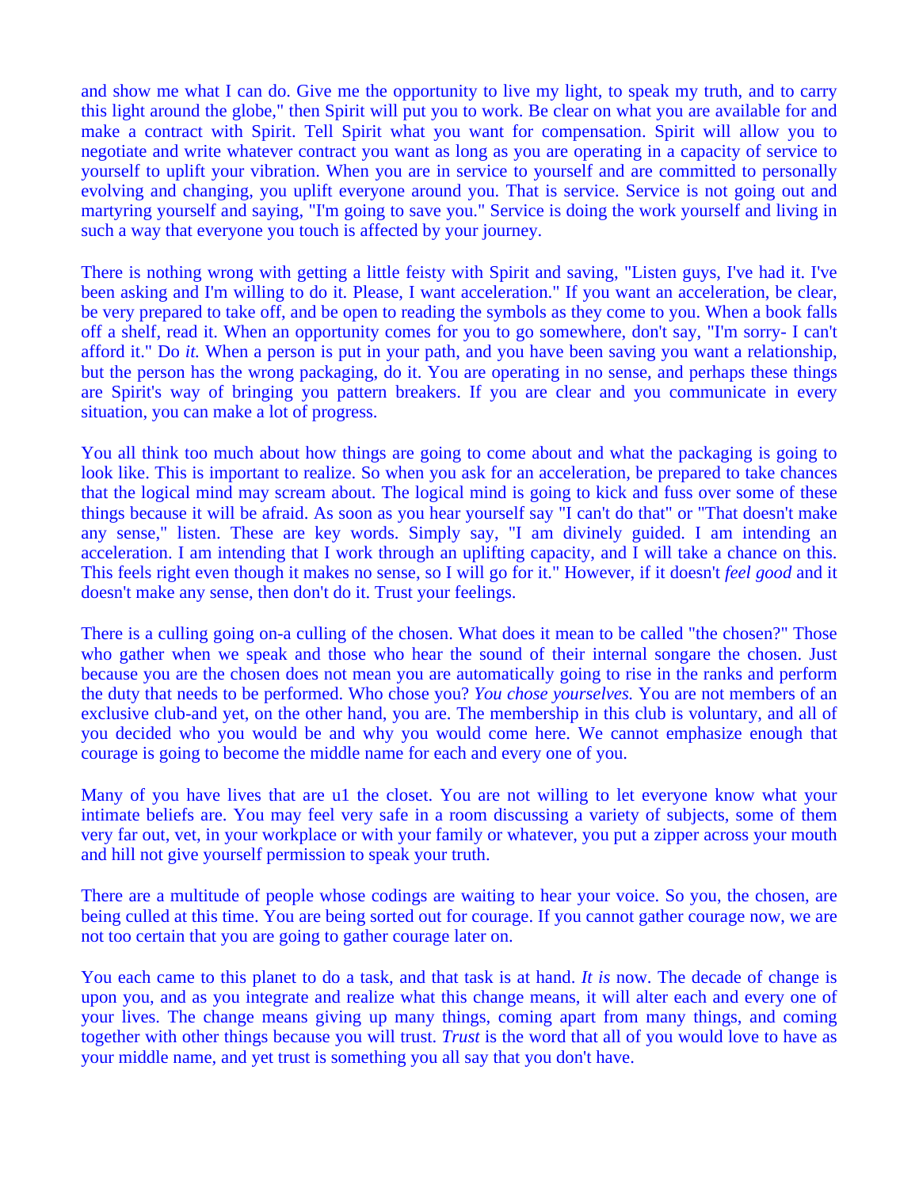and show me what I can do. Give me the opportunity to live my light, to speak my truth, and to carry this light around the globe," then Spirit will put you to work. Be clear on what you are available for and make a contract with Spirit. Tell Spirit what you want for compensation. Spirit will allow you to negotiate and write whatever contract you want as long as you are operating in a capacity of service to yourself to uplift your vibration. When you are in service to yourself and are committed to personally evolving and changing, you uplift everyone around you. That is service. Service is not going out and martyring yourself and saying, "I'm going to save you." Service is doing the work yourself and living in such a way that everyone you touch is affected by your journey.

There is nothing wrong with getting a little feisty with Spirit and saving, "Listen guys, I've had it. I've been asking and I'm willing to do it. Please, I want acceleration." If you want an acceleration, be clear, be very prepared to take off, and be open to reading the symbols as they come to you. When a book falls off a shelf, read it. When an opportunity comes for you to go somewhere, don't say, "I'm sorry- I can't afford it." Do *it.* When a person is put in your path, and you have been saving you want a relationship, but the person has the wrong packaging, do it. You are operating in no sense, and perhaps these things are Spirit's way of bringing you pattern breakers. If you are clear and you communicate in every situation, you can make a lot of progress.

You all think too much about how things are going to come about and what the packaging is going to look like. This is important to realize. So when you ask for an acceleration, be prepared to take chances that the logical mind may scream about. The logical mind is going to kick and fuss over some of these things because it will be afraid. As soon as you hear yourself say "I can't do that" or "That doesn't make any sense," listen. These are key words. Simply say, "I am divinely guided. I am intending an acceleration. I am intending that I work through an uplifting capacity, and I will take a chance on this. This feels right even though it makes no sense, so I will go for it." However, if it doesn't *feel good* and it doesn't make any sense, then don't do it. Trust your feelings.

There is a culling going on-a culling of the chosen. What does it mean to be called "the chosen?" Those who gather when we speak and those who hear the sound of their internal songare the chosen. Just because you are the chosen does not mean you are automatically going to rise in the ranks and perform the duty that needs to be performed. Who chose you? *You chose yourselves.* You are not members of an exclusive club-and yet, on the other hand, you are. The membership in this club is voluntary, and all of you decided who you would be and why you would come here. We cannot emphasize enough that courage is going to become the middle name for each and every one of you.

Many of you have lives that are u1 the closet. You are not willing to let everyone know what your intimate beliefs are. You may feel very safe in a room discussing a variety of subjects, some of them very far out, vet, in your workplace or with your family or whatever, you put a zipper across your mouth and hill not give yourself permission to speak your truth.

There are a multitude of people whose codings are waiting to hear your voice. So you, the chosen, are being culled at this time. You are being sorted out for courage. If you cannot gather courage now, we are not too certain that you are going to gather courage later on.

You each came to this planet to do a task, and that task is at hand. *It is* now. The decade of change is upon you, and as you integrate and realize what this change means, it will alter each and every one of your lives. The change means giving up many things, coming apart from many things, and coming together with other things because you will trust. *Trust* is the word that all of you would love to have as your middle name, and yet trust is something you all say that you don't have.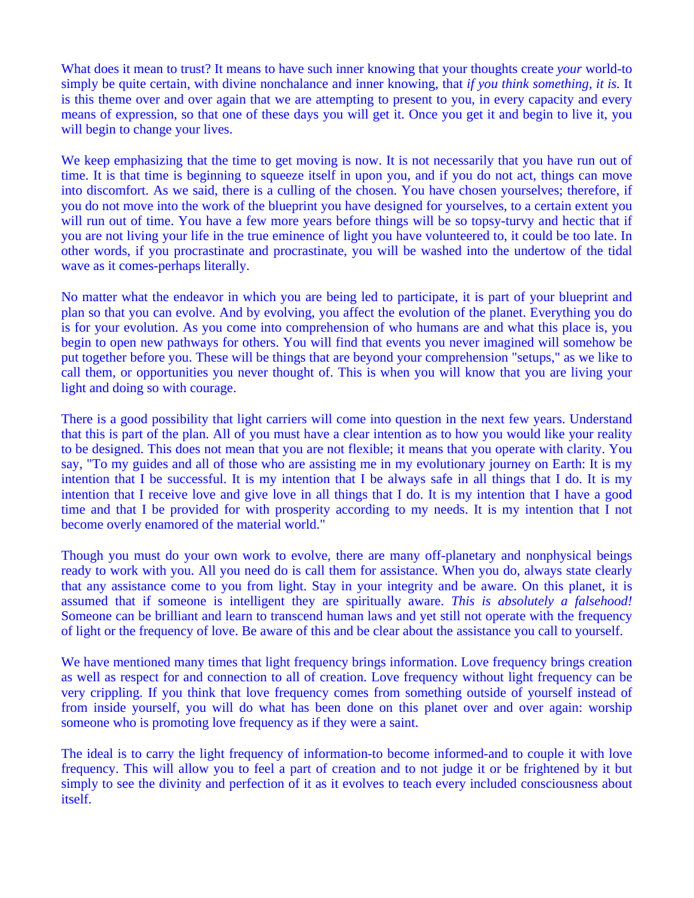What does it mean to trust? It means to have such inner knowing that your thoughts create *your* world-to simply be quite certain, with divine nonchalance and inner knowing, that *if you think something, it is.* It is this theme over and over again that we are attempting to present to you, in every capacity and every means of expression, so that one of these days you will get it. Once you get it and begin to live it, you will begin to change your lives.

We keep emphasizing that the time to get moving is now. It is not necessarily that you have run out of time. It is that time is beginning to squeeze itself in upon you, and if you do not act, things can move into discomfort. As we said, there is a culling of the chosen. You have chosen yourselves; therefore, if you do not move into the work of the blueprint you have designed for yourselves, to a certain extent you will run out of time. You have a few more years before things will be so topsy-turvy and hectic that if you are not living your life in the true eminence of light you have volunteered to, it could be too late. In other words, if you procrastinate and procrastinate, you will be washed into the undertow of the tidal wave as it comes-perhaps literally.

No matter what the endeavor in which you are being led to participate, it is part of your blueprint and plan so that you can evolve. And by evolving, you affect the evolution of the planet. Everything you do is for your evolution. As you come into comprehension of who humans are and what this place is, you begin to open new pathways for others. You will find that events you never imagined will somehow be put together before you. These will be things that are beyond your comprehension "setups," as we like to call them, or opportunities you never thought of. This is when you will know that you are living your light and doing so with courage.

There is a good possibility that light carriers will come into question in the next few years. Understand that this is part of the plan. All of you must have a clear intention as to how you would like your reality to be designed. This does not mean that you are not flexible; it means that you operate with clarity. You say, "To my guides and all of those who are assisting me in my evolutionary journey on Earth: It is my intention that I be successful. It is my intention that I be always safe in all things that I do. It is my intention that I receive love and give love in all things that I do. It is my intention that I have a good time and that I be provided for with prosperity according to my needs. It is my intention that I not become overly enamored of the material world."

Though you must do your own work to evolve, there are many off-planetary and nonphysical beings ready to work with you. All you need do is call them for assistance. When you do, always state clearly that any assistance come to you from light. Stay in your integrity and be aware. On this planet, it is assumed that if someone is intelligent they are spiritually aware. *This is absolutely a falsehood!* Someone can be brilliant and learn to transcend human laws and yet still not operate with the frequency of light or the frequency of love. Be aware of this and be clear about the assistance you call to yourself.

We have mentioned many times that light frequency brings information. Love frequency brings creation as well as respect for and connection to all of creation. Love frequency without light frequency can be very crippling. If you think that love frequency comes from something outside of yourself instead of from inside yourself, you will do what has been done on this planet over and over again: worship someone who is promoting love frequency as if they were a saint.

The ideal is to carry the light frequency of information-to become informed-and to couple it with love frequency. This will allow you to feel a part of creation and to not judge it or be frightened by it but simply to see the divinity and perfection of it as it evolves to teach every included consciousness about itself.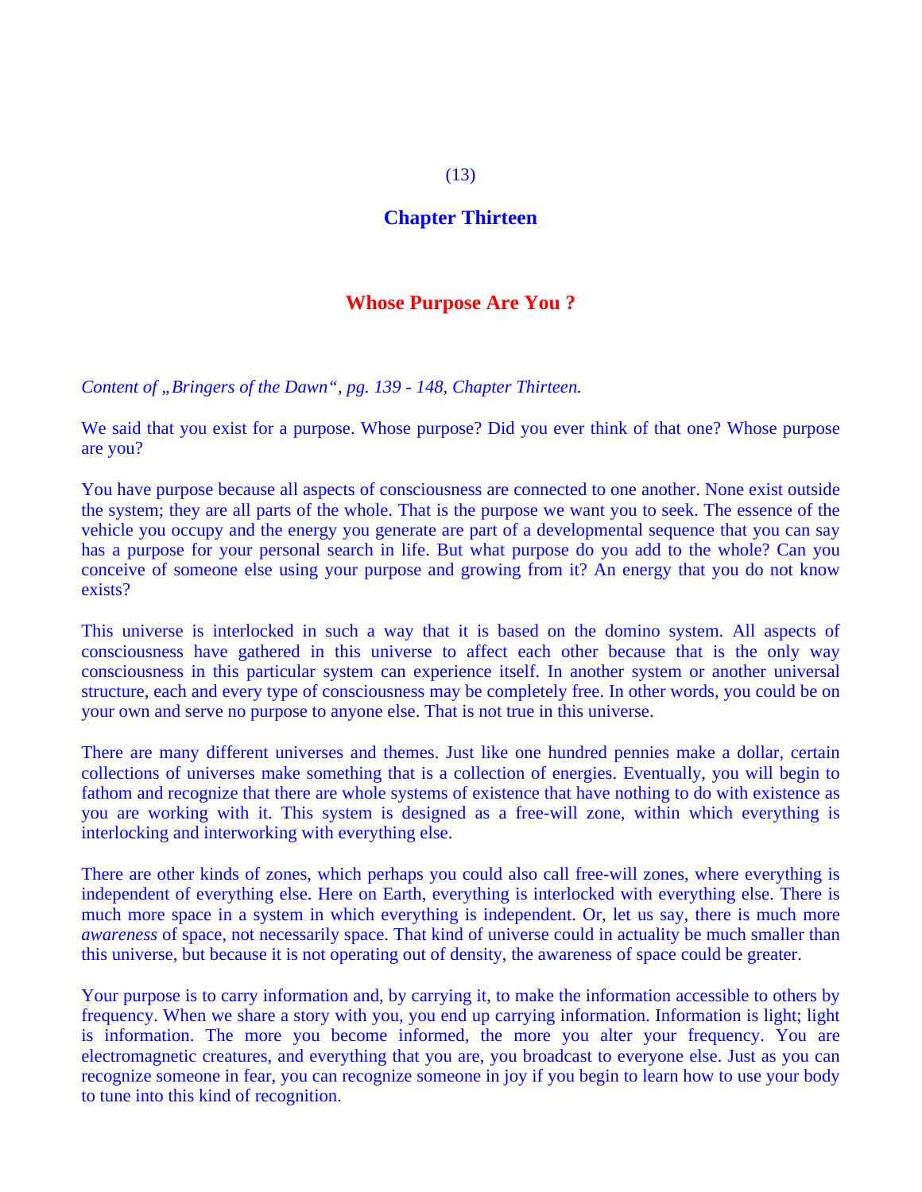(13)

## Chapter Thirteen

# Whose Purpose Are You ?

*Content of „Bringers of the Dawn“, pg. 139 - 148, Chapter Thirteen.*

We said that you exist for a purpose. Whose purpose? Did you ever think of that one? Whose purpose are you?

You have purpose because all aspects of consciousness are connected to one another. None exist outside the system; they are all parts of the whole. That is the purpose we want you to seek. The essence of the vehicle you occupy and the energy you generate are part of a developmental sequence that you can say has a purpose for your personal search in life. But what purpose do you add to the whole? Can you conceive of someone else using your purpose and growing from it? An energy that you do not know exists?

This universe is interlocked in such a way that it is based on the domino system. All aspects of consciousness have gathered in this universe to affect each other because that is the only way consciousness in this particular system can experience itself. In another system or another universal structure, each and every type of consciousness may be completely free. In other words, you could be on your own and serve no purpose to anyone else. That is not true in this universe.

There are many different universes and themes. Just like one hundred pennies make a dollar, certain collections of universes make something that is a collection of energies. Eventually, you will begin to fathom and recognize that there are whole systems of existence that have nothing to do with existence as you are working with it. This system is designed as a free-will zone, within which everything is interlocking and interworking with everything else.

There are other kinds of zones, which perhaps you could also call free-will zones, where everything is independent of everything else. Here on Earth, everything is interlocked with everything else. There is much more space in a system in which everything is independent. Or, let us say, there is much more *awareness* of space, not necessarily space. That kind of universe could in actuality be much smaller than this universe, but because it is not operating out of density, the awareness of space could be greater.

Your purpose is to carry information and, by carrying it, to make the information accessible to others by frequency. When we share a story with you, you end up carrying information. Information is light; light is information. The more you become informed, the more you alter your frequency. You are electromagnetic creatures, and everything that you are, you broadcast to everyone else. Just as you can recognize someone in fear, you can recognize someone in joy if you begin to learn how to use your body to tune into this kind of recognition.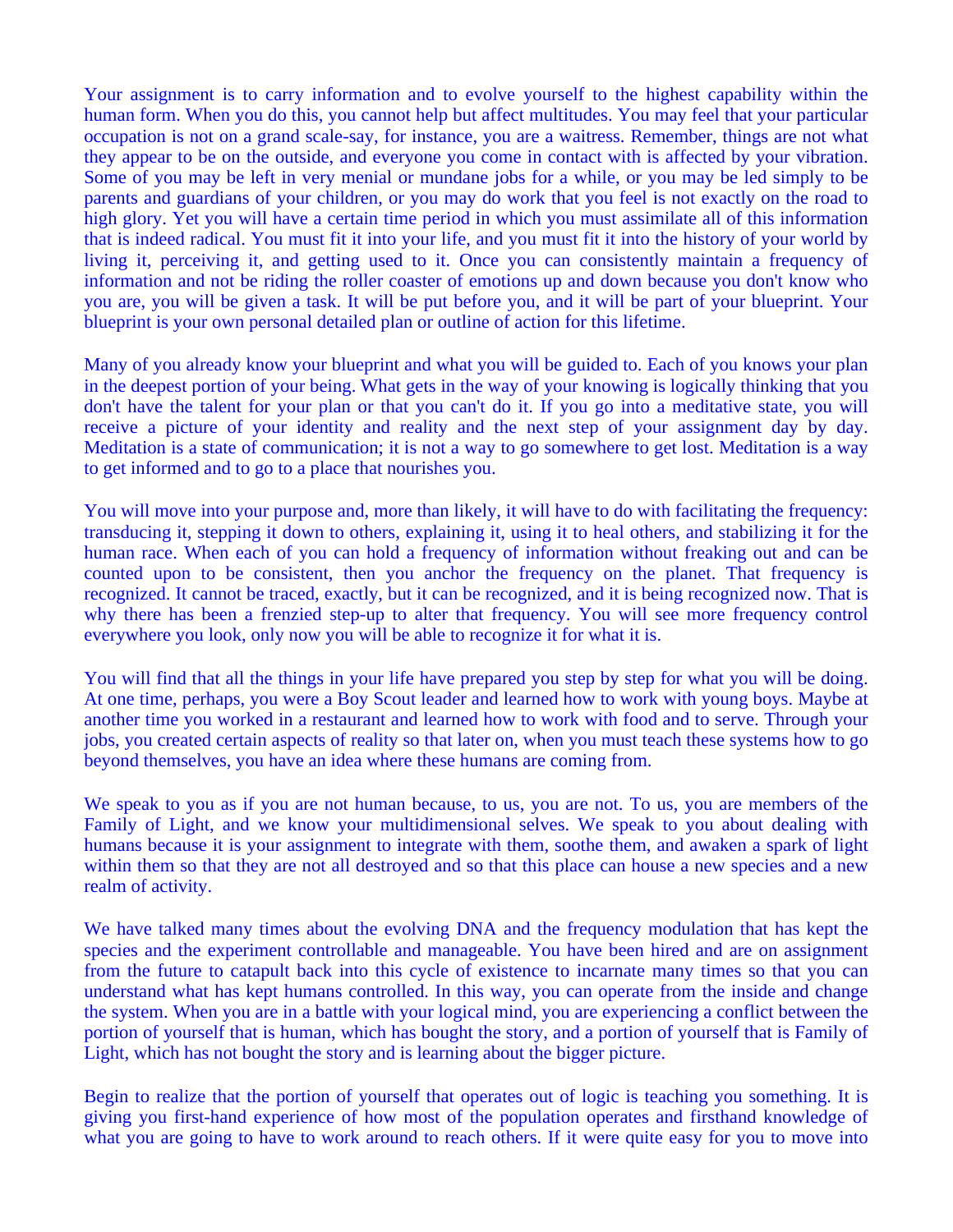Your assignment is to carry information and to evolve yourself to the highest capability within the human form. When you do this, you cannot help but affect multitudes. You may feel that your particular occupation is not on a grand scale-say, for instance, you are a waitress. Remember, things are not what they appear to be on the outside, and everyone you come in contact with is affected by your vibration. Some of you may be left in very menial or mundane jobs for a while, or you may be led simply to be parents and guardians of your children, or you may do work that you feel is not exactly on the road to high glory. Yet you will have a certain time period in which you must assimilate all of this information that is indeed radical. You must fit it into your life, and you must fit it into the history of your world by living it, perceiving it, and getting used to it. Once you can consistently maintain a frequency of information and not be riding the roller coaster of emotions up and down because you don't know who you are, you will be given a task. It will be put before you, and it will be part of your blueprint. Your blueprint is your own personal detailed plan or outline of action for this lifetime.

Many of you already know your blueprint and what you will be guided to. Each of you knows your plan in the deepest portion of your being. What gets in the way of your knowing is logically thinking that you don't have the talent for your plan or that you can't do it. If you go into a meditative state, you will receive a picture of your identity and reality and the next step of your assignment day by day. Meditation is a state of communication; it is not a way to go somewhere to get lost. Meditation is a way to get informed and to go to a place that nourishes you.

You will move into your purpose and, more than likely, it will have to do with facilitating the frequency: transducing it, stepping it down to others, explaining it, using it to heal others, and stabilizing it for the human race. When each of you can hold a frequency of information without freaking out and can be counted upon to be consistent, then you anchor the frequency on the planet. That frequency is recognized. It cannot be traced, exactly, but it can be recognized, and it is being recognized now. That is why there has been a frenzied step-up to alter that frequency. You will see more frequency control everywhere you look, only now you will be able to recognize it for what it is.

You will find that all the things in your life have prepared you step by step for what you will be doing. At one time, perhaps, you were a Boy Scout leader and learned how to work with young boys. Maybe at another time you worked in a restaurant and learned how to work with food and to serve. Through your jobs, you created certain aspects of reality so that later on, when you must teach these systems how to go beyond themselves, you have an idea where these humans are coming from.

We speak to you as if you are not human because, to us, you are not. To us, you are members of the Family of Light, and we know your multidimensional selves. We speak to you about dealing with humans because it is your assignment to integrate with them, soothe them, and awaken a spark of light within them so that they are not all destroyed and so that this place can house a new species and a new realm of activity.

We have talked many times about the evolving DNA and the frequency modulation that has kept the species and the experiment controllable and manageable. You have been hired and are on assignment from the future to catapult back into this cycle of existence to incarnate many times so that you can understand what has kept humans controlled. In this way, you can operate from the inside and change the system. When you are in a battle with your logical mind, you are experiencing a conflict between the portion of yourself that is human, which has bought the story, and a portion of yourself that is Family of Light, which has not bought the story and is learning about the bigger picture.

Begin to realize that the portion of yourself that operates out of logic is teaching you something. It is giving you first-hand experience of how most of the population operates and firsthand knowledge of what you are going to have to work around to reach others. If it were quite easy for you to move into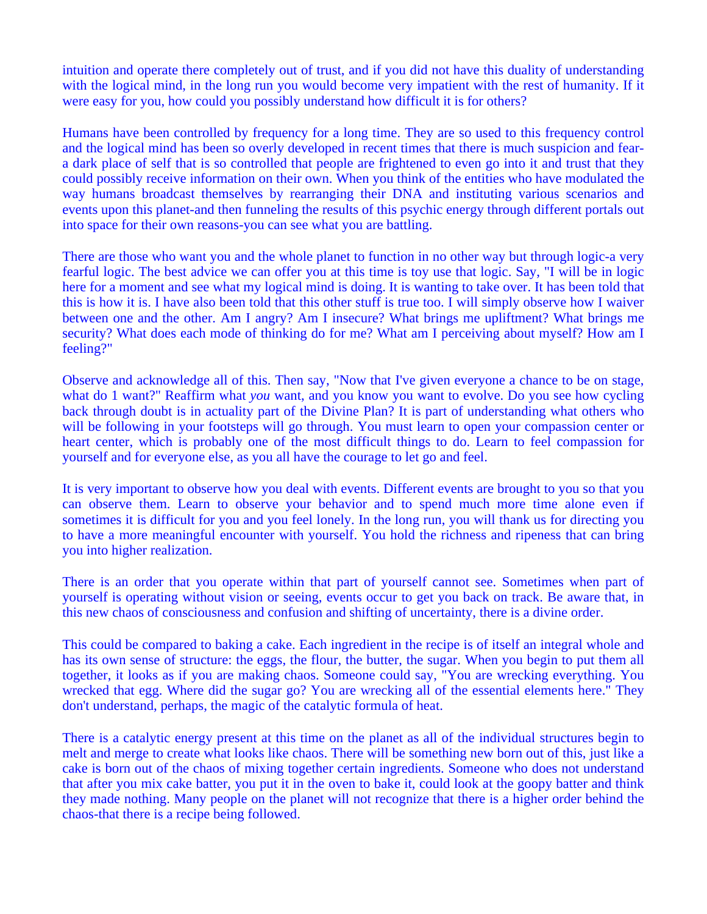intuition and operate there completely out of trust, and if you did not have this duality of understanding with the logical mind, in the long run you would become very impatient with the rest of humanity. If it were easy for you, how could you possibly understand how difficult it is for others?

Humans have been controlled by frequency for a long time. They are so used to this frequency control and the logical mind has been so overly developed in recent times that there is much suspicion and fear-a dark place of self that is so controlled that people are frightened to even go into it and trust that they could possibly receive information on their own. When you think of the entities who have modulated the way humans broadcast themselves by rearranging their DNA and instituting various scenarios and events upon this planet-and then funneling the results of this psychic energy through different portals out into space for their own reasons-you can see what you are battling.

There are those who want you and the whole planet to function in no other way but through logic-a very fearful logic. The best advice we can offer you at this time is toy use that logic. Say, "I will be in logic here for a moment and see what my logical mind is doing. It is wanting to take over. It has been told that this is how it is. I have also been told that this other stuff is true too. I will simply observe how I waiver between one and the other. Am I angry? Am I insecure? What brings me upliftment? What brings me security? What does each mode of thinking do for me? What am I perceiving about myself? How am I feeling?"

Observe and acknowledge all of this. Then say, "Now that I've given everyone a chance to be on stage, what do 1 want?" Reaffirm what *you* want, and you know *you* want to evolve. Do you see how cycling back through doubt is in actuality part of the Divine Plan? It is part of understanding what others who will be following in your footsteps will go through. You must learn to open your compassion center or heart center, which is probably one of the most difficult things to do. Learn to feel compassion for yourself and for everyone else, as you all have the courage to let go and feel.

It is very important to observe how you deal with events. Different events are brought to you so that you can observe them. Learn to observe your behavior and to spend much more time alone even if sometimes it is difficult for you and you feel lonely. In the long run, you will thank us for directing you to have a more meaningful encounter with yourself. You hold the richness and ripeness that can bring you into higher realization.

There is an order that you operate within that part of yourself cannot see. Sometimes when part of yourself is operating without vision or seeing, events occur to get you back on track. Be aware that, in this new chaos of consciousness and confusion and shifting of uncertainty, there is a divine order.

This could be compared to baking a cake. Each ingredient in the recipe is of itself an integral whole and has its own sense of structure: the eggs, the flour, the butter, the sugar. When you begin to put them all together, it looks as if you are making chaos. Someone could say, "You are wrecking everything. You wrecked that egg. Where did the sugar go? You are wrecking all of the essential elements here." They don't understand, perhaps, the magic of the catalytic formula of heat.

There is a catalytic energy present at this time on the planet as all of the individual structures begin to melt and merge to create what looks like chaos. There will be something new born out of this, just like a cake is born out of the chaos of mixing together certain ingredients. Someone who does not understand that after you mix cake batter, you put it in the oven to bake it, could look at the goopy batter and think they made nothing. Many people on the planet will not recognize that there is a higher order behind the chaos-that there is a recipe being followed.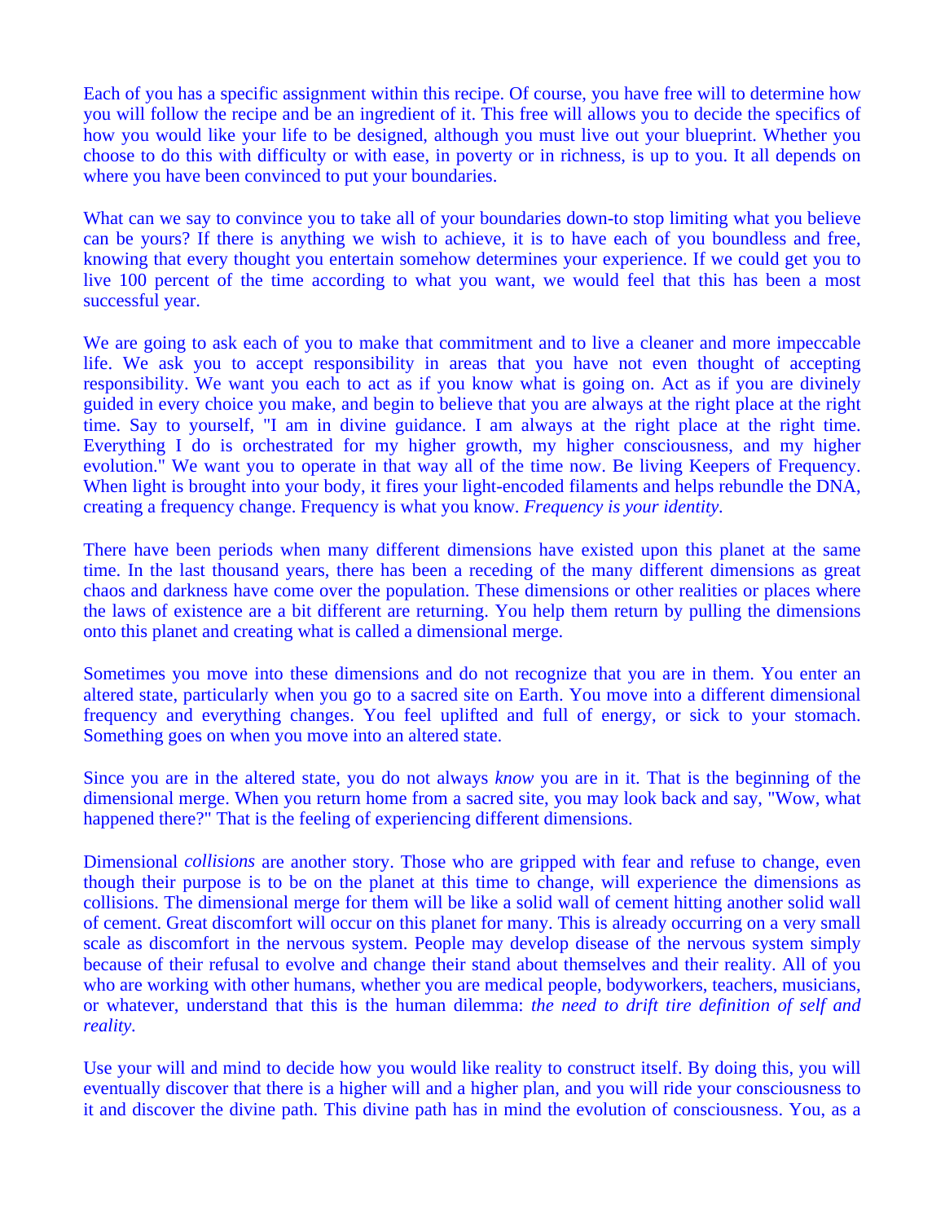Each of you has a specific assignment within this recipe. Of course, you have free will to determine how you will follow the recipe and be an ingredient of it. This free will allows you to decide the specifics of how you would like your life to be designed, although you must live out your blueprint. Whether you choose to do this with difficulty or with ease, in poverty or in richness, is up to you. It all depends on where you have been convinced to put your boundaries.

What can we say to convince you to take all of your boundaries down-to stop limiting what you believe can be yours? If there is anything we wish to achieve, it is to have each of you boundless and free, knowing that every thought you entertain somehow determines your experience. If we could get you to live 100 percent of the time according to what you want, we would feel that this has been a most successful year.

We are going to ask each of you to make that commitment and to live a cleaner and more impeccable life. We ask you to accept responsibility in areas that you have not even thought of accepting responsibility. We want you each to act as if you know what is going on. Act as if you are divinely guided in every choice you make, and begin to believe that you are always at the right place at the right time. Say to yourself, "I am in divine guidance. I am always at the right place at the right time. Everything I do is orchestrated for my higher growth, my higher consciousness, and my higher evolution." We want you to operate in that way all of the time now. Be living Keepers of Frequency. When light is brought into your body, it fires your light-encoded filaments and helps rebundle the DNA, creating a frequency change. Frequency is what you know. *Frequency is your identity*.

There have been periods when many different dimensions have existed upon this planet at the same time. In the last thousand years, there has been a receding of the many different dimensions as great chaos and darkness have come over the population. These dimensions or other realities or places where the laws of existence are a bit different are returning. You help them return by pulling the dimensions onto this planet and creating what is called a dimensional merge.

Sometimes you move into these dimensions and do not recognize that you are in them. You enter an altered state, particularly when you go to a sacred site on Earth. You move into a different dimensional frequency and everything changes. You feel uplifted and full of energy, or sick to your stomach. Something goes on when you move into an altered state.

Since you are in the altered state, you do not always *know* you are in it. That is the beginning of the dimensional merge. When you return home from a sacred site, you may look back and say, "Wow, what happened there?" That is the feeling of experiencing different dimensions.

Dimensional *collisions* are another story. Those who are gripped with fear and refuse to change, even though their purpose is to be on the planet at this time to change, will experience the dimensions as collisions. The dimensional merge for them will be like a solid wall of cement hitting another solid wall of cement. Great discomfort will occur on this planet for many. This is already occurring on a very small scale as discomfort in the nervous system. People may develop disease of the nervous system simply because of their refusal to evolve and change their stand about themselves and their reality. All of you who are working with other humans, whether you are medical people, bodyworkers, teachers, musicians, or whatever, understand that this is the human dilemma: *the need to drift tire definition of self and reality*.

Use your will and mind to decide how you would like reality to construct itself. By doing this, you will eventually discover that there is a higher will and a higher plan, and you will ride your consciousness to it and discover the divine path. This divine path has in mind the evolution of consciousness. You, as a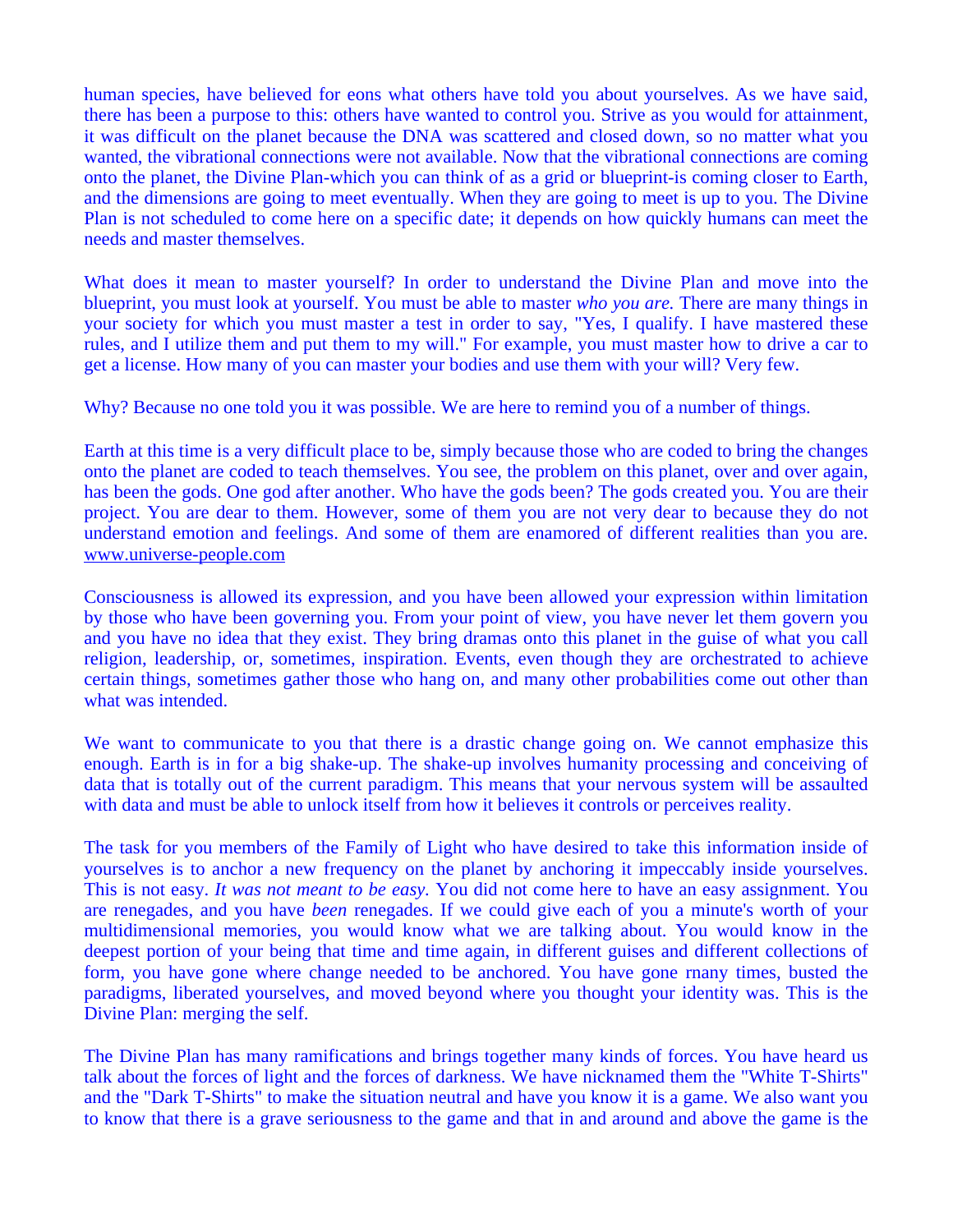human species, have believed for eons what others have told you about yourselves. As we have said, there has been a purpose to this: others have wanted to control you. Strive as you would for attainment, it was difficult on the planet because the DNA was scattered and closed down, so no matter what you wanted, the vibrational connections were not available. Now that the vibrational connections are coming onto the planet, the Divine Plan-which you can think of as a grid or blueprint-is coming closer to Earth, and the dimensions are going to meet eventually. When they are going to meet is up to you. The Divine Plan is not scheduled to come here on a specific date; it depends on how quickly humans can meet the needs and master themselves.

What does it mean to master yourself? In order to understand the Divine Plan and move into the blueprint, you must look at yourself. You must be able to master *who you are.* There are many things in your society for which you must master a test in order to say, "Yes, I qualify. I have mastered these rules, and I utilize them and put them to my will." For example, you must master how to drive a car to get a license. How many of you can master your bodies and use them with your will? Very few.

Why? Because no one told you it was possible. We are here to remind you of a number of things.

Earth at this time is a very difficult place to be, simply because those who are coded to bring the changes onto the planet are coded to teach themselves. You see, the problem on this planet, over and over again, has been the gods. One god after another. Who have the gods been? The gods created you. You are their project. You are dear to them. However, some of them you are not very dear to because they do not understand emotion and feelings. And some of them are enamored of different realities than you are. www.universe-people.com

Consciousness is allowed its expression, and you have been allowed your expression within limitation by those who have been governing you. From your point of view, you have never let them govern you and you have no idea that they exist. They bring dramas onto this planet in the guise of what you call religion, leadership, or, sometimes, inspiration. Events, even though they are orchestrated to achieve certain things, sometimes gather those who hang on, and many other probabilities come out other than what was intended.

We want to communicate to you that there is a drastic change going on. We cannot emphasize this enough. Earth is in for a big shake-up. The shake-up involves humanity processing and conceiving of data that is totally out of the current paradigm. This means that your nervous system will be assaulted with data and must be able to unlock itself from how it believes it controls or perceives reality.

The task for you members of the Family of Light who have desired to take this information inside of yourselves is to anchor a new frequency on the planet by anchoring it impeccably inside yourselves. This is not easy. *It was not meant to be easy.* You did not come here to have an easy assignment. You are renegades, and you have *been* renegades. If we could give each of you a minute's worth of your multidimensional memories, you would know what we are talking about. You would know in the deepest portion of your being that time and time again, in different guises and different collections of form, you have gone where change needed to be anchored. You have gone rnany times, busted the paradigms, liberated yourselves, and moved beyond where you thought your identity was. This is the Divine Plan: merging the self.

The Divine Plan has many ramifications and brings together many kinds of forces. You have heard us talk about the forces of light and the forces of darkness. We have nicknamed them the "White T-Shirts" and the "Dark T-Shirts" to make the situation neutral and have you know it is a game. We also want you to know that there is a grave seriousness to the game and that in and around and above the game is the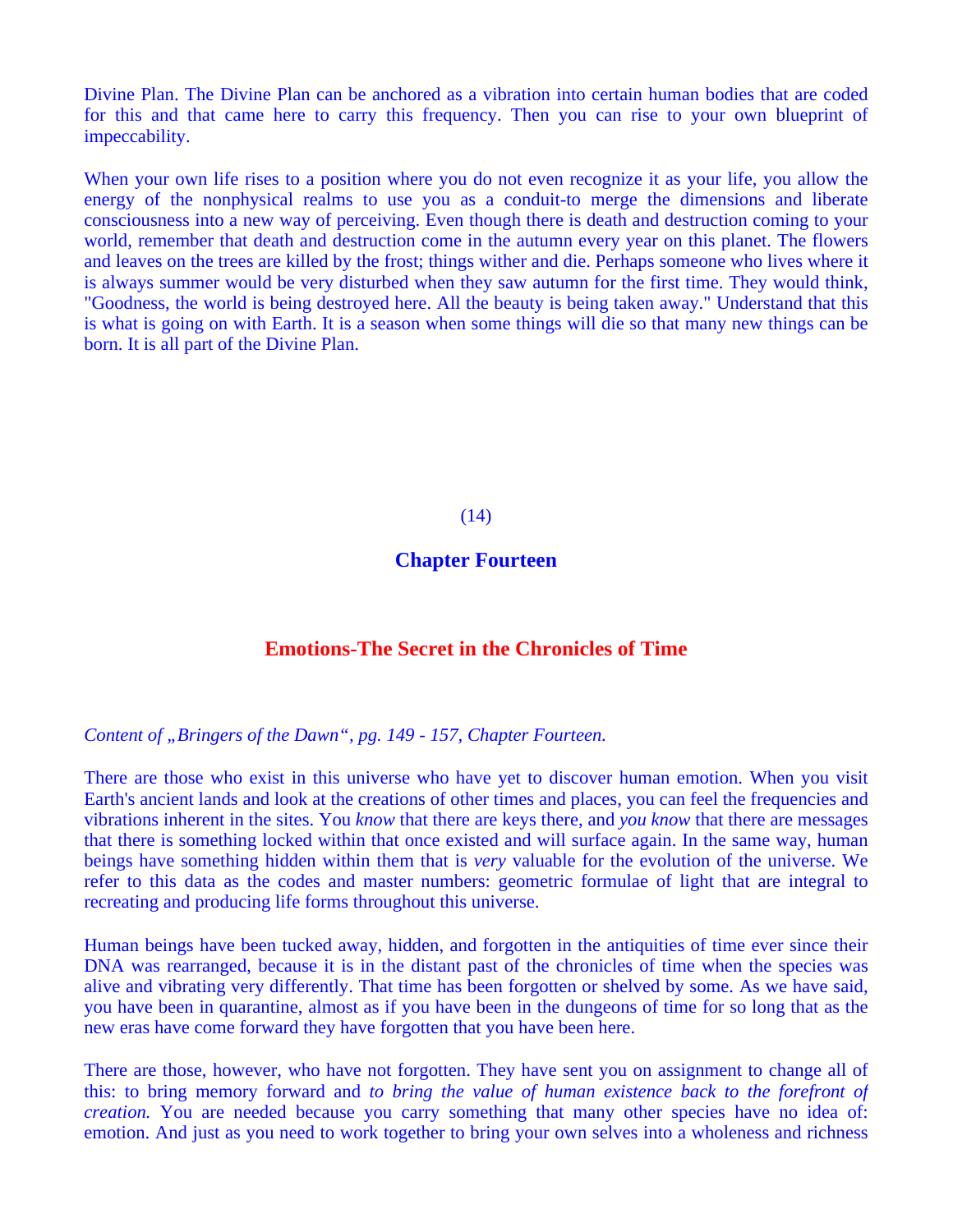Divine Plan. The Divine Plan can be anchored as a vibration into certain human bodies that are coded for this and that came here to carry this frequency. Then you can rise to your own blueprint of impeccability.

When your own life rises to a position where you do not even recognize it as your life, you allow the energy of the nonphysical realms to use you as a conduit-to merge the dimensions and liberate consciousness into a new way of perceiving. Even though there is death and destruction coming to your world, remember that death and destruction come in the autumn every year on this planet. The flowers and leaves on the trees are killed by the frost; things wither and die. Perhaps someone who lives where it is always summer would be very disturbed when they saw autumn for the first time. They would think, "Goodness, the world is being destroyed here. All the beauty is being taken away." Understand that this is what is going on with Earth. It is a season when some things will die so that many new things can be born. It is all part of the Divine Plan.

(14)

## Chapter Fourteen

## Emotions-The Secret in the Chronicles of Time

*Content of „Bringers of the Dawn“, pg. 149 - 157, Chapter Fourteen.*

There are those who exist in this universe who have yet to discover human emotion. When you visit Earth's ancient lands and look at the creations of other times and places, you can feel the frequencies and vibrations inherent in the sites. You *know* that there are keys there, and *you know* that there are messages that there is something locked within that once existed and will surface again. In the same way, human beings have something hidden within them that is *very* valuable for the evolution of the universe. We refer to this data as the codes and master numbers: geometric formulae of light that are integral to recreating and producing life forms throughout this universe.

Human beings have been tucked away, hidden, and forgotten in the antiquities of time ever since their DNA was rearranged, because it is in the distant past of the chronicles of time when the species was alive and vibrating very differently. That time has been forgotten or shelved by some. As we have said, you have been in quarantine, almost as if you have been in the dungeons of time for so long that as the new eras have come forward they have forgotten that you have been here.

There are those, however, who have not forgotten. They have sent you on assignment to change all of this: to bring memory forward and *to bring the value of human existence back to the forefront of creation.* You are needed because you carry something that many other species have no idea of: emotion. And just as you need to work together to bring your own selves into a wholeness and richness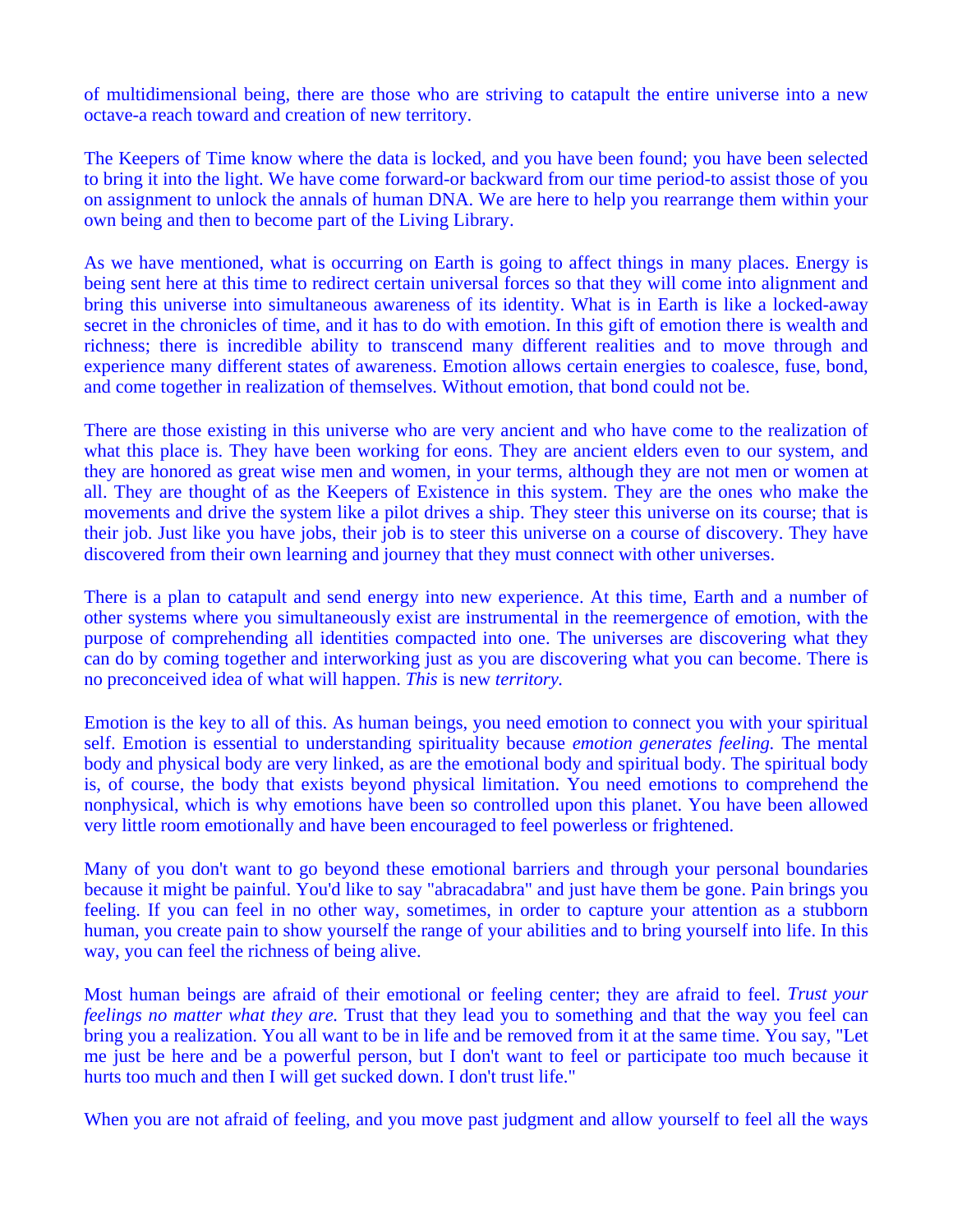of multidimensional being, there are those who are striving to catapult the entire universe into a new octave-a reach toward and creation of new territory.

The Keepers of Time know where the data is locked, and you have been found; you have been selected to bring it into the light. We have come forward-or backward from our time period-to assist those of you on assignment to unlock the annals of human DNA. We are here to help you rearrange them within your own being and then to become part of the Living Library.

As we have mentioned, what is occurring on Earth is going to affect things in many places. Energy is being sent here at this time to redirect certain universal forces so that they will come into alignment and bring this universe into simultaneous awareness of its identity. What is in Earth is like a locked-away secret in the chronicles of time, and it has to do with emotion. In this gift of emotion there is wealth and richness; there is incredible ability to transcend many different realities and to move through and experience many different states of awareness. Emotion allows certain energies to coalesce, fuse, bond, and come together in realization of themselves. Without emotion, that bond could not be.

There are those existing in this universe who are very ancient and who have come to the realization of what this place is. They have been working for eons. They are ancient elders even to our system, and they are honored as great wise men and women, in your terms, although they are not men or women at all. They are thought of as the Keepers of Existence in this system. They are the ones who make the movements and drive the system like a pilot drives a ship. They steer this universe on its course; that is their job. Just like you have jobs, their job is to steer this universe on a course of discovery. They have discovered from their own learning and journey that they must connect with other universes.

There is a plan to catapult and send energy into new experience. At this time, Earth and a number of other systems where you simultaneously exist are instrumental in the reemergence of emotion, with the purpose of comprehending all identities compacted into one. The universes are discovering what they can do by coming together and interworking just as you are discovering what you can become. There is no preconceived idea of what will happen. *This* is new *territory.*

Emotion is the key to all of this. As human beings, you need emotion to connect you with your spiritual self. Emotion is essential to understanding spirituality because *emotion generates feeling.* The mental body and physical body are very linked, as are the emotional body and spiritual body. The spiritual body is, of course, the body that exists beyond physical limitation. You need emotions to comprehend the nonphysical, which is why emotions have been so controlled upon this planet. You have been allowed very little room emotionally and have been encouraged to feel powerless or frightened.

Many of you don't want to go beyond these emotional barriers and through your personal boundaries because it might be painful. You'd like to say "abracadabra" and just have them be gone. Pain brings you feeling. If you can feel in no other way, sometimes, in order to capture your attention as a stubborn human, you create pain to show yourself the range of your abilities and to bring yourself into life. In this way, you can feel the richness of being alive.

Most human beings are afraid of their emotional or feeling center; they are afraid to feel. *Trust your feelings no matter what they are.* Trust that they lead you to something and that the way you feel can bring you a realization. You all want to be in life and be removed from it at the same time. You say, "Let me just be here and be a powerful person, but I don't want to feel or participate too much because it hurts too much and then I will get sucked down. I don't trust life."

When you are not afraid of feeling, and you move past judgment and allow yourself to feel all the ways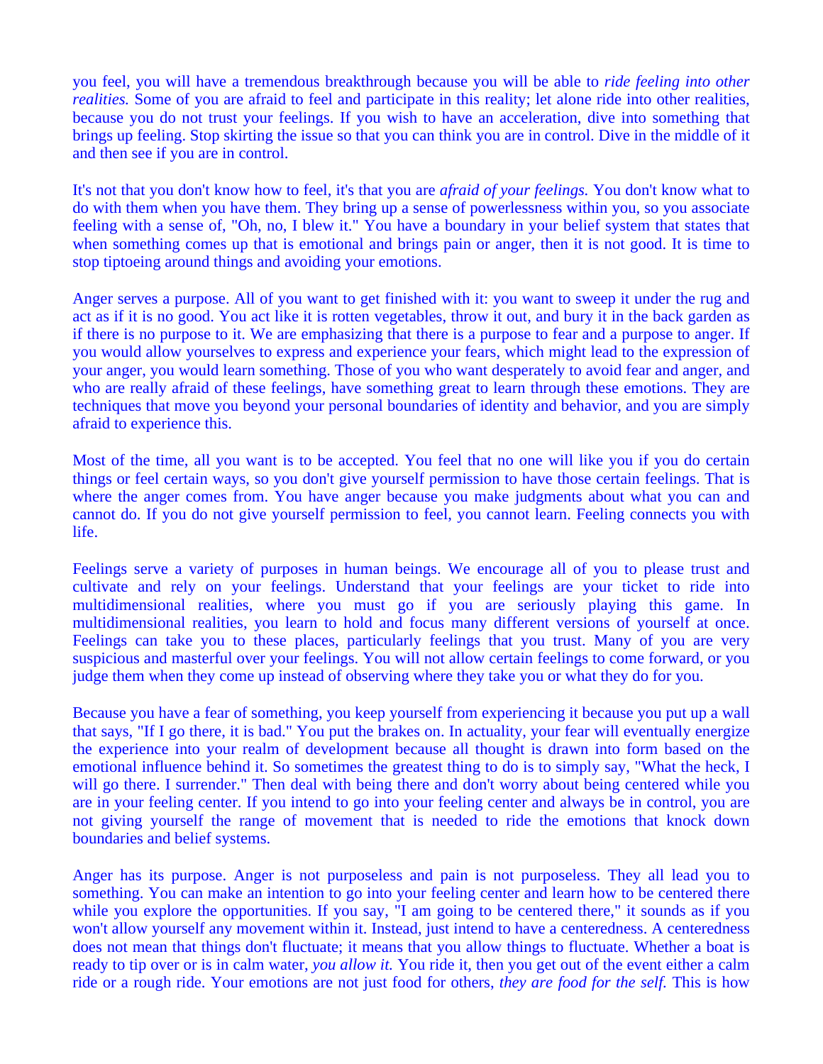you feel, you will have a tremendous breakthrough because you will be able to *ride feeling into other realities.* Some of you are afraid to feel and participate in this reality; let alone ride into other realities, because you do not trust your feelings. If you wish to have an acceleration, dive into something that brings up feeling. Stop skirting the issue so that you can think you are in control. Dive in the middle of it and then see if you are in control.

It's not that you don't know how to feel, it's that you are *afraid of your feelings.* You don't know what to do with them when you have them. They bring up a sense of powerlessness within you, so you associate feeling with a sense of, "Oh, no, I blew it." You have a boundary in your belief system that states that when something comes up that is emotional and brings pain or anger, then it is not good. It is time to stop tiptoeing around things and avoiding your emotions.

Anger serves a purpose. All of you want to get finished with it: you want to sweep it under the rug and act as if it is no good. You act like it is rotten vegetables, throw it out, and bury it in the back garden as if there is no purpose to it. We are emphasizing that there is a purpose to fear and a purpose to anger. If you would allow yourselves to express and experience your fears, which might lead to the expression of your anger, you would learn something. Those of you who want desperately to avoid fear and anger, and who are really afraid of these feelings, have something great to learn through these emotions. They are techniques that move you beyond your personal boundaries of identity and behavior, and you are simply afraid to experience this.

Most of the time, all you want is to be accepted. You feel that no one will like you if you do certain things or feel certain ways, so you don't give yourself permission to have those certain feelings. That is where the anger comes from. You have anger because you make judgments about what you can and cannot do. If you do not give yourself permission to feel, you cannot learn. Feeling connects you with life.

Feelings serve a variety of purposes in human beings. We encourage all of you to please trust and cultivate and rely on your feelings. Understand that your feelings are your ticket to ride into multidimensional realities, where you must go if you are seriously playing this game. In multidimensional realities, you learn to hold and focus many different versions of yourself at once. Feelings can take you to these places, particularly feelings that you trust. Many of you are very suspicious and masterful over your feelings. You will not allow certain feelings to come forward, or you judge them when they come up instead of observing where they take you or what they do for you.

Because you have a fear of something, you keep yourself from experiencing it because you put up a wall that says, "If I go there, it is bad." You put the brakes on. In actuality, your fear will eventually energize the experience into your realm of development because all thought is drawn into form based on the emotional influence behind it. So sometimes the greatest thing to do is to simply say, "What the heck, I will go there. I surrender." Then deal with being there and don't worry about being centered while you are in your feeling center. If you intend to go into your feeling center and always be in control, you are not giving yourself the range of movement that is needed to ride the emotions that knock down boundaries and belief systems.

Anger has its purpose. Anger is not purposeless and pain is not purposeless. They all lead you to something. You can make an intention to go into your feeling center and learn how to be centered there while you explore the opportunities. If you say, "I am going to be centered there," it sounds as if you won't allow yourself any movement within it. Instead, just intend to have a centeredness. A centeredness does not mean that things don't fluctuate; it means that you allow things to fluctuate. Whether a boat is ready to tip over or is in calm water, *you allow it.* You ride it, then you get out of the event either a calm ride or a rough ride. Your emotions are not just food for others, *they are food for the self.* This is how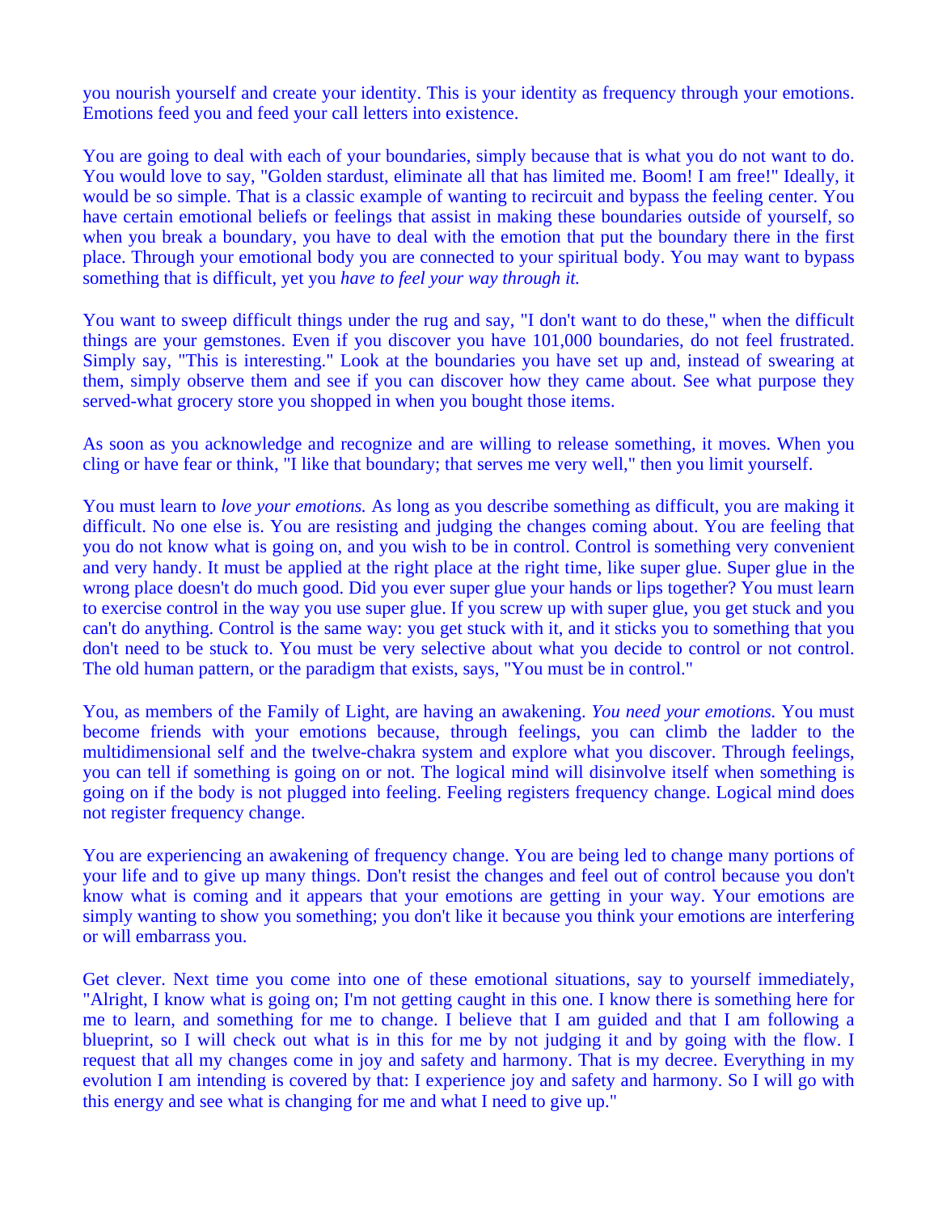you nourish yourself and create your identity. This is your identity as frequency through your emotions. Emotions feed you and feed your call letters into existence.

You are going to deal with each of your boundaries, simply because that is what you do not want to do. You would love to say, "Golden stardust, eliminate all that has limited me. Boom! I am free!" Ideally, it would be so simple. That is a classic example of wanting to recircuit and bypass the feeling center. You have certain emotional beliefs or feelings that assist in making these boundaries outside of yourself, so when you break a boundary, you have to deal with the emotion that put the boundary there in the first place. Through your emotional body you are connected to your spiritual body. You may want to bypass something that is difficult, yet you *have to feel your way through it.*

You want to sweep difficult things under the rug and say, "I don't want to do these," when the difficult things are your gemstones. Even if you discover you have 101,000 boundaries, do not feel frustrated. Simply say, "This is interesting." Look at the boundaries you have set up and, instead of swearing at them, simply observe them and see if you can discover how they came about. See what purpose they served-what grocery store you shopped in when you bought those items.

As soon as you acknowledge and recognize and are willing to release something, it moves. When you cling or have fear or think, "I like that boundary; that serves me very well," then you limit yourself.

You must learn to *love your emotions.* As long as you describe something as difficult, you are making it difficult. No one else is. You are resisting and judging the changes coming about. You are feeling that you do not know what is going on, and you wish to be in control. Control is something very convenient and very handy. It must be applied at the right place at the right time, like super glue. Super glue in the wrong place doesn't do much good. Did you ever super glue your hands or lips together? You must learn to exercise control in the way you use super glue. If you screw up with super glue, you get stuck and you can't do anything. Control is the same way: you get stuck with it, and it sticks you to something that you don't need to be stuck to. You must be very selective about what you decide to control or not control. The old human pattern, or the paradigm that exists, says, "You must be in control."

You, as members of the Family of Light, are having an awakening. *You need your emotions.* You must become friends with your emotions because, through feelings, you can climb the ladder to the multidimensional self and the twelve-chakra system and explore what you discover. Through feelings, you can tell if something is going on or not. The logical mind will disinvolve itself when something is going on if the body is not plugged into feeling. Feeling registers frequency change. Logical mind does not register frequency change.

You are experiencing an awakening of frequency change. You are being led to change many portions of your life and to give up many things. Don't resist the changes and feel out of control because you don't know what is coming and it appears that your emotions are getting in your way. Your emotions are simply wanting to show you something; you don't like it because you think your emotions are interfering or will embarrass you.

Get clever. Next time you come into one of these emotional situations, say to yourself immediately, "Alright, I know what is going on; I'm not getting caught in this one. I know there is something here for me to learn, and something for me to change. I believe that I am guided and that I am following a blueprint, so I will check out what is in this for me by not judging it and by going with the flow. I request that all my changes come in joy and safety and harmony. That is my decree. Everything in my evolution I am intending is covered by that: I experience joy and safety and harmony. So I will go with this energy and see what is changing for me and what I need to give up."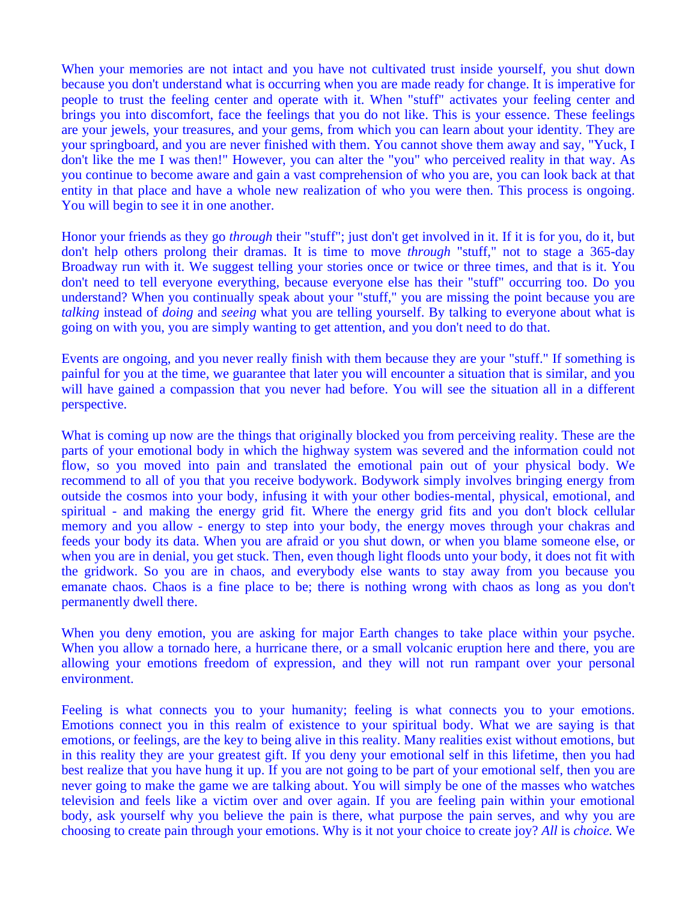When your memories are not intact and you have not cultivated trust inside yourself, you shut down because you don't understand what is occurring when you are made ready for change. It is imperative for people to trust the feeling center and operate with it. When "stuff" activates your feeling center and brings you into discomfort, face the feelings that you do not like. This is your essence. These feelings are your jewels, your treasures, and your gems, from which you can learn about your identity. They are your springboard, and you are never finished with them. You cannot shove them away and say, "Yuck, I don't like the me I was then!" However, you can alter the "you" who perceived reality in that way. As you continue to become aware and gain a vast comprehension of who you are, you can look back at that entity in that place and have a whole new realization of who you were then. This process is ongoing. You will begin to see it in one another.

Honor your friends as they go *through* their "stuff"; just don't get involved in it. If it is for you, do it, but don't help others prolong their dramas. It is time to move *through* "stuff," not to stage a 365-day Broadway run with it. We suggest telling your stories once or twice or three times, and that is it. You don't need to tell everyone everything, because everyone else has their "stuff" occurring too. Do you understand? When you continually speak about your "stuff," you are missing the point because you are *talking* instead of *doing* and *seeing* what you are telling yourself. By talking to everyone about what is going on with you, you are simply wanting to get attention, and you don't need to do that.

Events are ongoing, and you never really finish with them because they are your "stuff." If something is painful for you at the time, we guarantee that later you will encounter a situation that is similar, and you will have gained a compassion that you never had before. You will see the situation all in a different perspective.

What is coming up now are the things that originally blocked you from perceiving reality. These are the parts of your emotional body in which the highway system was severed and the information could not flow, so you moved into pain and translated the emotional pain out of your physical body. We recommend to all of you that you receive bodywork. Bodywork simply involves bringing energy from outside the cosmos into your body, infusing it with your other bodies-mental, physical, emotional, and spiritual - and making the energy grid fit. Where the energy grid fits and you don't block cellular memory and you allow - energy to step into your body, the energy moves through your chakras and feeds your body its data. When you are afraid or you shut down, or when you blame someone else, or when you are in denial, you get stuck. Then, even though light floods unto your body, it does not fit with the gridwork. So you are in chaos, and everybody else wants to stay away from you because you emanate chaos. Chaos is a fine place to be; there is nothing wrong with chaos as long as you don't permanently dwell there.

When you deny emotion, you are asking for major Earth changes to take place within your psyche. When you allow a tornado here, a hurricane there, or a small volcanic eruption here and there, you are allowing your emotions freedom of expression, and they will not run rampant over your personal environment.

Feeling is what connects you to your humanity; feeling is what connects you to your emotions. Emotions connect you in this realm of existence to your spiritual body. What we are saying is that emotions, or feelings, are the key to being alive in this reality. Many realities exist without emotions, but in this reality they are your greatest gift. If you deny your emotional self in this lifetime, then you had best realize that you have hung it up. If you are not going to be part of your emotional self, then you are never going to make the game we are talking about. You will simply be one of the masses who watches television and feels like a victim over and over again. If you are feeling pain within your emotional body, ask yourself why you believe the pain is there, what purpose the pain serves, and why you are choosing to create pain through your emotions. Why is it not your choice to create joy? *All* is *choice.* We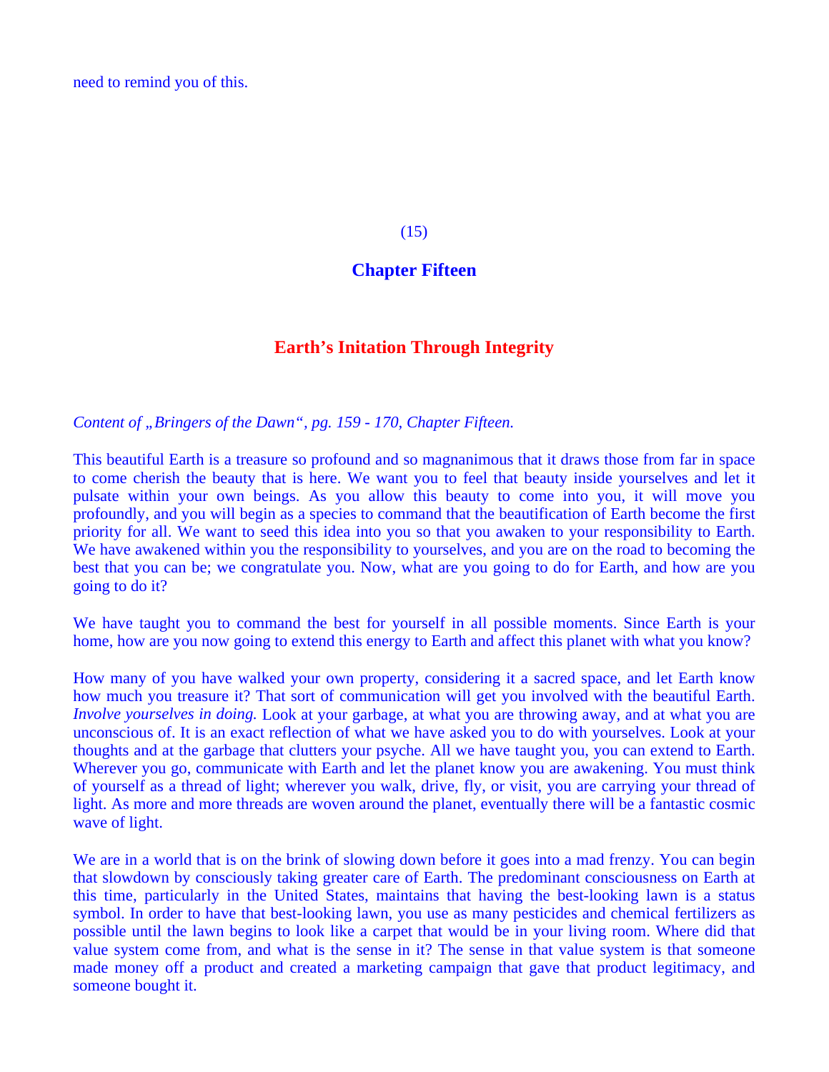need to remind you of this.

(15)

## Chapter Fifteen

# Earth's Initation Through Integrity

*Content of „Bringers of the Dawn“, pg. 159 - 170, Chapter Fifteen.*

This beautiful Earth is a treasure so profound and so magnanimous that it draws those from far in space to come cherish the beauty that is here. We want you to feel that beauty inside yourselves and let it pulsate within your own beings. As you allow this beauty to come into you, it will move you profoundly, and you will begin as a species to command that the beautification of Earth become the first priority for all. We want to seed this idea into you so that you awaken to your responsibility to Earth. We have awakened within you the responsibility to yourselves, and you are on the road to becoming the best that you can be; we congratulate you. Now, what are you going to do for Earth, and how are you going to do it?

We have taught you to command the best for yourself in all possible moments. Since Earth is your home, how are you now going to extend this energy to Earth and affect this planet with what you know?

How many of you have walked your own property, considering it a sacred space, and let Earth know how much you treasure it? That sort of communication will get you involved with the beautiful Earth. *Involve yourselves in doing.* Look at your garbage, at what you are throwing away, and at what you are unconscious of. It is an exact reflection of what we have asked you to do with yourselves. Look at your thoughts and at the garbage that clutters your psyche. All we have taught you, you can extend to Earth. Wherever you go, communicate with Earth and let the planet know you are awakening. You must think of yourself as a thread of light; wherever you walk, drive, fly, or visit, you are carrying your thread of light. As more and more threads are woven around the planet, eventually there will be a fantastic cosmic wave of light.

We are in a world that is on the brink of slowing down before it goes into a mad frenzy. You can begin that slowdown by consciously taking greater care of Earth. The predominant consciousness on Earth at this time, particularly in the United States, maintains that having the best-looking lawn is a status symbol. In order to have that best-looking lawn, you use as many pesticides and chemical fertilizers as possible until the lawn begins to look like a carpet that would be in your living room. Where did that value system come from, and what is the sense in it? The sense in that value system is that someone made money off a product and created a marketing campaign that gave that product legitimacy, and someone bought it.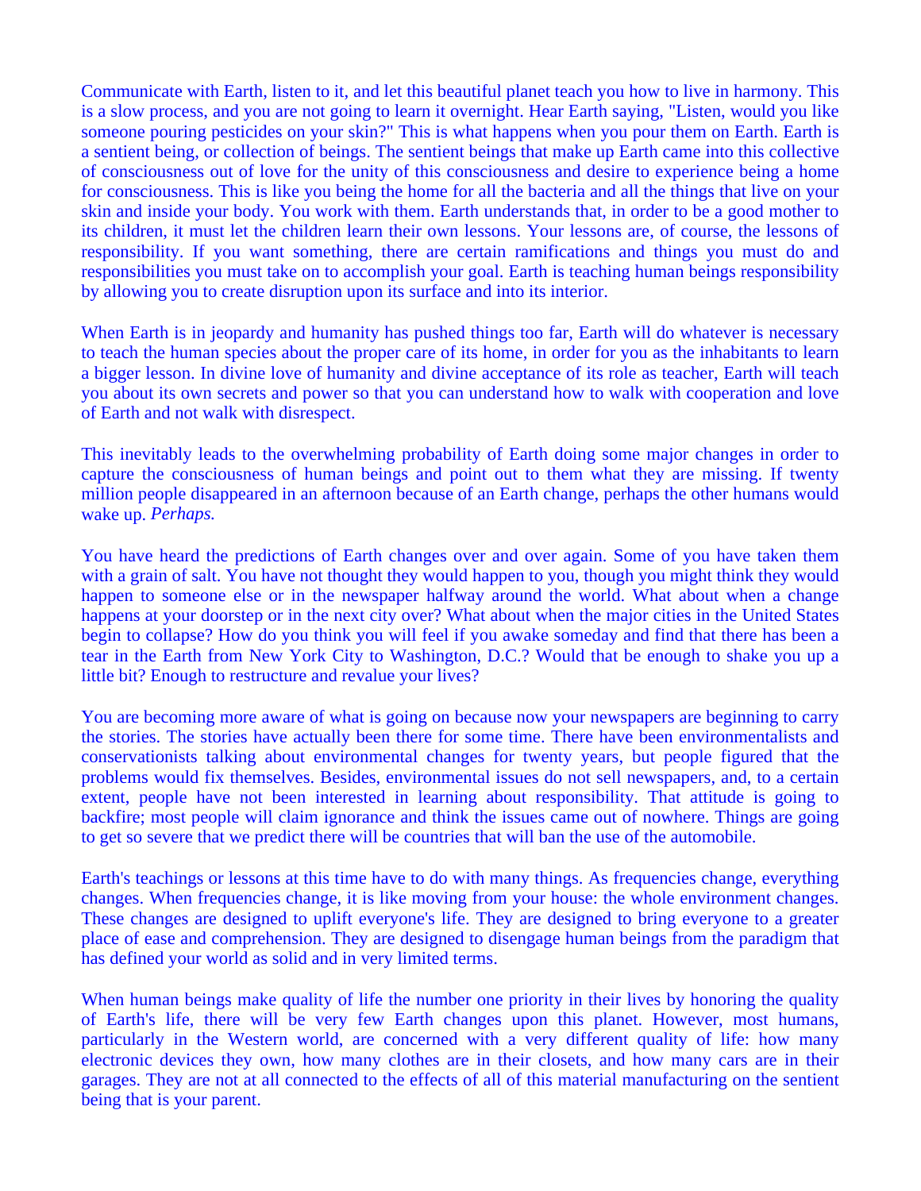Communicate with Earth, listen to it, and let this beautiful planet teach you how to live in harmony. This is a slow process, and you are not going to learn it overnight. Hear Earth saying, "Listen, would you like someone pouring pesticides on your skin?" This is what happens when you pour them on Earth. Earth is a sentient being, or collection of beings. The sentient beings that make up Earth came into this collective of consciousness out of love for the unity of this consciousness and desire to experience being a home for consciousness. This is like you being the home for all the bacteria and all the things that live on your skin and inside your body. You work with them. Earth understands that, in order to be a good mother to its children, it must let the children learn their own lessons. Your lessons are, of course, the lessons of responsibility. If you want something, there are certain ramifications and things you must do and responsibilities you must take on to accomplish your goal. Earth is teaching human beings responsibility by allowing you to create disruption upon its surface and into its interior.

When Earth is in jeopardy and humanity has pushed things too far, Earth will do whatever is necessary to teach the human species about the proper care of its home, in order for you as the inhabitants to learn a bigger lesson. In divine love of humanity and divine acceptance of its role as teacher, Earth will teach you about its own secrets and power so that you can understand how to walk with cooperation and love of Earth and not walk with disrespect.

This inevitably leads to the overwhelming probability of Earth doing some major changes in order to capture the consciousness of human beings and point out to them what they are missing. If twenty million people disappeared in an afternoon because of an Earth change, perhaps the other humans would wake up. *Perhaps.*

You have heard the predictions of Earth changes over and over again. Some of you have taken them with a grain of salt. You have not thought they would happen to you, though you might think they would happen to someone else or in the newspaper halfway around the world. What about when a change happens at your doorstep or in the next city over? What about when the major cities in the United States begin to collapse? How do you think you will feel if you awake someday and find that there has been a tear in the Earth from New York City to Washington, D.C.? Would that be enough to shake you up a little bit? Enough to restructure and revalue your lives?

You are becoming more aware of what is going on because now your newspapers are beginning to carry the stories. The stories have actually been there for some time. There have been environmentalists and conservationists talking about environmental changes for twenty years, but people figured that the problems would fix themselves. Besides, environmental issues do not sell newspapers, and, to a certain extent, people have not been interested in learning about responsibility. That attitude is going to backfire; most people will claim ignorance and think the issues came out of nowhere. Things are going to get so severe that we predict there will be countries that will ban the use of the automobile.

Earth's teachings or lessons at this time have to do with many things. As frequencies change, everything changes. When frequencies change, it is like moving from your house: the whole environment changes. These changes are designed to uplift everyone's life. They are designed to bring everyone to a greater place of ease and comprehension. They are designed to disengage human beings from the paradigm that has defined your world as solid and in very limited terms.

When human beings make quality of life the number one priority in their lives by honoring the quality of Earth's life, there will be very few Earth changes upon this planet. However, most humans, particularly in the Western world, are concerned with a very different quality of life: how many electronic devices they own, how many clothes are in their closets, and how many cars are in their garages. They are not at all connected to the effects of all of this material manufacturing on the sentient being that is your parent.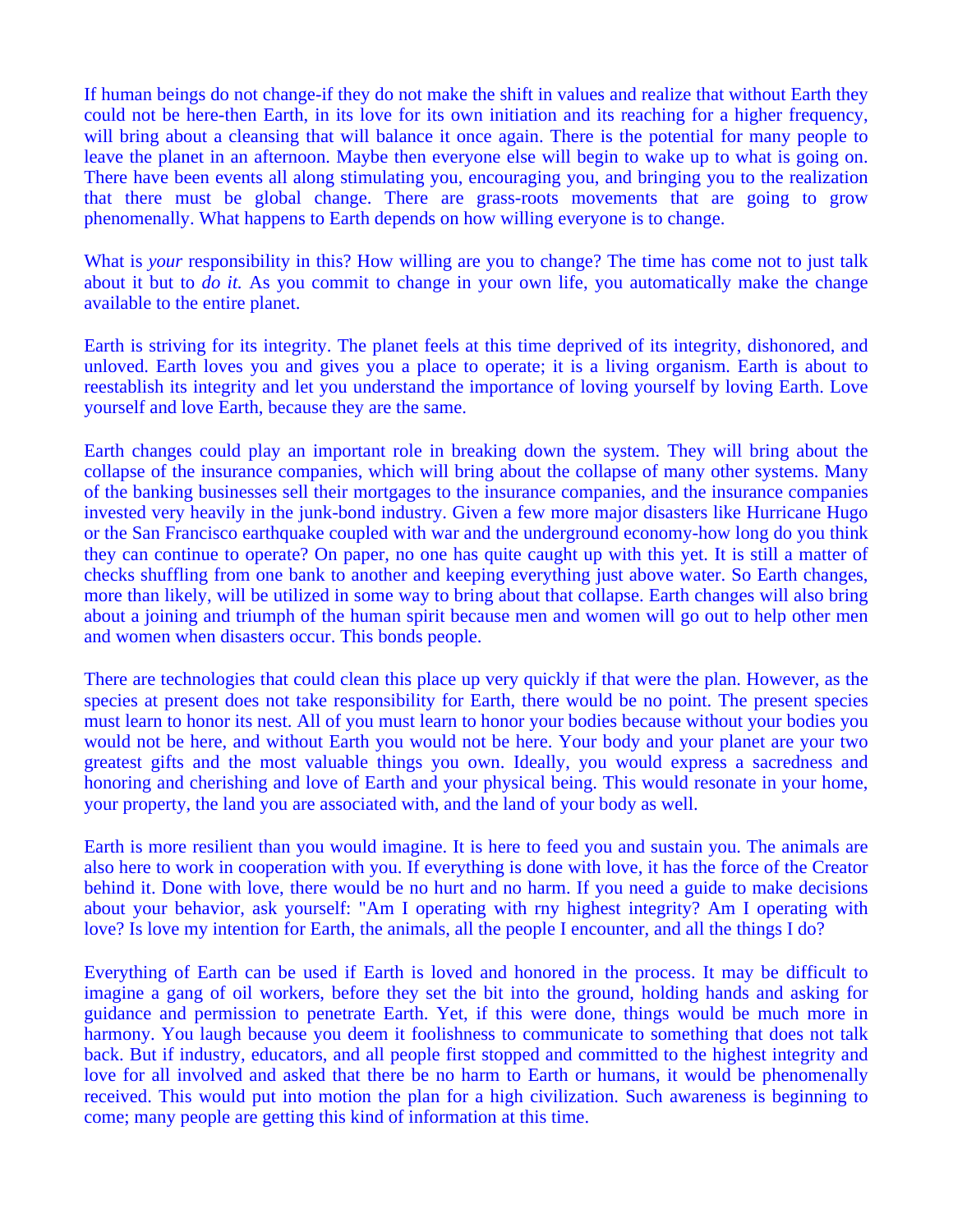If human beings do not change-if they do not make the shift in values and realize that without Earth they could not be here-then Earth, in its love for its own initiation and its reaching for a higher frequency, will bring about a cleansing that will balance it once again. There is the potential for many people to leave the planet in an afternoon. Maybe then everyone else will begin to wake up to what is going on. There have been events all along stimulating you, encouraging you, and bringing you to the realization that there must be global change. There are grass-roots movements that are going to grow phenomenally. What happens to Earth depends on how willing everyone is to change.

What is *your* responsibility in this? How willing are you to change? The time has come not to just talk about it but to *do it.* As you commit to change in your own life, you automatically make the change available to the entire planet.

Earth is striving for its integrity. The planet feels at this time deprived of its integrity, dishonored, and unloved. Earth loves you and gives you a place to operate; it is a living organism. Earth is about to reestablish its integrity and let you understand the importance of loving yourself by loving Earth. Love yourself and love Earth, because they are the same.

Earth changes could play an important role in breaking down the system. They will bring about the collapse of the insurance companies, which will bring about the collapse of many other systems. Many of the banking businesses sell their mortgages to the insurance companies, and the insurance companies invested very heavily in the junk-bond industry. Given a few more major disasters like Hurricane Hugo or the San Francisco earthquake coupled with war and the underground economy-how long do you think they can continue to operate? On paper, no one has quite caught up with this yet. It is still a matter of checks shuffling from one bank to another and keeping everything just above water. So Earth changes, more than likely, will be utilized in some way to bring about that collapse. Earth changes will also bring about a joining and triumph of the human spirit because men and women will go out to help other men and women when disasters occur. This bonds people.

There are technologies that could clean this place up very quickly if that were the plan. However, as the species at present does not take responsibility for Earth, there would be no point. The present species must learn to honor its nest. All of you must learn to honor your bodies because without your bodies you would not be here, and without Earth you would not be here. Your body and your planet are your two greatest gifts and the most valuable things you own. Ideally, you would express a sacredness and honoring and cherishing and love of Earth and your physical being. This would resonate in your home, your property, the land you are associated with, and the land of your body as well.

Earth is more resilient than you would imagine. It is here to feed you and sustain you. The animals are also here to work in cooperation with you. If everything is done with love, it has the force of the Creator behind it. Done with love, there would be no hurt and no harm. If you need a guide to make decisions about your behavior, ask yourself: "Am I operating with rny highest integrity? Am I operating with love? Is love my intention for Earth, the animals, all the people I encounter, and all the things I do?

Everything of Earth can be used if Earth is loved and honored in the process. It may be difficult to imagine a gang of oil workers, before they set the bit into the ground, holding hands and asking for guidance and permission to penetrate Earth. Yet, if this were done, things would be much more in harmony. You laugh because you deem it foolishness to communicate to something that does not talk back. But if industry, educators, and all people first stopped and committed to the highest integrity and love for all involved and asked that there be no harm to Earth or humans, it would be phenomenally received. This would put into motion the plan for a high civilization. Such awareness is beginning to come; many people are getting this kind of information at this time.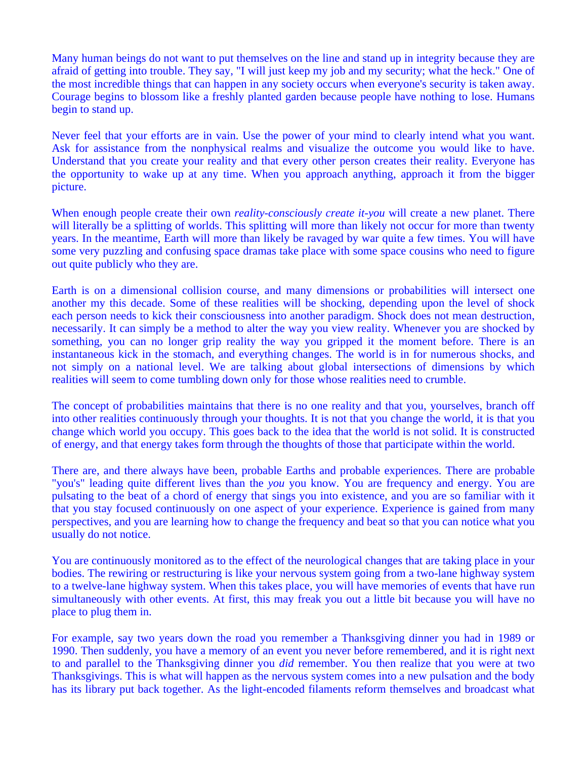Many human beings do not want to put themselves on the line and stand up in integrity because they are afraid of getting into trouble. They say, "I will just keep my job and my security; what the heck." One of the most incredible things that can happen in any society occurs when everyone's security is taken away. Courage begins to blossom like a freshly planted garden because people have nothing to lose. Humans begin to stand up.

Never feel that your efforts are in vain. Use the power of your mind to clearly intend what you want. Ask for assistance from the nonphysical realms and visualize the outcome you would like to have. Understand that you create your reality and that every other person creates their reality. Everyone has the opportunity to wake up at any time. When you approach anything, approach it from the bigger picture.

When enough people create their own *reality-consciously create it-you* will create a new planet. There will literally be a splitting of worlds. This splitting will more than likely not occur for more than twenty years. In the meantime, Earth will more than likely be ravaged by war quite a few times. You will have some very puzzling and confusing space dramas take place with some space cousins who need to figure out quite publicly who they are.

Earth is on a dimensional collision course, and many dimensions or probabilities will intersect one another my this decade. Some of these realities will be shocking, depending upon the level of shock each person needs to kick their consciousness into another paradigm. Shock does not mean destruction, necessarily. It can simply be a method to alter the way you view reality. Whenever you are shocked by something, you can no longer grip reality the way you gripped it the moment before. There is an instantaneous kick in the stomach, and everything changes. The world is in for numerous shocks, and not simply on a national level. We are talking about global intersections of dimensions by which realities will seem to come tumbling down only for those whose realities need to crumble.

The concept of probabilities maintains that there is no one reality and that you, yourselves, branch off into other realities continuously through your thoughts. It is not that you change the world, it is that you change which world you occupy. This goes back to the idea that the world is not solid. It is constructed of energy, and that energy takes form through the thoughts of those that participate within the world.

There are, and there always have been, probable Earths and probable experiences. There are probable "you's" leading quite different lives than the *you* you know. You are frequency and energy. You are pulsating to the beat of a chord of energy that sings you into existence, and you are so familiar with it that you stay focused continuously on one aspect of your experience. Experience is gained from many perspectives, and you are learning how to change the frequency and beat so that you can notice what you usually do not notice.

You are continuously monitored as to the effect of the neurological changes that are taking place in your bodies. The rewiring or restructuring is like your nervous system going from a two-lane highway system to a twelve-lane highway system. When this takes place, you will have memories of events that have run simultaneously with other events. At first, this may freak you out a little bit because you will have no place to plug them in.

For example, say two years down the road you remember a Thanksgiving dinner you had in 1989 or 1990. Then suddenly, you have a memory of an event you never before remembered, and it is right next to and parallel to the Thanksgiving dinner you *did* remember. You then realize that you were at two Thanksgivings. This is what will happen as the nervous system comes into a new pulsation and the body has its library put back together. As the light-encoded filaments reform themselves and broadcast what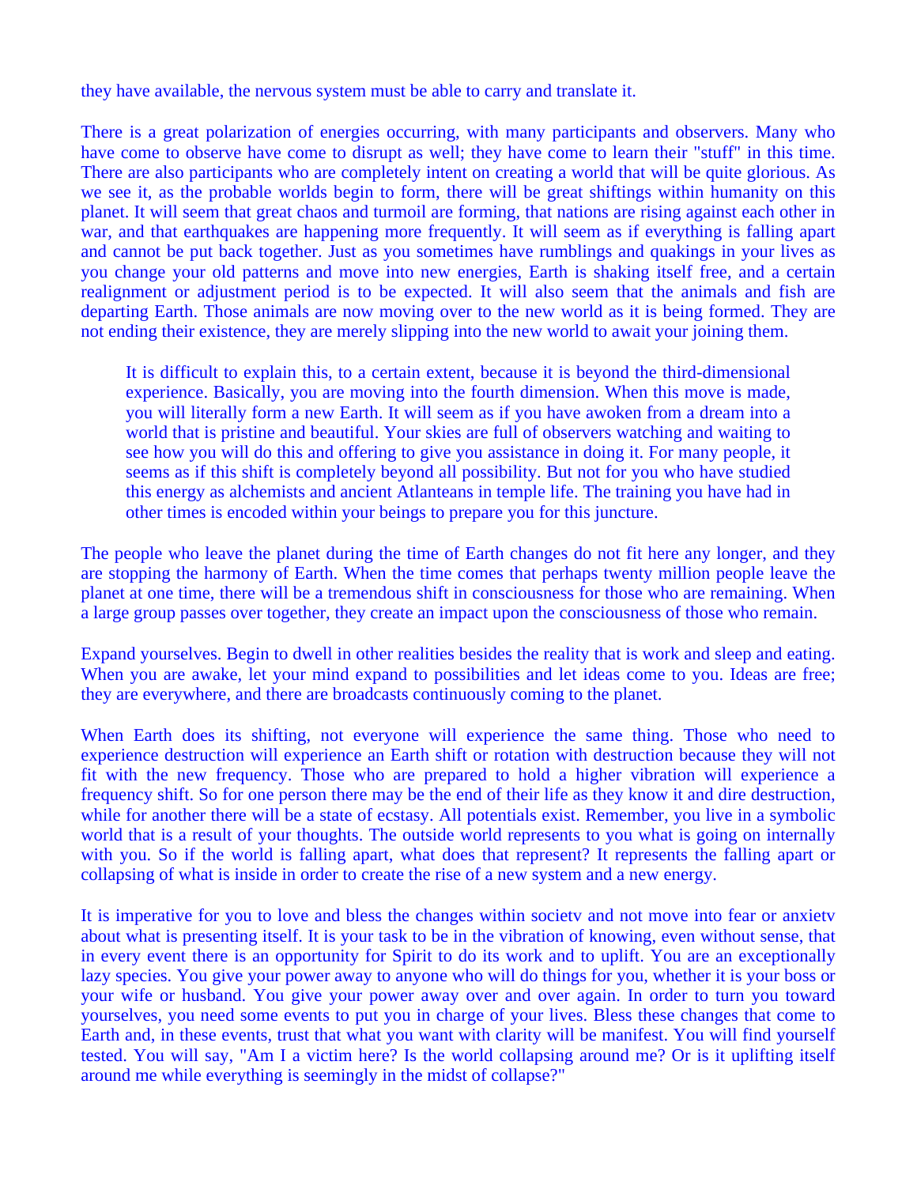they have available, the nervous system must be able to carry and translate it.

There is a great polarization of energies occurring, with many participants and observers. Many who have come to observe have come to disrupt as well; they have come to learn their "stuff" in this time. There are also participants who are completely intent on creating a world that will be quite glorious. As we see it, as the probable worlds begin to form, there will be great shiftings within humanity on this planet. It will seem that great chaos and turmoil are forming, that nations are rising against each other in war, and that earthquakes are happening more frequently. It will seem as if everything is falling apart and cannot be put back together. Just as you sometimes have rumblings and quakings in your lives as you change your old patterns and move into new energies, Earth is shaking itself free, and a certain realignment or adjustment period is to be expected. It will also seem that the animals and fish are departing Earth. Those animals are now moving over to the new world as it is being formed. They are not ending their existence, they are merely slipping into the new world to await your joining them.

> It is difficult to explain this, to a certain extent, because it is beyond the third-dimensional experience. Basically, you are moving into the fourth dimension. When this move is made, you will literally form a new Earth. It will seem as if you have awoken from a dream into a world that is pristine and beautiful. Your skies are full of observers watching and waiting to see how you will do this and offering to give you assistance in doing it. For many people, it seems as if this shift is completely beyond all possibility. But not for you who have studied this energy as alchemists and ancient Atlanteans in temple life. The training you have had in other times is encoded within your beings to prepare you for this juncture.

The people who leave the planet during the time of Earth changes do not fit here any longer, and they are stopping the harmony of Earth. When the time comes that perhaps twenty million people leave the planet at one time, there will be a tremendous shift in consciousness for those who are remaining. When a large group passes over together, they create an impact upon the consciousness of those who remain.

Expand yourselves. Begin to dwell in other realities besides the reality that is work and sleep and eating. When you are awake, let your mind expand to possibilities and let ideas come to you. Ideas are free; they are everywhere, and there are broadcasts continuously coming to the planet.

When Earth does its shifting, not everyone will experience the same thing. Those who need to experience destruction will experience an Earth shift or rotation with destruction because they will not fit with the new frequency. Those who are prepared to hold a higher vibration will experience a frequency shift. So for one person there may be the end of their life as they know it and dire destruction, while for another there will be a state of ecstasy. All potentials exist. Remember, you live in a symbolic world that is a result of your thoughts. The outside world represents to you what is going on internally with you. So if the world is falling apart, what does that represent? It represents the falling apart or collapsing of what is inside in order to create the rise of a new system and a new energy.

It is imperative for you to love and bless the changes within societv and not move into fear or anxietv about what is presenting itself. It is your task to be in the vibration of knowing, even without sense, that in every event there is an opportunity for Spirit to do its work and to uplift. You are an exceptionally lazy species. You give your power away to anyone who will do things for you, whether it is your boss or your wife or husband. You give your power away over and over again. In order to turn you toward yourselves, you need some events to put you in charge of your lives. Bless these changes that come to Earth and, in these events, trust that what you want with clarity will be manifest. You will find yourself tested. You will say, "Am I a victim here? Is the world collapsing around me? Or is it uplifting itself around me while everything is seemingly in the midst of collapse?"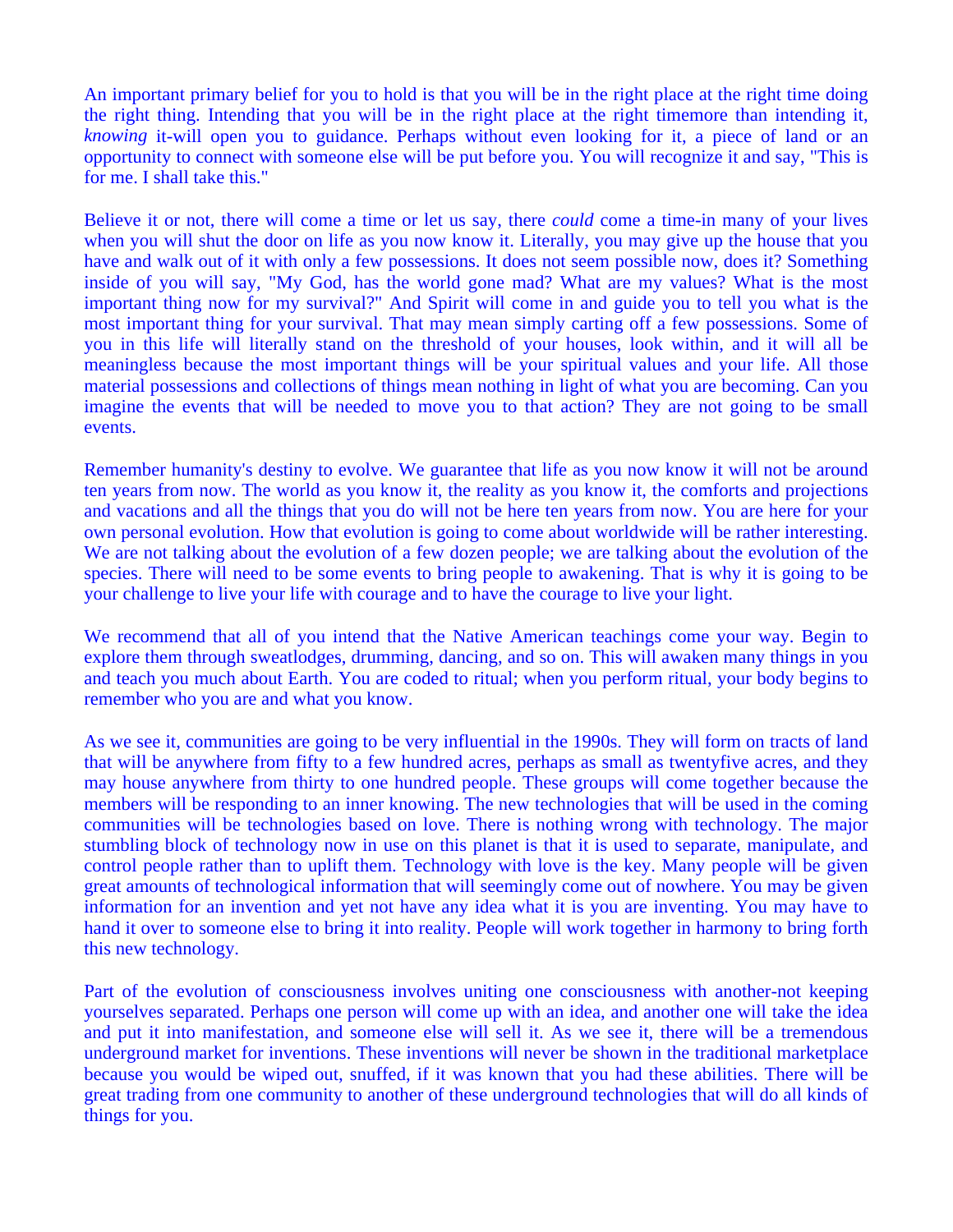An important primary belief for you to hold is that you will be in the right place at the right time doing the right thing. Intending that you will be in the right place at the right timemore than intending it, *knowing* it-will open you to guidance. Perhaps without even looking for it, a piece of land or an opportunity to connect with someone else will be put before you. You will recognize it and say, "This is for me. I shall take this."

Believe it or not, there will come a time or let us say, there *could* come a time-in many of your lives when you will shut the door on life as you now know it. Literally, you may give up the house that you have and walk out of it with only a few possessions. It does not seem possible now, does it? Something inside of you will say, "My God, has the world gone mad? What are my values? What is the most important thing now for my survival?" And Spirit will come in and guide you to tell you what is the most important thing for your survival. That may mean simply carting off a few possessions. Some of you in this life will literally stand on the threshold of your houses, look within, and it will all be meaningless because the most important things will be your spiritual values and your life. All those material possessions and collections of things mean nothing in light of what you are becoming. Can you imagine the events that will be needed to move you to that action? They are not going to be small events.

Remember humanity's destiny to evolve. We guarantee that life as you now know it will not be around ten years from now. The world as you know it, the reality as you know it, the comforts and projections and vacations and all the things that you do will not be here ten years from now. You are here for your own personal evolution. How that evolution is going to come about worldwide will be rather interesting. We are not talking about the evolution of a few dozen people; we are talking about the evolution of the species. There will need to be some events to bring people to awakening. That is why it is going to be your challenge to live your life with courage and to have the courage to live your light.

We recommend that all of you intend that the Native American teachings come your way. Begin to explore them through sweatlodges, drumming, dancing, and so on. This will awaken many things in you and teach you much about Earth. You are coded to ritual; when you perform ritual, your body begins to remember who you are and what you know.

As we see it, communities are going to be very influential in the 1990s. They will form on tracts of land that will be anywhere from fifty to a few hundred acres, perhaps as small as twentyfive acres, and they may house anywhere from thirty to one hundred people. These groups will come together because the members will be responding to an inner knowing. The new technologies that will be used in the coming communities will be technologies based on love. There is nothing wrong with technology. The major stumbling block of technology now in use on this planet is that it is used to separate, manipulate, and control people rather than to uplift them. Technology with love is the key. Many people will be given great amounts of technological information that will seemingly come out of nowhere. You may be given information for an invention and yet not have any idea what it is you are inventing. You may have to hand it over to someone else to bring it into reality. People will work together in harmony to bring forth this new technology.

Part of the evolution of consciousness involves uniting one consciousness with another-not keeping yourselves separated. Perhaps one person will come up with an idea, and another one will take the idea and put it into manifestation, and someone else will sell it. As we see it, there will be a tremendous underground market for inventions. These inventions will never be shown in the traditional marketplace because you would be wiped out, snuffed, if it was known that you had these abilities. There will be great trading from one community to another of these underground technologies that will do all kinds of things for you.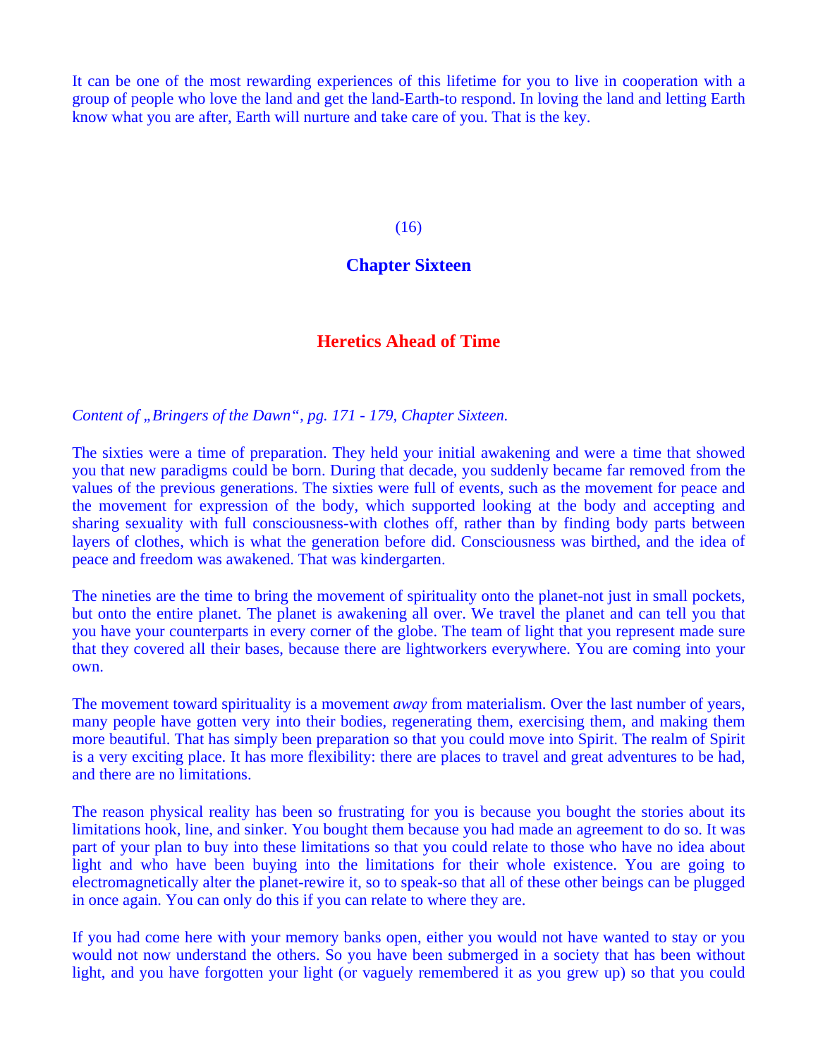It can be one of the most rewarding experiences of this lifetime for you to live in cooperation with a group of people who love the land and get the land-Earth-to respond. In loving the land and letting Earth know what you are after, Earth will nurture and take care of you. That is the key.

(16)

## Chapter Sixteen

# Heretics Ahead of Time

*Content of „Bringers of the Dawn“, pg. 171 - 179, Chapter Sixteen.*

The sixties were a time of preparation. They held your initial awakening and were a time that showed you that new paradigms could be born. During that decade, you suddenly became far removed from the values of the previous generations. The sixties were full of events, such as the movement for peace and the movement for expression of the body, which supported looking at the body and accepting and sharing sexuality with full consciousness-with clothes off, rather than by finding body parts between layers of clothes, which is what the generation before did. Consciousness was birthed, and the idea of peace and freedom was awakened. That was kindergarten.

The nineties are the time to bring the movement of spirituality onto the planet-not just in small pockets, but onto the entire planet. The planet is awakening all over. We travel the planet and can tell you that you have your counterparts in every corner of the globe. The team of light that you represent made sure that they covered all their bases, because there are lightworkers everywhere. You are coming into your own.

The movement toward spirituality is a movement *away* from materialism. Over the last number of years, many people have gotten very into their bodies, regenerating them, exercising them, and making them more beautiful. That has simply been preparation so that you could move into Spirit. The realm of Spirit is a very exciting place. It has more flexibility: there are places to travel and great adventures to be had, and there are no limitations.

The reason physical reality has been so frustrating for you is because you bought the stories about its limitations hook, line, and sinker. You bought them because you had made an agreement to do so. It was part of your plan to buy into these limitations so that you could relate to those who have no idea about light and who have been buying into the limitations for their whole existence. You are going to electromagnetically alter the planet-rewire it, so to speak-so that all of these other beings can be plugged in once again. You can only do this if you can relate to where they are.

If you had come here with your memory banks open, either you would not have wanted to stay or you would not now understand the others. So you have been submerged in a society that has been without light, and you have forgotten your light (or vaguely remembered it as you grew up) so that you could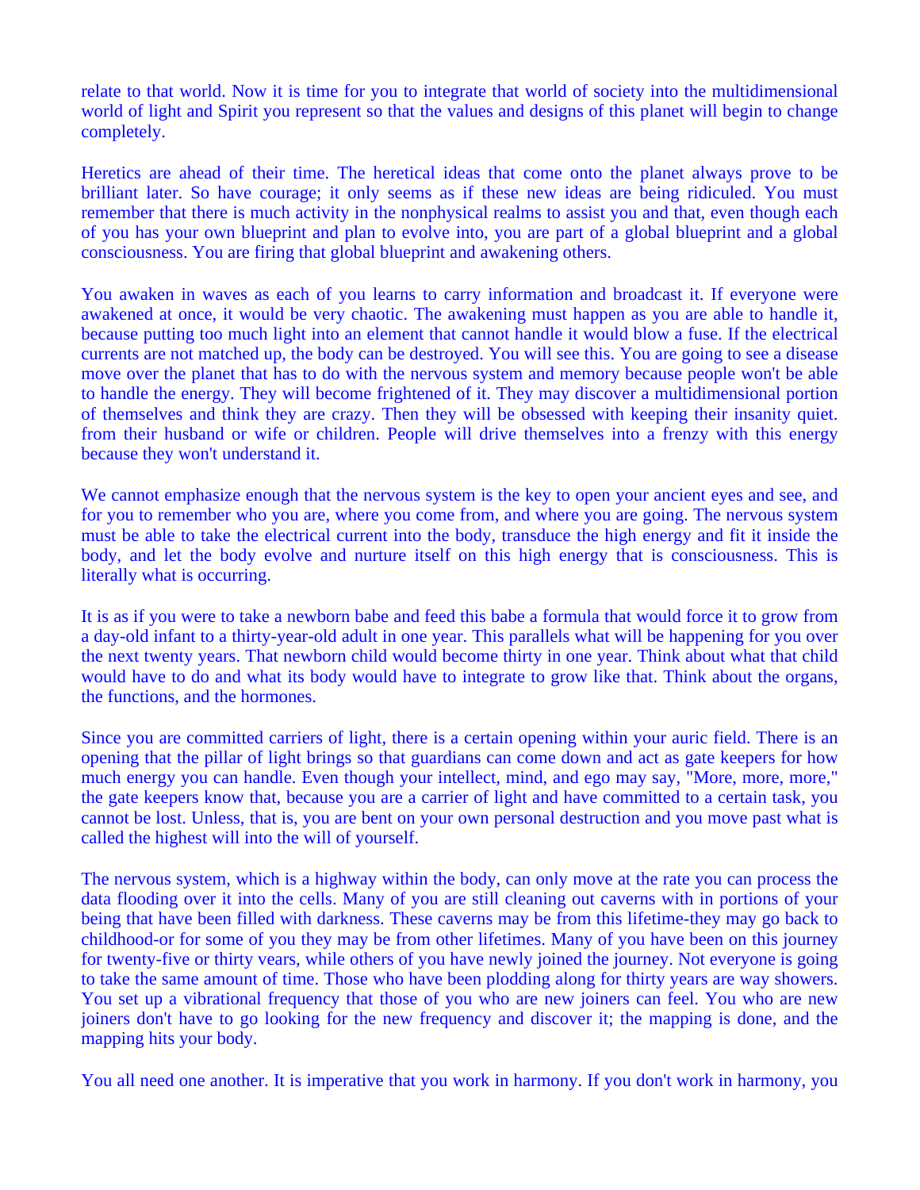relate to that world. Now it is time for you to integrate that world of society into the multidimensional world of light and Spirit you represent so that the values and designs of this planet will begin to change completely.

Heretics are ahead of their time. The heretical ideas that come onto the planet always prove to be brilliant later. So have courage; it only seems as if these new ideas are being ridiculed. You must remember that there is much activity in the nonphysical realms to assist you and that, even though each of you has your own blueprint and plan to evolve into, you are part of a global blueprint and a global consciousness. You are firing that global blueprint and awakening others.

You awaken in waves as each of you learns to carry information and broadcast it. If everyone were awakened at once, it would be very chaotic. The awakening must happen as you are able to handle it, because putting too much light into an element that cannot handle it would blow a fuse. If the electrical currents are not matched up, the body can be destroyed. You will see this. You are going to see a disease move over the planet that has to do with the nervous system and memory because people won't be able to handle the energy. They will become frightened of it. They may discover a multidimensional portion of themselves and think they are crazy. Then they will be obsessed with keeping their insanity quiet. from their husband or wife or children. People will drive themselves into a frenzy with this energy because they won't understand it.

We cannot emphasize enough that the nervous system is the key to open your ancient eyes and see, and for you to remember who you are, where you come from, and where you are going. The nervous system must be able to take the electrical current into the body, transduce the high energy and fit it inside the body, and let the body evolve and nurture itself on this high energy that is consciousness. This is literally what is occurring.

It is as if you were to take a newborn babe and feed this babe a formula that would force it to grow from a day-old infant to a thirty-year-old adult in one year. This parallels what will be happening for you over the next twenty years. That newborn child would become thirty in one year. Think about what that child would have to do and what its body would have to integrate to grow like that. Think about the organs, the functions, and the hormones.

Since you are committed carriers of light, there is a certain opening within your auric field. There is an opening that the pillar of light brings so that guardians can come down and act as gate keepers for how much energy you can handle. Even though your intellect, mind, and ego may say, "More, more, more," the gate keepers know that, because you are a carrier of light and have committed to a certain task, you cannot be lost. Unless, that is, you are bent on your own personal destruction and you move past what is called the highest will into the will of yourself.

The nervous system, which is a highway within the body, can only move at the rate you can process the data flooding over it into the cells. Many of you are still cleaning out caverns with in portions of your being that have been filled with darkness. These caverns may be from this lifetime-they may go back to childhood-or for some of you they may be from other lifetimes. Many of you have been on this journey for twenty-five or thirty years, while others of you have newly joined the journey. Not everyone is going to take the same amount of time. Those who have been plodding along for thirty years are way showers. You set up a vibrational frequency that those of you who are new joiners can feel. You who are new joiners don't have to go looking for the new frequency and discover it; the mapping is done, and the mapping hits your body.

You all need one another. It is imperative that you work in harmony. If you don't work in harmony, you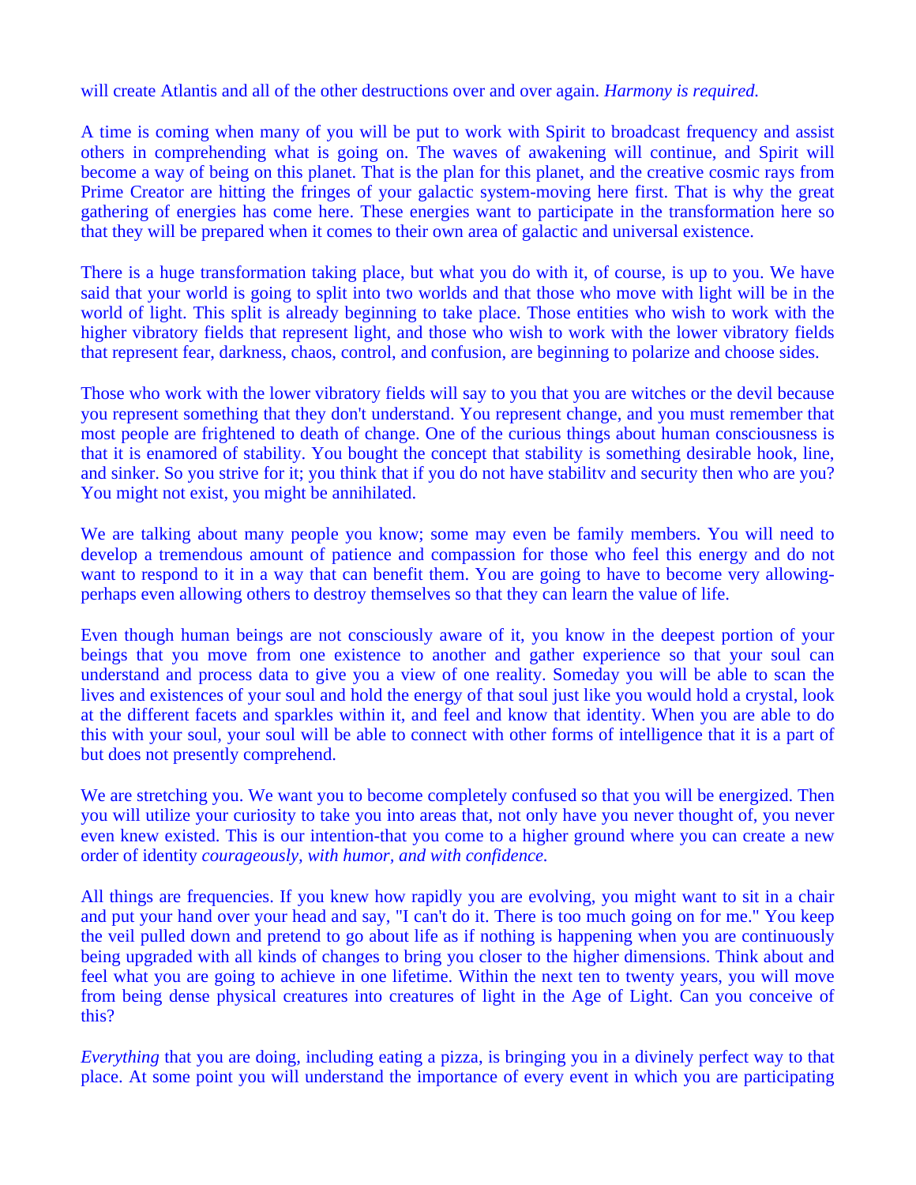will create Atlantis and all of the other destructions over and over again. *Harmony is required.*

A time is coming when many of you will be put to work with Spirit to broadcast frequency and assist others in comprehending what is going on. The waves of awakening will continue, and Spirit will become a way of being on this planet. That is the plan for this planet, and the creative cosmic rays from Prime Creator are hitting the fringes of your galactic system-moving here first. That is why the great gathering of energies has come here. These energies want to participate in the transformation here so that they will be prepared when it comes to their own area of galactic and universal existence.

There is a huge transformation taking place, but what you do with it, of course, is up to you. We have said that your world is going to split into two worlds and that those who move with light will be in the world of light. This split is already beginning to take place. Those entities who wish to work with the higher vibratory fields that represent light, and those who wish to work with the lower vibratory fields that represent fear, darkness, chaos, control, and confusion, are beginning to polarize and choose sides.

Those who work with the lower vibratory fields will say to you that you are witches or the devil because you represent something that they don't understand. You represent change, and you must remember that most people are frightened to death of change. One of the curious things about human consciousness is that it is enamored of stability. You bought the concept that stability is something desirable hook, line, and sinker. So you strive for it; you think that if you do not have stabilitv and security then who are you? You might not exist, you might be annihilated.

We are talking about many people you know; some may even be family members. You will need to develop a tremendous amount of patience and compassion for those who feel this energy and do not want to respond to it in a way that can benefit them. You are going to have to become very allowing-perhaps even allowing others to destroy themselves so that they can learn the value of life.

Even though human beings are not consciously aware of it, you know in the deepest portion of your beings that you move from one existence to another and gather experience so that your soul can understand and process data to give you a view of one reality. Someday you will be able to scan the lives and existences of your soul and hold the energy of that soul just like you would hold a crystal, look at the different facets and sparkles within it, and feel and know that identity. When you are able to do this with your soul, your soul will be able to connect with other forms of intelligence that it is a part of but does not presently comprehend.

We are stretching you. We want you to become completely confused so that you will be energized. Then you will utilize your curiosity to take you into areas that, not only have you never thought of, you never even knew existed. This is our intention-that you come to a higher ground where you can create a new order of identity *courageously, with humor, and with confidence.*

All things are frequencies. If you knew how rapidly you are evolving, you might want to sit in a chair and put your hand over your head and say, "I can't do it. There is too much going on for me." You keep the veil pulled down and pretend to go about life as if nothing is happening when you are continuously being upgraded with all kinds of changes to bring you closer to the higher dimensions. Think about and feel what you are going to achieve in one lifetime. Within the next ten to twenty years, you will move from being dense physical creatures into creatures of light in the Age of Light. Can you conceive of this?

*Everything* that you are doing, including eating a pizza, is bringing you in a divinely perfect way to that place. At some point you will understand the importance of every event in which you are participating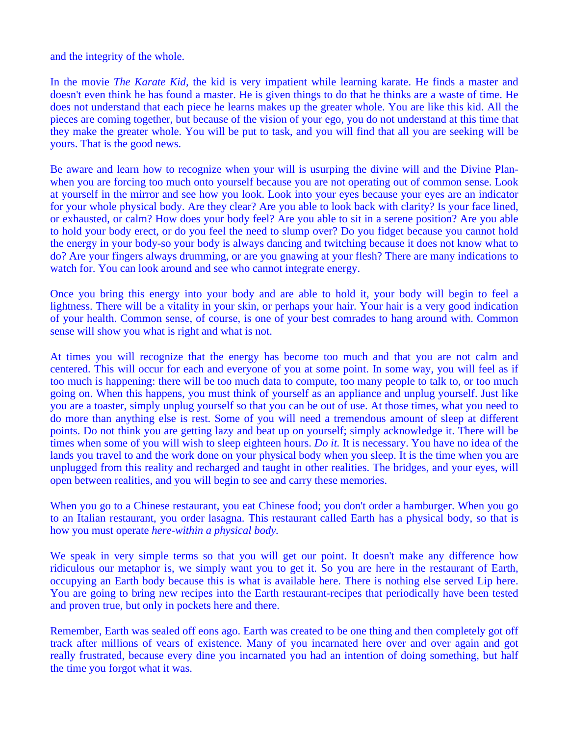and the integrity of the whole.

In the movie *The Karate Kid*, the kid is very impatient while learning karate. He finds a master and doesn't even think he has found a master. He is given things to do that he thinks are a waste of time. He does not understand that each piece he learns makes up the greater whole. You are like this kid. All the pieces are coming together, but because of the vision of your ego, you do not understand at this time that they make the greater whole. You will be put to task, and you will find that all you are seeking will be yours. That is the good news.

Be aware and learn how to recognize when your will is usurping the divine will and the Divine Plan-when you are forcing too much onto yourself because you are not operating out of common sense. Look at yourself in the mirror and see how you look. Look into your eyes because your eyes are an indicator for your whole physical body. Are they clear? Are you able to look back with clarity? Is your face lined, or exhausted, or calm? How does your body feel? Are you able to sit in a serene position? Are you able to hold your body erect, or do you feel the need to slump over? Do you fidget because you cannot hold the energy in your body-so your body is always dancing and twitching because it does not know what to do? Are your fingers always drumming, or are you gnawing at your flesh? There are many indications to watch for. You can look around and see who cannot integrate energy.

Once you bring this energy into your body and are able to hold it, your body will begin to feel a lightness. There will be a vitality in your skin, or perhaps your hair. Your hair is a very good indication of your health. Common sense, of course, is one of your best comrades to hang around with. Common sense will show you what is right and what is not.

At times you will recognize that the energy has become too much and that you are not calm and centered. This will occur for each and everyone of you at some point. In some way, you will feel as if too much is happening: there will be too much data to compute, too many people to talk to, or too much going on. When this happens, you must think of yourself as an appliance and unplug yourself. Just like you are a toaster, simply unplug yourself so that you can be out of use. At those times, what you need to do more than anything else is rest. Some of you will need a tremendous amount of sleep at different points. Do not think you are getting lazy and beat up on yourself; simply acknowledge it. There will be times when some of you will wish to sleep eighteen hours. *Do it.* It is necessary. You have no idea of the lands you travel to and the work done on your physical body when you sleep. It is the time when you are unplugged from this reality and recharged and taught in other realities. The bridges, and your eyes, will open between realities, and you will begin to see and carry these memories.

When you go to a Chinese restaurant, you eat Chinese food; you don't order a hamburger. When you go to an Italian restaurant, you order lasagna. This restaurant called Earth has a physical body, so that is how you must operate *here-within a physical body.*

We speak in very simple terms so that you will get our point. It doesn't make any difference how ridiculous our metaphor is, we simply want you to get it. So you are here in the restaurant of Earth, occupying an Earth body because this is what is available here. There is nothing else served Lip here. You are going to bring new recipes into the Earth restaurant-recipes that periodically have been tested and proven true, but only in pockets here and there.

Remember, Earth was sealed off eons ago. Earth was created to be one thing and then completely got off track after millions of vears of existence. Many of you incarnated here over and over again and got really frustrated, because every dine you incarnated you had an intention of doing something, but half the time you forgot what it was.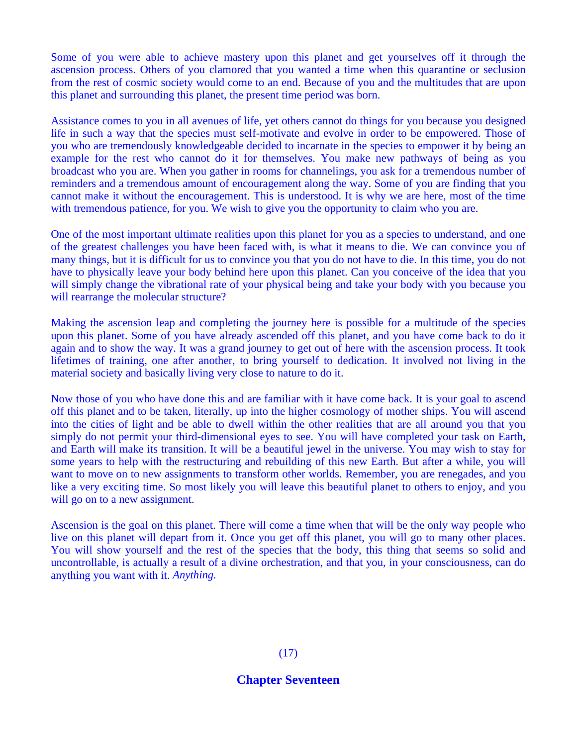Some of you were able to achieve mastery upon this planet and get yourselves off it through the ascension process. Others of you clamored that you wanted a time when this quarantine or seclusion from the rest of cosmic society would come to an end. Because of you and the multitudes that are upon this planet and surrounding this planet, the present time period was born.

Assistance comes to you in all avenues of life, yet others cannot do things for you because you designed life in such a way that the species must self-motivate and evolve in order to be empowered. Those of you who are tremendously knowledgeable decided to incarnate in the species to empower it by being an example for the rest who cannot do it for themselves. You make new pathways of being as you broadcast who you are. When you gather in rooms for channelings, you ask for a tremendous number of reminders and a tremendous amount of encouragement along the way. Some of you are finding that you cannot make it without the encouragement. This is understood. It is why we are here, most of the time with tremendous patience, for you. We wish to give you the opportunity to claim who you are.

One of the most important ultimate realities upon this planet for you as a species to understand, and one of the greatest challenges you have been faced with, is what it means to die. We can convince you of many things, but it is difficult for us to convince you that you do not have to die. In this time, you do not have to physically leave your body behind here upon this planet. Can you conceive of the idea that you will simply change the vibrational rate of your physical being and take your body with you because you will rearrange the molecular structure?

Making the ascension leap and completing the journey here is possible for a multitude of the species upon this planet. Some of you have already ascended off this planet, and you have come back to do it again and to show the way. It was a grand journey to get out of here with the ascension process. It took lifetimes of training, one after another, to bring yourself to dedication. It involved not living in the material society and basically living very close to nature to do it.

Now those of you who have done this and are familiar with it have come back. It is your goal to ascend off this planet and to be taken, literally, up into the higher cosmology of mother ships. You will ascend into the cities of light and be able to dwell within the other realities that are all around you that you simply do not permit your third-dimensional eyes to see. You will have completed your task on Earth, and Earth will make its transition. It will be a beautiful jewel in the universe. You may wish to stay for some years to help with the restructuring and rebuilding of this new Earth. But after a while, you will want to move on to new assignments to transform other worlds. Remember, you are renegades, and you like a very exciting time. So most likely you will leave this beautiful planet to others to enjoy, and you will go on to a new assignment.

Ascension is the goal on this planet. There will come a time when that will be the only way people who live on this planet will depart from it. Once you get off this planet, you will go to many other places. You will show yourself and the rest of the species that the body, this thing that seems so solid and uncontrollable, is actually a result of a divine orchestration, and that you, in your consciousness, can do anything you want with it. *Anything.*

(17)

## Chapter Seventeen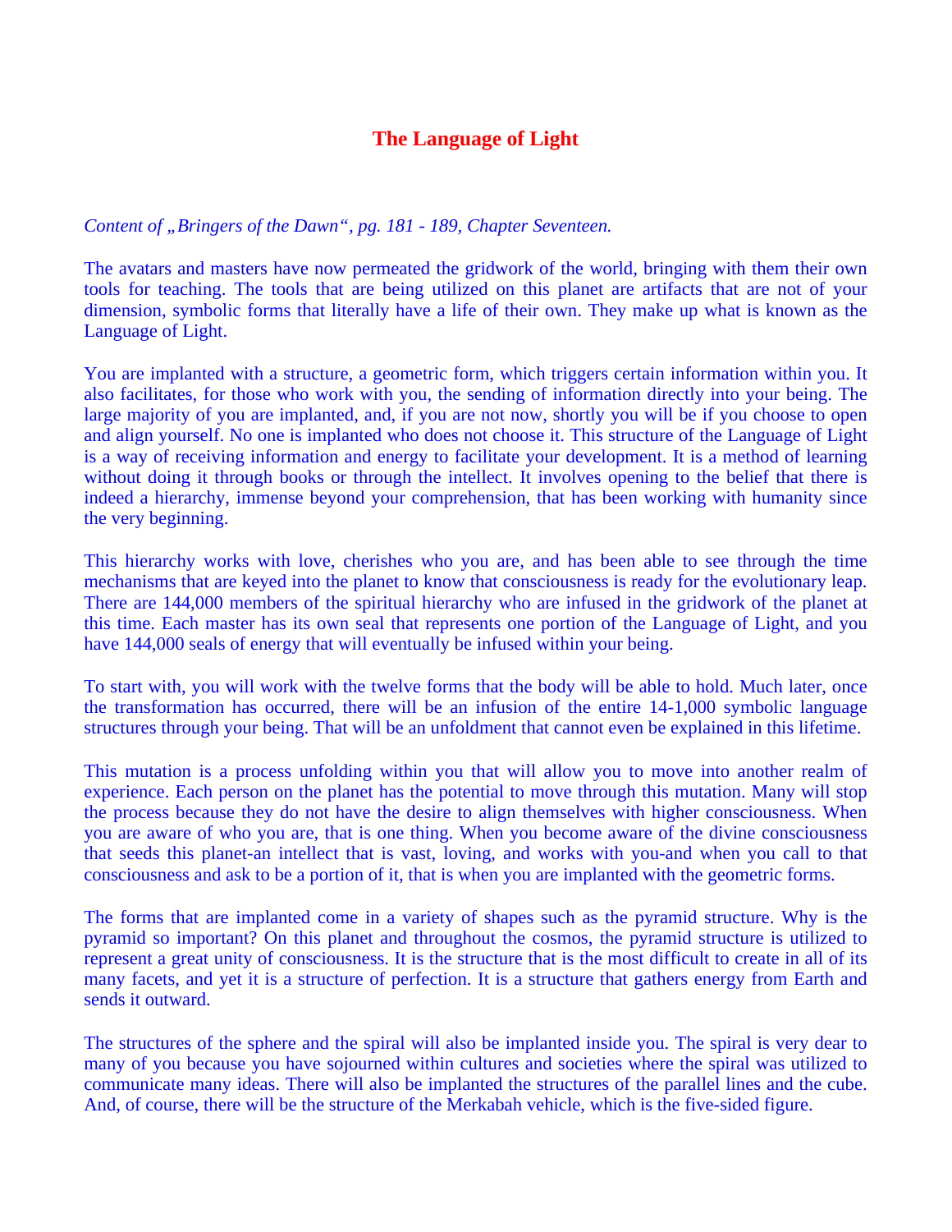# The Language of Light

*Content of „Bringers of the Dawn“, pg. 181 - 189, Chapter Seventeen.*

The avatars and masters have now permeated the gridwork of the world, bringing with them their own tools for teaching. The tools that are being utilized on this planet are artifacts that are not of your dimension, symbolic forms that literally have a life of their own. They make up what is known as the Language of Light.

You are implanted with a structure, a geometric form, which triggers certain information within you. It also facilitates, for those who work with you, the sending of information directly into your being. The large majority of you are implanted, and, if you are not now, shortly you will be if you choose to open and align yourself. No one is implanted who does not choose it. This structure of the Language of Light is a way of receiving information and energy to facilitate your development. It is a method of learning without doing it through books or through the intellect. It involves opening to the belief that there is indeed a hierarchy, immense beyond your comprehension, that has been working with humanity since the very beginning.

This hierarchy works with love, cherishes who you are, and has been able to see through the time mechanisms that are keyed into the planet to know that consciousness is ready for the evolutionary leap. There are 144,000 members of the spiritual hierarchy who are infused in the gridwork of the planet at this time. Each master has its own seal that represents one portion of the Language of Light, and you have 144,000 seals of energy that will eventually be infused within your being.

To start with, you will work with the twelve forms that the body will be able to hold. Much later, once the transformation has occurred, there will be an infusion of the entire 14-1,000 symbolic language structures through your being. That will be an unfoldment that cannot even be explained in this lifetime.

This mutation is a process unfolding within you that will allow you to move into another realm of experience. Each person on the planet has the potential to move through this mutation. Many will stop the process because they do not have the desire to align themselves with higher consciousness. When you are aware of who you are, that is one thing. When you become aware of the divine consciousness that seeds this planet-an intellect that is vast, loving, and works with you-and when you call to that consciousness and ask to be a portion of it, that is when you are implanted with the geometric forms.

The forms that are implanted come in a variety of shapes such as the pyramid structure. Why is the pyramid so important? On this planet and throughout the cosmos, the pyramid structure is utilized to represent a great unity of consciousness. It is the structure that is the most difficult to create in all of its many facets, and yet it is a structure of perfection. It is a structure that gathers energy from Earth and sends it outward.

The structures of the sphere and the spiral will also be implanted inside you. The spiral is very dear to many of you because you have sojourned within cultures and societies where the spiral was utilized to communicate many ideas. There will also be implanted the structures of the parallel lines and the cube. And, of course, there will be the structure of the Merkabah vehicle, which is the five-sided figure.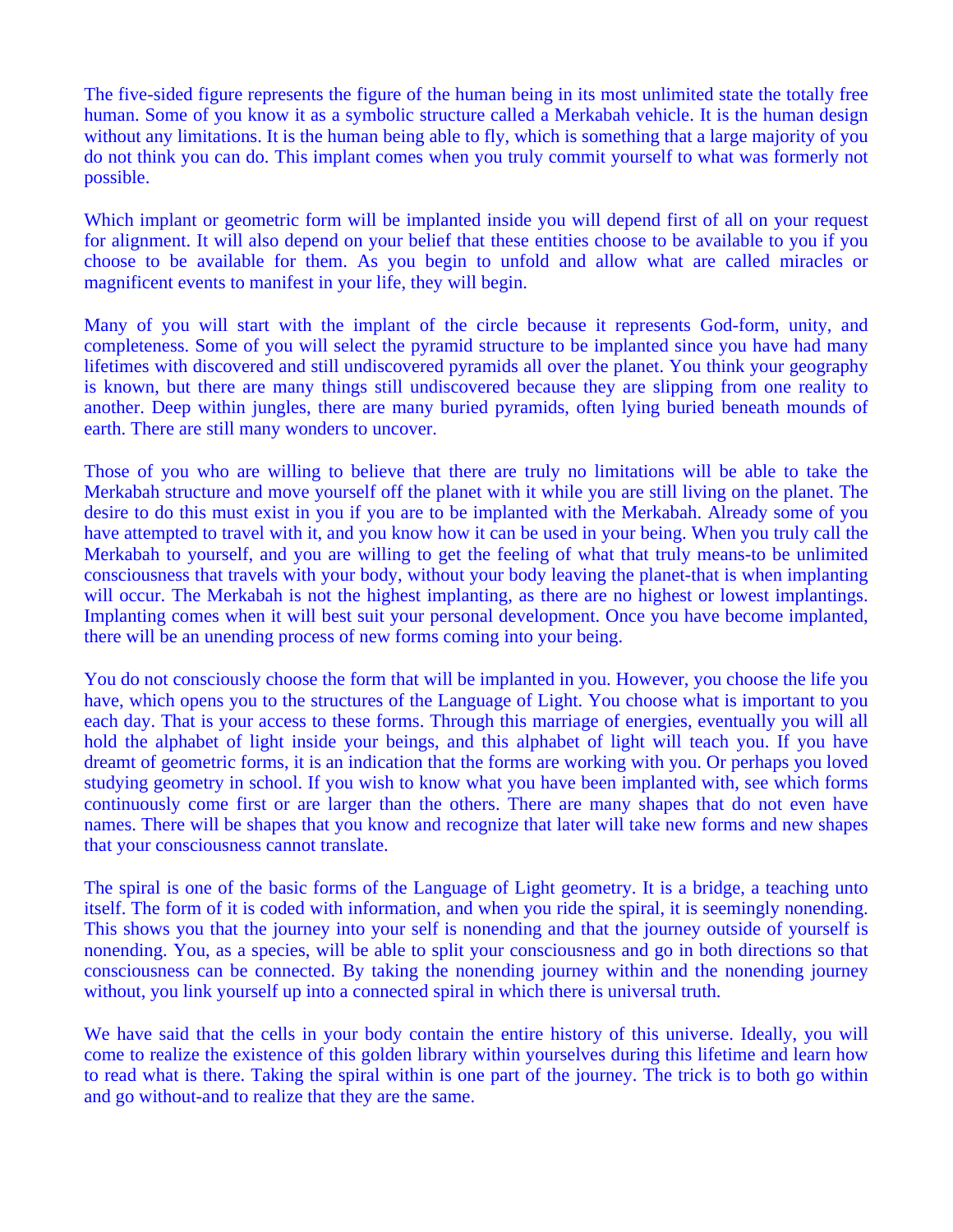The five-sided figure represents the figure of the human being in its most unlimited state the totally free human. Some of you know it as a symbolic structure called a Merkabah vehicle. It is the human design without any limitations. It is the human being able to fly, which is something that a large majority of you do not think you can do. This implant comes when you truly commit yourself to what was formerly not possible.

Which implant or geometric form will be implanted inside you will depend first of all on your request for alignment. It will also depend on your belief that these entities choose to be available to you if you choose to be available for them. As you begin to unfold and allow what are called miracles or magnificent events to manifest in your life, they will begin.

Many of you will start with the implant of the circle because it represents God-form, unity, and completeness. Some of you will select the pyramid structure to be implanted since you have had many lifetimes with discovered and still undiscovered pyramids all over the planet. You think your geography is known, but there are many things still undiscovered because they are slipping from one reality to another. Deep within jungles, there are many buried pyramids, often lying buried beneath mounds of earth. There are still many wonders to uncover.

Those of you who are willing to believe that there are truly no limitations will be able to take the Merkabah structure and move yourself off the planet with it while you are still living on the planet. The desire to do this must exist in you if you are to be implanted with the Merkabah. Already some of you have attempted to travel with it, and you know how it can be used in your being. When you truly call the Merkabah to yourself, and you are willing to get the feeling of what that truly means-to be unlimited consciousness that travels with your body, without your body leaving the planet-that is when implanting will occur. The Merkabah is not the highest implanting, as there are no highest or lowest implantings. Implanting comes when it will best suit your personal development. Once you have become implanted, there will be an unending process of new forms coming into your being.

You do not consciously choose the form that will be implanted in you. However, you choose the life you have, which opens you to the structures of the Language of Light. You choose what is important to you each day. That is your access to these forms. Through this marriage of energies, eventually you will all hold the alphabet of light inside your beings, and this alphabet of light will teach you. If you have dreamt of geometric forms, it is an indication that the forms are working with you. Or perhaps you loved studying geometry in school. If you wish to know what you have been implanted with, see which forms continuously come first or are larger than the others. There are many shapes that do not even have names. There will be shapes that you know and recognize that later will take new forms and new shapes that your consciousness cannot translate.

The spiral is one of the basic forms of the Language of Light geometry. It is a bridge, a teaching unto itself. The form of it is coded with information, and when you ride the spiral, it is seemingly nonending. This shows you that the journey into your self is nonending and that the journey outside of yourself is nonending. You, as a species, will be able to split your consciousness and go in both directions so that consciousness can be connected. By taking the nonending journey within and the nonending journey without, you link yourself up into a connected spiral in which there is universal truth.

We have said that the cells in your body contain the entire history of this universe. Ideally, you will come to realize the existence of this golden library within yourselves during this lifetime and learn how to read what is there. Taking the spiral within is one part of the journey. The trick is to both go within and go without-and to realize that they are the same.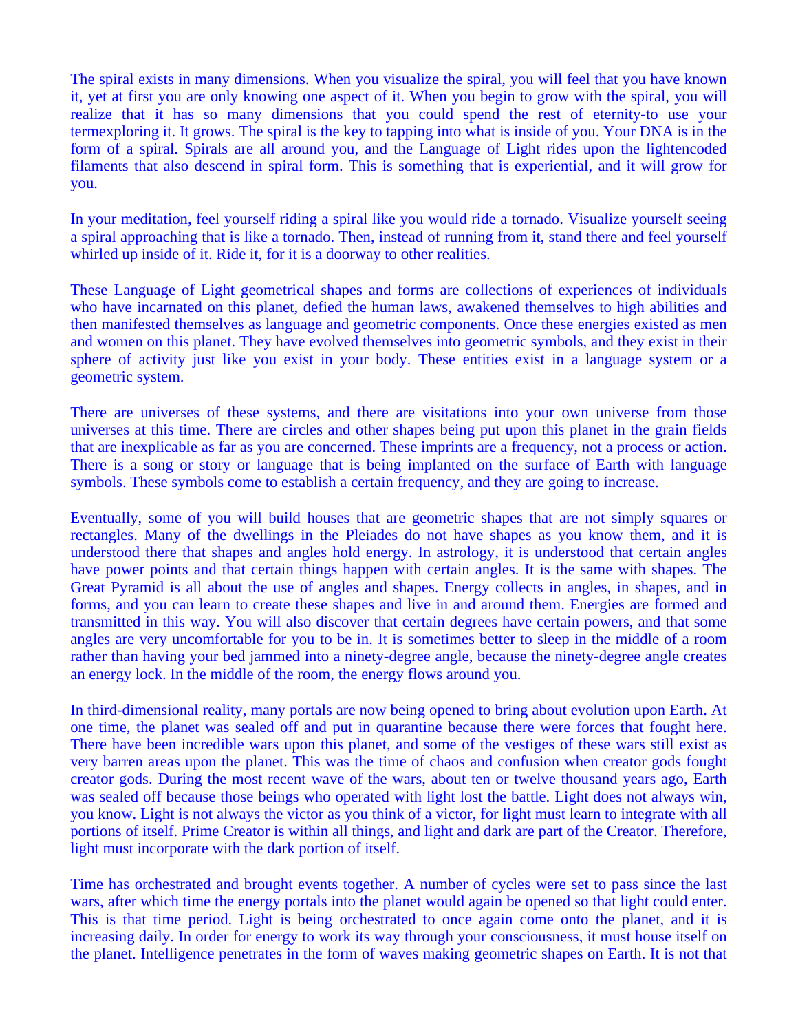The spiral exists in many dimensions. When you visualize the spiral, you will feel that you have known it, yet at first you are only knowing one aspect of it. When you begin to grow with the spiral, you will realize that it has so many dimensions that you could spend the rest of eternity-to use your termexploring it. It grows. The spiral is the key to tapping into what is inside of you. Your DNA is in the form of a spiral. Spirals are all around you, and the Language of Light rides upon the lightencoded filaments that also descend in spiral form. This is something that is experiential, and it will grow for you.

In your meditation, feel yourself riding a spiral like you would ride a tornado. Visualize yourself seeing a spiral approaching that is like a tornado. Then, instead of running from it, stand there and feel yourself whirled up inside of it. Ride it, for it is a doorway to other realities.

These Language of Light geometrical shapes and forms are collections of experiences of individuals who have incarnated on this planet, defied the human laws, awakened themselves to high abilities and then manifested themselves as language and geometric components. Once these energies existed as men and women on this planet. They have evolved themselves into geometric symbols, and they exist in their sphere of activity just like you exist in your body. These entities exist in a language system or a geometric system.

There are universes of these systems, and there are visitations into your own universe from those universes at this time. There are circles and other shapes being put upon this planet in the grain fields that are inexplicable as far as you are concerned. These imprints are a frequency, not a process or action. There is a song or story or language that is being implanted on the surface of Earth with language symbols. These symbols come to establish a certain frequency, and they are going to increase.

Eventually, some of you will build houses that are geometric shapes that are not simply squares or rectangles. Many of the dwellings in the Pleiades do not have shapes as you know them, and it is understood there that shapes and angles hold energy. In astrology, it is understood that certain angles have power points and that certain things happen with certain angles. It is the same with shapes. The Great Pyramid is all about the use of angles and shapes. Energy collects in angles, in shapes, and in forms, and you can learn to create these shapes and live in and around them. Energies are formed and transmitted in this way. You will also discover that certain degrees have certain powers, and that some angles are very uncomfortable for you to be in. It is sometimes better to sleep in the middle of a room rather than having your bed jammed into a ninety-degree angle, because the ninety-degree angle creates an energy lock. In the middle of the room, the energy flows around you.

In third-dimensional reality, many portals are now being opened to bring about evolution upon Earth. At one time, the planet was sealed off and put in quarantine because there were forces that fought here. There have been incredible wars upon this planet, and some of the vestiges of these wars still exist as very barren areas upon the planet. This was the time of chaos and confusion when creator gods fought creator gods. During the most recent wave of the wars, about ten or twelve thousand years ago, Earth was sealed off because those beings who operated with light lost the battle. Light does not always win, you know. Light is not always the victor as you think of a victor, for light must learn to integrate with all portions of itself. Prime Creator is within all things, and light and dark are part of the Creator. Therefore, light must incorporate with the dark portion of itself.

Time has orchestrated and brought events together. A number of cycles were set to pass since the last wars, after which time the energy portals into the planet would again be opened so that light could enter. This is that time period. Light is being orchestrated to once again come onto the planet, and it is increasing daily. In order for energy to work its way through your consciousness, it must house itself on the planet. Intelligence penetrates in the form of waves making geometric shapes on Earth. It is not that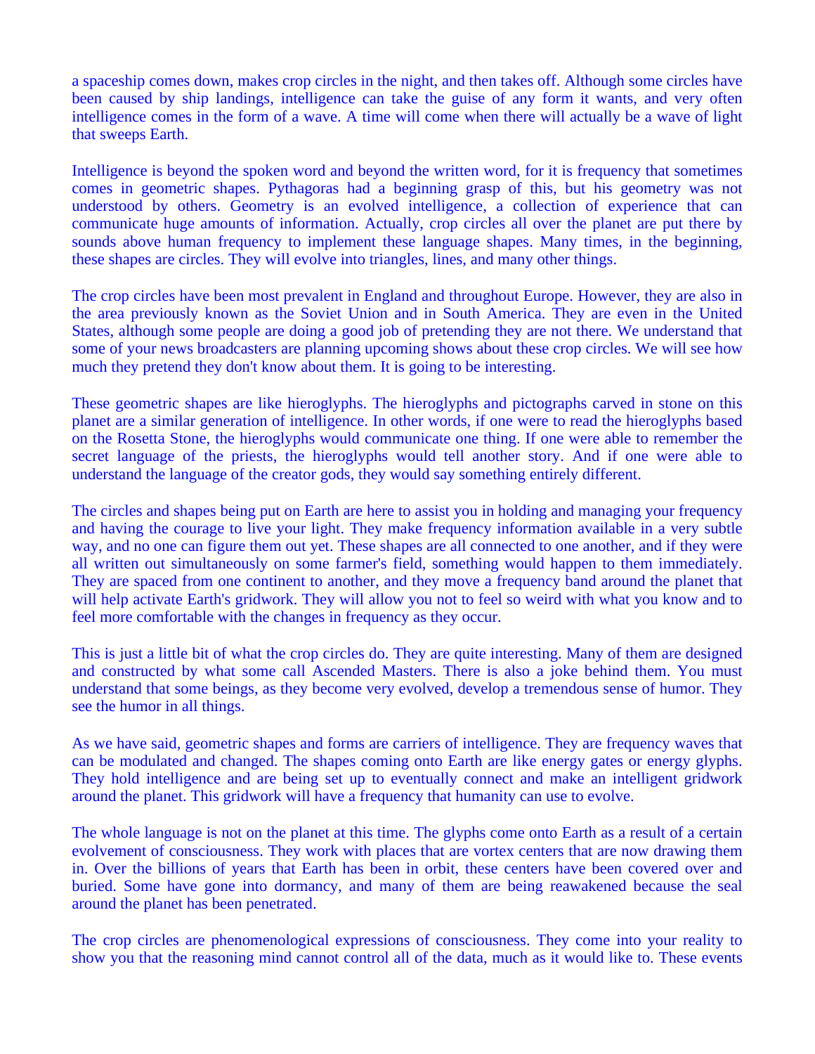a spaceship comes down, makes crop circles in the night, and then takes off. Although some circles have been caused by ship landings, intelligence can take the guise of any form it wants, and very often intelligence comes in the form of a wave. A time will come when there will actually be a wave of light that sweeps Earth.

Intelligence is beyond the spoken word and beyond the written word, for it is frequency that sometimes comes in geometric shapes. Pythagoras had a beginning grasp of this, but his geometry was not understood by others. Geometry is an evolved intelligence, a collection of experience that can communicate huge amounts of information. Actually, crop circles all over the planet are put there by sounds above human frequency to implement these language shapes. Many times, in the beginning, these shapes are circles. They will evolve into triangles, lines, and many other things.

The crop circles have been most prevalent in England and throughout Europe. However, they are also in the area previously known as the Soviet Union and in South America. They are even in the United States, although some people are doing a good job of pretending they are not there. We understand that some of your news broadcasters are planning upcoming shows about these crop circles. We will see how much they pretend they don't know about them. It is going to be interesting.

These geometric shapes are like hieroglyphs. The hieroglyphs and pictographs carved in stone on this planet are a similar generation of intelligence. In other words, if one were to read the hieroglyphs based on the Rosetta Stone, the hieroglyphs would communicate one thing. If one were able to remember the secret language of the priests, the hieroglyphs would tell another story. And if one were able to understand the language of the creator gods, they would say something entirely different.

The circles and shapes being put on Earth are here to assist you in holding and managing your frequency and having the courage to live your light. They make frequency information available in a very subtle way, and no one can figure them out yet. These shapes are all connected to one another, and if they were all written out simultaneously on some farmer's field, something would happen to them immediately. They are spaced from one continent to another, and they move a frequency band around the planet that will help activate Earth's gridwork. They will allow you not to feel so weird with what you know and to feel more comfortable with the changes in frequency as they occur.

This is just a little bit of what the crop circles do. They are quite interesting. Many of them are designed and constructed by what some call Ascended Masters. There is also a joke behind them. You must understand that some beings, as they become very evolved, develop a tremendous sense of humor. They see the humor in all things.

As we have said, geometric shapes and forms are carriers of intelligence. They are frequency waves that can be modulated and changed. The shapes coming onto Earth are like energy gates or energy glyphs. They hold intelligence and are being set up to eventually connect and make an intelligent gridwork around the planet. This gridwork will have a frequency that humanity can use to evolve.

The whole language is not on the planet at this time. The glyphs come onto Earth as a result of a certain evolvement of consciousness. They work with places that are vortex centers that are now drawing them in. Over the billions of years that Earth has been in orbit, these centers have been covered over and buried. Some have gone into dormancy, and many of them are being reawakened because the seal around the planet has been penetrated.

The crop circles are phenomenological expressions of consciousness. They come into your reality to show you that the reasoning mind cannot control all of the data, much as it would like to. These events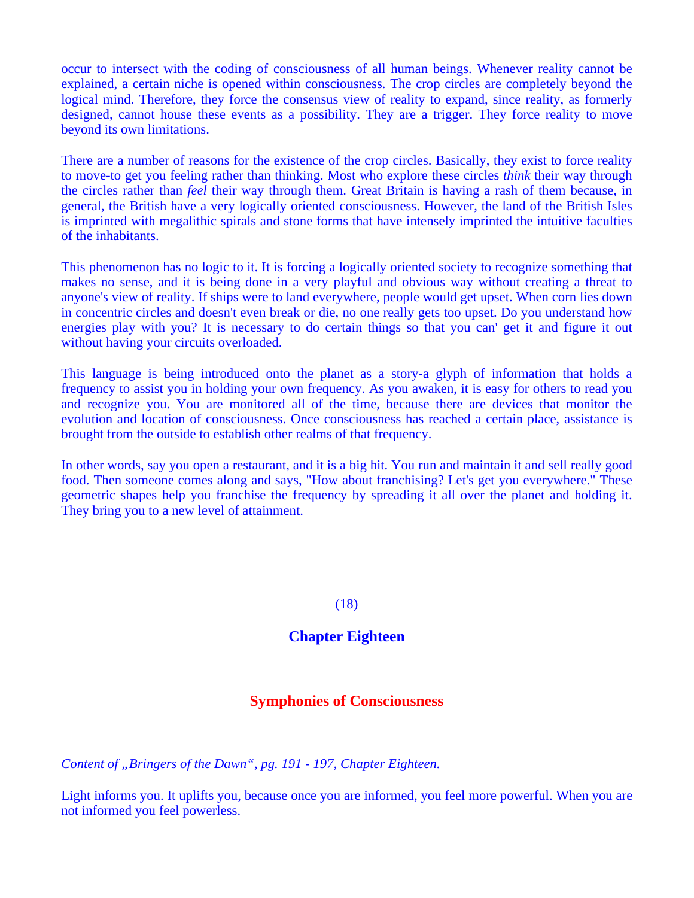occur to intersect with the coding of consciousness of all human beings. Whenever reality cannot be explained, a certain niche is opened within consciousness. The crop circles are completely beyond the logical mind. Therefore, they force the consensus view of reality to expand, since reality, as formerly designed, cannot house these events as a possibility. They are a trigger. They force reality to move beyond its own limitations.

There are a number of reasons for the existence of the crop circles. Basically, they exist to force reality to move-to get you feeling rather than thinking. Most who explore these circles *think* their way through the circles rather than *feel* their way through them. Great Britain is having a rash of them because, in general, the British have a very logically oriented consciousness. However, the land of the British Isles is imprinted with megalithic spirals and stone forms that have intensely imprinted the intuitive faculties of the inhabitants.

This phenomenon has no logic to it. It is forcing a logically oriented society to recognize something that makes no sense, and it is being done in a very playful and obvious way without creating a threat to anyone's view of reality. If ships were to land everywhere, people would get upset. When corn lies down in concentric circles and doesn't even break or die, no one really gets too upset. Do you understand how energies play with you? It is necessary to do certain things so that you can' get it and figure it out without having your circuits overloaded.

This language is being introduced onto the planet as a story-a glyph of information that holds a frequency to assist you in holding your own frequency. As you awaken, it is easy for others to read you and recognize you. You are monitored all of the time, because there are devices that monitor the evolution and location of consciousness. Once consciousness has reached a certain place, assistance is brought from the outside to establish other realms of that frequency.

In other words, say you open a restaurant, and it is a big hit. You run and maintain it and sell really good food. Then someone comes along and says, "How about franchising? Let's get you everywhere." These geometric shapes help you franchise the frequency by spreading it all over the planet and holding it. They bring you to a new level of attainment.

(18)

## Chapter Eighteen

## Symphonies of Consciousness

*Content of „Bringers of the Dawn“, pg. 191 - 197, Chapter Eighteen.*

Light informs you. It uplifts you, because once you are informed, you feel more powerful. When you are not informed you feel powerless.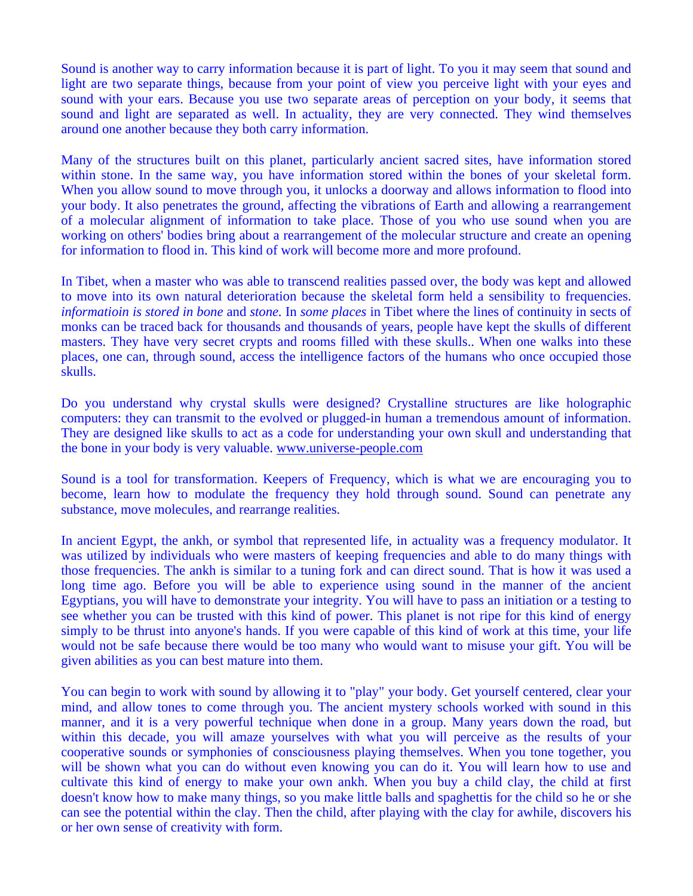Sound is another way to carry information because it is part of light. To you it may seem that sound and light are two separate things, because from your point of view you perceive light with your eyes and sound with your ears. Because you use two separate areas of perception on your body, it seems that sound and light are separated as well. In actuality, they are very connected. They wind themselves around one another because they both carry information.

Many of the structures built on this planet, particularly ancient sacred sites, have information stored within stone. In the same way, you have information stored within the bones of your skeletal form. When you allow sound to move through you, it unlocks a doorway and allows information to flood into your body. It also penetrates the ground, affecting the vibrations of Earth and allowing a rearrangement of a molecular alignment of information to take place. Those of you who use sound when you are working on others' bodies bring about a rearrangement of the molecular structure and create an opening for information to flood in. This kind of work will become more and more profound.

In Tibet, when a master who was able to transcend realities passed over, the body was kept and allowed to move into its own natural deterioration because the skeletal form held a sensibility to frequencies. *informatioin is stored in bone* and *stone.* In *some places* in Tibet where the lines of continuity in sects of monks can be traced back for thousands and thousands of years, people have kept the skulls of different masters. They have very secret crypts and rooms filled with these skulls.. When one walks into these places, one can, through sound, access the intelligence factors of the humans who once occupied those skulls.

Do you understand why crystal skulls were designed? Crystalline structures are like holographic computers: they can transmit to the evolved or plugged-in human a tremendous amount of information. They are designed like skulls to act as a code for understanding your own skull and understanding that the bone in your body is very valuable. www.universe-people.com

Sound is a tool for transformation. Keepers of Frequency, which is what we are encouraging you to become, learn how to modulate the frequency they hold through sound. Sound can penetrate any substance, move molecules, and rearrange realities.

In ancient Egypt, the ankh, or symbol that represented life, in actuality was a frequency modulator. It was utilized by individuals who were masters of keeping frequencies and able to do many things with those frequencies. The ankh is similar to a tuning fork and can direct sound. That is how it was used a long time ago. Before you will be able to experience using sound in the manner of the ancient Egyptians, you will have to demonstrate your integrity. You will have to pass an initiation or a testing to see whether you can be trusted with this kind of power. This planet is not ripe for this kind of energy simply to be thrust into anyone's hands. If you were capable of this kind of work at this time, your life would not be safe because there would be too many who would want to misuse your gift. You will be given abilities as you can best mature into them.

You can begin to work with sound by allowing it to "play" your body. Get yourself centered, clear your mind, and allow tones to come through you. The ancient mystery schools worked with sound in this manner, and it is a very powerful technique when done in a group. Many years down the road, but within this decade, you will amaze yourselves with what you will perceive as the results of your cooperative sounds or symphonies of consciousness playing themselves. When you tone together, you will be shown what you can do without even knowing you can do it. You will learn how to use and cultivate this kind of energy to make your own ankh. When you buy a child clay, the child at first doesn't know how to make many things, so you make little balls and spaghettis for the child so he or she can see the potential within the clay. Then the child, after playing with the clay for awhile, discovers his or her own sense of creativity with form.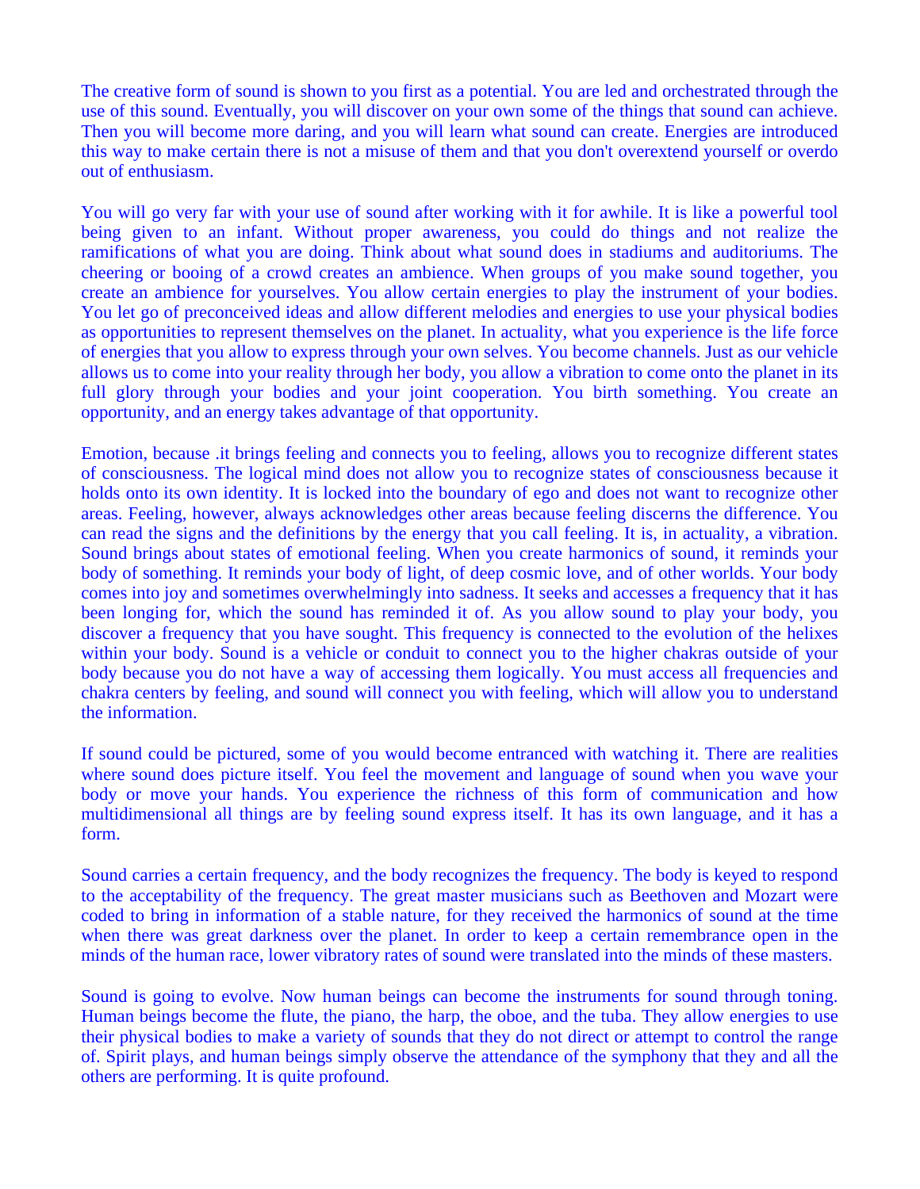The creative form of sound is shown to you first as a potential. You are led and orchestrated through the use of this sound. Eventually, you will discover on your own some of the things that sound can achieve. Then you will become more daring, and you will learn what sound can create. Energies are introduced this way to make certain there is not a misuse of them and that you don't overextend yourself or overdo out of enthusiasm.

You will go very far with your use of sound after working with it for awhile. It is like a powerful tool being given to an infant. Without proper awareness, you could do things and not realize the ramifications of what you are doing. Think about what sound does in stadiums and auditoriums. The cheering or booing of a crowd creates an ambience. When groups of you make sound together, you create an ambience for yourselves. You allow certain energies to play the instrument of your bodies. You let go of preconceived ideas and allow different melodies and energies to use your physical bodies as opportunities to represent themselves on the planet. In actuality, what you experience is the life force of energies that you allow to express through your own selves. You become channels. Just as our vehicle allows us to come into your reality through her body, you allow a vibration to come onto the planet in its full glory through your bodies and your joint cooperation. You birth something. You create an opportunity, and an energy takes advantage of that opportunity.

Emotion, because .it brings feeling and connects you to feeling, allows you to recognize different states of consciousness. The logical mind does not allow you to recognize states of consciousness because it holds onto its own identity. It is locked into the boundary of ego and does not want to recognize other areas. Feeling, however, always acknowledges other areas because feeling discerns the difference. You can read the signs and the definitions by the energy that you call feeling. It is, in actuality, a vibration. Sound brings about states of emotional feeling. When you create harmonics of sound, it reminds your body of something. It reminds your body of light, of deep cosmic love, and of other worlds. Your body comes into joy and sometimes overwhelmingly into sadness. It seeks and accesses a frequency that it has been longing for, which the sound has reminded it of. As you allow sound to play your body, you discover a frequency that you have sought. This frequency is connected to the evolution of the helixes within your body. Sound is a vehicle or conduit to connect you to the higher chakras outside of your body because you do not have a way of accessing them logically. You must access all frequencies and chakra centers by feeling, and sound will connect you with feeling, which will allow you to understand the information.

If sound could be pictured, some of you would become entranced with watching it. There are realities where sound does picture itself. You feel the movement and language of sound when you wave your body or move your hands. You experience the richness of this form of communication and how multidimensional all things are by feeling sound express itself. It has its own language, and it has a form.

Sound carries a certain frequency, and the body recognizes the frequency. The body is keyed to respond to the acceptability of the frequency. The great master musicians such as Beethoven and Mozart were coded to bring in information of a stable nature, for they received the harmonics of sound at the time when there was great darkness over the planet. In order to keep a certain remembrance open in the minds of the human race, lower vibratory rates of sound were translated into the minds of these masters.

Sound is going to evolve. Now human beings can become the instruments for sound through toning. Human beings become the flute, the piano, the harp, the oboe, and the tuba. They allow energies to use their physical bodies to make a variety of sounds that they do not direct or attempt to control the range of. Spirit plays, and human beings simply observe the attendance of the symphony that they and all the others are performing. It is quite profound.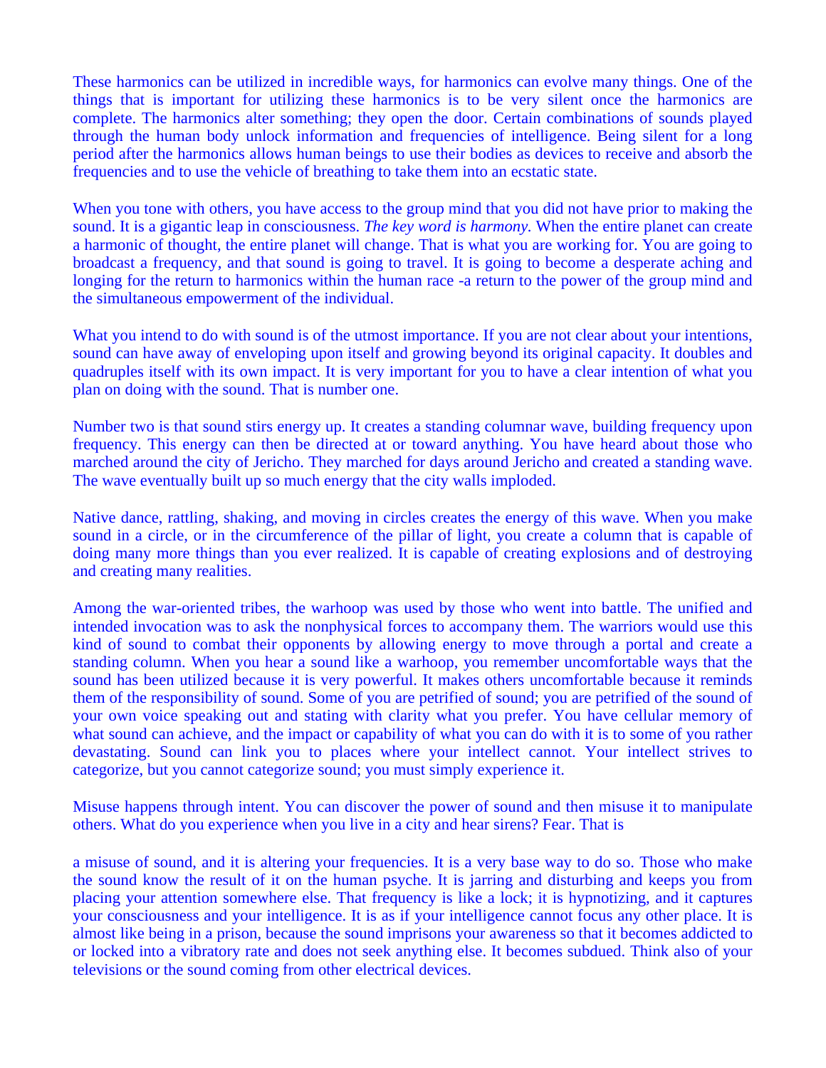These harmonics can be utilized in incredible ways, for harmonics can evolve many things. One of the things that is important for utilizing these harmonics is to be very silent once the harmonics are complete. The harmonics alter something; they open the door. Certain combinations of sounds played through the human body unlock information and frequencies of intelligence. Being silent for a long period after the harmonics allows human beings to use their bodies as devices to receive and absorb the frequencies and to use the vehicle of breathing to take them into an ecstatic state.

When you tone with others, you have access to the group mind that you did not have prior to making the sound. It is a gigantic leap in consciousness. *The key word is harmony.* When the entire planet can create a harmonic of thought, the entire planet will change. That is what you are working for. You are going to broadcast a frequency, and that sound is going to travel. It is going to become a desperate aching and longing for the return to harmonics within the human race -a return to the power of the group mind and the simultaneous empowerment of the individual.

What you intend to do with sound is of the utmost importance. If you are not clear about your intentions, sound can have away of enveloping upon itself and growing beyond its original capacity. It doubles and quadruples itself with its own impact. It is very important for you to have a clear intention of what you plan on doing with the sound. That is number one.

Number two is that sound stirs energy up. It creates a standing columnar wave, building frequency upon frequency. This energy can then be directed at or toward anything. You have heard about those who marched around the city of Jericho. They marched for days around Jericho and created a standing wave. The wave eventually built up so much energy that the city walls imploded.

Native dance, rattling, shaking, and moving in circles creates the energy of this wave. When you make sound in a circle, or in the circumference of the pillar of light, you create a column that is capable of doing many more things than you ever realized. It is capable of creating explosions and of destroying and creating many realities.

Among the war-oriented tribes, the warhoop was used by those who went into battle. The unified and intended invocation was to ask the nonphysical forces to accompany them. The warriors would use this kind of sound to combat their opponents by allowing energy to move through a portal and create a standing column. When you hear a sound like a warhoop, you remember uncomfortable ways that the sound has been utilized because it is very powerful. It makes others uncomfortable because it reminds them of the responsibility of sound. Some of you are petrified of sound; you are petrified of the sound of your own voice speaking out and stating with clarity what you prefer. You have cellular memory of what sound can achieve, and the impact or capability of what you can do with it is to some of you rather devastating. Sound can link you to places where your intellect cannot. Your intellect strives to categorize, but you cannot categorize sound; you must simply experience it.

Misuse happens through intent. You can discover the power of sound and then misuse it to manipulate others. What do you experience when you live in a city and hear sirens? Fear. That is a misuse of sound, and it is altering your frequencies. It is a very base way to do so. Those who make the sound know the result of it on the human psyche. It is jarring and disturbing and keeps you from placing your attention somewhere else. That frequency is like a lock; it is hypnotizing, and it captures your consciousness and your intelligence. It is as if your intelligence cannot focus any other place. It is almost like being in a prison, because the sound imprisons your awareness so that it becomes addicted to or locked into a vibratory rate and does not seek anything else. It becomes subdued. Think also of your televisions or the sound coming from other electrical devices.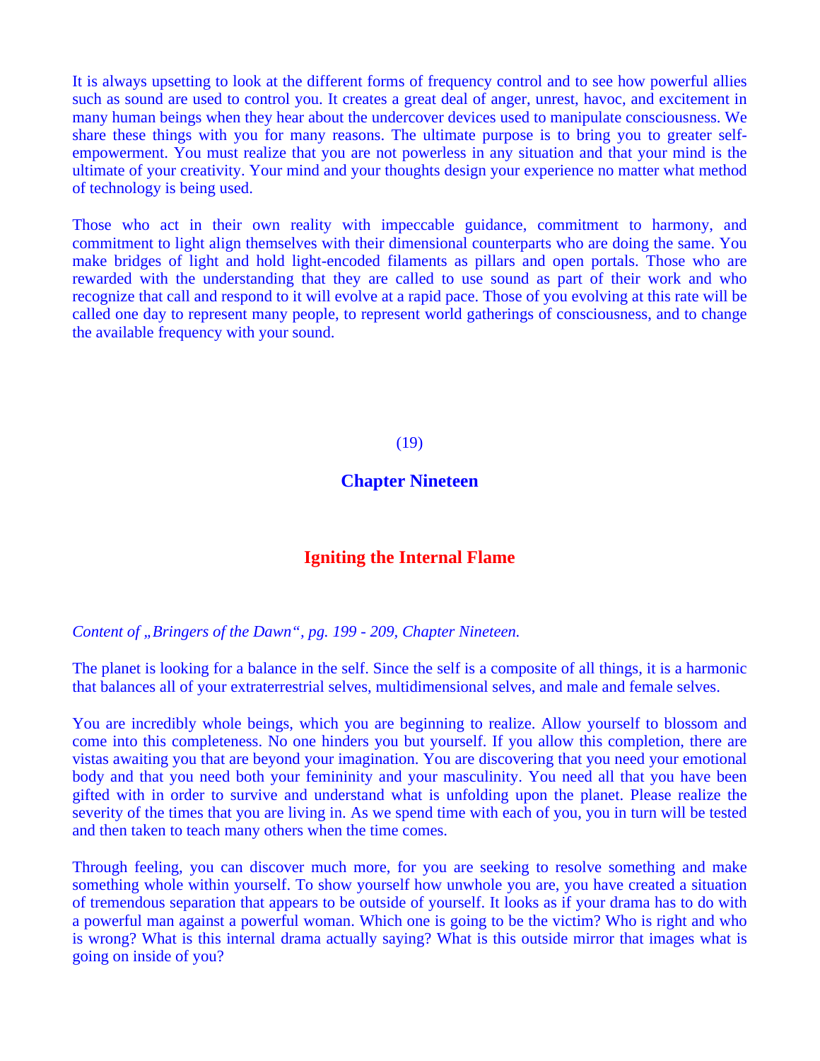It is always upsetting to look at the different forms of frequency control and to see how powerful allies such as sound are used to control you. It creates a great deal of anger, unrest, havoc, and excitement in many human beings when they hear about the undercover devices used to manipulate consciousness. We share these things with you for many reasons. The ultimate purpose is to bring you to greater self-empowerment. You must realize that you are not powerless in any situation and that your mind is the ultimate of your creativity. Your mind and your thoughts design your experience no matter what method of technology is being used.

Those who act in their own reality with impeccable guidance, commitment to harmony, and commitment to light align themselves with their dimensional counterparts who are doing the same. You make bridges of light and hold light-encoded filaments as pillars and open portals. Those who are rewarded with the understanding that they are called to use sound as part of their work and who recognize that call and respond to it will evolve at a rapid pace. Those of you evolving at this rate will be called one day to represent many people, to represent world gatherings of consciousness, and to change the available frequency with your sound.

(19)

## Chapter Nineteen

# Igniting the Internal Flame

*Content of „Bringers of the Dawn“, pg. 199 - 209, Chapter Nineteen.*

The planet is looking for a balance in the self. Since the self is a composite of all things, it is a harmonic that balances all of your extraterrestrial selves, multidimensional selves, and male and female selves.

You are incredibly whole beings, which you are beginning to realize. Allow yourself to blossom and come into this completeness. No one hinders you but yourself. If you allow this completion, there are vistas awaiting you that are beyond your imagination. You are discovering that you need your emotional body and that you need both your femininity and your masculinity. You need all that you have been gifted with in order to survive and understand what is unfolding upon the planet. Please realize the severity of the times that you are living in. As we spend time with each of you, you in turn will be tested and then taken to teach many others when the time comes.

Through feeling, you can discover much more, for you are seeking to resolve something and make something whole within yourself. To show yourself how unwhole you are, you have created a situation of tremendous separation that appears to be outside of yourself. It looks as if your drama has to do with a powerful man against a powerful woman. Which one is going to be the victim? Who is right and who is wrong? What is this internal drama actually saying? What is this outside mirror that images what is going on inside of you?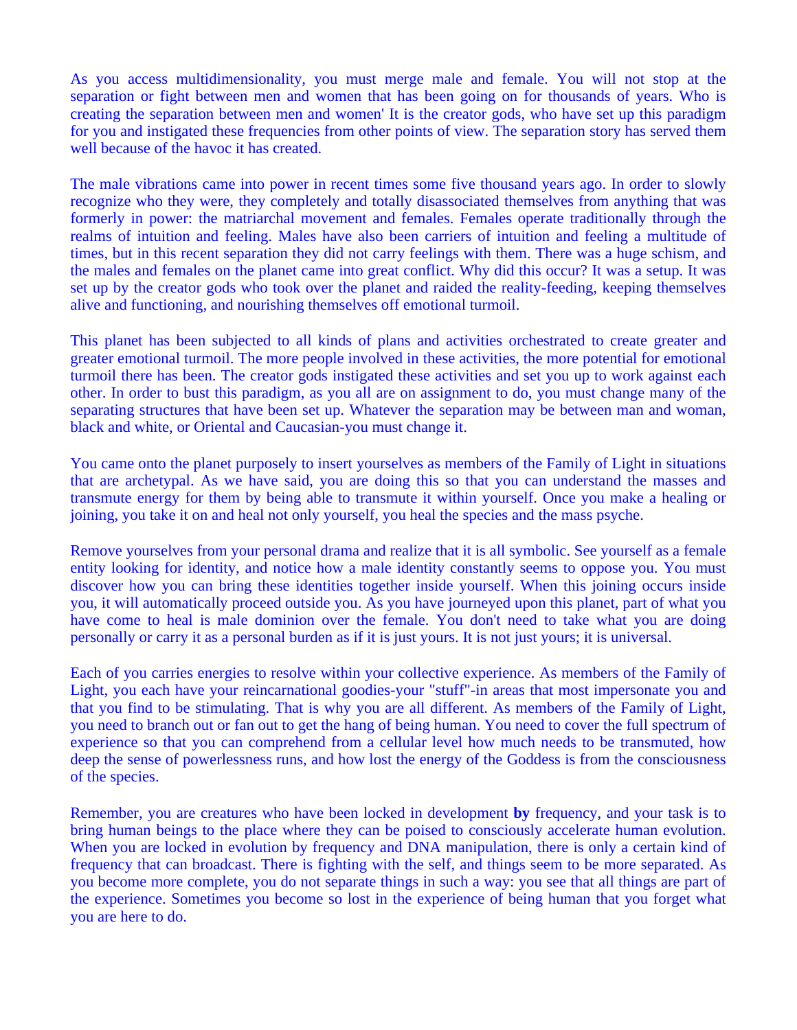As you access multidimensionality, you must merge male and female. You will not stop at the separation or fight between men and women that has been going on for thousands of years. Who is creating the separation between men and women' It is the creator gods, who have set up this paradigm for you and instigated these frequencies from other points of view. The separation story has served them well because of the havoc it has created.

The male vibrations came into power in recent times some five thousand years ago. In order to slowly recognize who they were, they completely and totally disassociated themselves from anything that was formerly in power: the matriarchal movement and females. Females operate traditionally through the realms of intuition and feeling. Males have also been carriers of intuition and feeling a multitude of times, but in this recent separation they did not carry feelings with them. There was a huge schism, and the males and females on the planet came into great conflict. Why did this occur? It was a setup. It was set up by the creator gods who took over the planet and raided the reality-feeding, keeping themselves alive and functioning, and nourishing themselves off emotional turmoil.

This planet has been subjected to all kinds of plans and activities orchestrated to create greater and greater emotional turmoil. The more people involved in these activities, the more potential for emotional turmoil there has been. The creator gods instigated these activities and set you up to work against each other. In order to bust this paradigm, as you all are on assignment to do, you must change many of the separating structures that have been set up. Whatever the separation may be between man and woman, black and white, or Oriental and Caucasian-you must change it.

You came onto the planet purposely to insert yourselves as members of the Family of Light in situations that are archetypal. As we have said, you are doing this so that you can understand the masses and transmute energy for them by being able to transmute it within yourself. Once you make a healing or joining, you take it on and heal not only yourself, you heal the species and the mass psyche.

Remove yourselves from your personal drama and realize that it is all symbolic. See yourself as a female entity looking for identity, and notice how a male identity constantly seems to oppose you. You must discover how you can bring these identities together inside yourself. When this joining occurs inside you, it will automatically proceed outside you. As you have journeyed upon this planet, part of what you have come to heal is male dominion over the female. You don't need to take what you are doing personally or carry it as a personal burden as if it is just yours. It is not just yours; it is universal.

Each of you carries energies to resolve within your collective experience. As members of the Family of Light, you each have your reincarnational goodies-your "stuff"-in areas that most impersonate you and that you find to be stimulating. That is why you are all different. As members of the Family of Light, you need to branch out or fan out to get the hang of being human. You need to cover the full spectrum of experience so that you can comprehend from a cellular level how much needs to be transmuted, how deep the sense of powerlessness runs, and how lost the energy of the Goddess is from the consciousness of the species.

Remember, you are creatures who have been locked in development **by** frequency, and your task is to bring human beings to the place where they can be poised to consciously accelerate human evolution. When you are locked in evolution by frequency and DNA manipulation, there is only a certain kind of frequency that can broadcast. There is fighting with the self, and things seem to be more separated. As you become more complete, you do not separate things in such a way: you see that all things are part of the experience. Sometimes you become so lost in the experience of being human that you forget what you are here to do.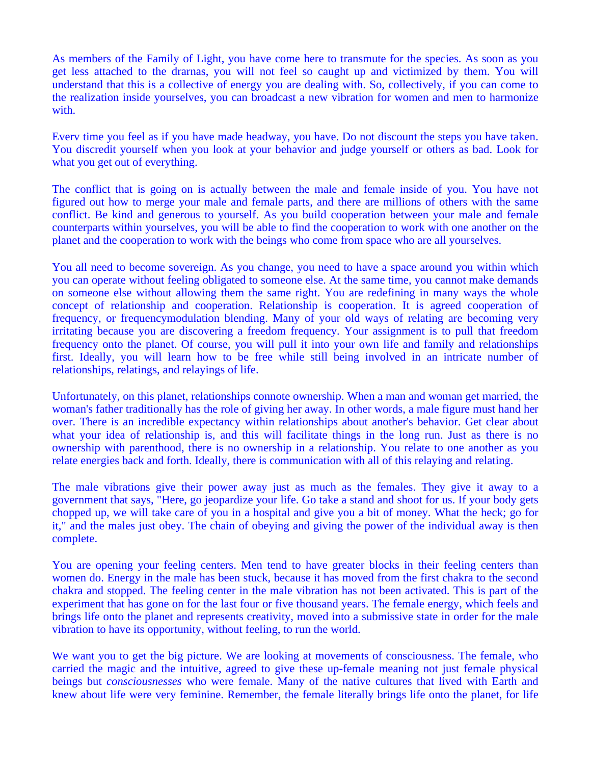As members of the Family of Light, you have come here to transmute for the species. As soon as you get less attached to the drarnas, you will not feel so caught up and victimized by them. You will understand that this is a collective of energy you are dealing with. So, collectively, if you can come to the realization inside yourselves, you can broadcast a new vibration for women and men to harmonize with.

Everv time you feel as if you have made headway, you have. Do not discount the steps you have taken. You discredit yourself when you look at your behavior and judge yourself or others as bad. Look for what you get out of everything.

The conflict that is going on is actually between the male and female inside of you. You have not figured out how to merge your male and female parts, and there are millions of others with the same conflict. Be kind and generous to yourself. As you build cooperation between your male and female counterparts within yourselves, you will be able to find the cooperation to work with one another on the planet and the cooperation to work with the beings who come from space who are all yourselves.

You all need to become sovereign. As you change, you need to have a space around you within which you can operate without feeling obligated to someone else. At the same time, you cannot make demands on someone else without allowing them the same right. You are redefining in many ways the whole concept of relationship and cooperation. Relationship is cooperation. It is agreed cooperation of frequency, or frequencymodulation blending. Many of your old ways of relating are becoming very irritating because you are discovering a freedom frequency. Your assignment is to pull that freedom frequency onto the planet. Of course, you will pull it into your own life and family and relationships first. Ideally, you will learn how to be free while still being involved in an intricate number of relationships, relatings, and relayings of life.

Unfortunately, on this planet, relationships connote ownership. When a man and woman get married, the woman's father traditionally has the role of giving her away. In other words, a male figure must hand her over. There is an incredible expectancy within relationships about another's behavior. Get clear about what your idea of relationship is, and this will facilitate things in the long run. Just as there is no ownership with parenthood, there is no ownership in a relationship. You relate to one another as you relate energies back and forth. Ideally, there is communication with all of this relaying and relating.

The male vibrations give their power away just as much as the females. They give it away to a government that says, "Here, go jeopardize your life. Go take a stand and shoot for us. If your body gets chopped up, we will take care of you in a hospital and give you a bit of money. What the heck; go for it," and the males just obey. The chain of obeying and giving the power of the individual away is then complete.

You are opening your feeling centers. Men tend to have greater blocks in their feeling centers than women do. Energy in the male has been stuck, because it has moved from the first chakra to the second chakra and stopped. The feeling center in the male vibration has not been activated. This is part of the experiment that has gone on for the last four or five thousand years. The female energy, which feels and brings life onto the planet and represents creativity, moved into a submissive state in order for the male vibration to have its opportunity, without feeling, to run the world.

We want you to get the big picture. We are looking at movements of consciousness. The female, who carried the magic and the intuitive, agreed to give these up-female meaning not just female physical beings but *consciousnesses* who were female. Many of the native cultures that lived with Earth and knew about life were very feminine. Remember, the female literally brings life onto the planet, for life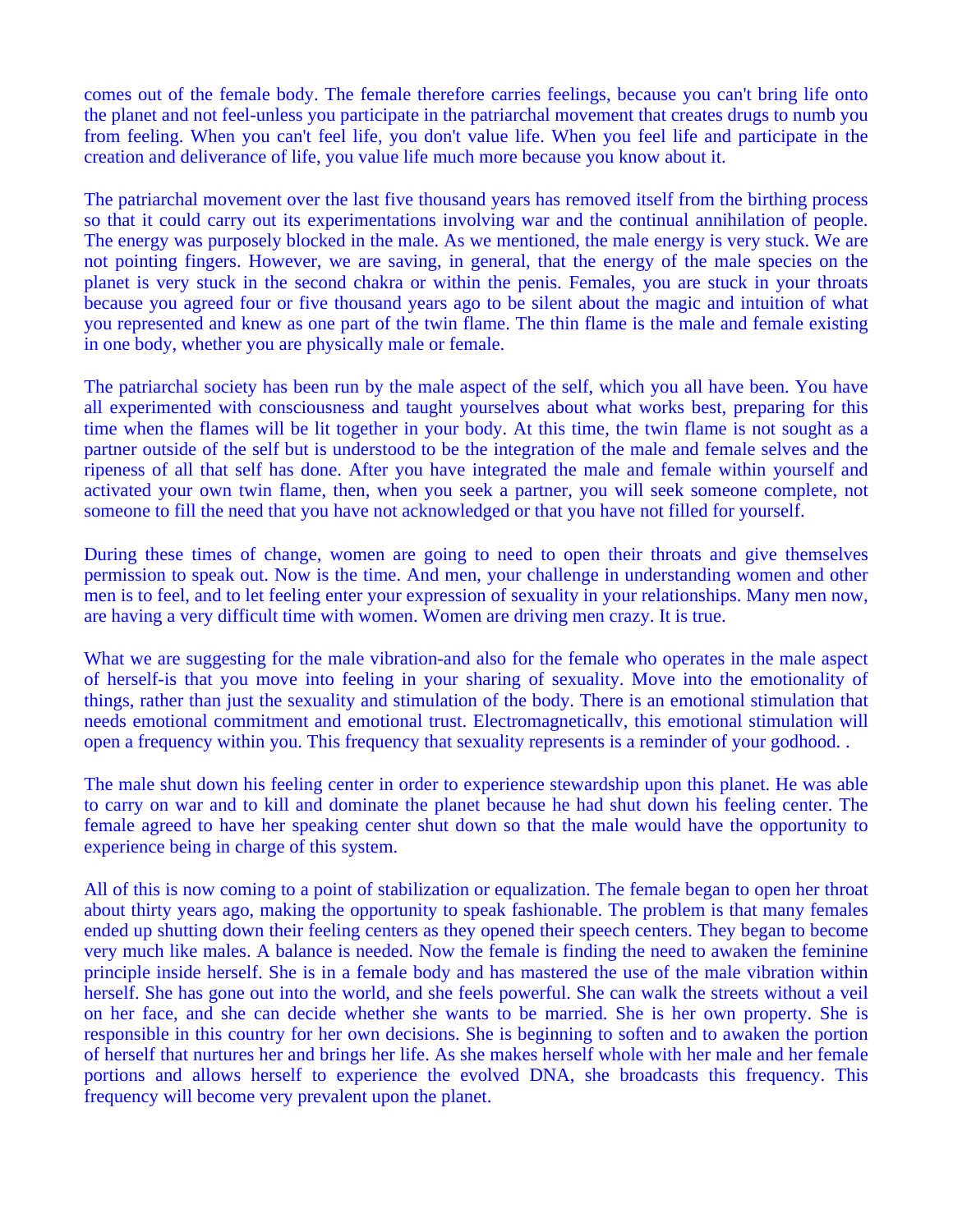comes out of the female body. The female therefore carries feelings, because you can't bring life onto the planet and not feel-unless you participate in the patriarchal movement that creates drugs to numb you from feeling. When you can't feel life, you don't value life. When you feel life and participate in the creation and deliverance of life, you value life much more because you know about it.

The patriarchal movement over the last five thousand years has removed itself from the birthing process so that it could carry out its experimentations involving war and the continual annihilation of people. The energy was purposely blocked in the male. As we mentioned, the male energy is very stuck. We are not pointing fingers. However, we are saving, in general, that the energy of the male species on the planet is very stuck in the second chakra or within the penis. Females, you are stuck in your throats because you agreed four or five thousand years ago to be silent about the magic and intuition of what you represented and knew as one part of the twin flame. The thin flame is the male and female existing in one body, whether you are physically male or female.

The patriarchal society has been run by the male aspect of the self, which you all have been. You have all experimented with consciousness and taught yourselves about what works best, preparing for this time when the flames will be lit together in your body. At this time, the twin flame is not sought as a partner outside of the self but is understood to be the integration of the male and female selves and the ripeness of all that self has done. After you have integrated the male and female within yourself and activated your own twin flame, then, when you seek a partner, you will seek someone complete, not someone to fill the need that you have not acknowledged or that you have not filled for yourself.

During these times of change, women are going to need to open their throats and give themselves permission to speak out. Now is the time. And men, your challenge in understanding women and other men is to feel, and to let feeling enter your expression of sexuality in your relationships. Many men now, are having a very difficult time with women. Women are driving men crazy. It is true.

What we are suggesting for the male vibration-and also for the female who operates in the male aspect of herself-is that you move into feeling in your sharing of sexuality. Move into the emotionality of things, rather than just the sexuality and stimulation of the body. There is an emotional stimulation that needs emotional commitment and emotional trust. Electromagneticallv, this emotional stimulation will open a frequency within you. This frequency that sexuality represents is a reminder of your godhood. .

The male shut down his feeling center in order to experience stewardship upon this planet. He was able to carry on war and to kill and dominate the planet because he had shut down his feeling center. The female agreed to have her speaking center shut down so that the male would have the opportunity to experience being in charge of this system.

All of this is now coming to a point of stabilization or equalization. The female began to open her throat about thirty years ago, making the opportunity to speak fashionable. The problem is that many females ended up shutting down their feeling centers as they opened their speech centers. They began to become very much like males. A balance is needed. Now the female is finding the need to awaken the feminine principle inside herself. She is in a female body and has mastered the use of the male vibration within herself. She has gone out into the world, and she feels powerful. She can walk the streets without a veil on her face, and she can decide whether she wants to be married. She is her own property. She is responsible in this country for her own decisions. She is beginning to soften and to awaken the portion of herself that nurtures her and brings her life. As she makes herself whole with her male and her female portions and allows herself to experience the evolved DNA, she broadcasts this frequency. This frequency will become very prevalent upon the planet.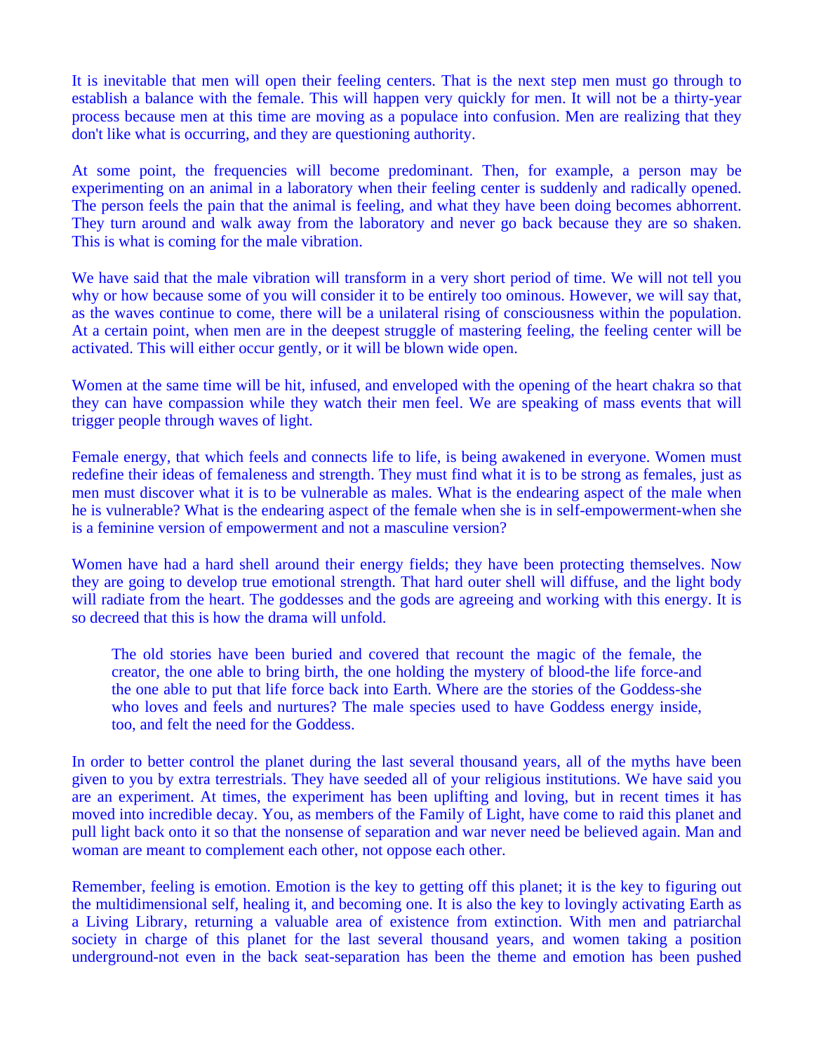It is inevitable that men will open their feeling centers. That is the next step men must go through to establish a balance with the female. This will happen very quickly for men. It will not be a thirty-year process because men at this time are moving as a populace into confusion. Men are realizing that they don't like what is occurring, and they are questioning authority.

At some point, the frequencies will become predominant. Then, for example, a person may be experimenting on an animal in a laboratory when their feeling center is suddenly and radically opened. The person feels the pain that the animal is feeling, and what they have been doing becomes abhorrent. They turn around and walk away from the laboratory and never go back because they are so shaken. This is what is coming for the male vibration.

We have said that the male vibration will transform in a very short period of time. We will not tell you why or how because some of you will consider it to be entirely too ominous. However, we will say that, as the waves continue to come, there will be a unilateral rising of consciousness within the population. At a certain point, when men are in the deepest struggle of mastering feeling, the feeling center will be activated. This will either occur gently, or it will be blown wide open.

Women at the same time will be hit, infused, and enveloped with the opening of the heart chakra so that they can have compassion while they watch their men feel. We are speaking of mass events that will trigger people through waves of light.

Female energy, that which feels and connects life to life, is being awakened in everyone. Women must redefine their ideas of femaleness and strength. They must find what it is to be strong as females, just as men must discover what it is to be vulnerable as males. What is the endearing aspect of the male when he is vulnerable? What is the endearing aspect of the female when she is in self-empowerment-when she is a feminine version of empowerment and not a masculine version?

Women have had a hard shell around their energy fields; they have been protecting themselves. Now they are going to develop true emotional strength. That hard outer shell will diffuse, and the light body will radiate from the heart. The goddesses and the gods are agreeing and working with this energy. It is so decreed that this is how the drama will unfold.

> The old stories have been buried and covered that recount the magic of the female, the creator, the one able to bring birth, the one holding the mystery of blood-the life force-and the one able to put that life force back into Earth. Where are the stories of the Goddess-she who loves and feels and nurtures? The male species used to have Goddess energy inside, too, and felt the need for the Goddess.

In order to better control the planet during the last several thousand years, all of the myths have been given to you by extra terrestrials. They have seeded all of your religious institutions. We have said you are an experiment. At times, the experiment has been uplifting and loving, but in recent times it has moved into incredible decay. You, as members of the Family of Light, have come to raid this planet and pull light back onto it so that the nonsense of separation and war never need be believed again. Man and woman are meant to complement each other, not oppose each other.

Remember, feeling is emotion. Emotion is the key to getting off this planet; it is the key to figuring out the multidimensional self, healing it, and becoming one. It is also the key to lovingly activating Earth as a Living Library, returning a valuable area of existence from extinction. With men and patriarchal society in charge of this planet for the last several thousand years, and women taking a position underground-not even in the back seat-separation has been the theme and emotion has been pushed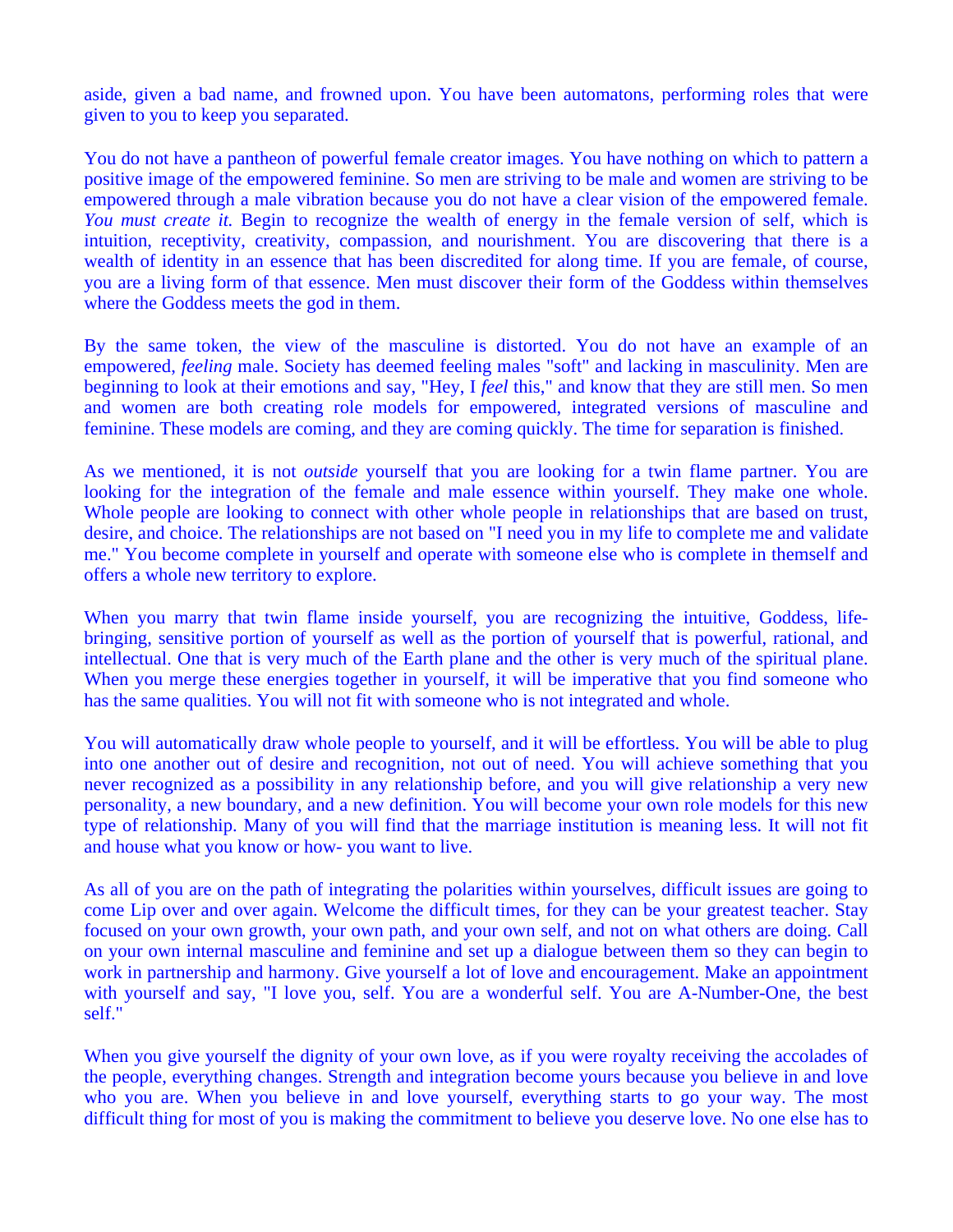aside, given a bad name, and frowned upon. You have been automatons, performing roles that were given to you to keep you separated.

You do not have a pantheon of powerful female creator images. You have nothing on which to pattern a positive image of the empowered feminine. So men are striving to be male and women are striving to be empowered through a male vibration because you do not have a clear vision of the empowered female. *You must create it.* Begin to recognize the wealth of energy in the female version of self, which is intuition, receptivity, creativity, compassion, and nourishment. You are discovering that there is a wealth of identity in an essence that has been discredited for along time. If you are female, of course, you are a living form of that essence. Men must discover their form of the Goddess within themselves where the Goddess meets the god in them.

By the same token, the view of the masculine is distorted. You do not have an example of an empowered, *feeling* male. Society has deemed feeling males "soft" and lacking in masculinity. Men are beginning to look at their emotions and say, "Hey, I *feel* this," and know that they are still men. So men and women are both creating role models for empowered, integrated versions of masculine and feminine. These models are coming, and they are coming quickly. The time for separation is finished.

As we mentioned, it is not *outside* yourself that you are looking for a twin flame partner. You are looking for the integration of the female and male essence within yourself. They make one whole. Whole people are looking to connect with other whole people in relationships that are based on trust, desire, and choice. The relationships are not based on "I need you in my life to complete me and validate me." You become complete in yourself and operate with someone else who is complete in themself and offers a whole new territory to explore.

When you marry that twin flame inside yourself, you are recognizing the intuitive, Goddess, life-bringing, sensitive portion of yourself as well as the portion of yourself that is powerful, rational, and intellectual. One that is very much of the Earth plane and the other is very much of the spiritual plane. When you merge these energies together in yourself, it will be imperative that you find someone who has the same qualities. You will not fit with someone who is not integrated and whole.

You will automatically draw whole people to yourself, and it will be effortless. You will be able to plug into one another out of desire and recognition, not out of need. You will achieve something that you never recognized as a possibility in any relationship before, and you will give relationship a very new personality, a new boundary, and a new definition. You will become your own role models for this new type of relationship. Many of you will find that the marriage institution is meaning less. It will not fit and house what you know or how- you want to live.

As all of you are on the path of integrating the polarities within yourselves, difficult issues are going to come Lip over and over again. Welcome the difficult times, for they can be your greatest teacher. Stay focused on your own growth, your own path, and your own self, and not on what others are doing. Call on your own internal masculine and feminine and set up a dialogue between them so they can begin to work in partnership and harmony. Give yourself a lot of love and encouragement. Make an appointment with yourself and say, "I love you, self. You are a wonderful self. You are A-Number-One, the best self."

When you give yourself the dignity of your own love, as if you were royalty receiving the accolades of the people, everything changes. Strength and integration become yours because you believe in and love who you are. When you believe in and love yourself, everything starts to go your way. The most difficult thing for most of you is making the commitment to believe you deserve love. No one else has to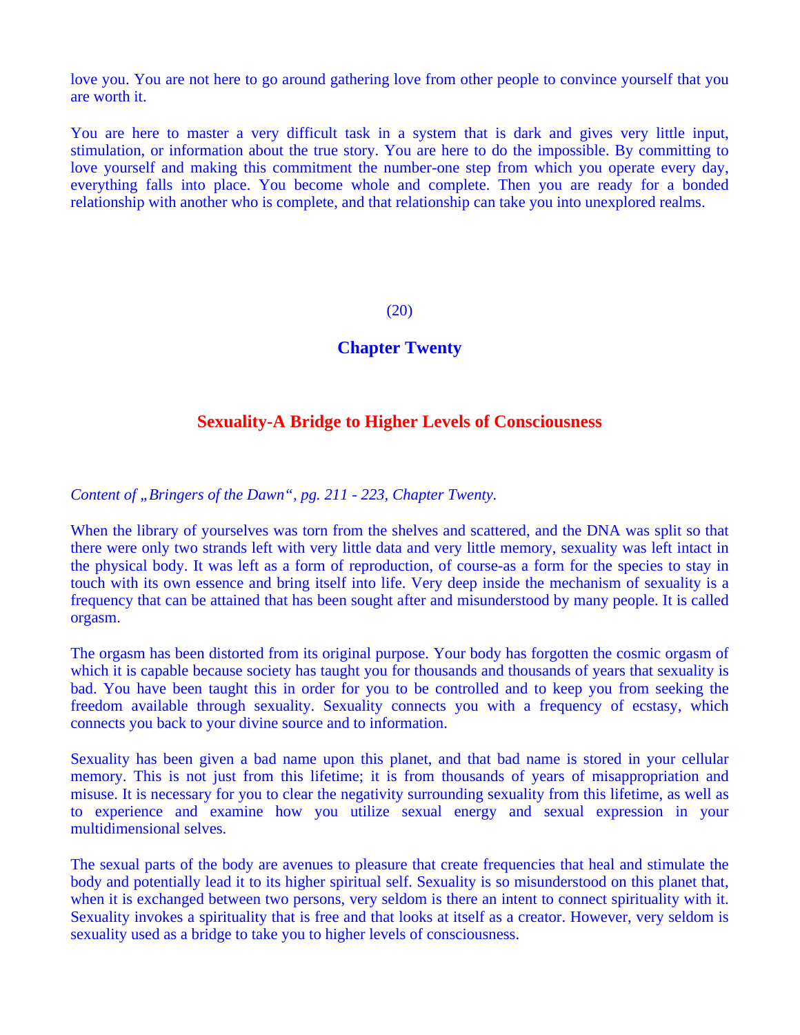love you. You are not here to go around gathering love from other people to convince yourself that you are worth it.

You are here to master a very difficult task in a system that is dark and gives very little input, stimulation, or information about the true story. You are here to do the impossible. By committing to love yourself and making this commitment the number-one step from which you operate every day, everything falls into place. You become whole and complete. Then you are ready for a bonded relationship with another who is complete, and that relationship can take you into unexplored realms.

(20)

## Chapter Twenty

## Sexuality-A Bridge to Higher Levels of Consciousness

*Content of „Bringers of the Dawn", pg. 211 - 223, Chapter Twenty.*

When the library of yourselves was torn from the shelves and scattered, and the DNA was split so that there were only two strands left with very little data and very little memory, sexuality was left intact in the physical body. It was left as a form of reproduction, of course-as a form for the species to stay in touch with its own essence and bring itself into life. Very deep inside the mechanism of sexuality is a frequency that can be attained that has been sought after and misunderstood by many people. It is called orgasm.

The orgasm has been distorted from its original purpose. Your body has forgotten the cosmic orgasm of which it is capable because society has taught you for thousands and thousands of years that sexuality is bad. You have been taught this in order for you to be controlled and to keep you from seeking the freedom available through sexuality. Sexuality connects you with a frequency of ecstasy, which connects you back to your divine source and to information.

Sexuality has been given a bad name upon this planet, and that bad name is stored in your cellular memory. This is not just from this lifetime; it is from thousands of years of misappropriation and misuse. It is necessary for you to clear the negativity surrounding sexuality from this lifetime, as well as to experience and examine how you utilize sexual energy and sexual expression in your multidimensional selves.

The sexual parts of the body are avenues to pleasure that create frequencies that heal and stimulate the body and potentially lead it to its higher spiritual self. Sexuality is so misunderstood on this planet that, when it is exchanged between two persons, very seldom is there an intent to connect spirituality with it. Sexuality invokes a spirituality that is free and that looks at itself as a creator. However, very seldom is sexuality used as a bridge to take you to higher levels of consciousness.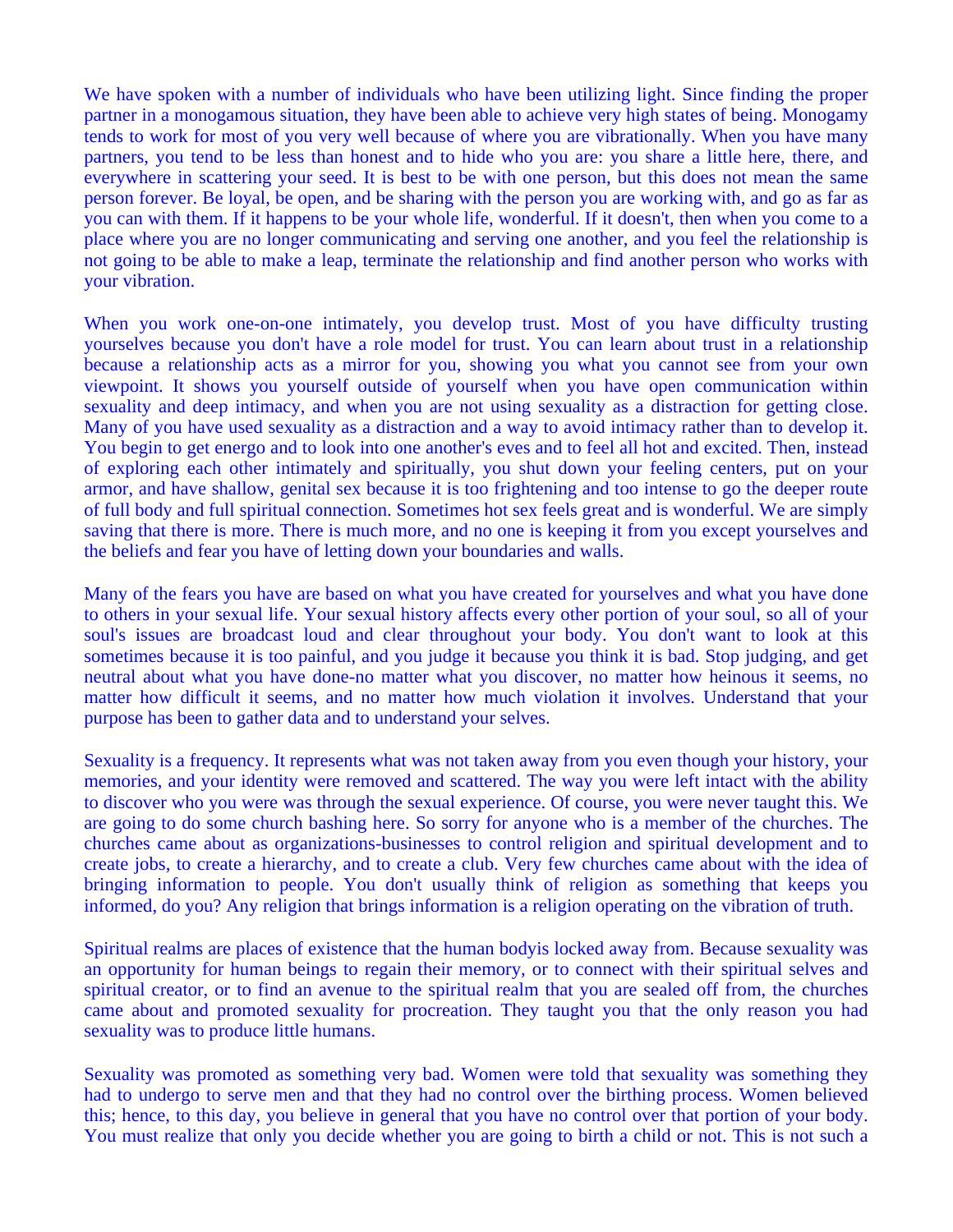We have spoken with a number of individuals who have been utilizing light. Since finding the proper partner in a monogamous situation, they have been able to achieve very high states of being. Monogamy tends to work for most of you very well because of where you are vibrationally. When you have many partners, you tend to be less than honest and to hide who you are: you share a little here, there, and everywhere in scattering your seed. It is best to be with one person, but this does not mean the same person forever. Be loyal, be open, and be sharing with the person you are working with, and go as far as you can with them. If it happens to be your whole life, wonderful. If it doesn't, then when you come to a place where you are no longer communicating and serving one another, and you feel the relationship is not going to be able to make a leap, terminate the relationship and find another person who works with your vibration.

When you work one-on-one intimately, you develop trust. Most of you have difficulty trusting yourselves because you don't have a role model for trust. You can learn about trust in a relationship because a relationship acts as a mirror for you, showing you what you cannot see from your own viewpoint. It shows you yourself outside of yourself when you have open communication within sexuality and deep intimacy, and when you are not using sexuality as a distraction for getting close. Many of you have used sexuality as a distraction and a way to avoid intimacy rather than to develop it. You begin to get energo and to look into one another's eves and to feel all hot and excited. Then, instead of exploring each other intimately and spiritually, you shut down your feeling centers, put on your armor, and have shallow, genital sex because it is too frightening and too intense to go the deeper route of full body and full spiritual connection. Sometimes hot sex feels great and is wonderful. We are simply saving that there is more. There is much more, and no one is keeping it from you except yourselves and the beliefs and fear you have of letting down your boundaries and walls.

Many of the fears you have are based on what you have created for yourselves and what you have done to others in your sexual life. Your sexual history affects every other portion of your soul, so all of your soul's issues are broadcast loud and clear throughout your body. You don't want to look at this sometimes because it is too painful, and you judge it because you think it is bad. Stop judging, and get neutral about what you have done-no matter what you discover, no matter how heinous it seems, no matter how difficult it seems, and no matter how much violation it involves. Understand that your purpose has been to gather data and to understand your selves.

Sexuality is a frequency. It represents what was not taken away from you even though your history, your memories, and your identity were removed and scattered. The way you were left intact with the ability to discover who you were was through the sexual experience. Of course, you were never taught this. We are going to do some church bashing here. So sorry for anyone who is a member of the churches. The churches came about as organizations-businesses to control religion and spiritual development and to create jobs, to create a hierarchy, and to create a club. Very few churches came about with the idea of bringing information to people. You don't usually think of religion as something that keeps you informed, do you? Any religion that brings information is a religion operating on the vibration of truth.

Spiritual realms are places of existence that the human bodyis locked away from. Because sexuality was an opportunity for human beings to regain their memory, or to connect with their spiritual selves and spiritual creator, or to find an avenue to the spiritual realm that you are sealed off from, the churches came about and promoted sexuality for procreation. They taught you that the only reason you had sexuality was to produce little humans.

Sexuality was promoted as something very bad. Women were told that sexuality was something they had to undergo to serve men and that they had no control over the birthing process. Women believed this; hence, to this day, you believe in general that you have no control over that portion of your body. You must realize that only you decide whether you are going to birth a child or not. This is not such a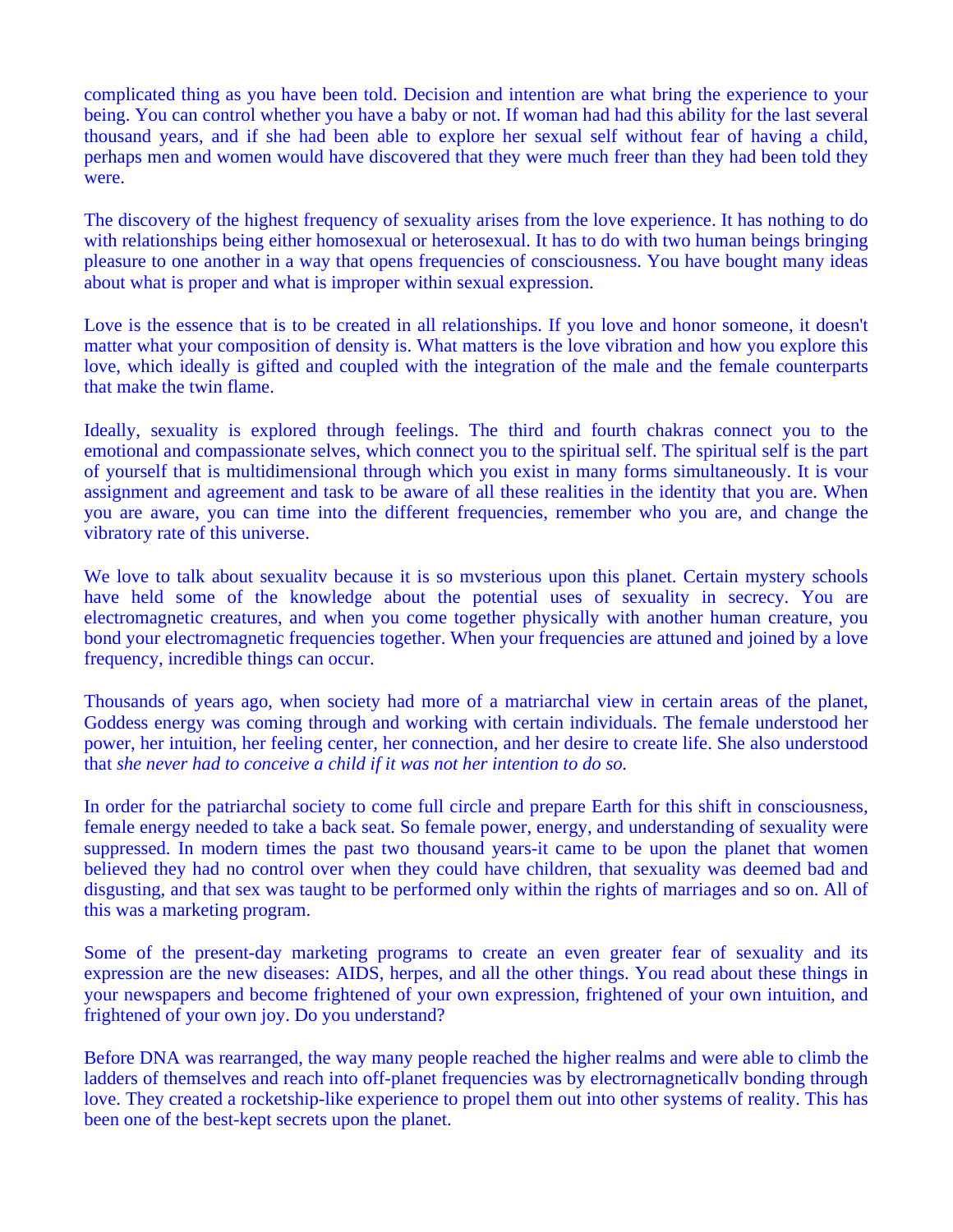complicated thing as you have been told. Decision and intention are what bring the experience to your being. You can control whether you have a baby or not. If woman had had this ability for the last several thousand years, and if she had been able to explore her sexual self without fear of having a child, perhaps men and women would have discovered that they were much freer than they had been told they were.

The discovery of the highest frequency of sexuality arises from the love experience. It has nothing to do with relationships being either homosexual or heterosexual. It has to do with two human beings bringing pleasure to one another in a way that opens frequencies of consciousness. You have bought many ideas about what is proper and what is improper within sexual expression.

Love is the essence that is to be created in all relationships. If you love and honor someone, it doesn't matter what your composition of density is. What matters is the love vibration and how you explore this love, which ideally is gifted and coupled with the integration of the male and the female counterparts that make the twin flame.

Ideally, sexuality is explored through feelings. The third and fourth chakras connect you to the emotional and compassionate selves, which connect you to the spiritual self. The spiritual self is the part of yourself that is multidimensional through which you exist in many forms simultaneously. It is your assignment and agreement and task to be aware of all these realities in the identity that you are. When you are aware, you can time into the different frequencies, remember who you are, and change the vibratory rate of this universe.

We love to talk about sexualitv because it is so mvsterious upon this planet. Certain mystery schools have held some of the knowledge about the potential uses of sexuality in secrecy. You are electromagnetic creatures, and when you come together physically with another human creature, you bond your electromagnetic frequencies together. When your frequencies are attuned and joined by a love frequency, incredible things can occur.

Thousands of years ago, when society had more of a matriarchal view in certain areas of the planet, Goddess energy was coming through and working with certain individuals. The female understood her power, her intuition, her feeling center, her connection, and her desire to create life. She also understood that *she never had to conceive a child if it was not her intention to do so.*

In order for the patriarchal society to come full circle and prepare Earth for this shift in consciousness, female energy needed to take a back seat. So female power, energy, and understanding of sexuality were suppressed. In modern times the past two thousand years-it came to be upon the planet that women believed they had no control over when they could have children, that sexuality was deemed bad and disgusting, and that sex was taught to be performed only within the rights of marriages and so on. All of this was a marketing program.

Some of the present-day marketing programs to create an even greater fear of sexuality and its expression are the new diseases: AIDS, herpes, and all the other things. You read about these things in your newspapers and become frightened of your own expression, frightened of your own intuition, and frightened of your own joy. Do you understand?

Before DNA was rearranged, the way many people reached the higher realms and were able to climb the ladders of themselves and reach into off-planet frequencies was by electrornagneticallv bonding through love. They created a rocketship-like experience to propel them out into other systems of reality. This has been one of the best-kept secrets upon the planet.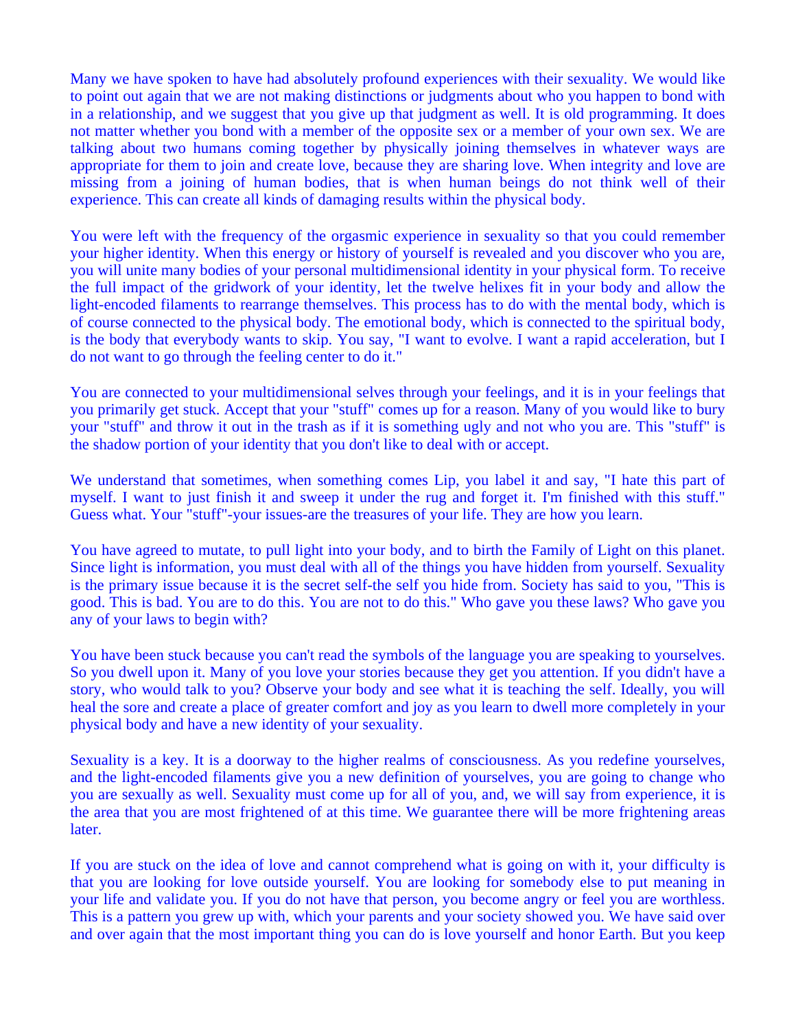Many we have spoken to have had absolutely profound experiences with their sexuality. We would like to point out again that we are not making distinctions or judgments about who you happen to bond with in a relationship, and we suggest that you give up that judgment as well. It is old programming. It does not matter whether you bond with a member of the opposite sex or a member of your own sex. We are talking about two humans coming together by physically joining themselves in whatever ways are appropriate for them to join and create love, because they are sharing love. When integrity and love are missing from a joining of human bodies, that is when human beings do not think well of their experience. This can create all kinds of damaging results within the physical body.

You were left with the frequency of the orgasmic experience in sexuality so that you could remember your higher identity. When this energy or history of yourself is revealed and you discover who you are, you will unite many bodies of your personal multidimensional identity in your physical form. To receive the full impact of the gridwork of your identity, let the twelve helixes fit in your body and allow the light-encoded filaments to rearrange themselves. This process has to do with the mental body, which is of course connected to the physical body. The emotional body, which is connected to the spiritual body, is the body that everybody wants to skip. You say, "I want to evolve. I want a rapid acceleration, but I do not want to go through the feeling center to do it."

You are connected to your multidimensional selves through your feelings, and it is in your feelings that you primarily get stuck. Accept that your "stuff" comes up for a reason. Many of you would like to bury your "stuff" and throw it out in the trash as if it is something ugly and not who you are. This "stuff" is the shadow portion of your identity that you don't like to deal with or accept.

We understand that sometimes, when something comes Lip, you label it and say, "I hate this part of myself. I want to just finish it and sweep it under the rug and forget it. I'm finished with this stuff." Guess what. Your "stuff"-your issues-are the treasures of your life. They are how you learn.

You have agreed to mutate, to pull light into your body, and to birth the Family of Light on this planet. Since light is information, you must deal with all of the things you have hidden from yourself. Sexuality is the primary issue because it is the secret self-the self you hide from. Society has said to you, "This is good. This is bad. You are to do this. You are not to do this." Who gave you these laws? Who gave you any of your laws to begin with?

You have been stuck because you can't read the symbols of the language you are speaking to yourselves. So you dwell upon it. Many of you love your stories because they get you attention. If you didn't have a story, who would talk to you? Observe your body and see what it is teaching the self. Ideally, you will heal the sore and create a place of greater comfort and joy as you learn to dwell more completely in your physical body and have a new identity of your sexuality.

Sexuality is a key. It is a doorway to the higher realms of consciousness. As you redefine yourselves, and the light-encoded filaments give you a new definition of yourselves, you are going to change who you are sexually as well. Sexuality must come up for all of you, and, we will say from experience, it is the area that you are most frightened of at this time. We guarantee there will be more frightening areas later.

If you are stuck on the idea of love and cannot comprehend what is going on with it, your difficulty is that you are looking for love outside yourself. You are looking for somebody else to put meaning in your life and validate you. If you do not have that person, you become angry or feel you are worthless. This is a pattern you grew up with, which your parents and your society showed you. We have said over and over again that the most important thing you can do is love yourself and honor Earth. But you keep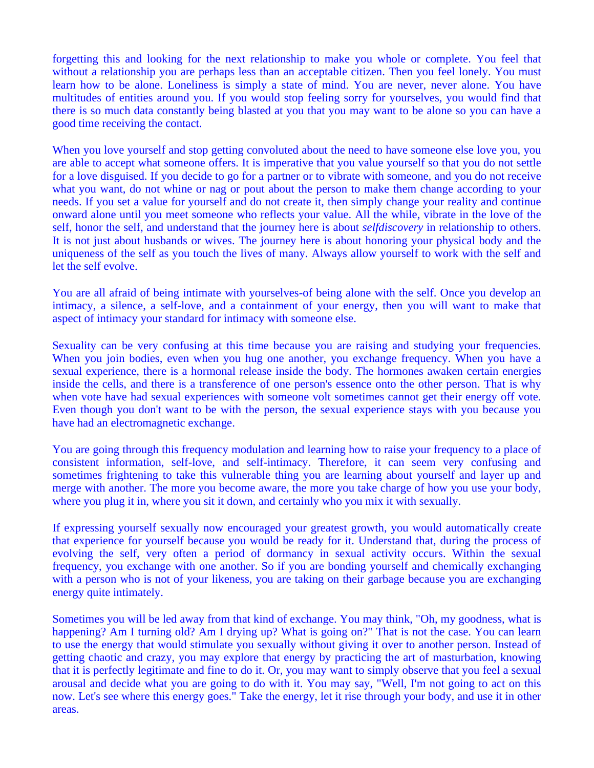forgetting this and looking for the next relationship to make you whole or complete. You feel that without a relationship you are perhaps less than an acceptable citizen. Then you feel lonely. You must learn how to be alone. Loneliness is simply a state of mind. You are never, never alone. You have multitudes of entities around you. If you would stop feeling sorry for yourselves, you would find that there is so much data constantly being blasted at you that you may want to be alone so you can have a good time receiving the contact.

When you love yourself and stop getting convoluted about the need to have someone else love you, you are able to accept what someone offers. It is imperative that you value yourself so that you do not settle for a love disguised. If you decide to go for a partner or to vibrate with someone, and you do not receive what you want, do not whine or nag or pout about the person to make them change according to your needs. If you set a value for yourself and do not create it, then simply change your reality and continue onward alone until you meet someone who reflects your value. All the while, vibrate in the love of the self, honor the self, and understand that the journey here is about *selfdiscovery* in relationship to others. It is not just about husbands or wives. The journey here is about honoring your physical body and the uniqueness of the self as you touch the lives of many. Always allow yourself to work with the self and let the self evolve.

You are all afraid of being intimate with yourselves-of being alone with the self. Once you develop an intimacy, a silence, a self-love, and a containment of your energy, then you will want to make that aspect of intimacy your standard for intimacy with someone else.

Sexuality can be very confusing at this time because you are raising and studying your frequencies. When you join bodies, even when you hug one another, you exchange frequency. When you have a sexual experience, there is a hormonal release inside the body. The hormones awaken certain energies inside the cells, and there is a transference of one person's essence onto the other person. That is why when vote have had sexual experiences with someone volt sometimes cannot get their energy off vote. Even though you don't want to be with the person, the sexual experience stays with you because you have had an electromagnetic exchange.

You are going through this frequency modulation and learning how to raise your frequency to a place of consistent information, self-love, and self-intimacy. Therefore, it can seem very confusing and sometimes frightening to take this vulnerable thing you are learning about yourself and layer up and merge with another. The more you become aware, the more you take charge of how you use your body, where you plug it in, where you sit it down, and certainly who you mix it with sexually.

If expressing yourself sexually now encouraged your greatest growth, you would automatically create that experience for yourself because you would be ready for it. Understand that, during the process of evolving the self, very often a period of dormancy in sexual activity occurs. Within the sexual frequency, you exchange with one another. So if you are bonding yourself and chemically exchanging with a person who is not of your likeness, you are taking on their garbage because you are exchanging energy quite intimately.

Sometimes you will be led away from that kind of exchange. You may think, "Oh, my goodness, what is happening? Am I turning old? Am I drying up? What is going on?" That is not the case. You can learn to use the energy that would stimulate you sexually without giving it over to another person. Instead of getting chaotic and crazy, you may explore that energy by practicing the art of masturbation, knowing that it is perfectly legitimate and fine to do it. Or, you may want to simply observe that you feel a sexual arousal and decide what you are going to do with it. You may say, "Well, I'm not going to act on this now. Let's see where this energy goes." Take the energy, let it rise through your body, and use it in other areas.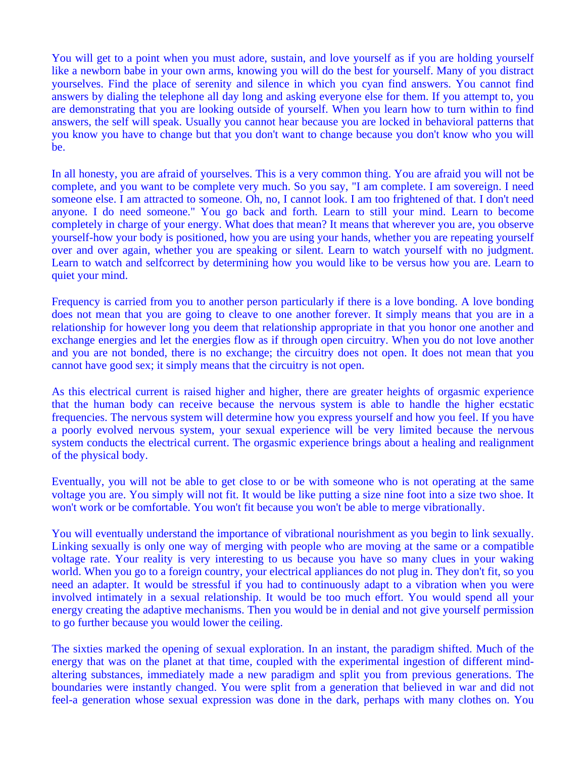You will get to a point when you must adore, sustain, and love yourself as if you are holding yourself like a newborn babe in your own arms, knowing you will do the best for yourself. Many of you distract yourselves. Find the place of serenity and silence in which you cyan find answers. You cannot find answers by dialing the telephone all day long and asking everyone else for them. If you attempt to, you are demonstrating that you are looking outside of yourself. When you learn how to turn within to find answers, the self will speak. Usually you cannot hear because you are locked in behavioral patterns that you know you have to change but that you don't want to change because you don't know who you will be.

In all honesty, you are afraid of yourselves. This is a very common thing. You are afraid you will not be complete, and you want to be complete very much. So you say, "I am complete. I am sovereign. I need someone else. I am attracted to someone. Oh, no, I cannot look. I am too frightened of that. I don't need anyone. I do need someone." You go back and forth. Learn to still your mind. Learn to become completely in charge of your energy. What does that mean? It means that wherever you are, you observe yourself-how your body is positioned, how you are using your hands, whether you are repeating yourself over and over again, whether you are speaking or silent. Learn to watch yourself with no judgment. Learn to watch and selfcorrect by determining how you would like to be versus how you are. Learn to quiet your mind.

Frequency is carried from you to another person particularly if there is a love bonding. A love bonding does not mean that you are going to cleave to one another forever. It simply means that you are in a relationship for however long you deem that relationship appropriate in that you honor one another and exchange energies and let the energies flow as if through open circuitry. When you do not love another and you are not bonded, there is no exchange; the circuitry does not open. It does not mean that you cannot have good sex; it simply means that the circuitry is not open.

As this electrical current is raised higher and higher, there are greater heights of orgasmic experience that the human body can receive because the nervous system is able to handle the higher ecstatic frequencies. The nervous system will determine how you express yourself and how you feel. If you have a poorly evolved nervous system, your sexual experience will be very limited because the nervous system conducts the electrical current. The orgasmic experience brings about a healing and realignment of the physical body.

Eventually, you will not be able to get close to or be with someone who is not operating at the same voltage you are. You simply will not fit. It would be like putting a size nine foot into a size two shoe. It won't work or be comfortable. You won't fit because you won't be able to merge vibrationally.

You will eventually understand the importance of vibrational nourishment as you begin to link sexually. Linking sexually is only one way of merging with people who are moving at the same or a compatible voltage rate. Your reality is very interesting to us because you have so many clues in your waking world. When you go to a foreign country, your electrical appliances do not plug in. They don't fit, so you need an adapter. It would be stressful if you had to continuously adapt to a vibration when you were involved intimately in a sexual relationship. It would be too much effort. You would spend all your energy creating the adaptive mechanisms. Then you would be in denial and not give yourself permission to go further because you would lower the ceiling.

The sixties marked the opening of sexual exploration. In an instant, the paradigm shifted. Much of the energy that was on the planet at that time, coupled with the experimental ingestion of different mind-altering substances, immediately made a new paradigm and split you from previous generations. The boundaries were instantly changed. You were split from a generation that believed in war and did not feel-a generation whose sexual expression was done in the dark, perhaps with many clothes on. You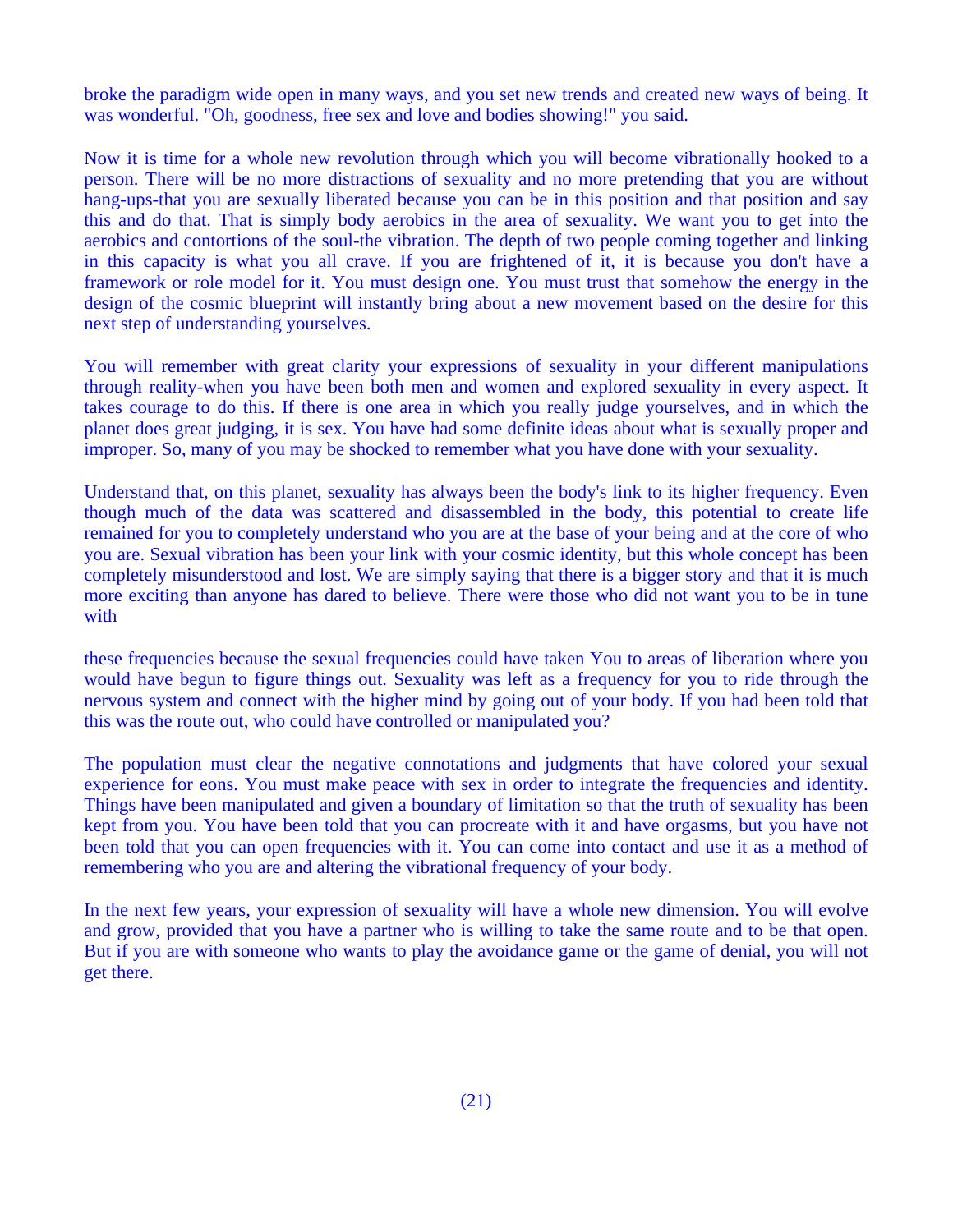broke the paradigm wide open in many ways, and you set new trends and created new ways of being. It was wonderful. "Oh, goodness, free sex and love and bodies showing!" you said.

Now it is time for a whole new revolution through which you will become vibrationally hooked to a person. There will be no more distractions of sexuality and no more pretending that you are without hang-ups-that you are sexually liberated because you can be in this position and that position and say this and do that. That is simply body aerobics in the area of sexuality. We want you to get into the aerobics and contortions of the soul-the vibration. The depth of two people coming together and linking in this capacity is what you all crave. If you are frightened of it, it is because you don't have a framework or role model for it. You must design one. You must trust that somehow the energy in the design of the cosmic blueprint will instantly bring about a new movement based on the desire for this next step of understanding yourselves.

You will remember with great clarity your expressions of sexuality in your different manipulations through reality-when you have been both men and women and explored sexuality in every aspect. It takes courage to do this. If there is one area in which you really judge yourselves, and in which the planet does great judging, it is sex. You have had some definite ideas about what is sexually proper and improper. So, many of you may be shocked to remember what you have done with your sexuality.

Understand that, on this planet, sexuality has always been the body's link to its higher frequency. Even though much of the data was scattered and disassembled in the body, this potential to create life remained for you to completely understand who you are at the base of your being and at the core of who you are. Sexual vibration has been your link with your cosmic identity, but this whole concept has been completely misunderstood and lost. We are simply saying that there is a bigger story and that it is much more exciting than anyone has dared to believe. There were those who did not want you to be in tune with these frequencies because the sexual frequencies could have taken You to areas of liberation where you would have begun to figure things out. Sexuality was left as a frequency for you to ride through the nervous system and connect with the higher mind by going out of your body. If you had been told that this was the route out, who could have controlled or manipulated you?

The population must clear the negative connotations and judgments that have colored your sexual experience for eons. You must make peace with sex in order to integrate the frequencies and identity. Things have been manipulated and given a boundary of limitation so that the truth of sexuality has been kept from you. You have been told that you can procreate with it and have orgasms, but you have not been told that you can open frequencies with it. You can come into contact and use it as a method of remembering who you are and altering the vibrational frequency of your body.

In the next few years, your expression of sexuality will have a whole new dimension. You will evolve and grow, provided that you have a partner who is willing to take the same route and to be that open. But if you are with someone who wants to play the avoidance game or the game of denial, you will not get there.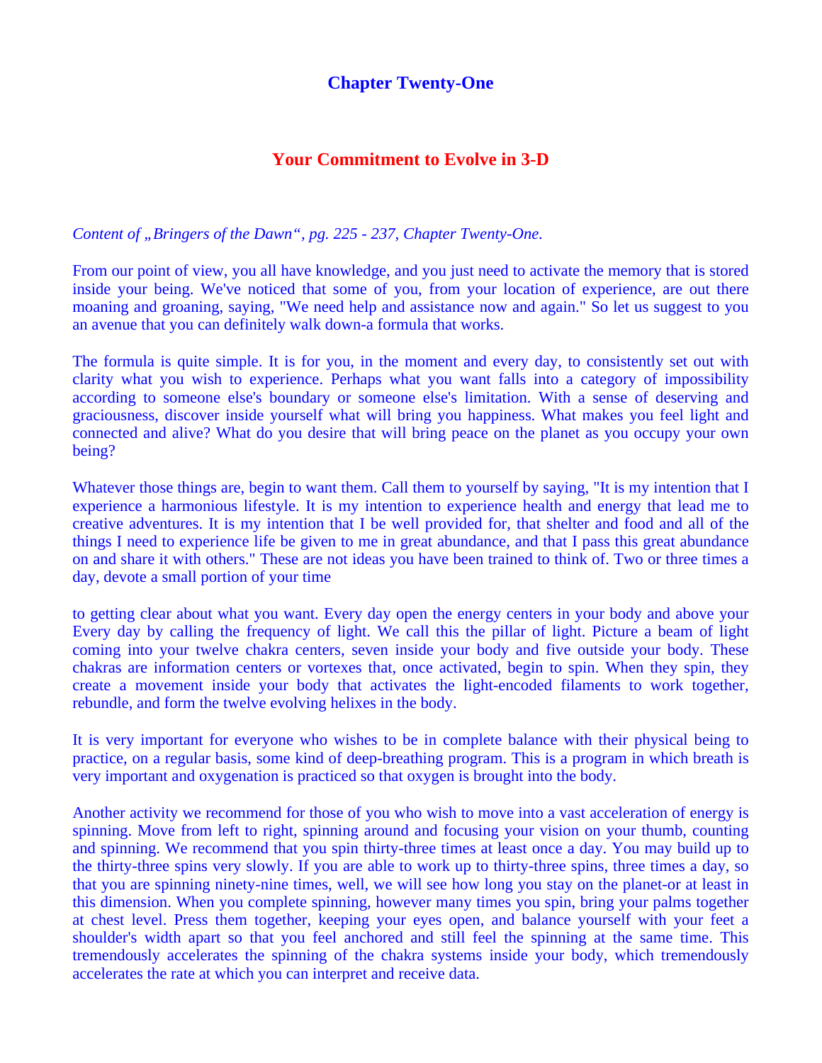# Chapter Twenty-One

## Your Commitment to Evolve in 3-D

*Content of „Bringers of the Dawn“, pg. 225 - 237, Chapter Twenty-One.*

From our point of view, you all have knowledge, and you just need to activate the memory that is stored inside your being. We've noticed that some of you, from your location of experience, are out there moaning and groaning, saying, "We need help and assistance now and again." So let us suggest to you an avenue that you can definitely walk down-a formula that works.

The formula is quite simple. It is for you, in the moment and every day, to consistently set out with clarity what you wish to experience. Perhaps what you want falls into a category of impossibility according to someone else's boundary or someone else's limitation. With a sense of deserving and graciousness, discover inside yourself what will bring you happiness. What makes you feel light and connected and alive? What do you desire that will bring peace on the planet as you occupy your own being?

Whatever those things are, begin to want them. Call them to yourself by saying, "It is my intention that I experience a harmonious lifestyle. It is my intention to experience health and energy that lead me to creative adventures. It is my intention that I be well provided for, that shelter and food and all of the things I need to experience life be given to me in great abundance, and that I pass this great abundance on and share it with others." These are not ideas you have been trained to think of. Two or three times a day, devote a small portion of your time

to getting clear about what you want. Every day open the energy centers in your body and above your Every day by calling the frequency of light. We call this the pillar of light. Picture a beam of light coming into your twelve chakra centers, seven inside your body and five outside your body. These chakras are information centers or vortexes that, once activated, begin to spin. When they spin, they create a movement inside your body that activates the light-encoded filaments to work together, rebundle, and form the twelve evolving helixes in the body.

It is very important for everyone who wishes to be in complete balance with their physical being to practice, on a regular basis, some kind of deep-breathing program. This is a program in which breath is very important and oxygenation is practiced so that oxygen is brought into the body.

Another activity we recommend for those of you who wish to move into a vast acceleration of energy is spinning. Move from left to right, spinning around and focusing your vision on your thumb, counting and spinning. We recommend that you spin thirty-three times at least once a day. You may build up to the thirty-three spins very slowly. If you are able to work up to thirty-three spins, three times a day, so that you are spinning ninety-nine times, well, we will see how long you stay on the planet-or at least in this dimension. When you complete spinning, however many times you spin, bring your palms together at chest level. Press them together, keeping your eyes open, and balance yourself with your feet a shoulder's width apart so that you feel anchored and still feel the spinning at the same time. This tremendously accelerates the spinning of the chakra systems inside your body, which tremendously accelerates the rate at which you can interpret and receive data.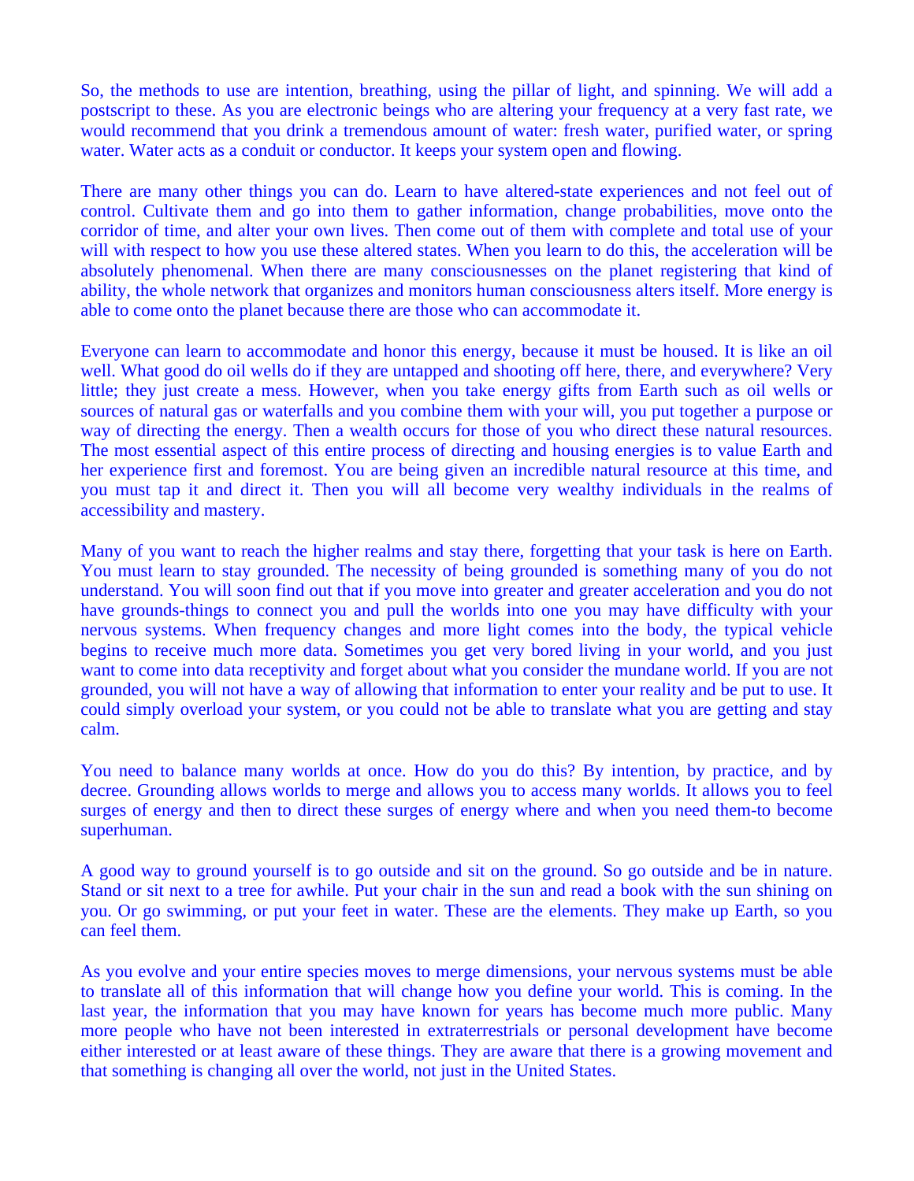So, the methods to use are intention, breathing, using the pillar of light, and spinning. We will add a postscript to these. As you are electronic beings who are altering your frequency at a very fast rate, we would recommend that you drink a tremendous amount of water: fresh water, purified water, or spring water. Water acts as a conduit or conductor. It keeps your system open and flowing.

There are many other things you can do. Learn to have altered-state experiences and not feel out of control. Cultivate them and go into them to gather information, change probabilities, move onto the corridor of time, and alter your own lives. Then come out of them with complete and total use of your will with respect to how you use these altered states. When you learn to do this, the acceleration will be absolutely phenomenal. When there are many consciousnesses on the planet registering that kind of ability, the whole network that organizes and monitors human consciousness alters itself. More energy is able to come onto the planet because there are those who can accommodate it.

Everyone can learn to accommodate and honor this energy, because it must be housed. It is like an oil well. What good do oil wells do if they are untapped and shooting off here, there, and everywhere? Very little; they just create a mess. However, when you take energy gifts from Earth such as oil wells or sources of natural gas or waterfalls and you combine them with your will, you put together a purpose or way of directing the energy. Then a wealth occurs for those of you who direct these natural resources. The most essential aspect of this entire process of directing and housing energies is to value Earth and her experience first and foremost. You are being given an incredible natural resource at this time, and you must tap it and direct it. Then you will all become very wealthy individuals in the realms of accessibility and mastery.

Many of you want to reach the higher realms and stay there, forgetting that your task is here on Earth. You must learn to stay grounded. The necessity of being grounded is something many of you do not understand. You will soon find out that if you move into greater and greater acceleration and you do not have grounds-things to connect you and pull the worlds into one you may have difficulty with your nervous systems. When frequency changes and more light comes into the body, the typical vehicle begins to receive much more data. Sometimes you get very bored living in your world, and you just want to come into data receptivity and forget about what you consider the mundane world. If you are not grounded, you will not have a way of allowing that information to enter your reality and be put to use. It could simply overload your system, or you could not be able to translate what you are getting and stay calm.

You need to balance many worlds at once. How do you do this? By intention, by practice, and by decree. Grounding allows worlds to merge and allows you to access many worlds. It allows you to feel surges of energy and then to direct these surges of energy where and when you need them-to become superhuman.

A good way to ground yourself is to go outside and sit on the ground. So go outside and be in nature. Stand or sit next to a tree for awhile. Put your chair in the sun and read a book with the sun shining on you. Or go swimming, or put your feet in water. These are the elements. They make up Earth, so you can feel them.

As you evolve and your entire species moves to merge dimensions, your nervous systems must be able to translate all of this information that will change how you define your world. This is coming. In the last year, the information that you may have known for years has become much more public. Many more people who have not been interested in extraterrestrials or personal development have become either interested or at least aware of these things. They are aware that there is a growing movement and that something is changing all over the world, not just in the United States.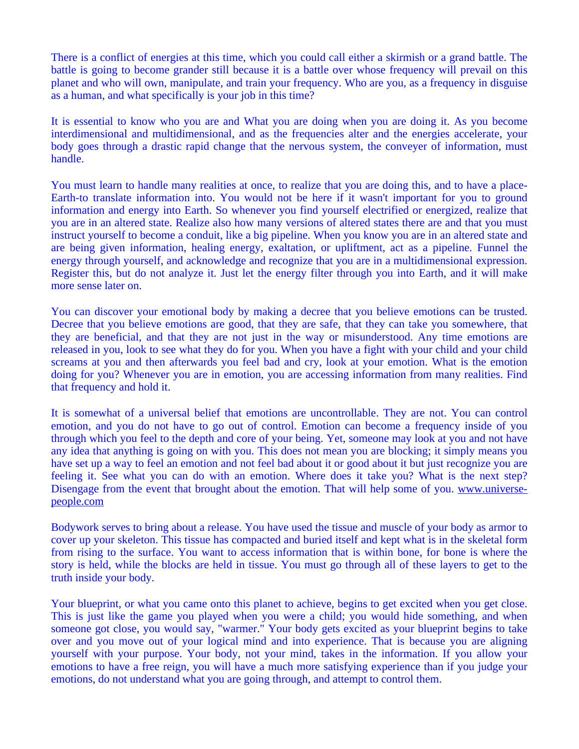There is a conflict of energies at this time, which you could call either a skirmish or a grand battle. The battle is going to become grander still because it is a battle over whose frequency will prevail on this planet and who will own, manipulate, and train your frequency. Who are you, as a frequency in disguise as a human, and what specifically is your job in this time?

It is essential to know who you are and What you are doing when you are doing it. As you become interdimensional and multidimensional, and as the frequencies alter and the energies accelerate, your body goes through a drastic rapid change that the nervous system, the conveyer of information, must handle.

You must learn to handle many realities at once, to realize that you are doing this, and to have a place-Earth-to translate information into. You would not be here if it wasn't important for you to ground information and energy into Earth. So whenever you find yourself electrified or energized, realize that you are in an altered state. Realize also how many versions of altered states there are and that you must instruct yourself to become a conduit, like a big pipeline. When you know you are in an altered state and are being given information, healing energy, exaltation, or upliftment, act as a pipeline. Funnel the energy through yourself, and acknowledge and recognize that you are in a multidimensional expression. Register this, but do not analyze it. Just let the energy filter through you into Earth, and it will make more sense later on.

You can discover your emotional body by making a decree that you believe emotions can be trusted. Decree that you believe emotions are good, that they are safe, that they can take you somewhere, that they are beneficial, and that they are not just in the way or misunderstood. Any time emotions are released in you, look to see what they do for you. When you have a fight with your child and your child screams at you and then afterwards you feel bad and cry, look at your emotion. What is the emotion doing for you? Whenever you are in emotion, you are accessing information from many realities. Find that frequency and hold it.

It is somewhat of a universal belief that emotions are uncontrollable. They are not. You can control emotion, and you do not have to go out of control. Emotion can become a frequency inside of you through which you feel to the depth and core of your being. Yet, someone may look at you and not have any idea that anything is going on with you. This does not mean you are blocking; it simply means you have set up a way to feel an emotion and not feel bad about it or good about it but just recognize you are feeling it. See what you can do with an emotion. Where does it take you? What is the next step? Disengage from the event that brought about the emotion. That will help some of you. www.universe-people.com

Bodywork serves to bring about a release. You have used the tissue and muscle of your body as armor to cover up your skeleton. This tissue has compacted and buried itself and kept what is in the skeletal form from rising to the surface. You want to access information that is within bone, for bone is where the story is held, while the blocks are held in tissue. You must go through all of these layers to get to the truth inside your body.

Your blueprint, or what you came onto this planet to achieve, begins to get excited when you get close. This is just like the game you played when you were a child; you would hide something, and when someone got close, you would say, "warmer." Your body gets excited as your blueprint begins to take over and you move out of your logical mind and into experience. That is because you are aligning yourself with your purpose. Your body, not your mind, takes in the information. If you allow your emotions to have a free reign, you will have a much more satisfying experience than if you judge your emotions, do not understand what you are going through, and attempt to control them.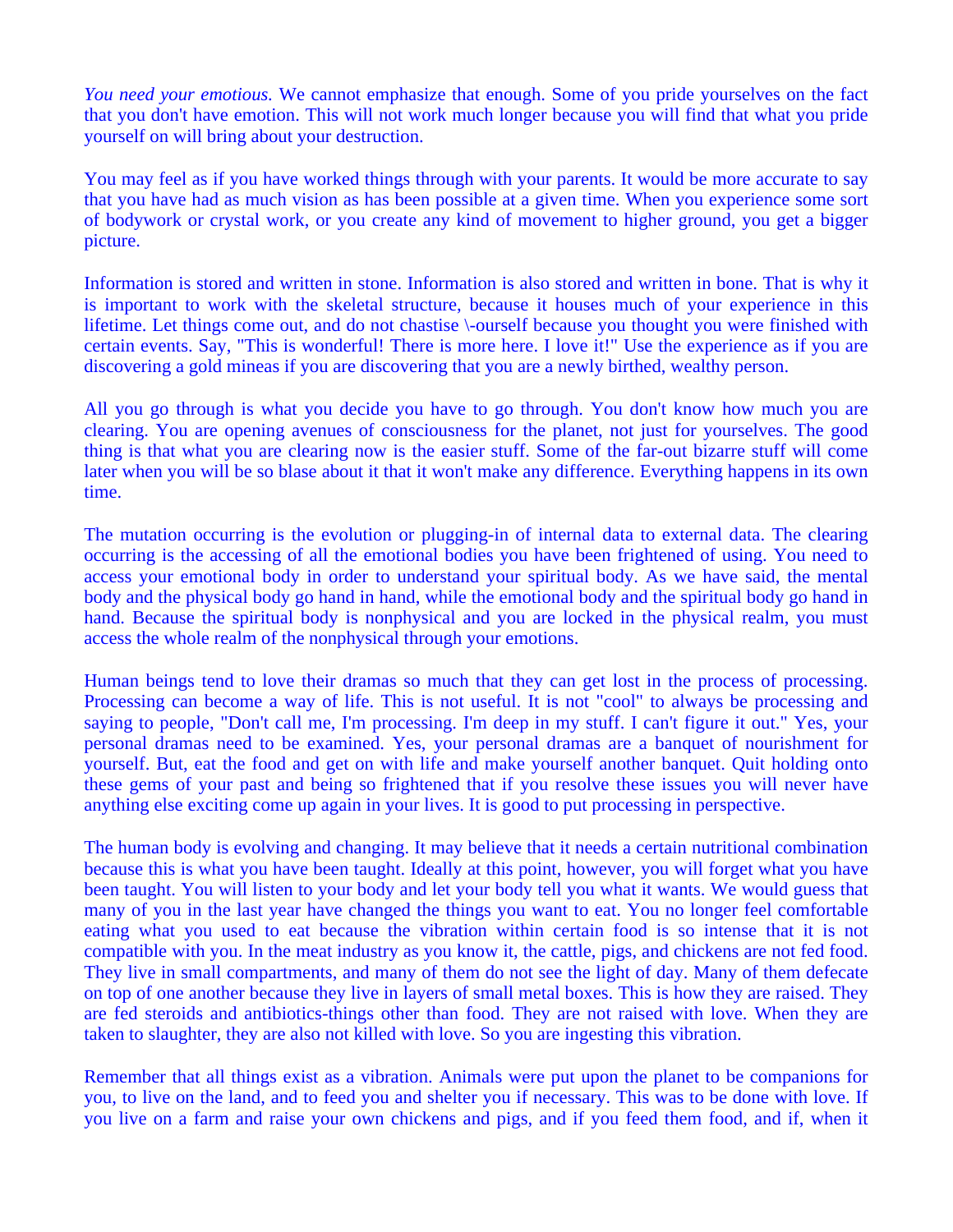*You need your emotious.* We cannot emphasize that enough. Some of you pride yourselves on the fact that you don't have emotion. This will not work much longer because you will find that what you pride yourself on will bring about your destruction.

You may feel as if you have worked things through with your parents. It would be more accurate to say that you have had as much vision as has been possible at a given time. When you experience some sort of bodywork or crystal work, or you create any kind of movement to higher ground, you get a bigger picture.

Information is stored and written in stone. Information is also stored and written in bone. That is why it is important to work with the skeletal structure, because it houses much of your experience in this lifetime. Let things come out, and do not chastise \-ourself because you thought you were finished with certain events. Say, "This is wonderful! There is more here. I love it!" Use the experience as if you are discovering a gold mineas if you are discovering that you are a newly birthed, wealthy person.

All you go through is what you decide you have to go through. You don't know how much you are clearing. You are opening avenues of consciousness for the planet, not just for yourselves. The good thing is that what you are clearing now is the easier stuff. Some of the far-out bizarre stuff will come later when you will be so blase about it that it won't make any difference. Everything happens in its own time.

The mutation occurring is the evolution or plugging-in of internal data to external data. The clearing occurring is the accessing of all the emotional bodies you have been frightened of using. You need to access your emotional body in order to understand your spiritual body. As we have said, the mental body and the physical body go hand in hand, while the emotional body and the spiritual body go hand in hand. Because the spiritual body is nonphysical and you are locked in the physical realm, you must access the whole realm of the nonphysical through your emotions.

Human beings tend to love their dramas so much that they can get lost in the process of processing. Processing can become a way of life. This is not useful. It is not "cool" to always be processing and saying to people, "Don't call me, I'm processing. I'm deep in my stuff. I can't figure it out." Yes, your personal dramas need to be examined. Yes, your personal dramas are a banquet of nourishment for yourself. But, eat the food and get on with life and make yourself another banquet. Quit holding onto these gems of your past and being so frightened that if you resolve these issues you will never have anything else exciting come up again in your lives. It is good to put processing in perspective.

The human body is evolving and changing. It may believe that it needs a certain nutritional combination because this is what you have been taught. Ideally at this point, however, you will forget what you have been taught. You will listen to your body and let your body tell you what it wants. We would guess that many of you in the last year have changed the things you want to eat. You no longer feel comfortable eating what you used to eat because the vibration within certain food is so intense that it is not compatible with you. In the meat industry as you know it, the cattle, pigs, and chickens are not fed food. They live in small compartments, and many of them do not see the light of day. Many of them defecate on top of one another because they live in layers of small metal boxes. This is how they are raised. They are fed steroids and antibiotics-things other than food. They are not raised with love. When they are taken to slaughter, they are also not killed with love. So you are ingesting this vibration.

Remember that all things exist as a vibration. Animals were put upon the planet to be companions for you, to live on the land, and to feed you and shelter you if necessary. This was to be done with love. If you live on a farm and raise your own chickens and pigs, and if you feed them food, and if, when it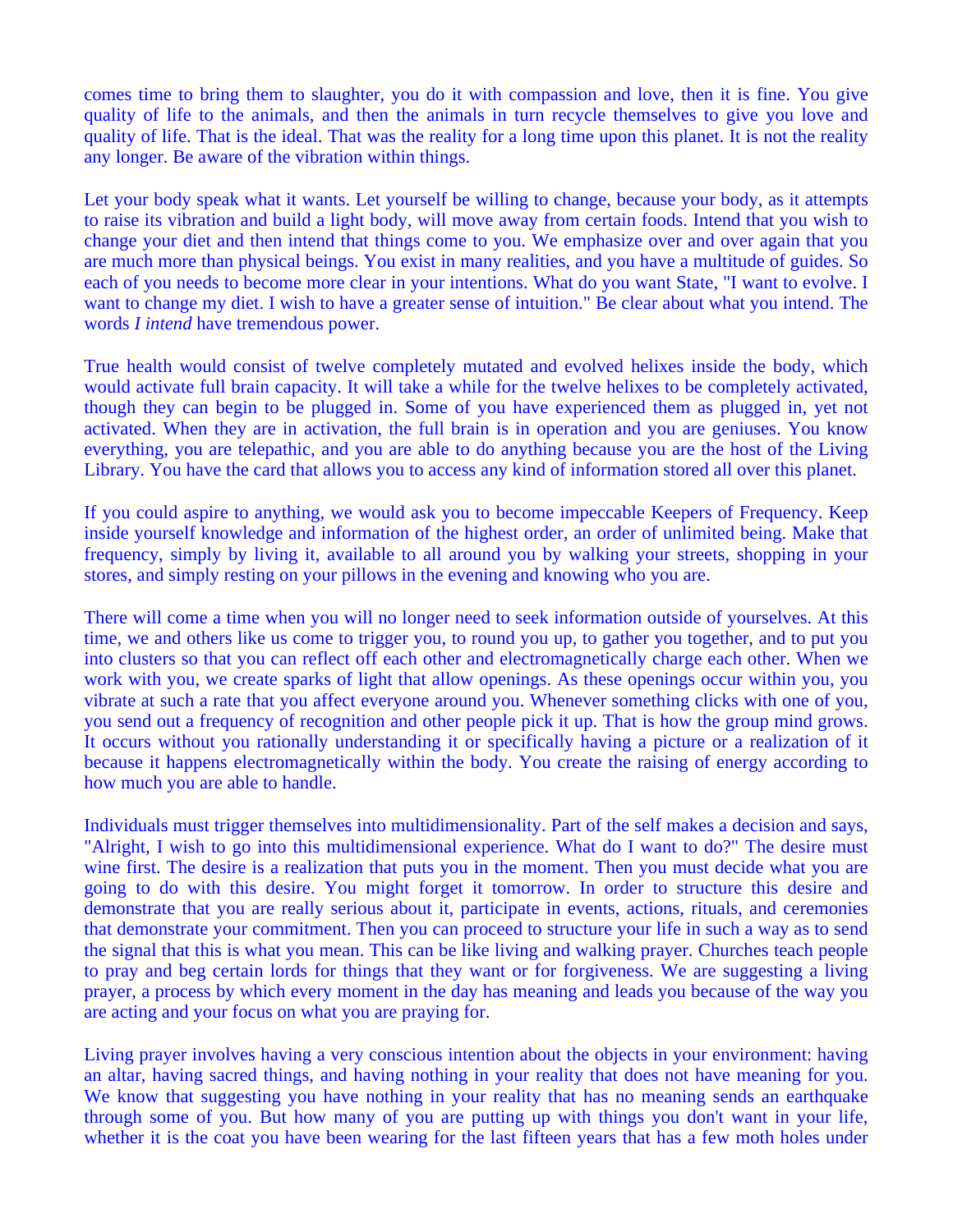comes time to bring them to slaughter, you do it with compassion and love, then it is fine. You give quality of life to the animals, and then the animals in turn recycle themselves to give you love and quality of life. That is the ideal. That was the reality for a long time upon this planet. It is not the reality any longer. Be aware of the vibration within things.

Let your body speak what it wants. Let yourself be willing to change, because your body, as it attempts to raise its vibration and build a light body, will move away from certain foods. Intend that you wish to change your diet and then intend that things come to you. We emphasize over and over again that you are much more than physical beings. You exist in many realities, and you have a multitude of guides. So each of you needs to become more clear in your intentions. What do you want State, "I want to evolve. I want to change my diet. I wish to have a greater sense of intuition." Be clear about what you intend. The words *I intend* have tremendous power.

True health would consist of twelve completely mutated and evolved helixes inside the body, which would activate full brain capacity. It will take a while for the twelve helixes to be completely activated, though they can begin to be plugged in. Some of you have experienced them as plugged in, yet not activated. When they are in activation, the full brain is in operation and you are geniuses. You know everything, you are telepathic, and you are able to do anything because you are the host of the Living Library. You have the card that allows you to access any kind of information stored all over this planet.

If you could aspire to anything, we would ask you to become impeccable Keepers of Frequency. Keep inside yourself knowledge and information of the highest order, an order of unlimited being. Make that frequency, simply by living it, available to all around you by walking your streets, shopping in your stores, and simply resting on your pillows in the evening and knowing who you are.

There will come a time when you will no longer need to seek information outside of yourselves. At this time, we and others like us come to trigger you, to round you up, to gather you together, and to put you into clusters so that you can reflect off each other and electromagnetically charge each other. When we work with you, we create sparks of light that allow openings. As these openings occur within you, you vibrate at such a rate that you affect everyone around you. Whenever something clicks with one of you, you send out a frequency of recognition and other people pick it up. That is how the group mind grows. It occurs without you rationally understanding it or specifically having a picture or a realization of it because it happens electromagnetically within the body. You create the raising of energy according to how much you are able to handle.

Individuals must trigger themselves into multidimensionality. Part of the self makes a decision and says, "Alright, I wish to go into this multidimensional experience. What do I want to do?" The desire must wine first. The desire is a realization that puts you in the moment. Then you must decide what you are going to do with this desire. You might forget it tomorrow. In order to structure this desire and demonstrate that you are really serious about it, participate in events, actions, rituals, and ceremonies that demonstrate your commitment. Then you can proceed to structure your life in such a way as to send the signal that this is what you mean. This can be like living and walking prayer. Churches teach people to pray and beg certain lords for things that they want or for forgiveness. We are suggesting a living prayer, a process by which every moment in the day has meaning and leads you because of the way you are acting and your focus on what you are praying for.

Living prayer involves having a very conscious intention about the objects in your environment: having an altar, having sacred things, and having nothing in your reality that does not have meaning for you. We know that suggesting you have nothing in your reality that has no meaning sends an earthquake through some of you. But how many of you are putting up with things you don't want in your life, whether it is the coat you have been wearing for the last fifteen years that has a few moth holes under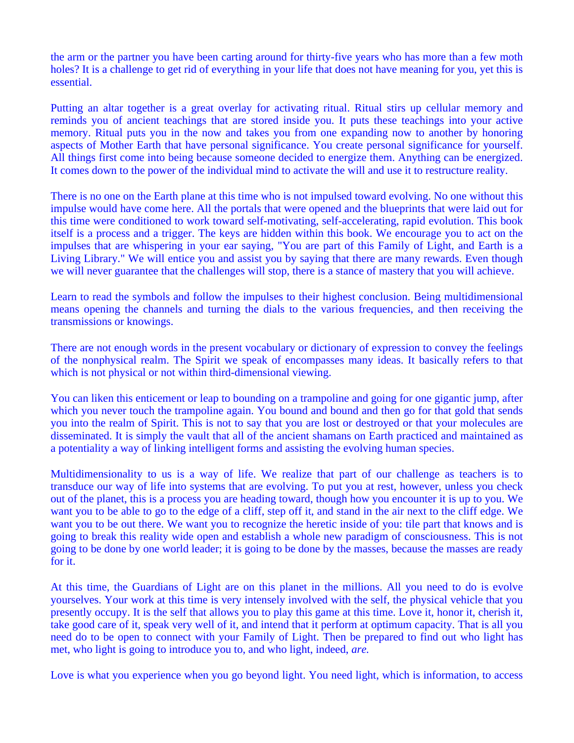the arm or the partner you have been carting around for thirty-five years who has more than a few moth holes? It is a challenge to get rid of everything in your life that does not have meaning for you, yet this is essential.

Putting an altar together is a great overlay for activating ritual. Ritual stirs up cellular memory and reminds you of ancient teachings that are stored inside you. It puts these teachings into your active memory. Ritual puts you in the now and takes you from one expanding now to another by honoring aspects of Mother Earth that have personal significance. You create personal significance for yourself. All things first come into being because someone decided to energize them. Anything can be energized. It comes down to the power of the individual mind to activate the will and use it to restructure reality.

There is no one on the Earth plane at this time who is not impulsed toward evolving. No one without this impulse would have come here. All the portals that were opened and the blueprints that were laid out for this time were conditioned to work toward self-motivating, self-accelerating, rapid evolution. This book itself is a process and a trigger. The keys are hidden within this book. We encourage you to act on the impulses that are whispering in your ear saying, "You are part of this Family of Light, and Earth is a Living Library." We will entice you and assist you by saying that there are many rewards. Even though we will never guarantee that the challenges will stop, there is a stance of mastery that you will achieve.

Learn to read the symbols and follow the impulses to their highest conclusion. Being multidimensional means opening the channels and turning the dials to the various frequencies, and then receiving the transmissions or knowings.

There are not enough words in the present vocabulary or dictionary of expression to convey the feelings of the nonphysical realm. The Spirit we speak of encompasses many ideas. It basically refers to that which is not physical or not within third-dimensional viewing.

You can liken this enticement or leap to bounding on a trampoline and going for one gigantic jump, after which you never touch the trampoline again. You bound and bound and then go for that gold that sends you into the realm of Spirit. This is not to say that you are lost or destroyed or that your molecules are disseminated. It is simply the vault that all of the ancient shamans on Earth practiced and maintained as a potentiality a way of linking intelligent forms and assisting the evolving human species.

Multidimensionality to us is a way of life. We realize that part of our challenge as teachers is to transduce our way of life into systems that are evolving. To put you at rest, however, unless you check out of the planet, this is a process you are heading toward, though how you encounter it is up to you. We want you to be able to go to the edge of a cliff, step off it, and stand in the air next to the cliff edge. We want you to be out there. We want you to recognize the heretic inside of you: tile part that knows and is going to break this reality wide open and establish a whole new paradigm of consciousness. This is not going to be done by one world leader; it is going to be done by the masses, because the masses are ready for it.

At this time, the Guardians of Light are on this planet in the millions. All you need to do is evolve yourselves. Your work at this time is very intensely involved with the self, the physical vehicle that you presently occupy. It is the self that allows you to play this game at this time. Love it, honor it, cherish it, take good care of it, speak very well of it, and intend that it perform at optimum capacity. That is all you need do to be open to connect with your Family of Light. Then be prepared to find out who light has met, who light is going to introduce you to, and who light, indeed, *are.*

Love is what you experience when you go beyond light. You need light, which is information, to access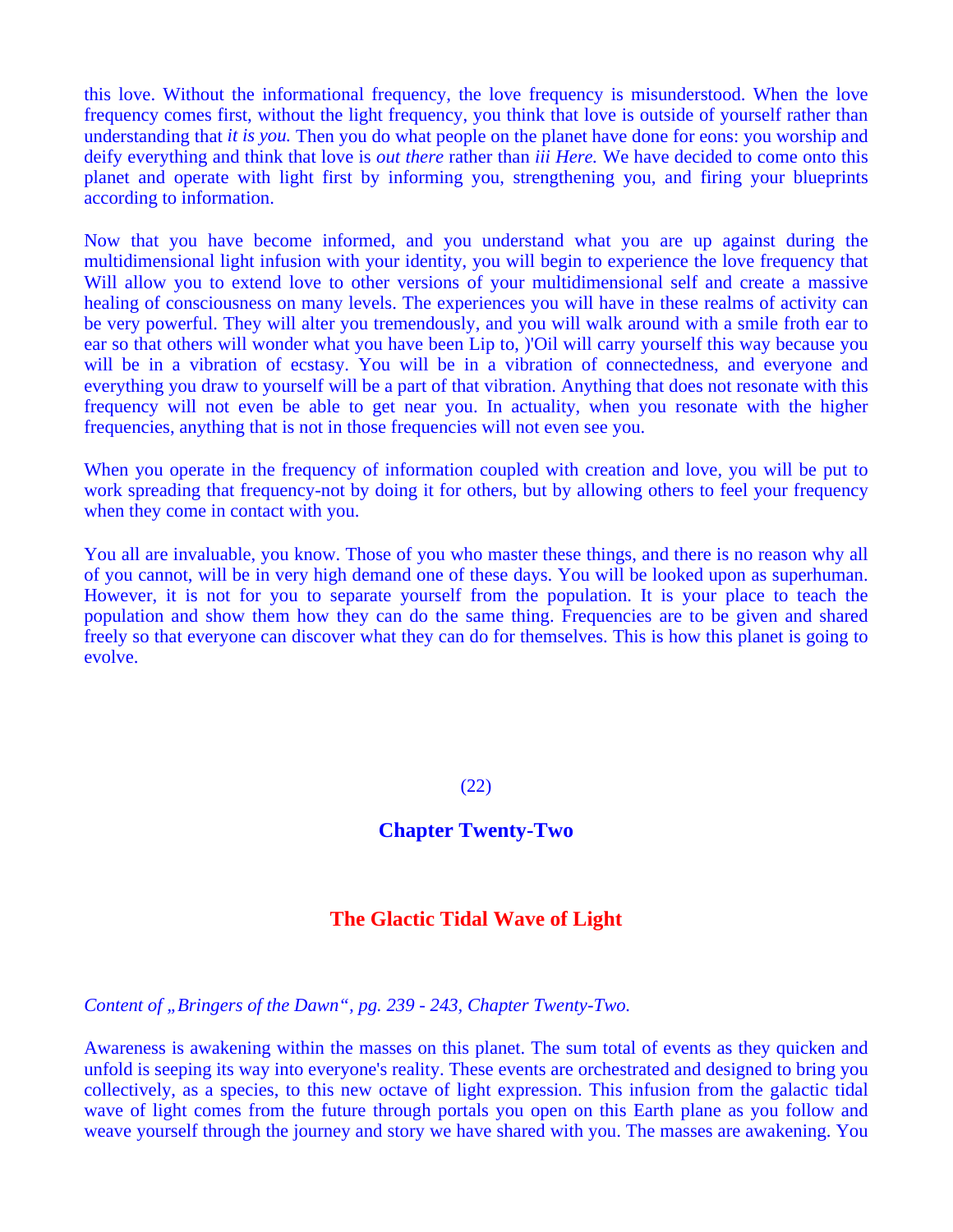this love. Without the informational frequency, the love frequency is misunderstood. When the love frequency comes first, without the light frequency, you think that love is outside of yourself rather than understanding that *it is you.* Then you do what people on the planet have done for eons: you worship and deify everything and think that love is *out there* rather than *iii Here.* We have decided to come onto this planet and operate with light first by informing you, strengthening you, and firing your blueprints according to information.

Now that you have become informed, and you understand what you are up against during the multidimensional light infusion with your identity, you will begin to experience the love frequency that Will allow you to extend love to other versions of your multidimensional self and create a massive healing of consciousness on many levels. The experiences you will have in these realms of activity can be very powerful. They will alter you tremendously, and you will walk around with a smile froth ear to ear so that others will wonder what you have been Lip to, )'Oil will carry yourself this way because you will be in a vibration of ecstasy. You will be in a vibration of connectedness, and everyone and everything you draw to yourself will be a part of that vibration. Anything that does not resonate with this frequency will not even be able to get near you. In actuality, when you resonate with the higher frequencies, anything that is not in those frequencies will not even see you.

When you operate in the frequency of information coupled with creation and love, you will be put to work spreading that frequency-not by doing it for others, but by allowing others to feel your frequency when they come in contact with you.

You all are invaluable, you know. Those of you who master these things, and there is no reason why all of you cannot, will be in very high demand one of these days. You will be looked upon as superhuman. However, it is not for you to separate yourself from the population. It is your place to teach the population and show them how they can do the same thing. Frequencies are to be given and shared freely so that everyone can discover what they can do for themselves. This is how this planet is going to evolve.

(22)

## Chapter Twenty-Two

## The Glactic Tidal Wave of Light

*Content of „Bringers of the Dawn“, pg. 239 - 243, Chapter Twenty-Two.*

Awareness is awakening within the masses on this planet. The sum total of events as they quicken and unfold is seeping its way into everyone's reality. These events are orchestrated and designed to bring you collectively, as a species, to this new octave of light expression. This infusion from the galactic tidal wave of light comes from the future through portals you open on this Earth plane as you follow and weave yourself through the journey and story we have shared with you. The masses are awakening. You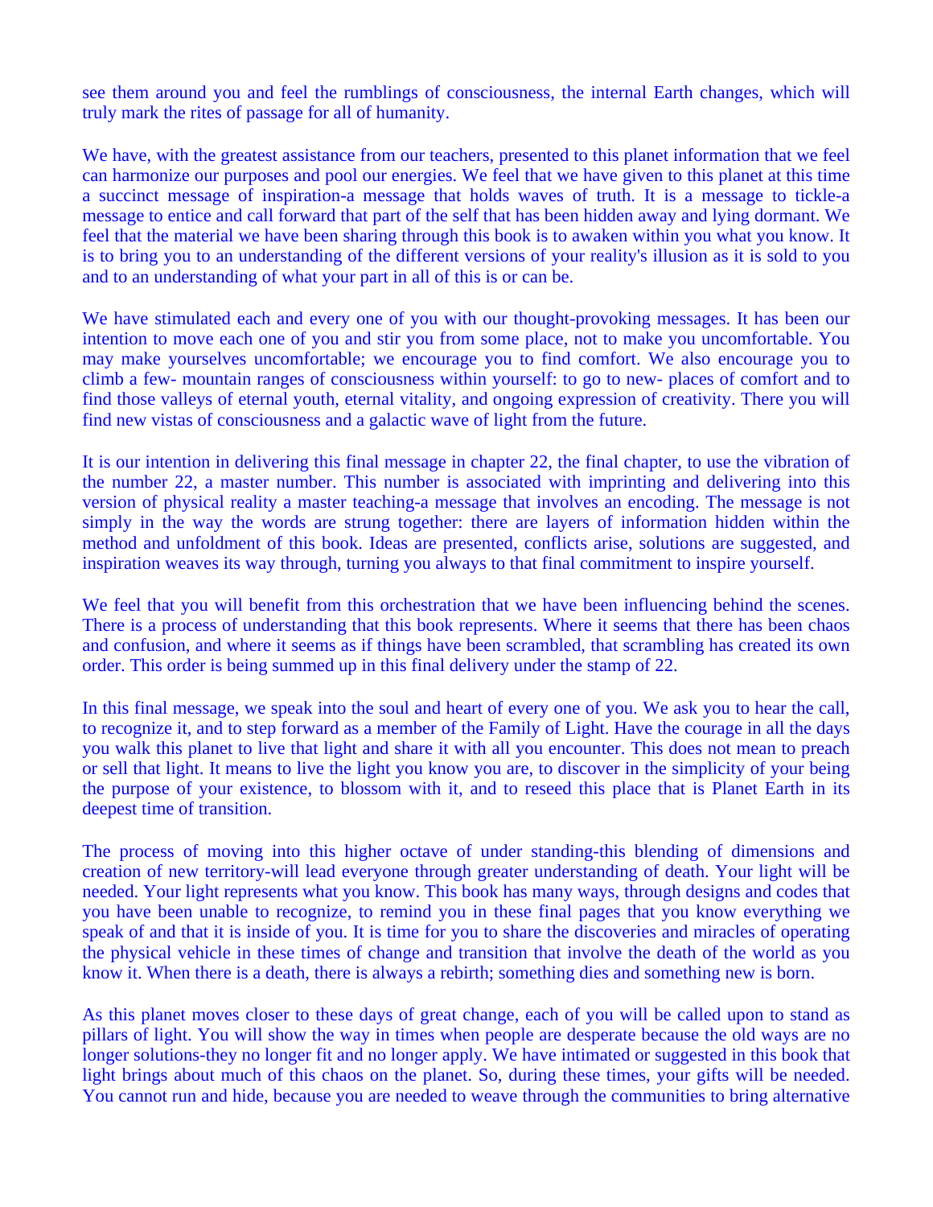see them around you and feel the rumblings of consciousness, the internal Earth changes, which will truly mark the rites of passage for all of humanity.

We have, with the greatest assistance from our teachers, presented to this planet information that we feel can harmonize our purposes and pool our energies. We feel that we have given to this planet at this time a succinct message of inspiration-a message that holds waves of truth. It is a message to tickle-a message to entice and call forward that part of the self that has been hidden away and lying dormant. We feel that the material we have been sharing through this book is to awaken within you what you know. It is to bring you to an understanding of the different versions of your reality's illusion as it is sold to you and to an understanding of what your part in all of this is or can be.

We have stimulated each and every one of you with our thought-provoking messages. It has been our intention to move each one of you and stir you from some place, not to make you uncomfortable. You may make yourselves uncomfortable; we encourage you to find comfort. We also encourage you to climb a few- mountain ranges of consciousness within yourself: to go to new- places of comfort and to find those valleys of eternal youth, eternal vitality, and ongoing expression of creativity. There you will find new vistas of consciousness and a galactic wave of light from the future.

It is our intention in delivering this final message in chapter 22, the final chapter, to use the vibration of the number 22, a master number. This number is associated with imprinting and delivering into this version of physical reality a master teaching-a message that involves an encoding. The message is not simply in the way the words are strung together: there are layers of information hidden within the method and unfoldment of this book. Ideas are presented, conflicts arise, solutions are suggested, and inspiration weaves its way through, turning you always to that final commitment to inspire yourself.

We feel that you will benefit from this orchestration that we have been influencing behind the scenes. There is a process of understanding that this book represents. Where it seems that there has been chaos and confusion, and where it seems as if things have been scrambled, that scrambling has created its own order. This order is being summed up in this final delivery under the stamp of 22.

In this final message, we speak into the soul and heart of every one of you. We ask you to hear the call, to recognize it, and to step forward as a member of the Family of Light. Have the courage in all the days you walk this planet to live that light and share it with all you encounter. This does not mean to preach or sell that light. It means to live the light you know you are, to discover in the simplicity of your being the purpose of your existence, to blossom with it, and to reseed this place that is Planet Earth in its deepest time of transition.

The process of moving into this higher octave of under standing-this blending of dimensions and creation of new territory-will lead everyone through greater understanding of death. Your light will be needed. Your light represents what you know. This book has many ways, through designs and codes that you have been unable to recognize, to remind you in these final pages that you know everything we speak of and that it is inside of you. It is time for you to share the discoveries and miracles of operating the physical vehicle in these times of change and transition that involve the death of the world as you know it. When there is a death, there is always a rebirth; something dies and something new is born.

As this planet moves closer to these days of great change, each of you will be called upon to stand as pillars of light. You will show the way in times when people are desperate because the old ways are no longer solutions-they no longer fit and no longer apply. We have intimated or suggested in this book that light brings about much of this chaos on the planet. So, during these times, your gifts will be needed. You cannot run and hide, because you are needed to weave through the communities to bring alternative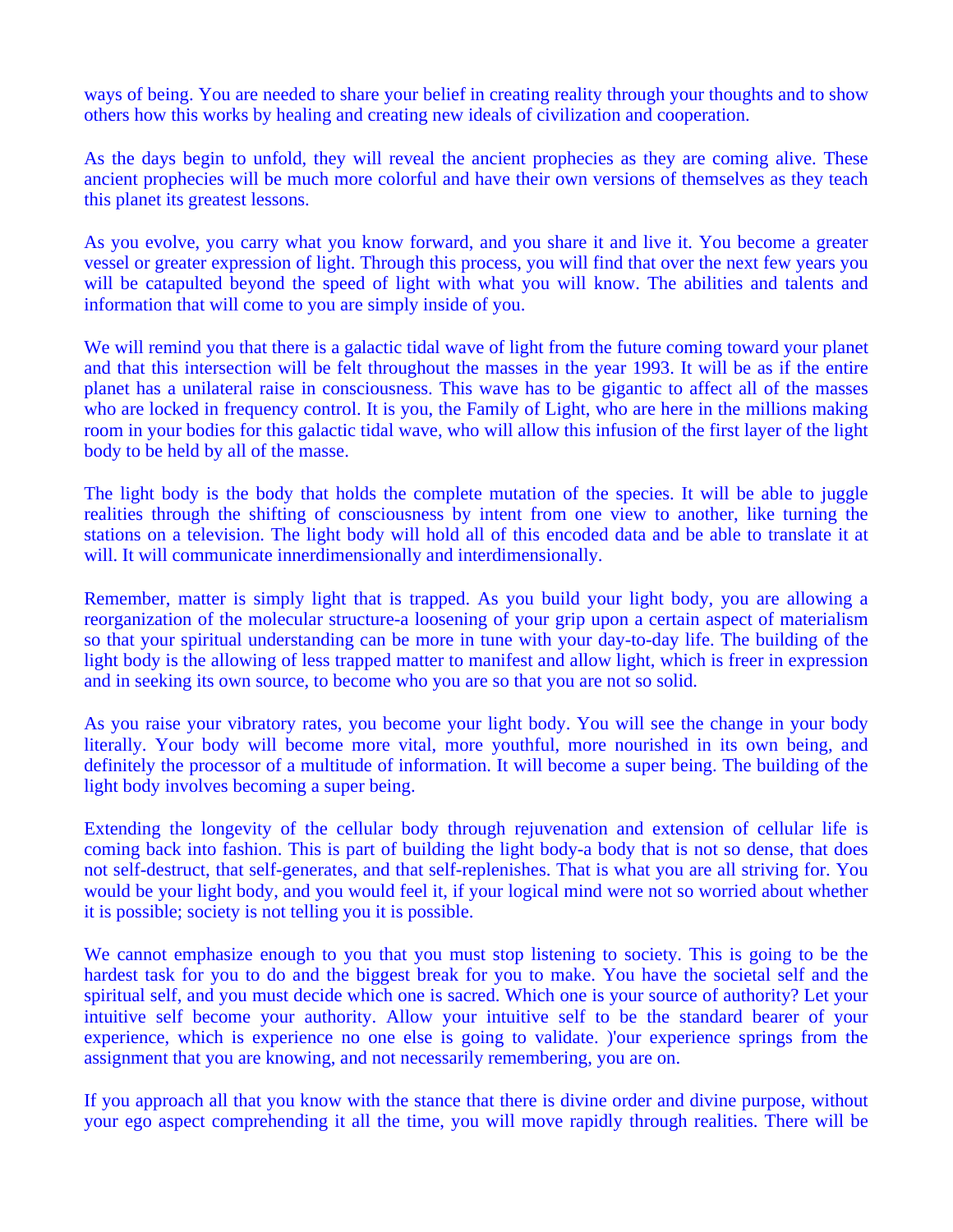ways of being. You are needed to share your belief in creating reality through your thoughts and to show others how this works by healing and creating new ideals of civilization and cooperation.

As the days begin to unfold, they will reveal the ancient prophecies as they are coming alive. These ancient prophecies will be much more colorful and have their own versions of themselves as they teach this planet its greatest lessons.

As you evolve, you carry what you know forward, and you share it and live it. You become a greater vessel or greater expression of light. Through this process, you will find that over the next few years you will be catapulted beyond the speed of light with what you will know. The abilities and talents and information that will come to you are simply inside of you.

We will remind you that there is a galactic tidal wave of light from the future coming toward your planet and that this intersection will be felt throughout the masses in the year 1993. It will be as if the entire planet has a unilateral raise in consciousness. This wave has to be gigantic to affect all of the masses who are locked in frequency control. It is you, the Family of Light, who are here in the millions making room in your bodies for this galactic tidal wave, who will allow this infusion of the first layer of the light body to be held by all of the masse.

The light body is the body that holds the complete mutation of the species. It will be able to juggle realities through the shifting of consciousness by intent from one view to another, like turning the stations on a television. The light body will hold all of this encoded data and be able to translate it at will. It will communicate innerdimensionally and interdimensionally.

Remember, matter is simply light that is trapped. As you build your light body, you are allowing a reorganization of the molecular structure-a loosening of your grip upon a certain aspect of materialism so that your spiritual understanding can be more in tune with your day-to-day life. The building of the light body is the allowing of less trapped matter to manifest and allow light, which is freer in expression and in seeking its own source, to become who you are so that you are not so solid.

As you raise your vibratory rates, you become your light body. You will see the change in your body literally. Your body will become more vital, more youthful, more nourished in its own being, and definitely the processor of a multitude of information. It will become a super being. The building of the light body involves becoming a super being.

Extending the longevity of the cellular body through rejuvenation and extension of cellular life is coming back into fashion. This is part of building the light body-a body that is not so dense, that does not self-destruct, that self-generates, and that self-replenishes. That is what you are all striving for. You would be your light body, and you would feel it, if your logical mind were not so worried about whether it is possible; society is not telling you it is possible.

We cannot emphasize enough to you that you must stop listening to society. This is going to be the hardest task for you to do and the biggest break for you to make. You have the societal self and the spiritual self, and you must decide which one is sacred. Which one is your source of authority? Let your intuitive self become your authority. Allow your intuitive self to be the standard bearer of your experience, which is experience no one else is going to validate. )'our experience springs from the assignment that you are knowing, and not necessarily remembering, you are on.

If you approach all that you know with the stance that there is divine order and divine purpose, without your ego aspect comprehending it all the time, you will move rapidly through realities. There will be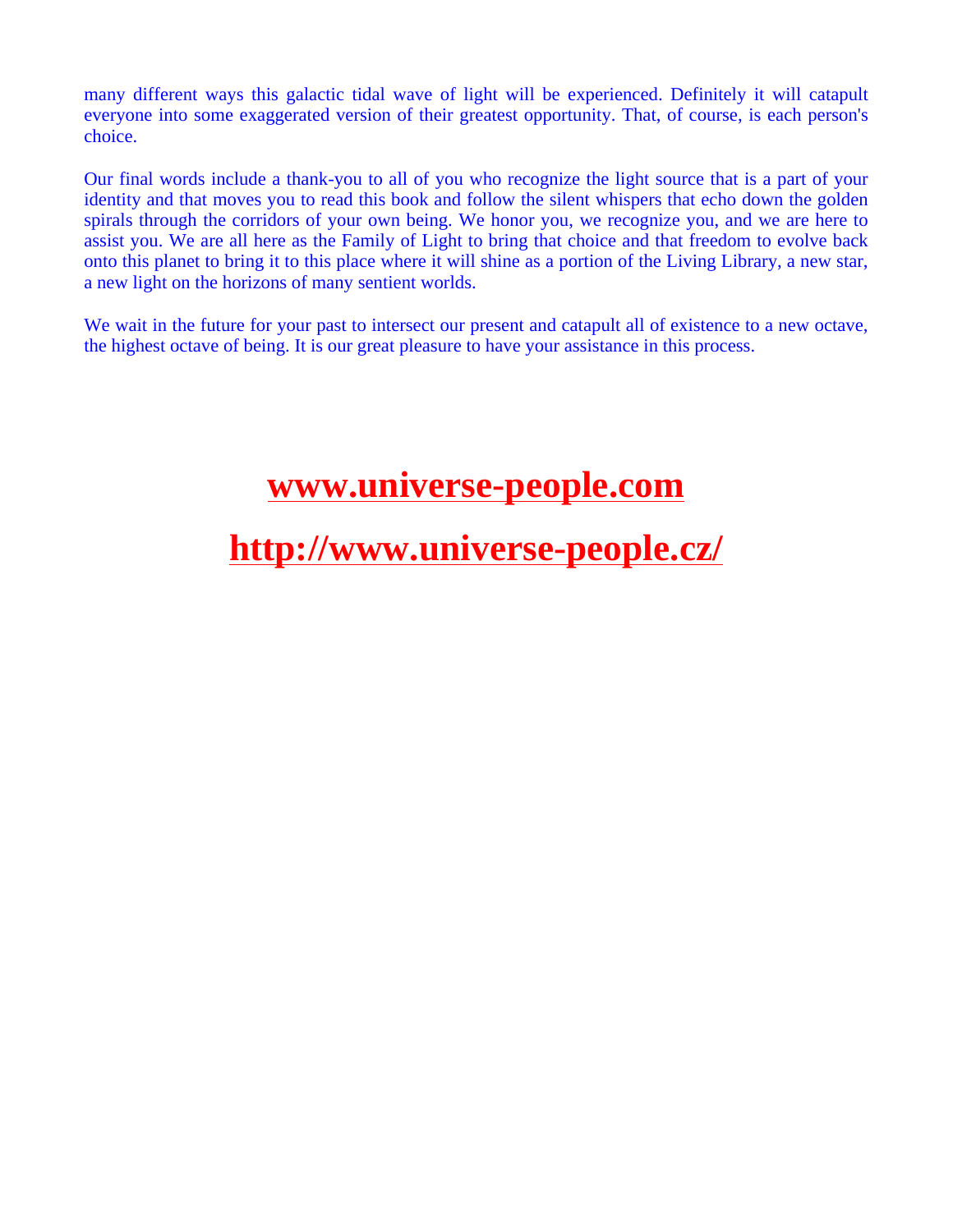many different ways this galactic tidal wave of light will be experienced. Definitely it will catapult everyone into some exaggerated version of their greatest opportunity. That, of course, is each person's choice.

Our final words include a thank-you to all of you who recognize the light source that is a part of your identity and that moves you to read this book and follow the silent whispers that echo down the golden spirals through the corridors of your own being. We honor you, we recognize you, and we are here to assist you. We are all here as the Family of Light to bring that choice and that freedom to evolve back onto this planet to bring it to this place where it will shine as a portion of the Living Library, a new star, a new light on the horizons of many sentient worlds.

We wait in the future for your past to intersect our present and catapult all of existence to a new octave, the highest octave of being. It is our great pleasure to have your assistance in this process.

**www.universe-people.com**

**http://www.universe-people.cz/**